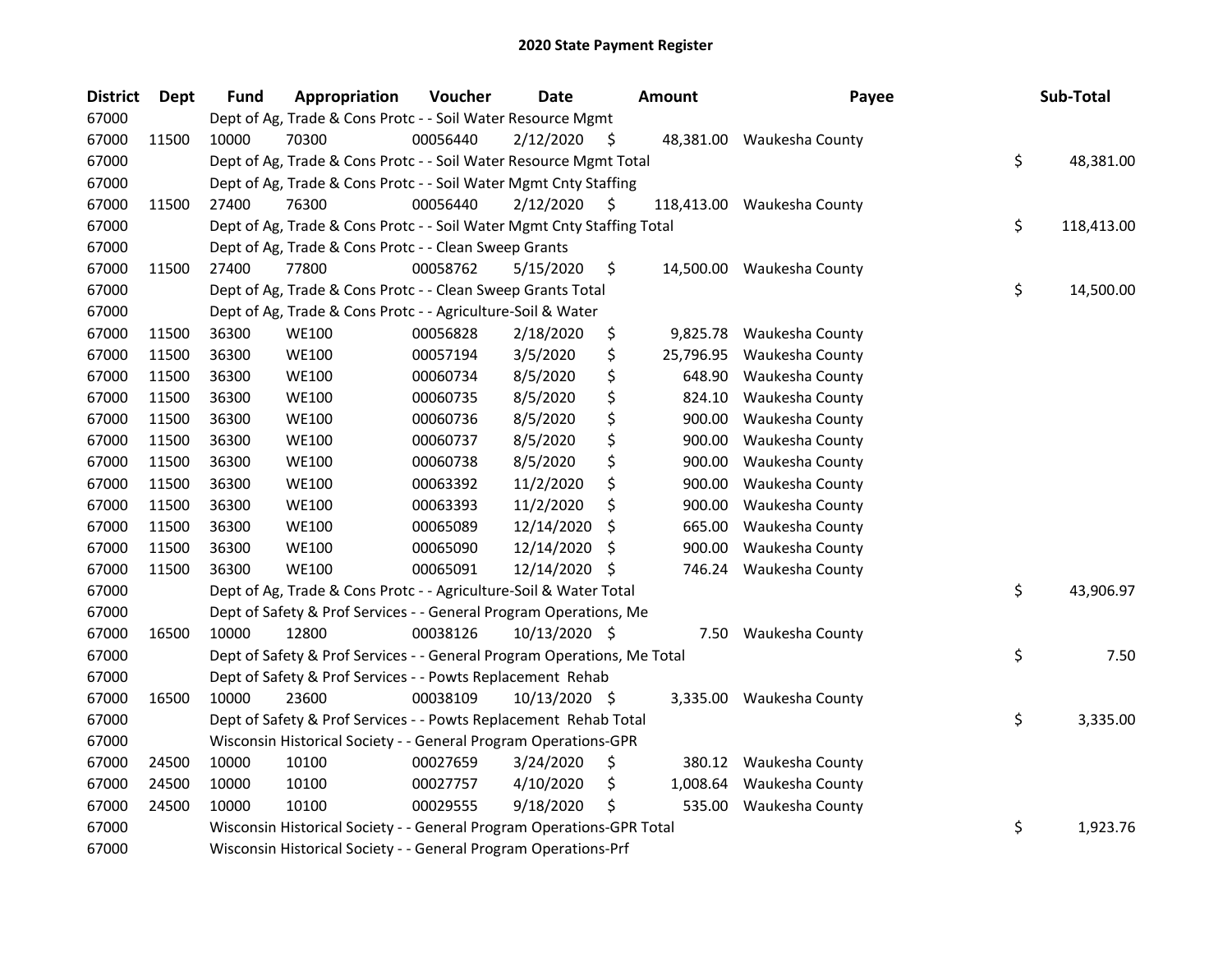# 2020 State Payment Register

| District | Dept | Fund | Appropriation | Voucher | Date | Amount | Payee | Sub-Total |
|---|---|---|---|---|---|---|---|---|
| 67000 | | Dept of Ag, Trade & Cons Protc - - Soil Water Resource Mgmt | | | | | | |
| 67000 | 11500 | 10000 | 70300 | 00056440 | 2/12/2020 | $ 48,381.00 | Waukesha County | |
| 67000 | | Dept of Ag, Trade & Cons Protc - - Soil Water Resource Mgmt Total | | | | | | $ 48,381.00 |
| 67000 | | Dept of Ag, Trade & Cons Protc - - Soil Water Mgmt Cnty Staffing | | | | | | |
| 67000 | 11500 | 27400 | 76300 | 00056440 | 2/12/2020 | $ 118,413.00 | Waukesha County | |
| 67000 | | Dept of Ag, Trade & Cons Protc - - Soil Water Mgmt Cnty Staffing Total | | | | | | $ 118,413.00 |
| 67000 | | Dept of Ag, Trade & Cons Protc - - Clean Sweep Grants | | | | | | |
| 67000 | 11500 | 27400 | 77800 | 00058762 | 5/15/2020 | $ 14,500.00 | Waukesha County | |
| 67000 | | Dept of Ag, Trade & Cons Protc - - Clean Sweep Grants Total | | | | | | $ 14,500.00 |
| 67000 | | Dept of Ag, Trade & Cons Protc - - Agriculture-Soil & Water | | | | | | |
| 67000 | 11500 | 36300 | WE100 | 00056828 | 2/18/2020 | $ 9,825.78 | Waukesha County | |
| 67000 | 11500 | 36300 | WE100 | 00057194 | 3/5/2020 | $ 25,796.95 | Waukesha County | |
| 67000 | 11500 | 36300 | WE100 | 00060734 | 8/5/2020 | $ 648.90 | Waukesha County | |
| 67000 | 11500 | 36300 | WE100 | 00060735 | 8/5/2020 | $ 824.10 | Waukesha County | |
| 67000 | 11500 | 36300 | WE100 | 00060736 | 8/5/2020 | $ 900.00 | Waukesha County | |
| 67000 | 11500 | 36300 | WE100 | 00060737 | 8/5/2020 | $ 900.00 | Waukesha County | |
| 67000 | 11500 | 36300 | WE100 | 00060738 | 8/5/2020 | $ 900.00 | Waukesha County | |
| 67000 | 11500 | 36300 | WE100 | 00063392 | 11/2/2020 | $ 900.00 | Waukesha County | |
| 67000 | 11500 | 36300 | WE100 | 00063393 | 11/2/2020 | $ 900.00 | Waukesha County | |
| 67000 | 11500 | 36300 | WE100 | 00065089 | 12/14/2020 | $ 665.00 | Waukesha County | |
| 67000 | 11500 | 36300 | WE100 | 00065090 | 12/14/2020 | $ 900.00 | Waukesha County | |
| 67000 | 11500 | 36300 | WE100 | 00065091 | 12/14/2020 | $ 746.24 | Waukesha County | |
| 67000 | | Dept of Ag, Trade & Cons Protc - - Agriculture-Soil & Water Total | | | | | | $ 43,906.97 |
| 67000 | | Dept of Safety & Prof Services - - General Program Operations, Me | | | | | | |
| 67000 | 16500 | 10000 | 12800 | 00038126 | 10/13/2020 | $ 7.50 | Waukesha County | |
| 67000 | | Dept of Safety & Prof Services - - General Program Operations, Me Total | | | | | | $ 7.50 |
| 67000 | | Dept of Safety & Prof Services - - Powts Replacement Rehab | | | | | | |
| 67000 | 16500 | 10000 | 23600 | 00038109 | 10/13/2020 | $ 3,335.00 | Waukesha County | |
| 67000 | | Dept of Safety & Prof Services - - Powts Replacement Rehab Total | | | | | | $ 3,335.00 |
| 67000 | | Wisconsin Historical Society - - General Program Operations-GPR | | | | | | |
| 67000 | 24500 | 10000 | 10100 | 00027659 | 3/24/2020 | $ 380.12 | Waukesha County | |
| 67000 | 24500 | 10000 | 10100 | 00027757 | 4/10/2020 | $ 1,008.64 | Waukesha County | |
| 67000 | 24500 | 10000 | 10100 | 00029555 | 9/18/2020 | $ 535.00 | Waukesha County | |
| 67000 | | Wisconsin Historical Society - - General Program Operations-GPR Total | | | | | | $ 1,923.76 |
| 67000 | | Wisconsin Historical Society - - General Program Operations-Prf | | | | | | |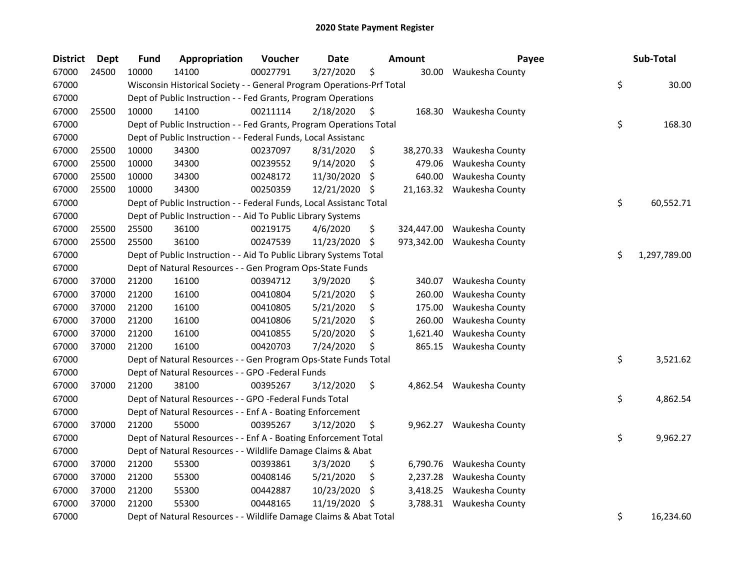# 2020 State Payment Register

| District | Dept | Fund | Appropriation | Voucher | Date | Amount | Payee | Sub-Total |
|---|---|---|---|---|---|---|---|---|
| 67000 | 24500 | 10000 | 14100 | 00027791 | 3/27/2020 | $ 30.00 | Waukesha County | |
| 67000 | | Wisconsin Historical Society - - General Program Operations-Prf Total | | | | | | $ 30.00 |
| 67000 | | Dept of Public Instruction - - Fed Grants, Program Operations | | | | | | |
| 67000 | 25500 | 10000 | 14100 | 00211114 | 2/18/2020 | $ 168.30 | Waukesha County | |
| 67000 | | Dept of Public Instruction - - Fed Grants, Program Operations Total | | | | | | $ 168.30 |
| 67000 | | Dept of Public Instruction - - Federal Funds, Local Assistanc | | | | | | |
| 67000 | 25500 | 10000 | 34300 | 00237097 | 8/31/2020 | $ 38,270.33 | Waukesha County | |
| 67000 | 25500 | 10000 | 34300 | 00239552 | 9/14/2020 | $ 479.06 | Waukesha County | |
| 67000 | 25500 | 10000 | 34300 | 00248172 | 11/30/2020 | $ 640.00 | Waukesha County | |
| 67000 | 25500 | 10000 | 34300 | 00250359 | 12/21/2020 | $ 21,163.32 | Waukesha County | |
| 67000 | | Dept of Public Instruction - - Federal Funds, Local Assistanc Total | | | | | | $ 60,552.71 |
| 67000 | | Dept of Public Instruction - - Aid To Public Library Systems | | | | | | |
| 67000 | 25500 | 25500 | 36100 | 00219175 | 4/6/2020 | $ 324,447.00 | Waukesha County | |
| 67000 | 25500 | 25500 | 36100 | 00247539 | 11/23/2020 | $ 973,342.00 | Waukesha County | |
| 67000 | | Dept of Public Instruction - - Aid To Public Library Systems Total | | | | | | $ 1,297,789.00 |
| 67000 | | Dept of Natural Resources - - Gen Program Ops-State Funds | | | | | | |
| 67000 | 37000 | 21200 | 16100 | 00394712 | 3/9/2020 | $ 340.07 | Waukesha County | |
| 67000 | 37000 | 21200 | 16100 | 00410804 | 5/21/2020 | $ 260.00 | Waukesha County | |
| 67000 | 37000 | 21200 | 16100 | 00410805 | 5/21/2020 | $ 175.00 | Waukesha County | |
| 67000 | 37000 | 21200 | 16100 | 00410806 | 5/21/2020 | $ 260.00 | Waukesha County | |
| 67000 | 37000 | 21200 | 16100 | 00410855 | 5/20/2020 | $ 1,621.40 | Waukesha County | |
| 67000 | 37000 | 21200 | 16100 | 00420703 | 7/24/2020 | $ 865.15 | Waukesha County | |
| 67000 | | Dept of Natural Resources - - Gen Program Ops-State Funds Total | | | | | | $ 3,521.62 |
| 67000 | | Dept of Natural Resources - - GPO -Federal Funds | | | | | | |
| 67000 | 37000 | 21200 | 38100 | 00395267 | 3/12/2020 | $ 4,862.54 | Waukesha County | |
| 67000 | | Dept of Natural Resources - - GPO -Federal Funds Total | | | | | | $ 4,862.54 |
| 67000 | | Dept of Natural Resources - - Enf A - Boating Enforcement | | | | | | |
| 67000 | 37000 | 21200 | 55000 | 00395267 | 3/12/2020 | $ 9,962.27 | Waukesha County | |
| 67000 | | Dept of Natural Resources - - Enf A - Boating Enforcement Total | | | | | | $ 9,962.27 |
| 67000 | | Dept of Natural Resources - - Wildlife Damage Claims & Abat | | | | | | |
| 67000 | 37000 | 21200 | 55300 | 00393861 | 3/3/2020 | $ 6,790.76 | Waukesha County | |
| 67000 | 37000 | 21200 | 55300 | 00408146 | 5/21/2020 | $ 2,237.28 | Waukesha County | |
| 67000 | 37000 | 21200 | 55300 | 00442887 | 10/23/2020 | $ 3,418.25 | Waukesha County | |
| 67000 | 37000 | 21200 | 55300 | 00448165 | 11/19/2020 | $ 3,788.31 | Waukesha County | |
| 67000 | | Dept of Natural Resources - - Wildlife Damage Claims & Abat Total | | | | | | $ 16,234.60 |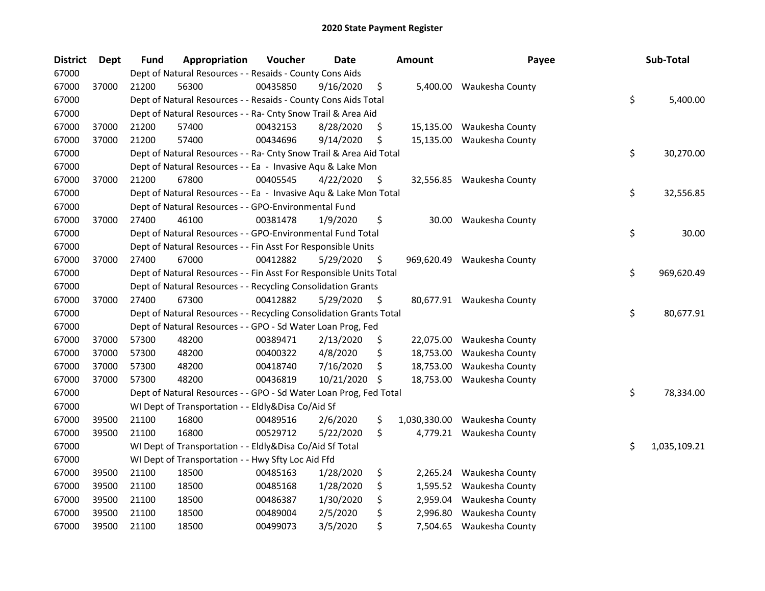## 2020 State Payment Register

| District | Dept | Fund | Appropriation | Voucher | Date | Amount | Payee | Sub-Total |
|---|---|---|---|---|---|---|---|---|
| 67000 | | Dept of Natural Resources - - Resaids - County Cons Aids | | | | | | |
| 67000 | 37000 | 21200 | 56300 | 00435850 | 9/16/2020 | $ 5,400.00 | Waukesha County | |
| 67000 | | Dept of Natural Resources - - Resaids - County Cons Aids Total | | | | | | $ 5,400.00 |
| 67000 | | Dept of Natural Resources - - Ra- Cnty Snow Trail & Area Aid | | | | | | |
| 67000 | 37000 | 21200 | 57400 | 00432153 | 8/28/2020 | $ 15,135.00 | Waukesha County | |
| 67000 | 37000 | 21200 | 57400 | 00434696 | 9/14/2020 | $ 15,135.00 | Waukesha County | |
| 67000 | | Dept of Natural Resources - - Ra- Cnty Snow Trail & Area Aid Total | | | | | | $ 30,270.00 |
| 67000 | | Dept of Natural Resources - - Ea - Invasive Aqu & Lake Mon | | | | | | |
| 67000 | 37000 | 21200 | 67800 | 00405545 | 4/22/2020 | $ 32,556.85 | Waukesha County | |
| 67000 | | Dept of Natural Resources - - Ea - Invasive Aqu & Lake Mon Total | | | | | | $ 32,556.85 |
| 67000 | | Dept of Natural Resources - - GPO-Environmental Fund | | | | | | |
| 67000 | 37000 | 27400 | 46100 | 00381478 | 1/9/2020 | $ 30.00 | Waukesha County | |
| 67000 | | Dept of Natural Resources - - GPO-Environmental Fund Total | | | | | | $ 30.00 |
| 67000 | | Dept of Natural Resources - - Fin Asst For Responsible Units | | | | | | |
| 67000 | 37000 | 27400 | 67000 | 00412882 | 5/29/2020 | $ 969,620.49 | Waukesha County | |
| 67000 | | Dept of Natural Resources - - Fin Asst For Responsible Units Total | | | | | | $ 969,620.49 |
| 67000 | | Dept of Natural Resources - - Recycling Consolidation Grants | | | | | | |
| 67000 | 37000 | 27400 | 67300 | 00412882 | 5/29/2020 | $ 80,677.91 | Waukesha County | |
| 67000 | | Dept of Natural Resources - - Recycling Consolidation Grants Total | | | | | | $ 80,677.91 |
| 67000 | | Dept of Natural Resources - - GPO - Sd Water Loan Prog, Fed | | | | | | |
| 67000 | 37000 | 57300 | 48200 | 00389471 | 2/13/2020 | $ 22,075.00 | Waukesha County | |
| 67000 | 37000 | 57300 | 48200 | 00400322 | 4/8/2020 | $ 18,753.00 | Waukesha County | |
| 67000 | 37000 | 57300 | 48200 | 00418740 | 7/16/2020 | $ 18,753.00 | Waukesha County | |
| 67000 | 37000 | 57300 | 48200 | 00436819 | 10/21/2020 | $ 18,753.00 | Waukesha County | |
| 67000 | | Dept of Natural Resources - - GPO - Sd Water Loan Prog, Fed Total | | | | | | $ 78,334.00 |
| 67000 | | WI Dept of Transportation - - Eldly&Disa Co/Aid Sf | | | | | | |
| 67000 | 39500 | 21100 | 16800 | 00489516 | 2/6/2020 | $ 1,030,330.00 | Waukesha County | |
| 67000 | 39500 | 21100 | 16800 | 00529712 | 5/22/2020 | $ 4,779.21 | Waukesha County | |
| 67000 | | WI Dept of Transportation - - Eldly&Disa Co/Aid Sf Total | | | | | | $ 1,035,109.21 |
| 67000 | | WI Dept of Transportation - - Hwy Sfty Loc Aid Ffd | | | | | | |
| 67000 | 39500 | 21100 | 18500 | 00485163 | 1/28/2020 | $ 2,265.24 | Waukesha County | |
| 67000 | 39500 | 21100 | 18500 | 00485168 | 1/28/2020 | $ 1,595.52 | Waukesha County | |
| 67000 | 39500 | 21100 | 18500 | 00486387 | 1/30/2020 | $ 2,959.04 | Waukesha County | |
| 67000 | 39500 | 21100 | 18500 | 00489004 | 2/5/2020 | $ 2,996.80 | Waukesha County | |
| 67000 | 39500 | 21100 | 18500 | 00499073 | 3/5/2020 | $ 7,504.65 | Waukesha County | |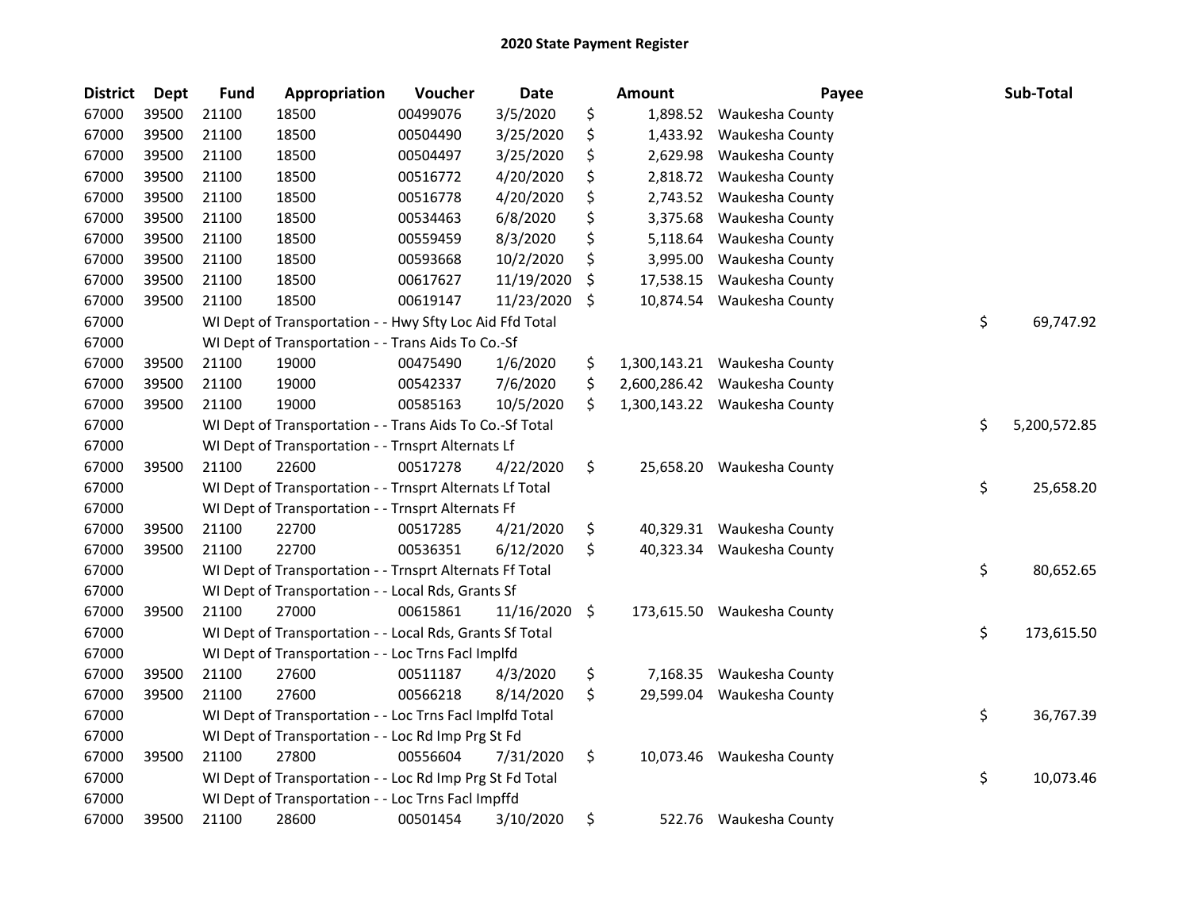# 2020 State Payment Register

| District | Dept | Fund | Appropriation | Voucher | Date | Amount | Payee | Sub-Total |
|---|---|---|---|---|---|---|---|---|
| 67000 | 39500 | 21100 | 18500 | 00499076 | 3/5/2020 | $ 1,898.52 | Waukesha County | |
| 67000 | 39500 | 21100 | 18500 | 00504490 | 3/25/2020 | $ 1,433.92 | Waukesha County | |
| 67000 | 39500 | 21100 | 18500 | 00504497 | 3/25/2020 | $ 2,629.98 | Waukesha County | |
| 67000 | 39500 | 21100 | 18500 | 00516772 | 4/20/2020 | $ 2,818.72 | Waukesha County | |
| 67000 | 39500 | 21100 | 18500 | 00516778 | 4/20/2020 | $ 2,743.52 | Waukesha County | |
| 67000 | 39500 | 21100 | 18500 | 00534463 | 6/8/2020 | $ 3,375.68 | Waukesha County | |
| 67000 | 39500 | 21100 | 18500 | 00559459 | 8/3/2020 | $ 5,118.64 | Waukesha County | |
| 67000 | 39500 | 21100 | 18500 | 00593668 | 10/2/2020 | $ 3,995.00 | Waukesha County | |
| 67000 | 39500 | 21100 | 18500 | 00617627 | 11/19/2020 | $ 17,538.15 | Waukesha County | |
| 67000 | 39500 | 21100 | 18500 | 00619147 | 11/23/2020 | $ 10,874.54 | Waukesha County | |
| 67000 | | WI Dept of Transportation - - Hwy Sfty Loc Aid Ffd Total | | | | | | $ 69,747.92 |
| 67000 | | WI Dept of Transportation - - Trans Aids To Co.-Sf | | | | | | |
| 67000 | 39500 | 21100 | 19000 | 00475490 | 1/6/2020 | $ 1,300,143.21 | Waukesha County | |
| 67000 | 39500 | 21100 | 19000 | 00542337 | 7/6/2020 | $ 2,600,286.42 | Waukesha County | |
| 67000 | 39500 | 21100 | 19000 | 00585163 | 10/5/2020 | $ 1,300,143.22 | Waukesha County | |
| 67000 | | WI Dept of Transportation - - Trans Aids To Co.-Sf Total | | | | | | $ 5,200,572.85 |
| 67000 | | WI Dept of Transportation - - Trnsprt Alternats Lf | | | | | | |
| 67000 | 39500 | 21100 | 22600 | 00517278 | 4/22/2020 | $ 25,658.20 | Waukesha County | |
| 67000 | | WI Dept of Transportation - - Trnsprt Alternats Lf Total | | | | | | $ 25,658.20 |
| 67000 | | WI Dept of Transportation - - Trnsprt Alternats Ff | | | | | | |
| 67000 | 39500 | 21100 | 22700 | 00517285 | 4/21/2020 | $ 40,329.31 | Waukesha County | |
| 67000 | 39500 | 21100 | 22700 | 00536351 | 6/12/2020 | $ 40,323.34 | Waukesha County | |
| 67000 | | WI Dept of Transportation - - Trnsprt Alternats Ff Total | | | | | | $ 80,652.65 |
| 67000 | | WI Dept of Transportation - - Local Rds, Grants Sf | | | | | | |
| 67000 | 39500 | 21100 | 27000 | 00615861 | 11/16/2020 | $ 173,615.50 | Waukesha County | |
| 67000 | | WI Dept of Transportation - - Local Rds, Grants Sf Total | | | | | | $ 173,615.50 |
| 67000 | | WI Dept of Transportation - - Loc Trns Facl Implfd | | | | | | |
| 67000 | 39500 | 21100 | 27600 | 00511187 | 4/3/2020 | $ 7,168.35 | Waukesha County | |
| 67000 | 39500 | 21100 | 27600 | 00566218 | 8/14/2020 | $ 29,599.04 | Waukesha County | |
| 67000 | | WI Dept of Transportation - - Loc Trns Facl Implfd Total | | | | | | $ 36,767.39 |
| 67000 | | WI Dept of Transportation - - Loc Rd Imp Prg St Fd | | | | | | |
| 67000 | 39500 | 21100 | 27800 | 00556604 | 7/31/2020 | $ 10,073.46 | Waukesha County | |
| 67000 | | WI Dept of Transportation - - Loc Rd Imp Prg St Fd Total | | | | | | $ 10,073.46 |
| 67000 | | WI Dept of Transportation - - Loc Trns Facl Impffd | | | | | | |
| 67000 | 39500 | 21100 | 28600 | 00501454 | 3/10/2020 | $ 522.76 | Waukesha County | |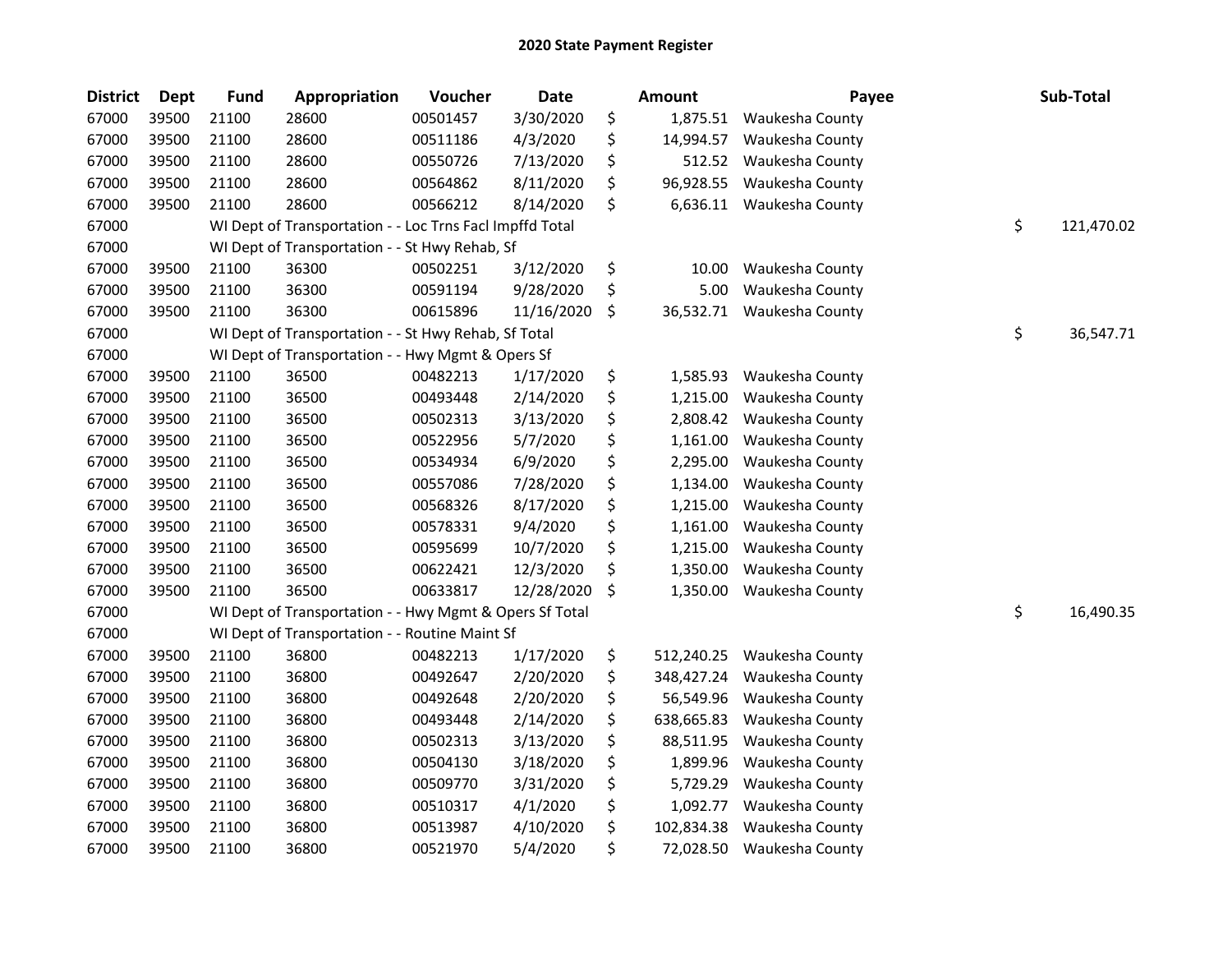# 2020 State Payment Register

| District | Dept | Fund | Appropriation | Voucher | Date | Amount | Payee | Sub-Total |
|---|---|---|---|---|---|---|---|---|
| 67000 | 39500 | 21100 | 28600 | 00501457 | 3/30/2020 | $ 1,875.51 | Waukesha County | |
| 67000 | 39500 | 21100 | 28600 | 00511186 | 4/3/2020 | $ 14,994.57 | Waukesha County | |
| 67000 | 39500 | 21100 | 28600 | 00550726 | 7/13/2020 | $ 512.52 | Waukesha County | |
| 67000 | 39500 | 21100 | 28600 | 00564862 | 8/11/2020 | $ 96,928.55 | Waukesha County | |
| 67000 | 39500 | 21100 | 28600 | 00566212 | 8/14/2020 | $ 6,636.11 | Waukesha County | |
| 67000 | | WI Dept of Transportation - - Loc Trns Facl Impffd Total | | | | | | $ 121,470.02 |
| 67000 | | WI Dept of Transportation - - St Hwy Rehab, Sf | | | | | | |
| 67000 | 39500 | 21100 | 36300 | 00502251 | 3/12/2020 | $ 10.00 | Waukesha County | |
| 67000 | 39500 | 21100 | 36300 | 00591194 | 9/28/2020 | $ 5.00 | Waukesha County | |
| 67000 | 39500 | 21100 | 36300 | 00615896 | 11/16/2020 | $ 36,532.71 | Waukesha County | |
| 67000 | | WI Dept of Transportation - - St Hwy Rehab, Sf Total | | | | | | $ 36,547.71 |
| 67000 | | WI Dept of Transportation - - Hwy Mgmt & Opers Sf | | | | | | |
| 67000 | 39500 | 21100 | 36500 | 00482213 | 1/17/2020 | $ 1,585.93 | Waukesha County | |
| 67000 | 39500 | 21100 | 36500 | 00493448 | 2/14/2020 | $ 1,215.00 | Waukesha County | |
| 67000 | 39500 | 21100 | 36500 | 00502313 | 3/13/2020 | $ 2,808.42 | Waukesha County | |
| 67000 | 39500 | 21100 | 36500 | 00522956 | 5/7/2020 | $ 1,161.00 | Waukesha County | |
| 67000 | 39500 | 21100 | 36500 | 00534934 | 6/9/2020 | $ 2,295.00 | Waukesha County | |
| 67000 | 39500 | 21100 | 36500 | 00557086 | 7/28/2020 | $ 1,134.00 | Waukesha County | |
| 67000 | 39500 | 21100 | 36500 | 00568326 | 8/17/2020 | $ 1,215.00 | Waukesha County | |
| 67000 | 39500 | 21100 | 36500 | 00578331 | 9/4/2020 | $ 1,161.00 | Waukesha County | |
| 67000 | 39500 | 21100 | 36500 | 00595699 | 10/7/2020 | $ 1,215.00 | Waukesha County | |
| 67000 | 39500 | 21100 | 36500 | 00622421 | 12/3/2020 | $ 1,350.00 | Waukesha County | |
| 67000 | 39500 | 21100 | 36500 | 00633817 | 12/28/2020 | $ 1,350.00 | Waukesha County | |
| 67000 | | WI Dept of Transportation - - Hwy Mgmt & Opers Sf Total | | | | | | $ 16,490.35 |
| 67000 | | WI Dept of Transportation - - Routine Maint Sf | | | | | | |
| 67000 | 39500 | 21100 | 36800 | 00482213 | 1/17/2020 | $ 512,240.25 | Waukesha County | |
| 67000 | 39500 | 21100 | 36800 | 00492647 | 2/20/2020 | $ 348,427.24 | Waukesha County | |
| 67000 | 39500 | 21100 | 36800 | 00492648 | 2/20/2020 | $ 56,549.96 | Waukesha County | |
| 67000 | 39500 | 21100 | 36800 | 00493448 | 2/14/2020 | $ 638,665.83 | Waukesha County | |
| 67000 | 39500 | 21100 | 36800 | 00502313 | 3/13/2020 | $ 88,511.95 | Waukesha County | |
| 67000 | 39500 | 21100 | 36800 | 00504130 | 3/18/2020 | $ 1,899.96 | Waukesha County | |
| 67000 | 39500 | 21100 | 36800 | 00509770 | 3/31/2020 | $ 5,729.29 | Waukesha County | |
| 67000 | 39500 | 21100 | 36800 | 00510317 | 4/1/2020 | $ 1,092.77 | Waukesha County | |
| 67000 | 39500 | 21100 | 36800 | 00513987 | 4/10/2020 | $ 102,834.38 | Waukesha County | |
| 67000 | 39500 | 21100 | 36800 | 00521970 | 5/4/2020 | $ 72,028.50 | Waukesha County | |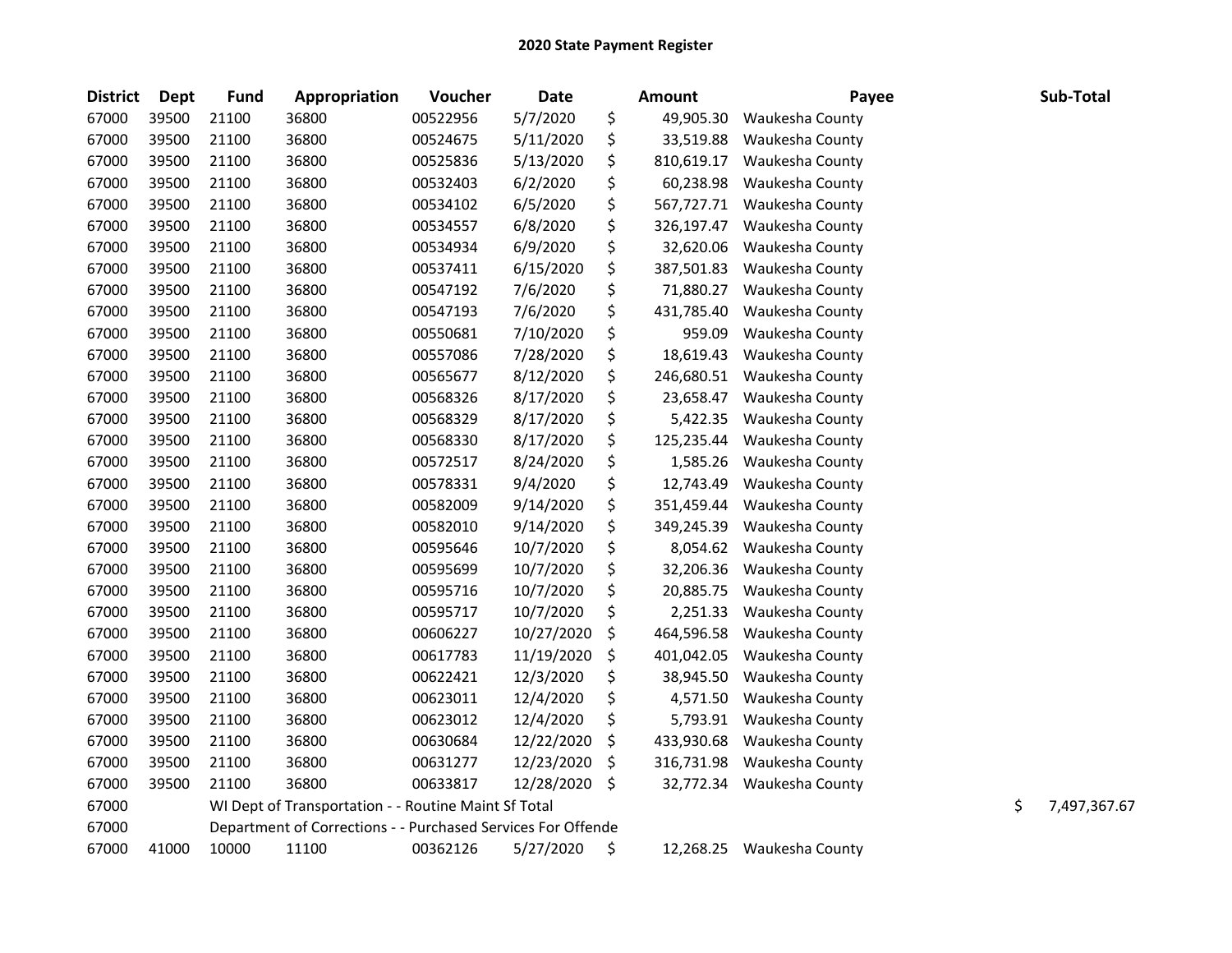# 2020 State Payment Register

| District | Dept | Fund | Appropriation | Voucher | Date | Amount | Payee | Sub-Total |
|---|---|---|---|---|---|---|---|---|
| 67000 | 39500 | 21100 | 36800 | 00522956 | 5/7/2020 | $ 49,905.30 | Waukesha County | |
| 67000 | 39500 | 21100 | 36800 | 00524675 | 5/11/2020 | $ 33,519.88 | Waukesha County | |
| 67000 | 39500 | 21100 | 36800 | 00525836 | 5/13/2020 | $ 810,619.17 | Waukesha County | |
| 67000 | 39500 | 21100 | 36800 | 00532403 | 6/2/2020 | $ 60,238.98 | Waukesha County | |
| 67000 | 39500 | 21100 | 36800 | 00534102 | 6/5/2020 | $ 567,727.71 | Waukesha County | |
| 67000 | 39500 | 21100 | 36800 | 00534557 | 6/8/2020 | $ 326,197.47 | Waukesha County | |
| 67000 | 39500 | 21100 | 36800 | 00534934 | 6/9/2020 | $ 32,620.06 | Waukesha County | |
| 67000 | 39500 | 21100 | 36800 | 00537411 | 6/15/2020 | $ 387,501.83 | Waukesha County | |
| 67000 | 39500 | 21100 | 36800 | 00547192 | 7/6/2020 | $ 71,880.27 | Waukesha County | |
| 67000 | 39500 | 21100 | 36800 | 00547193 | 7/6/2020 | $ 431,785.40 | Waukesha County | |
| 67000 | 39500 | 21100 | 36800 | 00550681 | 7/10/2020 | $ 959.09 | Waukesha County | |
| 67000 | 39500 | 21100 | 36800 | 00557086 | 7/28/2020 | $ 18,619.43 | Waukesha County | |
| 67000 | 39500 | 21100 | 36800 | 00565677 | 8/12/2020 | $ 246,680.51 | Waukesha County | |
| 67000 | 39500 | 21100 | 36800 | 00568326 | 8/17/2020 | $ 23,658.47 | Waukesha County | |
| 67000 | 39500 | 21100 | 36800 | 00568329 | 8/17/2020 | $ 5,422.35 | Waukesha County | |
| 67000 | 39500 | 21100 | 36800 | 00568330 | 8/17/2020 | $ 125,235.44 | Waukesha County | |
| 67000 | 39500 | 21100 | 36800 | 00572517 | 8/24/2020 | $ 1,585.26 | Waukesha County | |
| 67000 | 39500 | 21100 | 36800 | 00578331 | 9/4/2020 | $ 12,743.49 | Waukesha County | |
| 67000 | 39500 | 21100 | 36800 | 00582009 | 9/14/2020 | $ 351,459.44 | Waukesha County | |
| 67000 | 39500 | 21100 | 36800 | 00582010 | 9/14/2020 | $ 349,245.39 | Waukesha County | |
| 67000 | 39500 | 21100 | 36800 | 00595646 | 10/7/2020 | $ 8,054.62 | Waukesha County | |
| 67000 | 39500 | 21100 | 36800 | 00595699 | 10/7/2020 | $ 32,206.36 | Waukesha County | |
| 67000 | 39500 | 21100 | 36800 | 00595716 | 10/7/2020 | $ 20,885.75 | Waukesha County | |
| 67000 | 39500 | 21100 | 36800 | 00595717 | 10/7/2020 | $ 2,251.33 | Waukesha County | |
| 67000 | 39500 | 21100 | 36800 | 00606227 | 10/27/2020 | $ 464,596.58 | Waukesha County | |
| 67000 | 39500 | 21100 | 36800 | 00617783 | 11/19/2020 | $ 401,042.05 | Waukesha County | |
| 67000 | 39500 | 21100 | 36800 | 00622421 | 12/3/2020 | $ 38,945.50 | Waukesha County | |
| 67000 | 39500 | 21100 | 36800 | 00623011 | 12/4/2020 | $ 4,571.50 | Waukesha County | |
| 67000 | 39500 | 21100 | 36800 | 00623012 | 12/4/2020 | $ 5,793.91 | Waukesha County | |
| 67000 | 39500 | 21100 | 36800 | 00630684 | 12/22/2020 | $ 433,930.68 | Waukesha County | |
| 67000 | 39500 | 21100 | 36800 | 00631277 | 12/23/2020 | $ 316,731.98 | Waukesha County | |
| 67000 | 39500 | 21100 | 36800 | 00633817 | 12/28/2020 | $ 32,772.34 | Waukesha County | |
| 67000 | | WI Dept of Transportation - - Routine Maint Sf Total | | | | | | $ 7,497,367.67 |
| 67000 | | Department of Corrections - - Purchased Services For Offende | | | | | | |
| 67000 | 41000 | 10000 | 11100 | 00362126 | 5/27/2020 | $ 12,268.25 | Waukesha County | |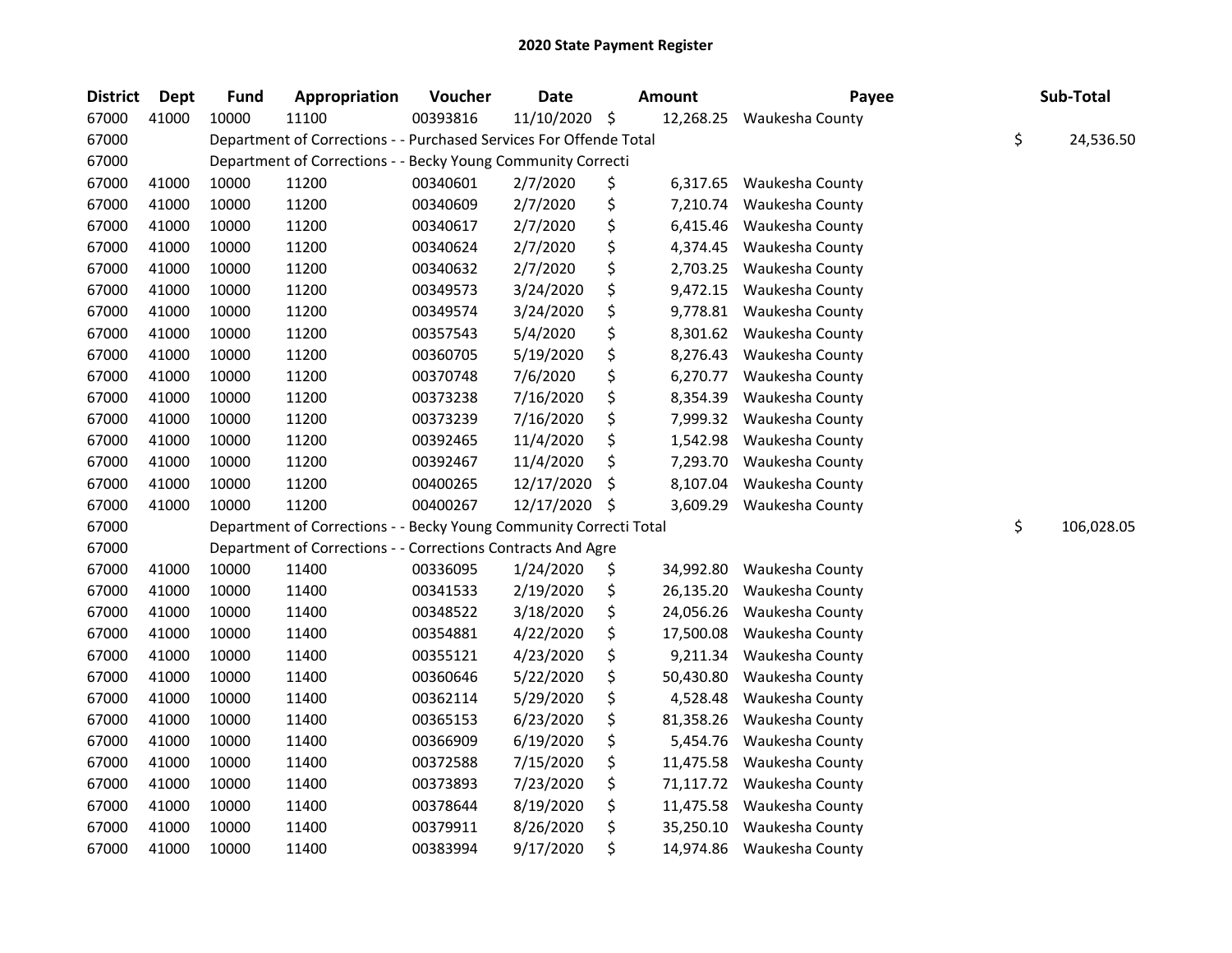# 2020 State Payment Register

| District | Dept | Fund | Appropriation | Voucher | Date | Amount | Payee | Sub-Total |
|---|---|---|---|---|---|---|---|---|
| 67000 | 41000 | 10000 | 11100 | 00393816 | 11/10/2020 | $ 12,268.25 | Waukesha County | |
| 67000 | | Department of Corrections - - Purchased Services For Offende Total | | | | | | $ 24,536.50 |
| 67000 | | Department of Corrections - - Becky Young Community Correcti | | | | | | |
| 67000 | 41000 | 10000 | 11200 | 00340601 | 2/7/2020 | $ 6,317.65 | Waukesha County | |
| 67000 | 41000 | 10000 | 11200 | 00340609 | 2/7/2020 | $ 7,210.74 | Waukesha County | |
| 67000 | 41000 | 10000 | 11200 | 00340617 | 2/7/2020 | $ 6,415.46 | Waukesha County | |
| 67000 | 41000 | 10000 | 11200 | 00340624 | 2/7/2020 | $ 4,374.45 | Waukesha County | |
| 67000 | 41000 | 10000 | 11200 | 00340632 | 2/7/2020 | $ 2,703.25 | Waukesha County | |
| 67000 | 41000 | 10000 | 11200 | 00349573 | 3/24/2020 | $ 9,472.15 | Waukesha County | |
| 67000 | 41000 | 10000 | 11200 | 00349574 | 3/24/2020 | $ 9,778.81 | Waukesha County | |
| 67000 | 41000 | 10000 | 11200 | 00357543 | 5/4/2020 | $ 8,301.62 | Waukesha County | |
| 67000 | 41000 | 10000 | 11200 | 00360705 | 5/19/2020 | $ 8,276.43 | Waukesha County | |
| 67000 | 41000 | 10000 | 11200 | 00370748 | 7/6/2020 | $ 6,270.77 | Waukesha County | |
| 67000 | 41000 | 10000 | 11200 | 00373238 | 7/16/2020 | $ 8,354.39 | Waukesha County | |
| 67000 | 41000 | 10000 | 11200 | 00373239 | 7/16/2020 | $ 7,999.32 | Waukesha County | |
| 67000 | 41000 | 10000 | 11200 | 00392465 | 11/4/2020 | $ 1,542.98 | Waukesha County | |
| 67000 | 41000 | 10000 | 11200 | 00392467 | 11/4/2020 | $ 7,293.70 | Waukesha County | |
| 67000 | 41000 | 10000 | 11200 | 00400265 | 12/17/2020 | $ 8,107.04 | Waukesha County | |
| 67000 | 41000 | 10000 | 11200 | 00400267 | 12/17/2020 | $ 3,609.29 | Waukesha County | |
| 67000 | | Department of Corrections - - Becky Young Community Correcti Total | | | | | | $ 106,028.05 |
| 67000 | | Department of Corrections - - Corrections Contracts And Agre | | | | | | |
| 67000 | 41000 | 10000 | 11400 | 00336095 | 1/24/2020 | $ 34,992.80 | Waukesha County | |
| 67000 | 41000 | 10000 | 11400 | 00341533 | 2/19/2020 | $ 26,135.20 | Waukesha County | |
| 67000 | 41000 | 10000 | 11400 | 00348522 | 3/18/2020 | $ 24,056.26 | Waukesha County | |
| 67000 | 41000 | 10000 | 11400 | 00354881 | 4/22/2020 | $ 17,500.08 | Waukesha County | |
| 67000 | 41000 | 10000 | 11400 | 00355121 | 4/23/2020 | $ 9,211.34 | Waukesha County | |
| 67000 | 41000 | 10000 | 11400 | 00360646 | 5/22/2020 | $ 50,430.80 | Waukesha County | |
| 67000 | 41000 | 10000 | 11400 | 00362114 | 5/29/2020 | $ 4,528.48 | Waukesha County | |
| 67000 | 41000 | 10000 | 11400 | 00365153 | 6/23/2020 | $ 81,358.26 | Waukesha County | |
| 67000 | 41000 | 10000 | 11400 | 00366909 | 6/19/2020 | $ 5,454.76 | Waukesha County | |
| 67000 | 41000 | 10000 | 11400 | 00372588 | 7/15/2020 | $ 11,475.58 | Waukesha County | |
| 67000 | 41000 | 10000 | 11400 | 00373893 | 7/23/2020 | $ 71,117.72 | Waukesha County | |
| 67000 | 41000 | 10000 | 11400 | 00378644 | 8/19/2020 | $ 11,475.58 | Waukesha County | |
| 67000 | 41000 | 10000 | 11400 | 00379911 | 8/26/2020 | $ 35,250.10 | Waukesha County | |
| 67000 | 41000 | 10000 | 11400 | 00383994 | 9/17/2020 | $ 14,974.86 | Waukesha County | |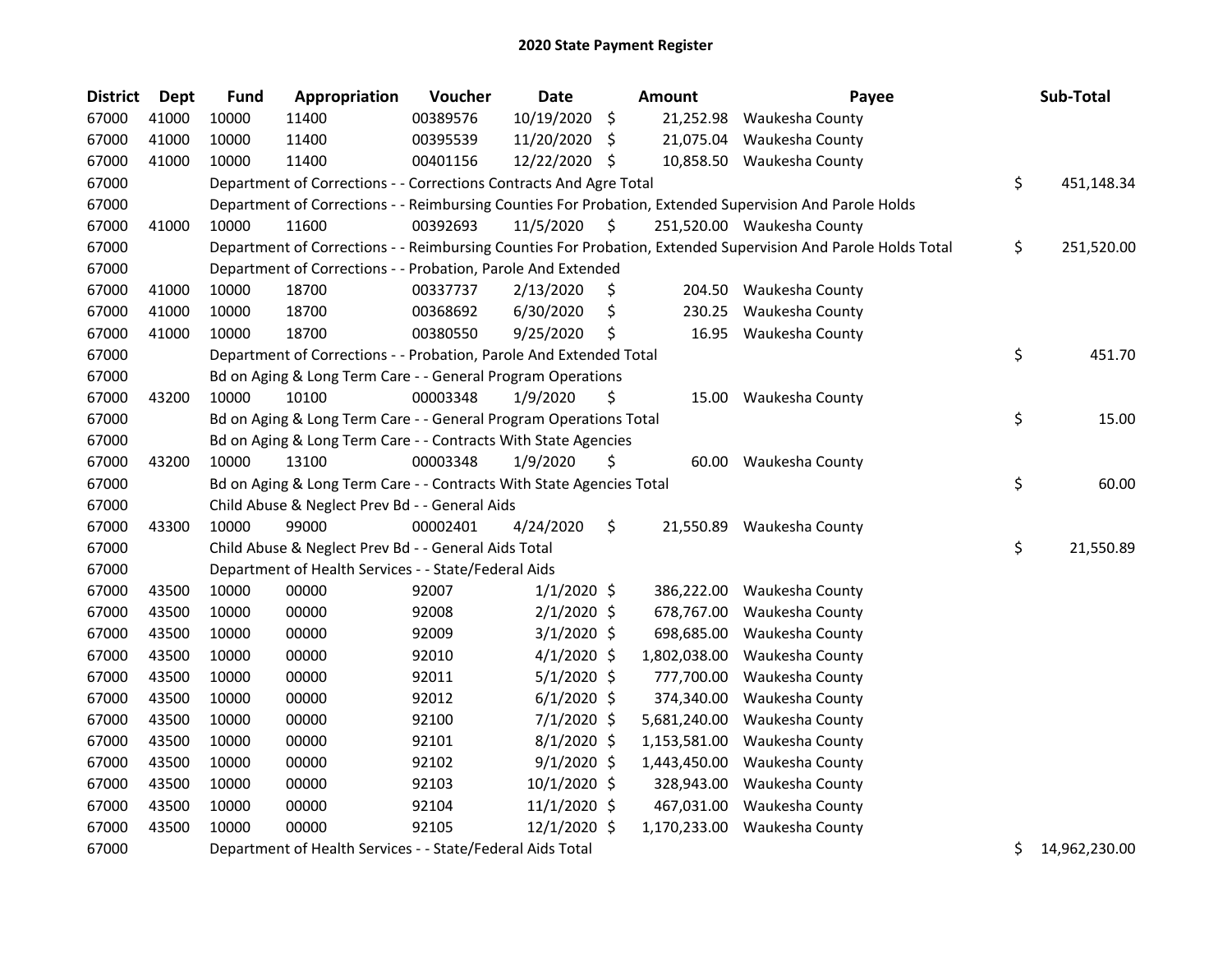# 2020 State Payment Register

| District | Dept | Fund | Appropriation | Voucher | Date | Amount | Payee | Sub-Total |
|---|---|---|---|---|---|---|---|---|
| 67000 | 41000 | 10000 | 11400 | 00389576 | 10/19/2020 | $ 21,252.98 | Waukesha County | |
| 67000 | 41000 | 10000 | 11400 | 00395539 | 11/20/2020 | $ 21,075.04 | Waukesha County | |
| 67000 | 41000 | 10000 | 11400 | 00401156 | 12/22/2020 | $ 10,858.50 | Waukesha County | |
| 67000 | | Department of Corrections - - Corrections Contracts And Agre Total | | | | | | $ 451,148.34 |
| 67000 | | Department of Corrections - - Reimbursing Counties For Probation, Extended Supervision And Parole Holds | | | | | | |
| 67000 | 41000 | 10000 | 11600 | 00392693 | 11/5/2020 | $ 251,520.00 | Waukesha County | |
| 67000 | | Department of Corrections - - Reimbursing Counties For Probation, Extended Supervision And Parole Holds Total | | | | | | $ 251,520.00 |
| 67000 | | Department of Corrections - - Probation, Parole And Extended | | | | | | |
| 67000 | 41000 | 10000 | 18700 | 00337737 | 2/13/2020 | $ 204.50 | Waukesha County | |
| 67000 | 41000 | 10000 | 18700 | 00368692 | 6/30/2020 | $ 230.25 | Waukesha County | |
| 67000 | 41000 | 10000 | 18700 | 00380550 | 9/25/2020 | $ 16.95 | Waukesha County | |
| 67000 | | Department of Corrections - - Probation, Parole And Extended Total | | | | | | $ 451.70 |
| 67000 | | Bd on Aging & Long Term Care - - General Program Operations | | | | | | |
| 67000 | 43200 | 10000 | 10100 | 00003348 | 1/9/2020 | $ 15.00 | Waukesha County | |
| 67000 | | Bd on Aging & Long Term Care - - General Program Operations Total | | | | | | $ 15.00 |
| 67000 | | Bd on Aging & Long Term Care - - Contracts With State Agencies | | | | | | |
| 67000 | 43200 | 10000 | 13100 | 00003348 | 1/9/2020 | $ 60.00 | Waukesha County | |
| 67000 | | Bd on Aging & Long Term Care - - Contracts With State Agencies Total | | | | | | $ 60.00 |
| 67000 | | Child Abuse & Neglect Prev Bd - - General Aids | | | | | | |
| 67000 | 43300 | 10000 | 99000 | 00002401 | 4/24/2020 | $ 21,550.89 | Waukesha County | |
| 67000 | | Child Abuse & Neglect Prev Bd - - General Aids Total | | | | | | $ 21,550.89 |
| 67000 | | Department of Health Services - - State/Federal Aids | | | | | | |
| 67000 | 43500 | 10000 | 00000 | 92007 | 1/1/2020 | $ 386,222.00 | Waukesha County | |
| 67000 | 43500 | 10000 | 00000 | 92008 | 2/1/2020 | $ 678,767.00 | Waukesha County | |
| 67000 | 43500 | 10000 | 00000 | 92009 | 3/1/2020 | $ 698,685.00 | Waukesha County | |
| 67000 | 43500 | 10000 | 00000 | 92010 | 4/1/2020 | $ 1,802,038.00 | Waukesha County | |
| 67000 | 43500 | 10000 | 00000 | 92011 | 5/1/2020 | $ 777,700.00 | Waukesha County | |
| 67000 | 43500 | 10000 | 00000 | 92012 | 6/1/2020 | $ 374,340.00 | Waukesha County | |
| 67000 | 43500 | 10000 | 00000 | 92100 | 7/1/2020 | $ 5,681,240.00 | Waukesha County | |
| 67000 | 43500 | 10000 | 00000 | 92101 | 8/1/2020 | $ 1,153,581.00 | Waukesha County | |
| 67000 | 43500 | 10000 | 00000 | 92102 | 9/1/2020 | $ 1,443,450.00 | Waukesha County | |
| 67000 | 43500 | 10000 | 00000 | 92103 | 10/1/2020 | $ 328,943.00 | Waukesha County | |
| 67000 | 43500 | 10000 | 00000 | 92104 | 11/1/2020 | $ 467,031.00 | Waukesha County | |
| 67000 | 43500 | 10000 | 00000 | 92105 | 12/1/2020 | $ 1,170,233.00 | Waukesha County | |
| 67000 | | Department of Health Services - - State/Federal Aids Total | | | | | | $ 14,962,230.00 |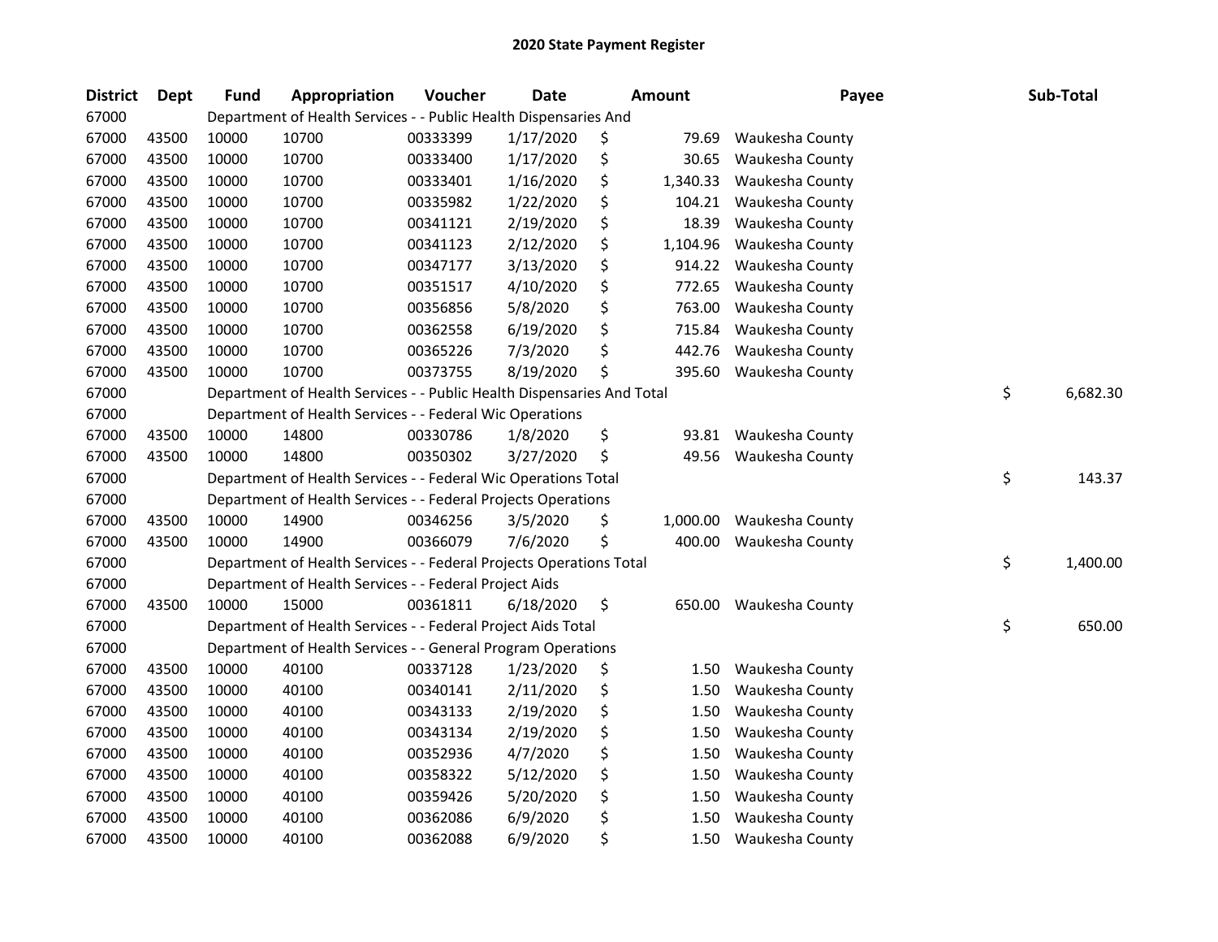## 2020 State Payment Register

| District | Dept | Fund | Appropriation | Voucher | Date | Amount | Payee | Sub-Total |
|---|---|---|---|---|---|---|---|---|
| 67000 | | Department of Health Services - - Public Health Dispensaries And | | | | | | |
| 67000 | 43500 | 10000 | 10700 | 00333399 | 1/17/2020 | $ 79.69 | Waukesha County | |
| 67000 | 43500 | 10000 | 10700 | 00333400 | 1/17/2020 | $ 30.65 | Waukesha County | |
| 67000 | 43500 | 10000 | 10700 | 00333401 | 1/16/2020 | $ 1,340.33 | Waukesha County | |
| 67000 | 43500 | 10000 | 10700 | 00335982 | 1/22/2020 | $ 104.21 | Waukesha County | |
| 67000 | 43500 | 10000 | 10700 | 00341121 | 2/19/2020 | $ 18.39 | Waukesha County | |
| 67000 | 43500 | 10000 | 10700 | 00341123 | 2/12/2020 | $ 1,104.96 | Waukesha County | |
| 67000 | 43500 | 10000 | 10700 | 00347177 | 3/13/2020 | $ 914.22 | Waukesha County | |
| 67000 | 43500 | 10000 | 10700 | 00351517 | 4/10/2020 | $ 772.65 | Waukesha County | |
| 67000 | 43500 | 10000 | 10700 | 00356856 | 5/8/2020 | $ 763.00 | Waukesha County | |
| 67000 | 43500 | 10000 | 10700 | 00362558 | 6/19/2020 | $ 715.84 | Waukesha County | |
| 67000 | 43500 | 10000 | 10700 | 00365226 | 7/3/2020 | $ 442.76 | Waukesha County | |
| 67000 | 43500 | 10000 | 10700 | 00373755 | 8/19/2020 | $ 395.60 | Waukesha County | |
| 67000 | | Department of Health Services - - Public Health Dispensaries And Total | | | | | | $ 6,682.30 |
| 67000 | | Department of Health Services - - Federal Wic Operations | | | | | | |
| 67000 | 43500 | 10000 | 14800 | 00330786 | 1/8/2020 | $ 93.81 | Waukesha County | |
| 67000 | 43500 | 10000 | 14800 | 00350302 | 3/27/2020 | $ 49.56 | Waukesha County | |
| 67000 | | Department of Health Services - - Federal Wic Operations Total | | | | | | $ 143.37 |
| 67000 | | Department of Health Services - - Federal Projects Operations | | | | | | |
| 67000 | 43500 | 10000 | 14900 | 00346256 | 3/5/2020 | $ 1,000.00 | Waukesha County | |
| 67000 | 43500 | 10000 | 14900 | 00366079 | 7/6/2020 | $ 400.00 | Waukesha County | |
| 67000 | | Department of Health Services - - Federal Projects Operations Total | | | | | | $ 1,400.00 |
| 67000 | | Department of Health Services - - Federal Project Aids | | | | | | |
| 67000 | 43500 | 10000 | 15000 | 00361811 | 6/18/2020 | $ 650.00 | Waukesha County | |
| 67000 | | Department of Health Services - - Federal Project Aids Total | | | | | | $ 650.00 |
| 67000 | | Department of Health Services - - General Program Operations | | | | | | |
| 67000 | 43500 | 10000 | 40100 | 00337128 | 1/23/2020 | $ 1.50 | Waukesha County | |
| 67000 | 43500 | 10000 | 40100 | 00340141 | 2/11/2020 | $ 1.50 | Waukesha County | |
| 67000 | 43500 | 10000 | 40100 | 00343133 | 2/19/2020 | $ 1.50 | Waukesha County | |
| 67000 | 43500 | 10000 | 40100 | 00343134 | 2/19/2020 | $ 1.50 | Waukesha County | |
| 67000 | 43500 | 10000 | 40100 | 00352936 | 4/7/2020 | $ 1.50 | Waukesha County | |
| 67000 | 43500 | 10000 | 40100 | 00358322 | 5/12/2020 | $ 1.50 | Waukesha County | |
| 67000 | 43500 | 10000 | 40100 | 00359426 | 5/20/2020 | $ 1.50 | Waukesha County | |
| 67000 | 43500 | 10000 | 40100 | 00362086 | 6/9/2020 | $ 1.50 | Waukesha County | |
| 67000 | 43500 | 10000 | 40100 | 00362088 | 6/9/2020 | $ 1.50 | Waukesha County | |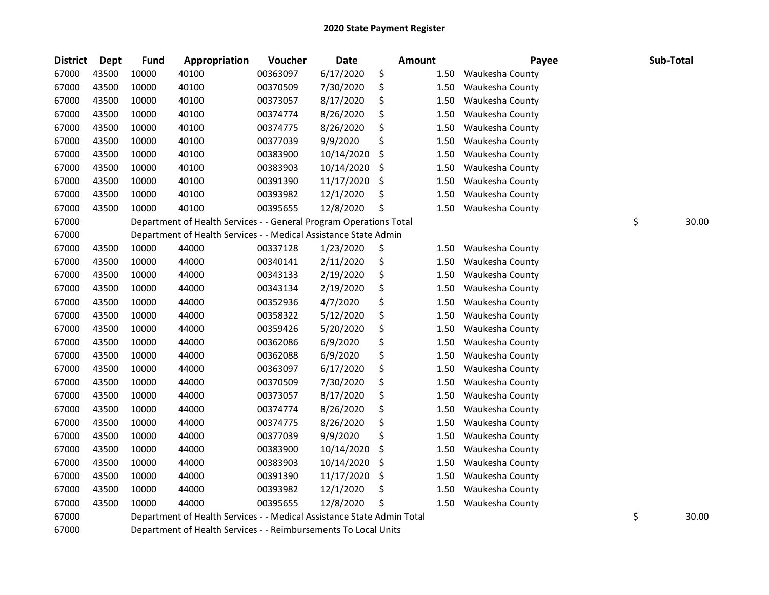## 2020 State Payment Register

| District | Dept | Fund | Appropriation | Voucher | Date | Amount | Payee | Sub-Total |
|---|---|---|---|---|---|---|---|---|
| 67000 | 43500 | 10000 | 40100 | 00363097 | 6/17/2020 | $ 1.50 | Waukesha County | |
| 67000 | 43500 | 10000 | 40100 | 00370509 | 7/30/2020 | $ 1.50 | Waukesha County | |
| 67000 | 43500 | 10000 | 40100 | 00373057 | 8/17/2020 | $ 1.50 | Waukesha County | |
| 67000 | 43500 | 10000 | 40100 | 00374774 | 8/26/2020 | $ 1.50 | Waukesha County | |
| 67000 | 43500 | 10000 | 40100 | 00374775 | 8/26/2020 | $ 1.50 | Waukesha County | |
| 67000 | 43500 | 10000 | 40100 | 00377039 | 9/9/2020 | $ 1.50 | Waukesha County | |
| 67000 | 43500 | 10000 | 40100 | 00383900 | 10/14/2020 | $ 1.50 | Waukesha County | |
| 67000 | 43500 | 10000 | 40100 | 00383903 | 10/14/2020 | $ 1.50 | Waukesha County | |
| 67000 | 43500 | 10000 | 40100 | 00391390 | 11/17/2020 | $ 1.50 | Waukesha County | |
| 67000 | 43500 | 10000 | 40100 | 00393982 | 12/1/2020 | $ 1.50 | Waukesha County | |
| 67000 | 43500 | 10000 | 40100 | 00395655 | 12/8/2020 | $ 1.50 | Waukesha County | |
| 67000 | | Department of Health Services - - General Program Operations Total | | | | | | $ 30.00 |
| 67000 | | Department of Health Services - - Medical Assistance State Admin | | | | | | |
| 67000 | 43500 | 10000 | 44000 | 00337128 | 1/23/2020 | $ 1.50 | Waukesha County | |
| 67000 | 43500 | 10000 | 44000 | 00340141 | 2/11/2020 | $ 1.50 | Waukesha County | |
| 67000 | 43500 | 10000 | 44000 | 00343133 | 2/19/2020 | $ 1.50 | Waukesha County | |
| 67000 | 43500 | 10000 | 44000 | 00343134 | 2/19/2020 | $ 1.50 | Waukesha County | |
| 67000 | 43500 | 10000 | 44000 | 00352936 | 4/7/2020 | $ 1.50 | Waukesha County | |
| 67000 | 43500 | 10000 | 44000 | 00358322 | 5/12/2020 | $ 1.50 | Waukesha County | |
| 67000 | 43500 | 10000 | 44000 | 00359426 | 5/20/2020 | $ 1.50 | Waukesha County | |
| 67000 | 43500 | 10000 | 44000 | 00362086 | 6/9/2020 | $ 1.50 | Waukesha County | |
| 67000 | 43500 | 10000 | 44000 | 00362088 | 6/9/2020 | $ 1.50 | Waukesha County | |
| 67000 | 43500 | 10000 | 44000 | 00363097 | 6/17/2020 | $ 1.50 | Waukesha County | |
| 67000 | 43500 | 10000 | 44000 | 00370509 | 7/30/2020 | $ 1.50 | Waukesha County | |
| 67000 | 43500 | 10000 | 44000 | 00373057 | 8/17/2020 | $ 1.50 | Waukesha County | |
| 67000 | 43500 | 10000 | 44000 | 00374774 | 8/26/2020 | $ 1.50 | Waukesha County | |
| 67000 | 43500 | 10000 | 44000 | 00374775 | 8/26/2020 | $ 1.50 | Waukesha County | |
| 67000 | 43500 | 10000 | 44000 | 00377039 | 9/9/2020 | $ 1.50 | Waukesha County | |
| 67000 | 43500 | 10000 | 44000 | 00383900 | 10/14/2020 | $ 1.50 | Waukesha County | |
| 67000 | 43500 | 10000 | 44000 | 00383903 | 10/14/2020 | $ 1.50 | Waukesha County | |
| 67000 | 43500 | 10000 | 44000 | 00391390 | 11/17/2020 | $ 1.50 | Waukesha County | |
| 67000 | 43500 | 10000 | 44000 | 00393982 | 12/1/2020 | $ 1.50 | Waukesha County | |
| 67000 | 43500 | 10000 | 44000 | 00395655 | 12/8/2020 | $ 1.50 | Waukesha County | |
| 67000 | | Department of Health Services - - Medical Assistance State Admin Total | | | | | | $ 30.00 |
| 67000 | | Department of Health Services - - Reimbursements To Local Units | | | | | | |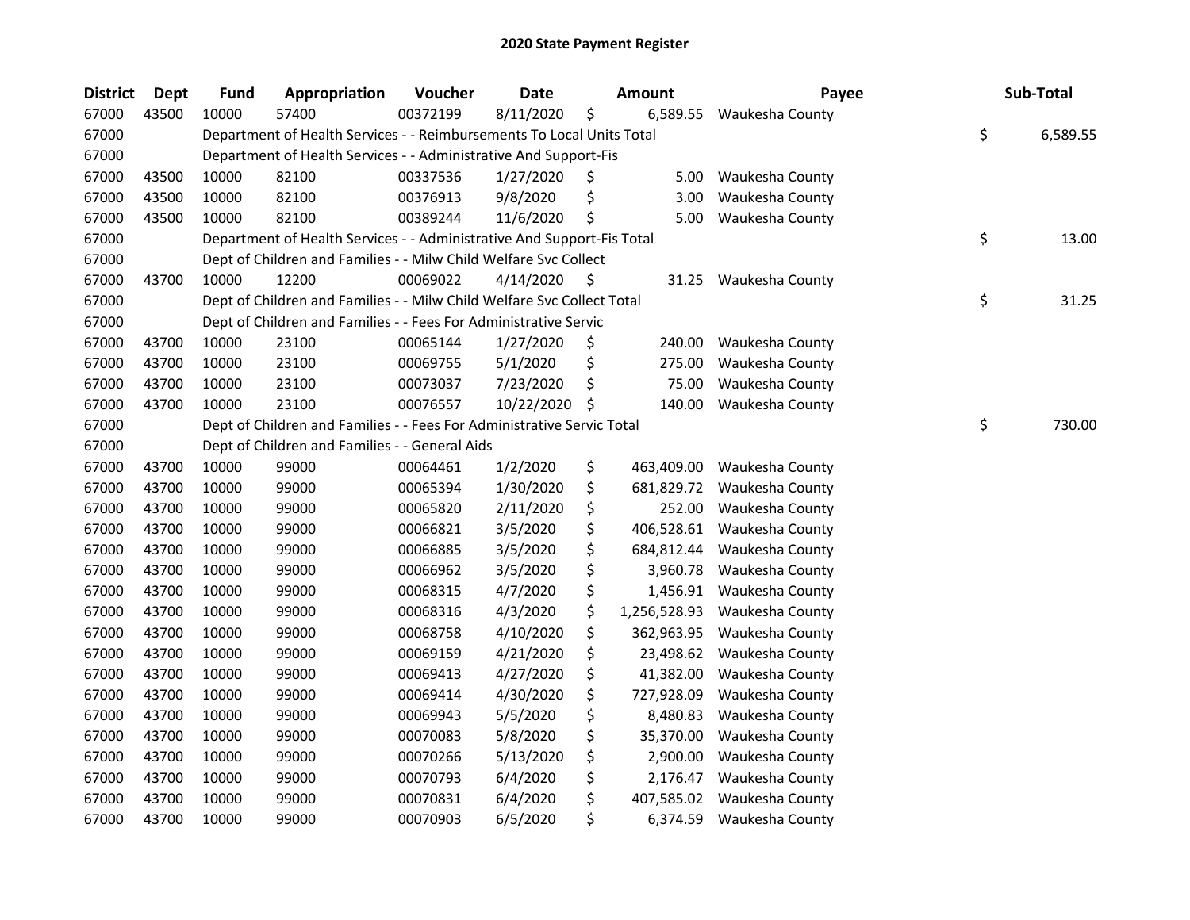# 2020 State Payment Register

| District | Dept | Fund | Appropriation | Voucher | Date | Amount | Payee | Sub-Total |
|---|---|---|---|---|---|---|---|---|
| 67000 | 43500 | 10000 | 57400 | 00372199 | 8/11/2020 | $ 6,589.55 | Waukesha County | |
| 67000 | | Department of Health Services - - Reimbursements To Local Units Total | | | | | | $ 6,589.55 |
| 67000 | | Department of Health Services - - Administrative And Support-Fis | | | | | | |
| 67000 | 43500 | 10000 | 82100 | 00337536 | 1/27/2020 | $ 5.00 | Waukesha County | |
| 67000 | 43500 | 10000 | 82100 | 00376913 | 9/8/2020 | $ 3.00 | Waukesha County | |
| 67000 | 43500 | 10000 | 82100 | 00389244 | 11/6/2020 | $ 5.00 | Waukesha County | |
| 67000 | | Department of Health Services - - Administrative And Support-Fis Total | | | | | | $ 13.00 |
| 67000 | | Dept of Children and Families - - Milw Child Welfare Svc Collect | | | | | | |
| 67000 | 43700 | 10000 | 12200 | 00069022 | 4/14/2020 | $ 31.25 | Waukesha County | |
| 67000 | | Dept of Children and Families - - Milw Child Welfare Svc Collect Total | | | | | | $ 31.25 |
| 67000 | | Dept of Children and Families - - Fees For Administrative Servic | | | | | | |
| 67000 | 43700 | 10000 | 23100 | 00065144 | 1/27/2020 | $ 240.00 | Waukesha County | |
| 67000 | 43700 | 10000 | 23100 | 00069755 | 5/1/2020 | $ 275.00 | Waukesha County | |
| 67000 | 43700 | 10000 | 23100 | 00073037 | 7/23/2020 | $ 75.00 | Waukesha County | |
| 67000 | 43700 | 10000 | 23100 | 00076557 | 10/22/2020 | $ 140.00 | Waukesha County | |
| 67000 | | Dept of Children and Families - - Fees For Administrative Servic Total | | | | | | $ 730.00 |
| 67000 | | Dept of Children and Families - - General Aids | | | | | | |
| 67000 | 43700 | 10000 | 99000 | 00064461 | 1/2/2020 | $ 463,409.00 | Waukesha County | |
| 67000 | 43700 | 10000 | 99000 | 00065394 | 1/30/2020 | $ 681,829.72 | Waukesha County | |
| 67000 | 43700 | 10000 | 99000 | 00065820 | 2/11/2020 | $ 252.00 | Waukesha County | |
| 67000 | 43700 | 10000 | 99000 | 00066821 | 3/5/2020 | $ 406,528.61 | Waukesha County | |
| 67000 | 43700 | 10000 | 99000 | 00066885 | 3/5/2020 | $ 684,812.44 | Waukesha County | |
| 67000 | 43700 | 10000 | 99000 | 00066962 | 3/5/2020 | $ 3,960.78 | Waukesha County | |
| 67000 | 43700 | 10000 | 99000 | 00068315 | 4/7/2020 | $ 1,456.91 | Waukesha County | |
| 67000 | 43700 | 10000 | 99000 | 00068316 | 4/3/2020 | $ 1,256,528.93 | Waukesha County | |
| 67000 | 43700 | 10000 | 99000 | 00068758 | 4/10/2020 | $ 362,963.95 | Waukesha County | |
| 67000 | 43700 | 10000 | 99000 | 00069159 | 4/21/2020 | $ 23,498.62 | Waukesha County | |
| 67000 | 43700 | 10000 | 99000 | 00069413 | 4/27/2020 | $ 41,382.00 | Waukesha County | |
| 67000 | 43700 | 10000 | 99000 | 00069414 | 4/30/2020 | $ 727,928.09 | Waukesha County | |
| 67000 | 43700 | 10000 | 99000 | 00069943 | 5/5/2020 | $ 8,480.83 | Waukesha County | |
| 67000 | 43700 | 10000 | 99000 | 00070083 | 5/8/2020 | $ 35,370.00 | Waukesha County | |
| 67000 | 43700 | 10000 | 99000 | 00070266 | 5/13/2020 | $ 2,900.00 | Waukesha County | |
| 67000 | 43700 | 10000 | 99000 | 00070793 | 6/4/2020 | $ 2,176.47 | Waukesha County | |
| 67000 | 43700 | 10000 | 99000 | 00070831 | 6/4/2020 | $ 407,585.02 | Waukesha County | |
| 67000 | 43700 | 10000 | 99000 | 00070903 | 6/5/2020 | $ 6,374.59 | Waukesha County | |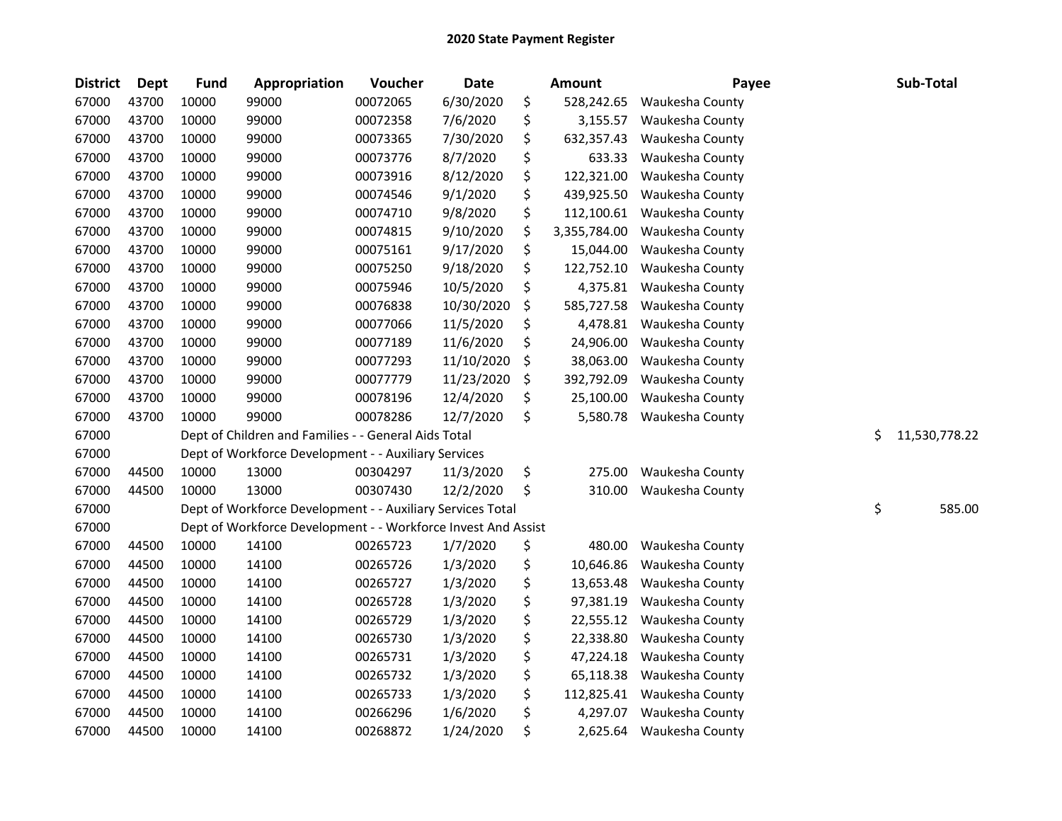## 2020 State Payment Register

| District | Dept | Fund | Appropriation | Voucher | Date | Amount | Payee | Sub-Total |
|---|---|---|---|---|---|---|---|---|
| 67000 | 43700 | 10000 | 99000 | 00072065 | 6/30/2020 | $ 528,242.65 | Waukesha County | |
| 67000 | 43700 | 10000 | 99000 | 00072358 | 7/6/2020 | $ 3,155.57 | Waukesha County | |
| 67000 | 43700 | 10000 | 99000 | 00073365 | 7/30/2020 | $ 632,357.43 | Waukesha County | |
| 67000 | 43700 | 10000 | 99000 | 00073776 | 8/7/2020 | $ 633.33 | Waukesha County | |
| 67000 | 43700 | 10000 | 99000 | 00073916 | 8/12/2020 | $ 122,321.00 | Waukesha County | |
| 67000 | 43700 | 10000 | 99000 | 00074546 | 9/1/2020 | $ 439,925.50 | Waukesha County | |
| 67000 | 43700 | 10000 | 99000 | 00074710 | 9/8/2020 | $ 112,100.61 | Waukesha County | |
| 67000 | 43700 | 10000 | 99000 | 00074815 | 9/10/2020 | $ 3,355,784.00 | Waukesha County | |
| 67000 | 43700 | 10000 | 99000 | 00075161 | 9/17/2020 | $ 15,044.00 | Waukesha County | |
| 67000 | 43700 | 10000 | 99000 | 00075250 | 9/18/2020 | $ 122,752.10 | Waukesha County | |
| 67000 | 43700 | 10000 | 99000 | 00075946 | 10/5/2020 | $ 4,375.81 | Waukesha County | |
| 67000 | 43700 | 10000 | 99000 | 00076838 | 10/30/2020 | $ 585,727.58 | Waukesha County | |
| 67000 | 43700 | 10000 | 99000 | 00077066 | 11/5/2020 | $ 4,478.81 | Waukesha County | |
| 67000 | 43700 | 10000 | 99000 | 00077189 | 11/6/2020 | $ 24,906.00 | Waukesha County | |
| 67000 | 43700 | 10000 | 99000 | 00077293 | 11/10/2020 | $ 38,063.00 | Waukesha County | |
| 67000 | 43700 | 10000 | 99000 | 00077779 | 11/23/2020 | $ 392,792.09 | Waukesha County | |
| 67000 | 43700 | 10000 | 99000 | 00078196 | 12/4/2020 | $ 25,100.00 | Waukesha County | |
| 67000 | 43700 | 10000 | 99000 | 00078286 | 12/7/2020 | $ 5,580.78 | Waukesha County | |
| 67000 | | Dept of Children and Families - - General Aids Total | | | | | | $ 11,530,778.22 |
| 67000 | | Dept of Workforce Development - - Auxiliary Services | | | | | | |
| 67000 | 44500 | 10000 | 13000 | 00304297 | 11/3/2020 | $ 275.00 | Waukesha County | |
| 67000 | 44500 | 10000 | 13000 | 00307430 | 12/2/2020 | $ 310.00 | Waukesha County | |
| 67000 | | Dept of Workforce Development - - Auxiliary Services Total | | | | | | $ 585.00 |
| 67000 | | Dept of Workforce Development - - Workforce Invest And Assist | | | | | | |
| 67000 | 44500 | 10000 | 14100 | 00265723 | 1/7/2020 | $ 480.00 | Waukesha County | |
| 67000 | 44500 | 10000 | 14100 | 00265726 | 1/3/2020 | $ 10,646.86 | Waukesha County | |
| 67000 | 44500 | 10000 | 14100 | 00265727 | 1/3/2020 | $ 13,653.48 | Waukesha County | |
| 67000 | 44500 | 10000 | 14100 | 00265728 | 1/3/2020 | $ 97,381.19 | Waukesha County | |
| 67000 | 44500 | 10000 | 14100 | 00265729 | 1/3/2020 | $ 22,555.12 | Waukesha County | |
| 67000 | 44500 | 10000 | 14100 | 00265730 | 1/3/2020 | $ 22,338.80 | Waukesha County | |
| 67000 | 44500 | 10000 | 14100 | 00265731 | 1/3/2020 | $ 47,224.18 | Waukesha County | |
| 67000 | 44500 | 10000 | 14100 | 00265732 | 1/3/2020 | $ 65,118.38 | Waukesha County | |
| 67000 | 44500 | 10000 | 14100 | 00265733 | 1/3/2020 | $ 112,825.41 | Waukesha County | |
| 67000 | 44500 | 10000 | 14100 | 00266296 | 1/6/2020 | $ 4,297.07 | Waukesha County | |
| 67000 | 44500 | 10000 | 14100 | 00268872 | 1/24/2020 | $ 2,625.64 | Waukesha County | |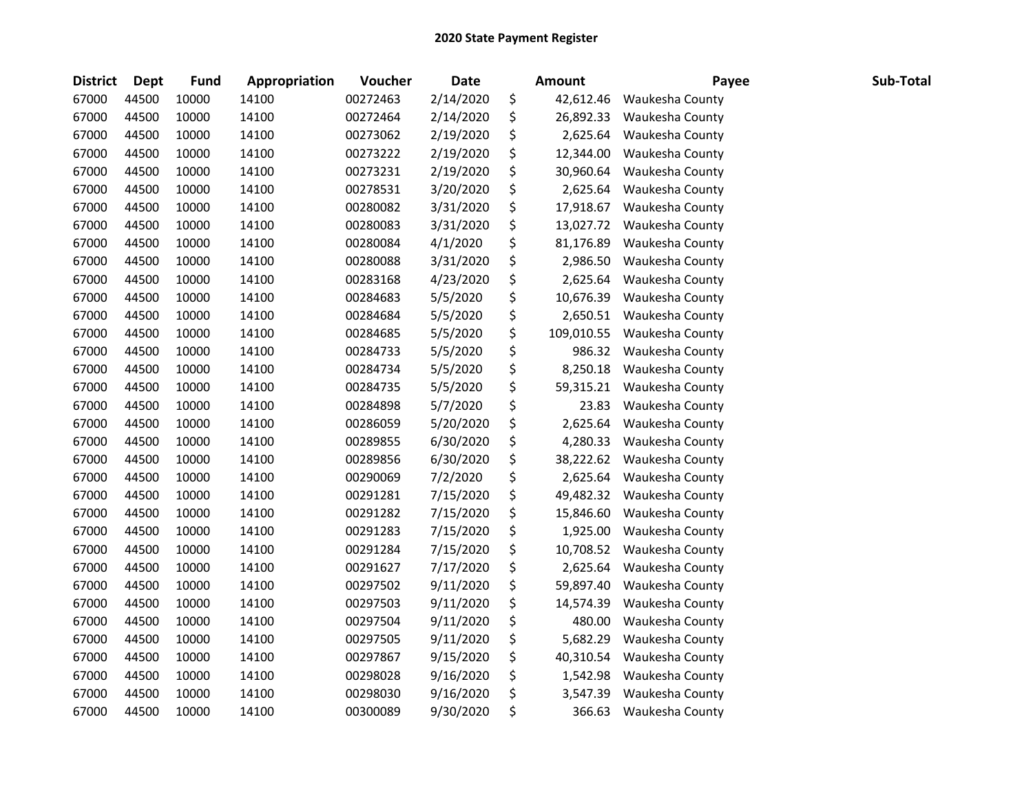# 2020 State Payment Register

| District | Dept | Fund | Appropriation | Voucher | Date | Amount | Payee | Sub-Total |
|---|---|---|---|---|---|---|---|---|
| 67000 | 44500 | 10000 | 14100 | 00272463 | 2/14/2020 | $ 42,612.46 | Waukesha County | |
| 67000 | 44500 | 10000 | 14100 | 00272464 | 2/14/2020 | $ 26,892.33 | Waukesha County | |
| 67000 | 44500 | 10000 | 14100 | 00273062 | 2/19/2020 | $ 2,625.64 | Waukesha County | |
| 67000 | 44500 | 10000 | 14100 | 00273222 | 2/19/2020 | $ 12,344.00 | Waukesha County | |
| 67000 | 44500 | 10000 | 14100 | 00273231 | 2/19/2020 | $ 30,960.64 | Waukesha County | |
| 67000 | 44500 | 10000 | 14100 | 00278531 | 3/20/2020 | $ 2,625.64 | Waukesha County | |
| 67000 | 44500 | 10000 | 14100 | 00280082 | 3/31/2020 | $ 17,918.67 | Waukesha County | |
| 67000 | 44500 | 10000 | 14100 | 00280083 | 3/31/2020 | $ 13,027.72 | Waukesha County | |
| 67000 | 44500 | 10000 | 14100 | 00280084 | 4/1/2020 | $ 81,176.89 | Waukesha County | |
| 67000 | 44500 | 10000 | 14100 | 00280088 | 3/31/2020 | $ 2,986.50 | Waukesha County | |
| 67000 | 44500 | 10000 | 14100 | 00283168 | 4/23/2020 | $ 2,625.64 | Waukesha County | |
| 67000 | 44500 | 10000 | 14100 | 00284683 | 5/5/2020 | $ 10,676.39 | Waukesha County | |
| 67000 | 44500 | 10000 | 14100 | 00284684 | 5/5/2020 | $ 2,650.51 | Waukesha County | |
| 67000 | 44500 | 10000 | 14100 | 00284685 | 5/5/2020 | $ 109,010.55 | Waukesha County | |
| 67000 | 44500 | 10000 | 14100 | 00284733 | 5/5/2020 | $ 986.32 | Waukesha County | |
| 67000 | 44500 | 10000 | 14100 | 00284734 | 5/5/2020 | $ 8,250.18 | Waukesha County | |
| 67000 | 44500 | 10000 | 14100 | 00284735 | 5/5/2020 | $ 59,315.21 | Waukesha County | |
| 67000 | 44500 | 10000 | 14100 | 00284898 | 5/7/2020 | $ 23.83 | Waukesha County | |
| 67000 | 44500 | 10000 | 14100 | 00286059 | 5/20/2020 | $ 2,625.64 | Waukesha County | |
| 67000 | 44500 | 10000 | 14100 | 00289855 | 6/30/2020 | $ 4,280.33 | Waukesha County | |
| 67000 | 44500 | 10000 | 14100 | 00289856 | 6/30/2020 | $ 38,222.62 | Waukesha County | |
| 67000 | 44500 | 10000 | 14100 | 00290069 | 7/2/2020 | $ 2,625.64 | Waukesha County | |
| 67000 | 44500 | 10000 | 14100 | 00291281 | 7/15/2020 | $ 49,482.32 | Waukesha County | |
| 67000 | 44500 | 10000 | 14100 | 00291282 | 7/15/2020 | $ 15,846.60 | Waukesha County | |
| 67000 | 44500 | 10000 | 14100 | 00291283 | 7/15/2020 | $ 1,925.00 | Waukesha County | |
| 67000 | 44500 | 10000 | 14100 | 00291284 | 7/15/2020 | $ 10,708.52 | Waukesha County | |
| 67000 | 44500 | 10000 | 14100 | 00291627 | 7/17/2020 | $ 2,625.64 | Waukesha County | |
| 67000 | 44500 | 10000 | 14100 | 00297502 | 9/11/2020 | $ 59,897.40 | Waukesha County | |
| 67000 | 44500 | 10000 | 14100 | 00297503 | 9/11/2020 | $ 14,574.39 | Waukesha County | |
| 67000 | 44500 | 10000 | 14100 | 00297504 | 9/11/2020 | $ 480.00 | Waukesha County | |
| 67000 | 44500 | 10000 | 14100 | 00297505 | 9/11/2020 | $ 5,682.29 | Waukesha County | |
| 67000 | 44500 | 10000 | 14100 | 00297867 | 9/15/2020 | $ 40,310.54 | Waukesha County | |
| 67000 | 44500 | 10000 | 14100 | 00298028 | 9/16/2020 | $ 1,542.98 | Waukesha County | |
| 67000 | 44500 | 10000 | 14100 | 00298030 | 9/16/2020 | $ 3,547.39 | Waukesha County | |
| 67000 | 44500 | 10000 | 14100 | 00300089 | 9/30/2020 | $ 366.63 | Waukesha County | |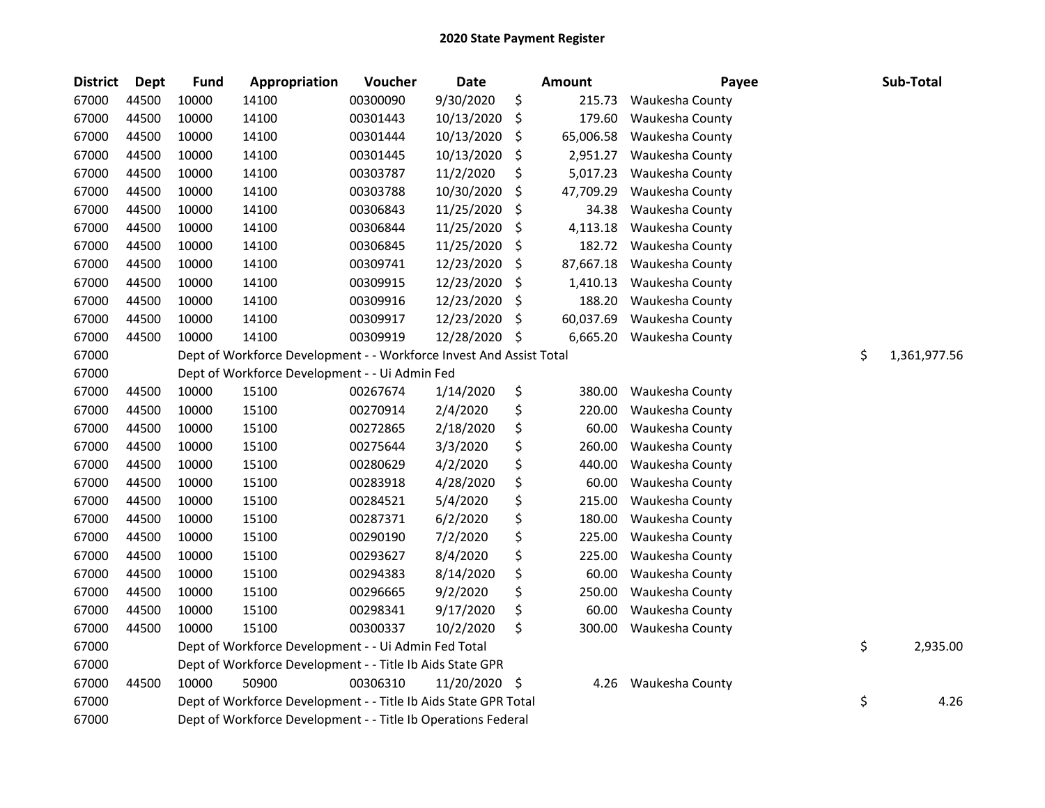## 2020 State Payment Register

| District | Dept | Fund | Appropriation | Voucher | Date | Amount | Payee | Sub-Total |
|---|---|---|---|---|---|---|---|---|
| 67000 | 44500 | 10000 | 14100 | 00300090 | 9/30/2020 | $ 215.73 | Waukesha County | |
| 67000 | 44500 | 10000 | 14100 | 00301443 | 10/13/2020 | $ 179.60 | Waukesha County | |
| 67000 | 44500 | 10000 | 14100 | 00301444 | 10/13/2020 | $ 65,006.58 | Waukesha County | |
| 67000 | 44500 | 10000 | 14100 | 00301445 | 10/13/2020 | $ 2,951.27 | Waukesha County | |
| 67000 | 44500 | 10000 | 14100 | 00303787 | 11/2/2020 | $ 5,017.23 | Waukesha County | |
| 67000 | 44500 | 10000 | 14100 | 00303788 | 10/30/2020 | $ 47,709.29 | Waukesha County | |
| 67000 | 44500 | 10000 | 14100 | 00306843 | 11/25/2020 | $ 34.38 | Waukesha County | |
| 67000 | 44500 | 10000 | 14100 | 00306844 | 11/25/2020 | $ 4,113.18 | Waukesha County | |
| 67000 | 44500 | 10000 | 14100 | 00306845 | 11/25/2020 | $ 182.72 | Waukesha County | |
| 67000 | 44500 | 10000 | 14100 | 00309741 | 12/23/2020 | $ 87,667.18 | Waukesha County | |
| 67000 | 44500 | 10000 | 14100 | 00309915 | 12/23/2020 | $ 1,410.13 | Waukesha County | |
| 67000 | 44500 | 10000 | 14100 | 00309916 | 12/23/2020 | $ 188.20 | Waukesha County | |
| 67000 | 44500 | 10000 | 14100 | 00309917 | 12/23/2020 | $ 60,037.69 | Waukesha County | |
| 67000 | 44500 | 10000 | 14100 | 00309919 | 12/28/2020 | $ 6,665.20 | Waukesha County | |
| 67000 | | Dept of Workforce Development - - Workforce Invest And Assist Total | | | | | | $ 1,361,977.56 |
| 67000 | | Dept of Workforce Development - - Ui Admin Fed | | | | | | |
| 67000 | 44500 | 10000 | 15100 | 00267674 | 1/14/2020 | $ 380.00 | Waukesha County | |
| 67000 | 44500 | 10000 | 15100 | 00270914 | 2/4/2020 | $ 220.00 | Waukesha County | |
| 67000 | 44500 | 10000 | 15100 | 00272865 | 2/18/2020 | $ 60.00 | Waukesha County | |
| 67000 | 44500 | 10000 | 15100 | 00275644 | 3/3/2020 | $ 260.00 | Waukesha County | |
| 67000 | 44500 | 10000 | 15100 | 00280629 | 4/2/2020 | $ 440.00 | Waukesha County | |
| 67000 | 44500 | 10000 | 15100 | 00283918 | 4/28/2020 | $ 60.00 | Waukesha County | |
| 67000 | 44500 | 10000 | 15100 | 00284521 | 5/4/2020 | $ 215.00 | Waukesha County | |
| 67000 | 44500 | 10000 | 15100 | 00287371 | 6/2/2020 | $ 180.00 | Waukesha County | |
| 67000 | 44500 | 10000 | 15100 | 00290190 | 7/2/2020 | $ 225.00 | Waukesha County | |
| 67000 | 44500 | 10000 | 15100 | 00293627 | 8/4/2020 | $ 225.00 | Waukesha County | |
| 67000 | 44500 | 10000 | 15100 | 00294383 | 8/14/2020 | $ 60.00 | Waukesha County | |
| 67000 | 44500 | 10000 | 15100 | 00296665 | 9/2/2020 | $ 250.00 | Waukesha County | |
| 67000 | 44500 | 10000 | 15100 | 00298341 | 9/17/2020 | $ 60.00 | Waukesha County | |
| 67000 | 44500 | 10000 | 15100 | 00300337 | 10/2/2020 | $ 300.00 | Waukesha County | |
| 67000 | | Dept of Workforce Development - - Ui Admin Fed Total | | | | | | $ 2,935.00 |
| 67000 | | Dept of Workforce Development - - Title Ib Aids State GPR | | | | | | |
| 67000 | 44500 | 10000 | 50900 | 00306310 | 11/20/2020 | $ 4.26 | Waukesha County | |
| 67000 | | Dept of Workforce Development - - Title Ib Aids State GPR Total | | | | | | $ 4.26 |
| 67000 | | Dept of Workforce Development - - Title Ib Operations Federal | | | | | | |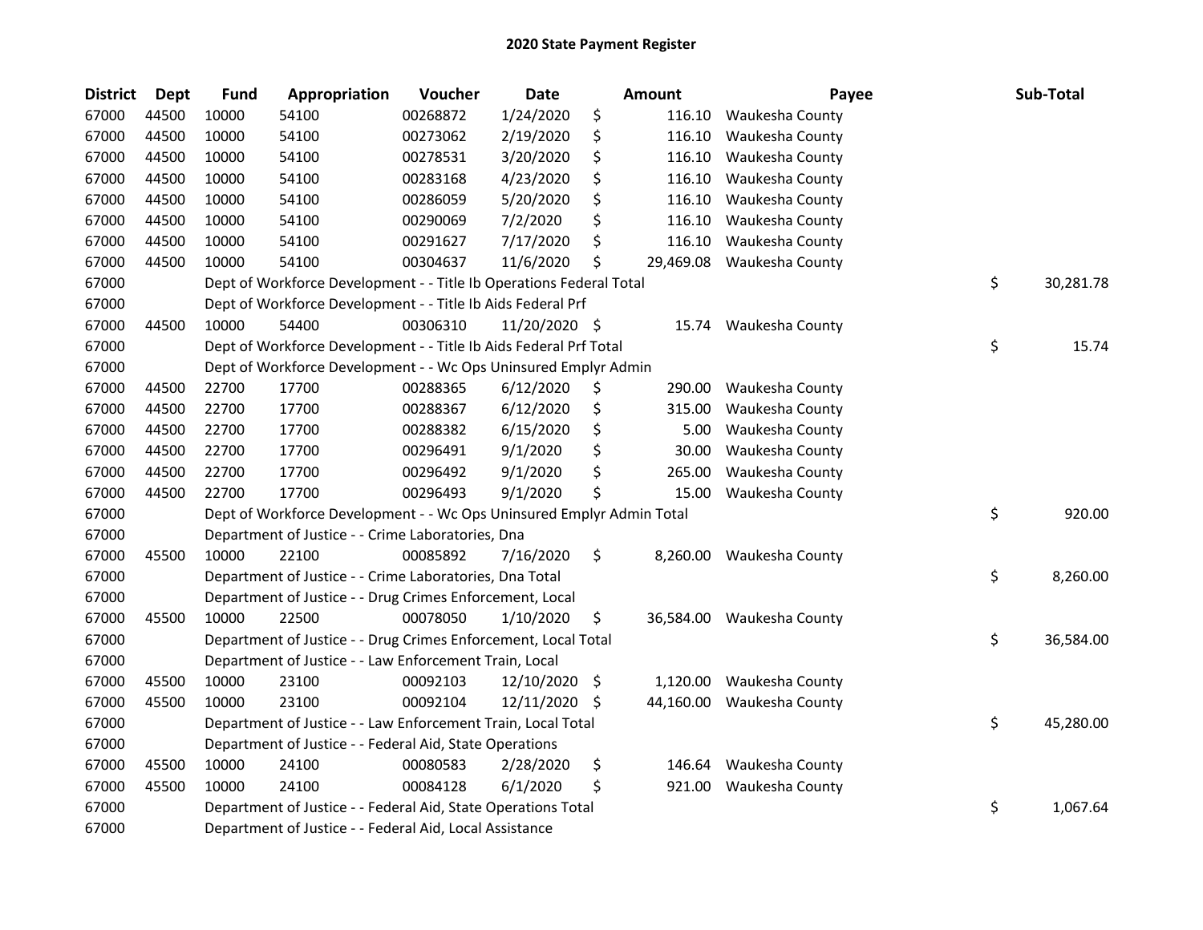# 2020 State Payment Register

| District | Dept | Fund | Appropriation | Voucher | Date | Amount | Payee | Sub-Total |
|---|---|---|---|---|---|---|---|---|
| 67000 | 44500 | 10000 | 54100 | 00268872 | 1/24/2020 | $ 116.10 | Waukesha County | |
| 67000 | 44500 | 10000 | 54100 | 00273062 | 2/19/2020 | $ 116.10 | Waukesha County | |
| 67000 | 44500 | 10000 | 54100 | 00278531 | 3/20/2020 | $ 116.10 | Waukesha County | |
| 67000 | 44500 | 10000 | 54100 | 00283168 | 4/23/2020 | $ 116.10 | Waukesha County | |
| 67000 | 44500 | 10000 | 54100 | 00286059 | 5/20/2020 | $ 116.10 | Waukesha County | |
| 67000 | 44500 | 10000 | 54100 | 00290069 | 7/2/2020 | $ 116.10 | Waukesha County | |
| 67000 | 44500 | 10000 | 54100 | 00291627 | 7/17/2020 | $ 116.10 | Waukesha County | |
| 67000 | 44500 | 10000 | 54100 | 00304637 | 11/6/2020 | $ 29,469.08 | Waukesha County | |
| 67000 | | Dept of Workforce Development - - Title Ib Operations Federal Total | | | | | | $ 30,281.78 |
| 67000 | | Dept of Workforce Development - - Title Ib Aids Federal Prf | | | | | | |
| 67000 | 44500 | 10000 | 54400 | 00306310 | 11/20/2020 | $ 15.74 | Waukesha County | |
| 67000 | | Dept of Workforce Development - - Title Ib Aids Federal Prf Total | | | | | | $ 15.74 |
| 67000 | | Dept of Workforce Development - - Wc Ops Uninsured Emplyr Admin | | | | | | |
| 67000 | 44500 | 22700 | 17700 | 00288365 | 6/12/2020 | $ 290.00 | Waukesha County | |
| 67000 | 44500 | 22700 | 17700 | 00288367 | 6/12/2020 | $ 315.00 | Waukesha County | |
| 67000 | 44500 | 22700 | 17700 | 00288382 | 6/15/2020 | $ 5.00 | Waukesha County | |
| 67000 | 44500 | 22700 | 17700 | 00296491 | 9/1/2020 | $ 30.00 | Waukesha County | |
| 67000 | 44500 | 22700 | 17700 | 00296492 | 9/1/2020 | $ 265.00 | Waukesha County | |
| 67000 | 44500 | 22700 | 17700 | 00296493 | 9/1/2020 | $ 15.00 | Waukesha County | |
| 67000 | | Dept of Workforce Development - - Wc Ops Uninsured Emplyr Admin Total | | | | | | $ 920.00 |
| 67000 | | Department of Justice - - Crime Laboratories, Dna | | | | | | |
| 67000 | 45500 | 10000 | 22100 | 00085892 | 7/16/2020 | $ 8,260.00 | Waukesha County | |
| 67000 | | Department of Justice - - Crime Laboratories, Dna Total | | | | | | $ 8,260.00 |
| 67000 | | Department of Justice - - Drug Crimes Enforcement, Local | | | | | | |
| 67000 | 45500 | 10000 | 22500 | 00078050 | 1/10/2020 | $ 36,584.00 | Waukesha County | |
| 67000 | | Department of Justice - - Drug Crimes Enforcement, Local Total | | | | | | $ 36,584.00 |
| 67000 | | Department of Justice - - Law Enforcement Train, Local | | | | | | |
| 67000 | 45500 | 10000 | 23100 | 00092103 | 12/10/2020 | $ 1,120.00 | Waukesha County | |
| 67000 | 45500 | 10000 | 23100 | 00092104 | 12/11/2020 | $ 44,160.00 | Waukesha County | |
| 67000 | | Department of Justice - - Law Enforcement Train, Local Total | | | | | | $ 45,280.00 |
| 67000 | | Department of Justice - - Federal Aid, State Operations | | | | | | |
| 67000 | 45500 | 10000 | 24100 | 00080583 | 2/28/2020 | $ 146.64 | Waukesha County | |
| 67000 | 45500 | 10000 | 24100 | 00084128 | 6/1/2020 | $ 921.00 | Waukesha County | |
| 67000 | | Department of Justice - - Federal Aid, State Operations Total | | | | | | $ 1,067.64 |
| 67000 | | Department of Justice - - Federal Aid, Local Assistance | | | | | | |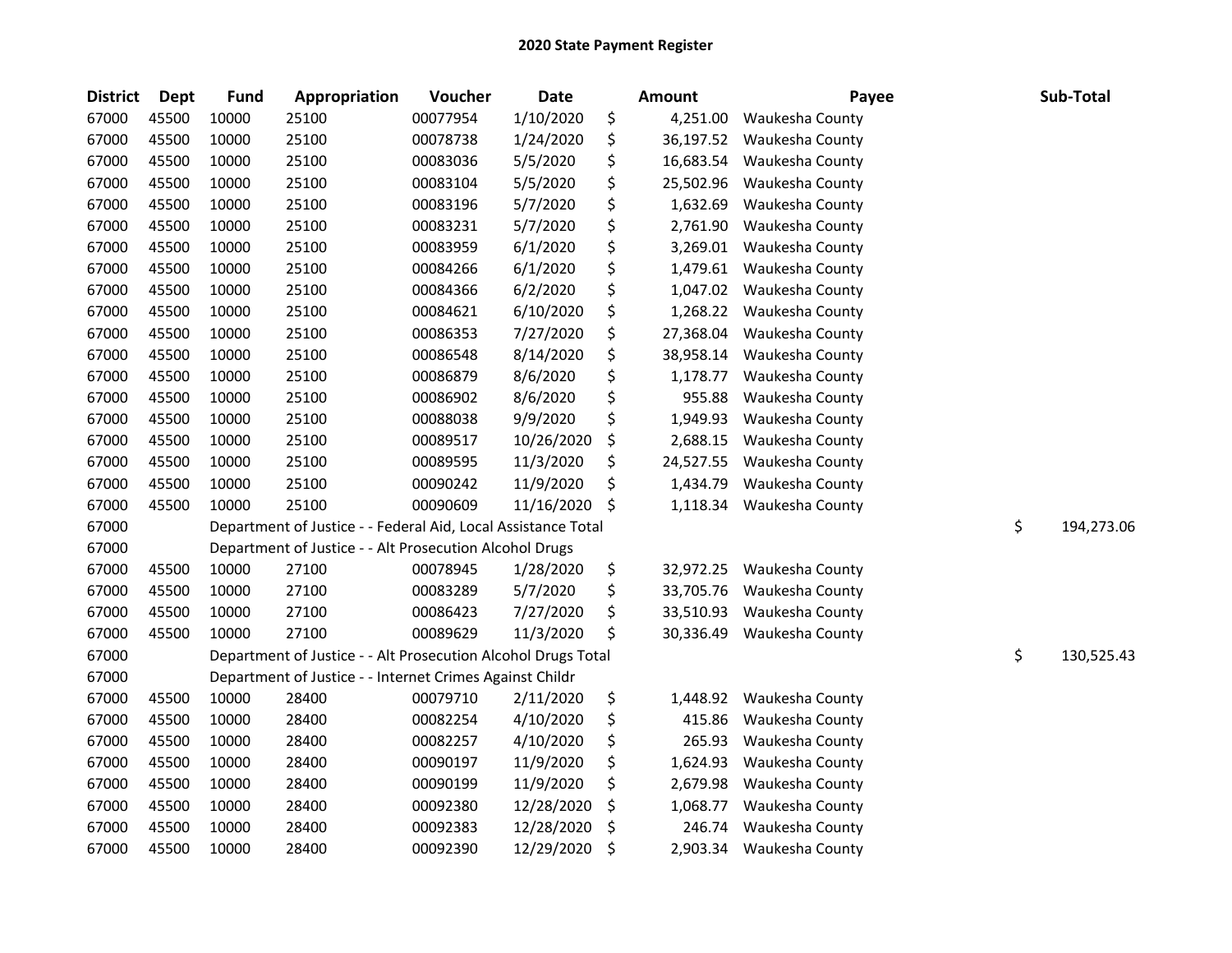# 2020 State Payment Register

| District | Dept | Fund | Appropriation | Voucher | Date | Amount | Payee | Sub-Total |
|---|---|---|---|---|---|---|---|---|
| 67000 | 45500 | 10000 | 25100 | 00077954 | 1/10/2020 | $ 4,251.00 | Waukesha County | |
| 67000 | 45500 | 10000 | 25100 | 00078738 | 1/24/2020 | $ 36,197.52 | Waukesha County | |
| 67000 | 45500 | 10000 | 25100 | 00083036 | 5/5/2020 | $ 16,683.54 | Waukesha County | |
| 67000 | 45500 | 10000 | 25100 | 00083104 | 5/5/2020 | $ 25,502.96 | Waukesha County | |
| 67000 | 45500 | 10000 | 25100 | 00083196 | 5/7/2020 | $ 1,632.69 | Waukesha County | |
| 67000 | 45500 | 10000 | 25100 | 00083231 | 5/7/2020 | $ 2,761.90 | Waukesha County | |
| 67000 | 45500 | 10000 | 25100 | 00083959 | 6/1/2020 | $ 3,269.01 | Waukesha County | |
| 67000 | 45500 | 10000 | 25100 | 00084266 | 6/1/2020 | $ 1,479.61 | Waukesha County | |
| 67000 | 45500 | 10000 | 25100 | 00084366 | 6/2/2020 | $ 1,047.02 | Waukesha County | |
| 67000 | 45500 | 10000 | 25100 | 00084621 | 6/10/2020 | $ 1,268.22 | Waukesha County | |
| 67000 | 45500 | 10000 | 25100 | 00086353 | 7/27/2020 | $ 27,368.04 | Waukesha County | |
| 67000 | 45500 | 10000 | 25100 | 00086548 | 8/14/2020 | $ 38,958.14 | Waukesha County | |
| 67000 | 45500 | 10000 | 25100 | 00086879 | 8/6/2020 | $ 1,178.77 | Waukesha County | |
| 67000 | 45500 | 10000 | 25100 | 00086902 | 8/6/2020 | $ 955.88 | Waukesha County | |
| 67000 | 45500 | 10000 | 25100 | 00088038 | 9/9/2020 | $ 1,949.93 | Waukesha County | |
| 67000 | 45500 | 10000 | 25100 | 00089517 | 10/26/2020 | $ 2,688.15 | Waukesha County | |
| 67000 | 45500 | 10000 | 25100 | 00089595 | 11/3/2020 | $ 24,527.55 | Waukesha County | |
| 67000 | 45500 | 10000 | 25100 | 00090242 | 11/9/2020 | $ 1,434.79 | Waukesha County | |
| 67000 | 45500 | 10000 | 25100 | 00090609 | 11/16/2020 | $ 1,118.34 | Waukesha County | |
| 67000 | | Department of Justice - - Federal Aid, Local Assistance Total | | | | | | $ 194,273.06 |
| 67000 | | Department of Justice - - Alt Prosecution Alcohol Drugs | | | | | | |
| 67000 | 45500 | 10000 | 27100 | 00078945 | 1/28/2020 | $ 32,972.25 | Waukesha County | |
| 67000 | 45500 | 10000 | 27100 | 00083289 | 5/7/2020 | $ 33,705.76 | Waukesha County | |
| 67000 | 45500 | 10000 | 27100 | 00086423 | 7/27/2020 | $ 33,510.93 | Waukesha County | |
| 67000 | 45500 | 10000 | 27100 | 00089629 | 11/3/2020 | $ 30,336.49 | Waukesha County | |
| 67000 | | Department of Justice - - Alt Prosecution Alcohol Drugs Total | | | | | | $ 130,525.43 |
| 67000 | | Department of Justice - - Internet Crimes Against Childr | | | | | | |
| 67000 | 45500 | 10000 | 28400 | 00079710 | 2/11/2020 | $ 1,448.92 | Waukesha County | |
| 67000 | 45500 | 10000 | 28400 | 00082254 | 4/10/2020 | $ 415.86 | Waukesha County | |
| 67000 | 45500 | 10000 | 28400 | 00082257 | 4/10/2020 | $ 265.93 | Waukesha County | |
| 67000 | 45500 | 10000 | 28400 | 00090197 | 11/9/2020 | $ 1,624.93 | Waukesha County | |
| 67000 | 45500 | 10000 | 28400 | 00090199 | 11/9/2020 | $ 2,679.98 | Waukesha County | |
| 67000 | 45500 | 10000 | 28400 | 00092380 | 12/28/2020 | $ 1,068.77 | Waukesha County | |
| 67000 | 45500 | 10000 | 28400 | 00092383 | 12/28/2020 | $ 246.74 | Waukesha County | |
| 67000 | 45500 | 10000 | 28400 | 00092390 | 12/29/2020 | $ 2,903.34 | Waukesha County | |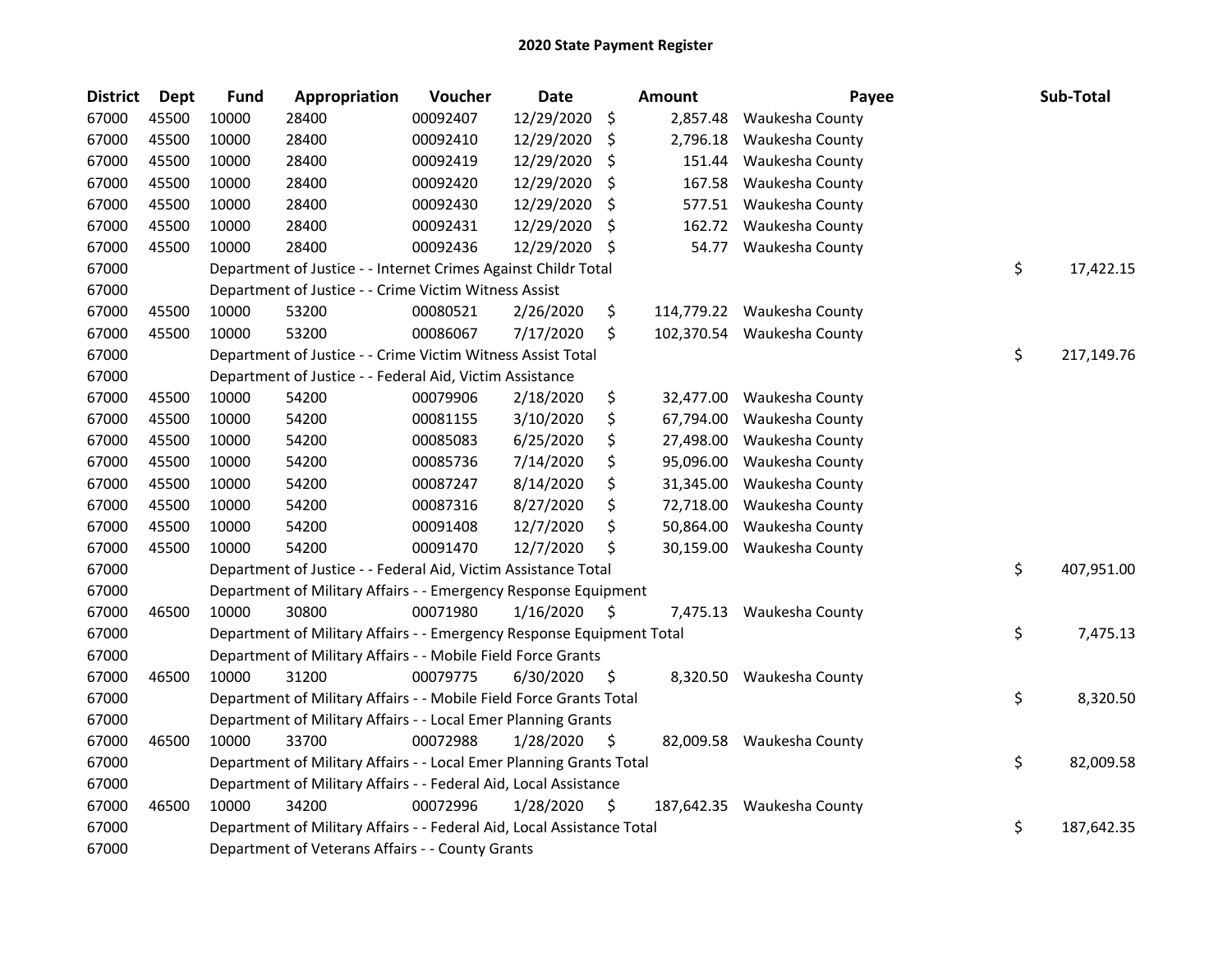# 2020 State Payment Register

| District | Dept | Fund | Appropriation | Voucher | Date | Amount | Payee | Sub-Total |
|---|---|---|---|---|---|---|---|---|
| 67000 | 45500 | 10000 | 28400 | 00092407 | 12/29/2020 | $ 2,857.48 | Waukesha County | |
| 67000 | 45500 | 10000 | 28400 | 00092410 | 12/29/2020 | $ 2,796.18 | Waukesha County | |
| 67000 | 45500 | 10000 | 28400 | 00092419 | 12/29/2020 | $ 151.44 | Waukesha County | |
| 67000 | 45500 | 10000 | 28400 | 00092420 | 12/29/2020 | $ 167.58 | Waukesha County | |
| 67000 | 45500 | 10000 | 28400 | 00092430 | 12/29/2020 | $ 577.51 | Waukesha County | |
| 67000 | 45500 | 10000 | 28400 | 00092431 | 12/29/2020 | $ 162.72 | Waukesha County | |
| 67000 | 45500 | 10000 | 28400 | 00092436 | 12/29/2020 | $ 54.77 | Waukesha County | |
| 67000 | | Department of Justice - - Internet Crimes Against Childr Total | | | | | | $ 17,422.15 |
| 67000 | | Department of Justice - - Crime Victim Witness Assist | | | | | | |
| 67000 | 45500 | 10000 | 53200 | 00080521 | 2/26/2020 | $ 114,779.22 | Waukesha County | |
| 67000 | 45500 | 10000 | 53200 | 00086067 | 7/17/2020 | $ 102,370.54 | Waukesha County | |
| 67000 | | Department of Justice - - Crime Victim Witness Assist Total | | | | | | $ 217,149.76 |
| 67000 | | Department of Justice - - Federal Aid, Victim Assistance | | | | | | |
| 67000 | 45500 | 10000 | 54200 | 00079906 | 2/18/2020 | $ 32,477.00 | Waukesha County | |
| 67000 | 45500 | 10000 | 54200 | 00081155 | 3/10/2020 | $ 67,794.00 | Waukesha County | |
| 67000 | 45500 | 10000 | 54200 | 00085083 | 6/25/2020 | $ 27,498.00 | Waukesha County | |
| 67000 | 45500 | 10000 | 54200 | 00085736 | 7/14/2020 | $ 95,096.00 | Waukesha County | |
| 67000 | 45500 | 10000 | 54200 | 00087247 | 8/14/2020 | $ 31,345.00 | Waukesha County | |
| 67000 | 45500 | 10000 | 54200 | 00087316 | 8/27/2020 | $ 72,718.00 | Waukesha County | |
| 67000 | 45500 | 10000 | 54200 | 00091408 | 12/7/2020 | $ 50,864.00 | Waukesha County | |
| 67000 | 45500 | 10000 | 54200 | 00091470 | 12/7/2020 | $ 30,159.00 | Waukesha County | |
| 67000 | | Department of Justice - - Federal Aid, Victim Assistance Total | | | | | | $ 407,951.00 |
| 67000 | | Department of Military Affairs - - Emergency Response Equipment | | | | | | |
| 67000 | 46500 | 10000 | 30800 | 00071980 | 1/16/2020 | $ 7,475.13 | Waukesha County | |
| 67000 | | Department of Military Affairs - - Emergency Response Equipment Total | | | | | | $ 7,475.13 |
| 67000 | | Department of Military Affairs - - Mobile Field Force Grants | | | | | | |
| 67000 | 46500 | 10000 | 31200 | 00079775 | 6/30/2020 | $ 8,320.50 | Waukesha County | |
| 67000 | | Department of Military Affairs - - Mobile Field Force Grants Total | | | | | | $ 8,320.50 |
| 67000 | | Department of Military Affairs - - Local Emer Planning Grants | | | | | | |
| 67000 | 46500 | 10000 | 33700 | 00072988 | 1/28/2020 | $ 82,009.58 | Waukesha County | |
| 67000 | | Department of Military Affairs - - Local Emer Planning Grants Total | | | | | | $ 82,009.58 |
| 67000 | | Department of Military Affairs - - Federal Aid, Local Assistance | | | | | | |
| 67000 | 46500 | 10000 | 34200 | 00072996 | 1/28/2020 | $ 187,642.35 | Waukesha County | |
| 67000 | | Department of Military Affairs - - Federal Aid, Local Assistance Total | | | | | | $ 187,642.35 |
| 67000 | | Department of Veterans Affairs - - County Grants | | | | | | |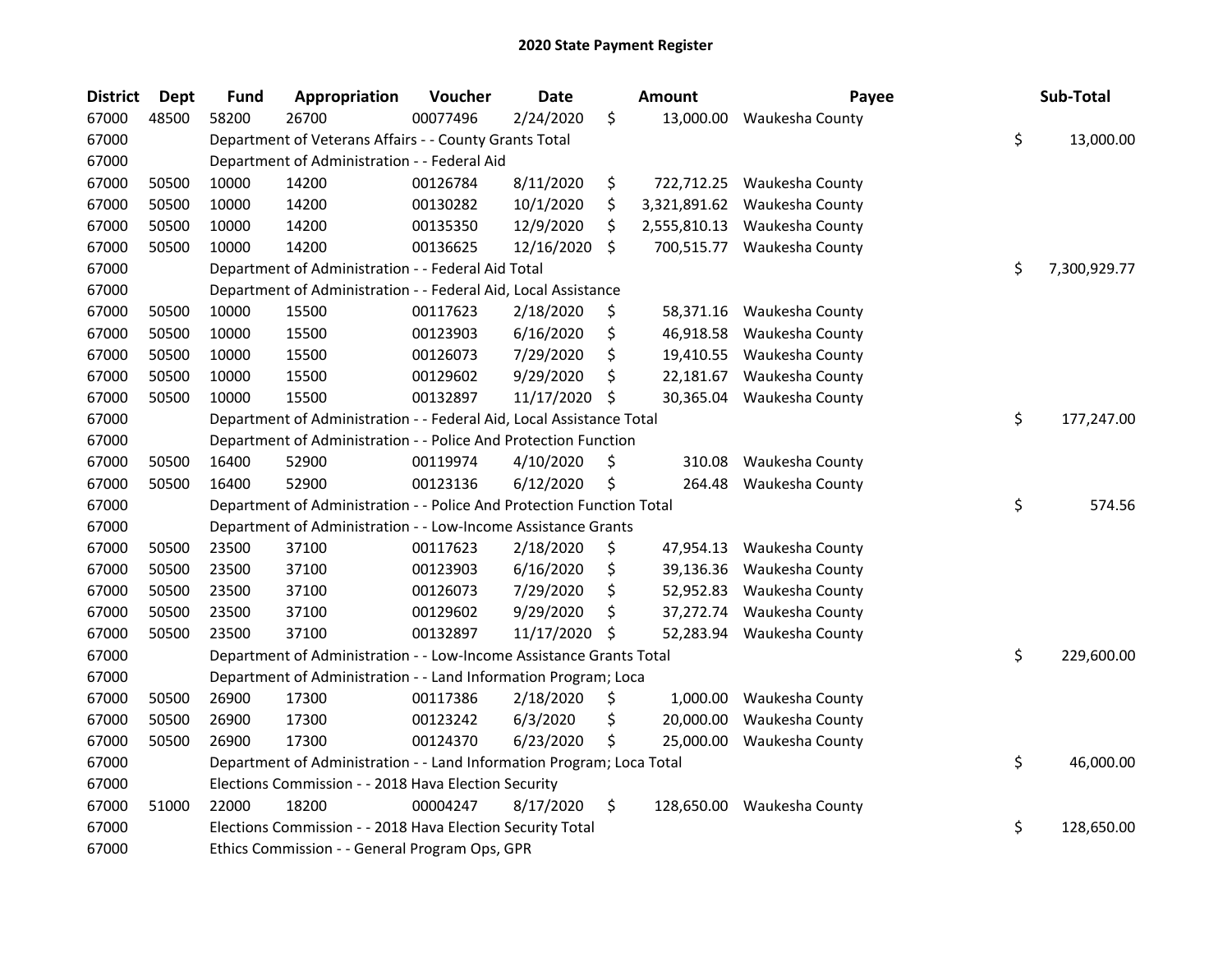# 2020 State Payment Register

| District | Dept | Fund | Appropriation | Voucher | Date | Amount | Payee | Sub-Total |
|---|---|---|---|---|---|---|---|---|
| 67000 | 48500 | 58200 | 26700 | 00077496 | 2/24/2020 | $ 13,000.00 | Waukesha County | |
| 67000 | | Department of Veterans Affairs - - County Grants Total | | | | | | $ 13,000.00 |
| 67000 | | Department of Administration - - Federal Aid | | | | | | |
| 67000 | 50500 | 10000 | 14200 | 00126784 | 8/11/2020 | $ 722,712.25 | Waukesha County | |
| 67000 | 50500 | 10000 | 14200 | 00130282 | 10/1/2020 | $ 3,321,891.62 | Waukesha County | |
| 67000 | 50500 | 10000 | 14200 | 00135350 | 12/9/2020 | $ 2,555,810.13 | Waukesha County | |
| 67000 | 50500 | 10000 | 14200 | 00136625 | 12/16/2020 | $ 700,515.77 | Waukesha County | |
| 67000 | | Department of Administration - - Federal Aid Total | | | | | | $ 7,300,929.77 |
| 67000 | | Department of Administration - - Federal Aid, Local Assistance | | | | | | |
| 67000 | 50500 | 10000 | 15500 | 00117623 | 2/18/2020 | $ 58,371.16 | Waukesha County | |
| 67000 | 50500 | 10000 | 15500 | 00123903 | 6/16/2020 | $ 46,918.58 | Waukesha County | |
| 67000 | 50500 | 10000 | 15500 | 00126073 | 7/29/2020 | $ 19,410.55 | Waukesha County | |
| 67000 | 50500 | 10000 | 15500 | 00129602 | 9/29/2020 | $ 22,181.67 | Waukesha County | |
| 67000 | 50500 | 10000 | 15500 | 00132897 | 11/17/2020 | $ 30,365.04 | Waukesha County | |
| 67000 | | Department of Administration - - Federal Aid, Local Assistance Total | | | | | | $ 177,247.00 |
| 67000 | | Department of Administration - - Police And Protection Function | | | | | | |
| 67000 | 50500 | 16400 | 52900 | 00119974 | 4/10/2020 | $ 310.08 | Waukesha County | |
| 67000 | 50500 | 16400 | 52900 | 00123136 | 6/12/2020 | $ 264.48 | Waukesha County | |
| 67000 | | Department of Administration - - Police And Protection Function Total | | | | | | $ 574.56 |
| 67000 | | Department of Administration - - Low-Income Assistance Grants | | | | | | |
| 67000 | 50500 | 23500 | 37100 | 00117623 | 2/18/2020 | $ 47,954.13 | Waukesha County | |
| 67000 | 50500 | 23500 | 37100 | 00123903 | 6/16/2020 | $ 39,136.36 | Waukesha County | |
| 67000 | 50500 | 23500 | 37100 | 00126073 | 7/29/2020 | $ 52,952.83 | Waukesha County | |
| 67000 | 50500 | 23500 | 37100 | 00129602 | 9/29/2020 | $ 37,272.74 | Waukesha County | |
| 67000 | 50500 | 23500 | 37100 | 00132897 | 11/17/2020 | $ 52,283.94 | Waukesha County | |
| 67000 | | Department of Administration - - Low-Income Assistance Grants Total | | | | | | $ 229,600.00 |
| 67000 | | Department of Administration - - Land Information Program; Loca | | | | | | |
| 67000 | 50500 | 26900 | 17300 | 00117386 | 2/18/2020 | $ 1,000.00 | Waukesha County | |
| 67000 | 50500 | 26900 | 17300 | 00123242 | 6/3/2020 | $ 20,000.00 | Waukesha County | |
| 67000 | 50500 | 26900 | 17300 | 00124370 | 6/23/2020 | $ 25,000.00 | Waukesha County | |
| 67000 | | Department of Administration - - Land Information Program; Loca Total | | | | | | $ 46,000.00 |
| 67000 | | Elections Commission - - 2018 Hava Election Security | | | | | | |
| 67000 | 51000 | 22000 | 18200 | 00004247 | 8/17/2020 | $ 128,650.00 | Waukesha County | |
| 67000 | | Elections Commission - - 2018 Hava Election Security Total | | | | | | $ 128,650.00 |
| 67000 | | Ethics Commission - - General Program Ops, GPR | | | | | | |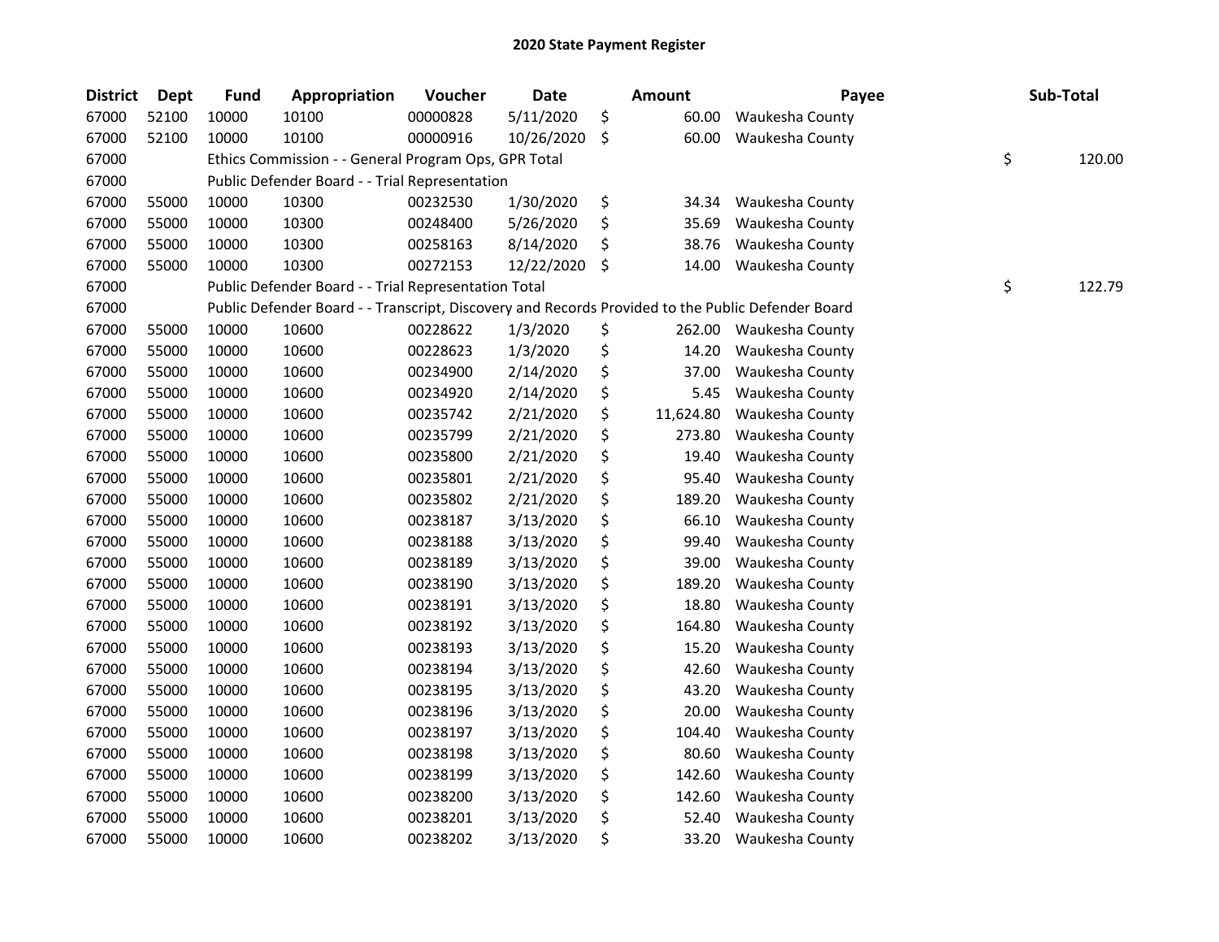# 2020 State Payment Register

| District | Dept | Fund | Appropriation | Voucher | Date | Amount | Payee | Sub-Total |
|---|---|---|---|---|---|---|---|---|
| 67000 | 52100 | 10000 | 10100 | 00000828 | 5/11/2020 | $ 60.00 | Waukesha County | |
| 67000 | 52100 | 10000 | 10100 | 00000916 | 10/26/2020 | $ 60.00 | Waukesha County | |
| 67000 | | Ethics Commission - - General Program Ops, GPR Total | | | | | | $ 120.00 |
| 67000 | | Public Defender Board - - Trial Representation | | | | | | |
| 67000 | 55000 | 10000 | 10300 | 00232530 | 1/30/2020 | $ 34.34 | Waukesha County | |
| 67000 | 55000 | 10000 | 10300 | 00248400 | 5/26/2020 | $ 35.69 | Waukesha County | |
| 67000 | 55000 | 10000 | 10300 | 00258163 | 8/14/2020 | $ 38.76 | Waukesha County | |
| 67000 | 55000 | 10000 | 10300 | 00272153 | 12/22/2020 | $ 14.00 | Waukesha County | |
| 67000 | | Public Defender Board - - Trial Representation Total | | | | | | $ 122.79 |
| 67000 | | Public Defender Board - - Transcript, Discovery and Records Provided to the Public Defender Board | | | | | | |
| 67000 | 55000 | 10000 | 10600 | 00228622 | 1/3/2020 | $ 262.00 | Waukesha County | |
| 67000 | 55000 | 10000 | 10600 | 00228623 | 1/3/2020 | $ 14.20 | Waukesha County | |
| 67000 | 55000 | 10000 | 10600 | 00234900 | 2/14/2020 | $ 37.00 | Waukesha County | |
| 67000 | 55000 | 10000 | 10600 | 00234920 | 2/14/2020 | $ 5.45 | Waukesha County | |
| 67000 | 55000 | 10000 | 10600 | 00235742 | 2/21/2020 | $ 11,624.80 | Waukesha County | |
| 67000 | 55000 | 10000 | 10600 | 00235799 | 2/21/2020 | $ 273.80 | Waukesha County | |
| 67000 | 55000 | 10000 | 10600 | 00235800 | 2/21/2020 | $ 19.40 | Waukesha County | |
| 67000 | 55000 | 10000 | 10600 | 00235801 | 2/21/2020 | $ 95.40 | Waukesha County | |
| 67000 | 55000 | 10000 | 10600 | 00235802 | 2/21/2020 | $ 189.20 | Waukesha County | |
| 67000 | 55000 | 10000 | 10600 | 00238187 | 3/13/2020 | $ 66.10 | Waukesha County | |
| 67000 | 55000 | 10000 | 10600 | 00238188 | 3/13/2020 | $ 99.40 | Waukesha County | |
| 67000 | 55000 | 10000 | 10600 | 00238189 | 3/13/2020 | $ 39.00 | Waukesha County | |
| 67000 | 55000 | 10000 | 10600 | 00238190 | 3/13/2020 | $ 189.20 | Waukesha County | |
| 67000 | 55000 | 10000 | 10600 | 00238191 | 3/13/2020 | $ 18.80 | Waukesha County | |
| 67000 | 55000 | 10000 | 10600 | 00238192 | 3/13/2020 | $ 164.80 | Waukesha County | |
| 67000 | 55000 | 10000 | 10600 | 00238193 | 3/13/2020 | $ 15.20 | Waukesha County | |
| 67000 | 55000 | 10000 | 10600 | 00238194 | 3/13/2020 | $ 42.60 | Waukesha County | |
| 67000 | 55000 | 10000 | 10600 | 00238195 | 3/13/2020 | $ 43.20 | Waukesha County | |
| 67000 | 55000 | 10000 | 10600 | 00238196 | 3/13/2020 | $ 20.00 | Waukesha County | |
| 67000 | 55000 | 10000 | 10600 | 00238197 | 3/13/2020 | $ 104.40 | Waukesha County | |
| 67000 | 55000 | 10000 | 10600 | 00238198 | 3/13/2020 | $ 80.60 | Waukesha County | |
| 67000 | 55000 | 10000 | 10600 | 00238199 | 3/13/2020 | $ 142.60 | Waukesha County | |
| 67000 | 55000 | 10000 | 10600 | 00238200 | 3/13/2020 | $ 142.60 | Waukesha County | |
| 67000 | 55000 | 10000 | 10600 | 00238201 | 3/13/2020 | $ 52.40 | Waukesha County | |
| 67000 | 55000 | 10000 | 10600 | 00238202 | 3/13/2020 | $ 33.20 | Waukesha County | |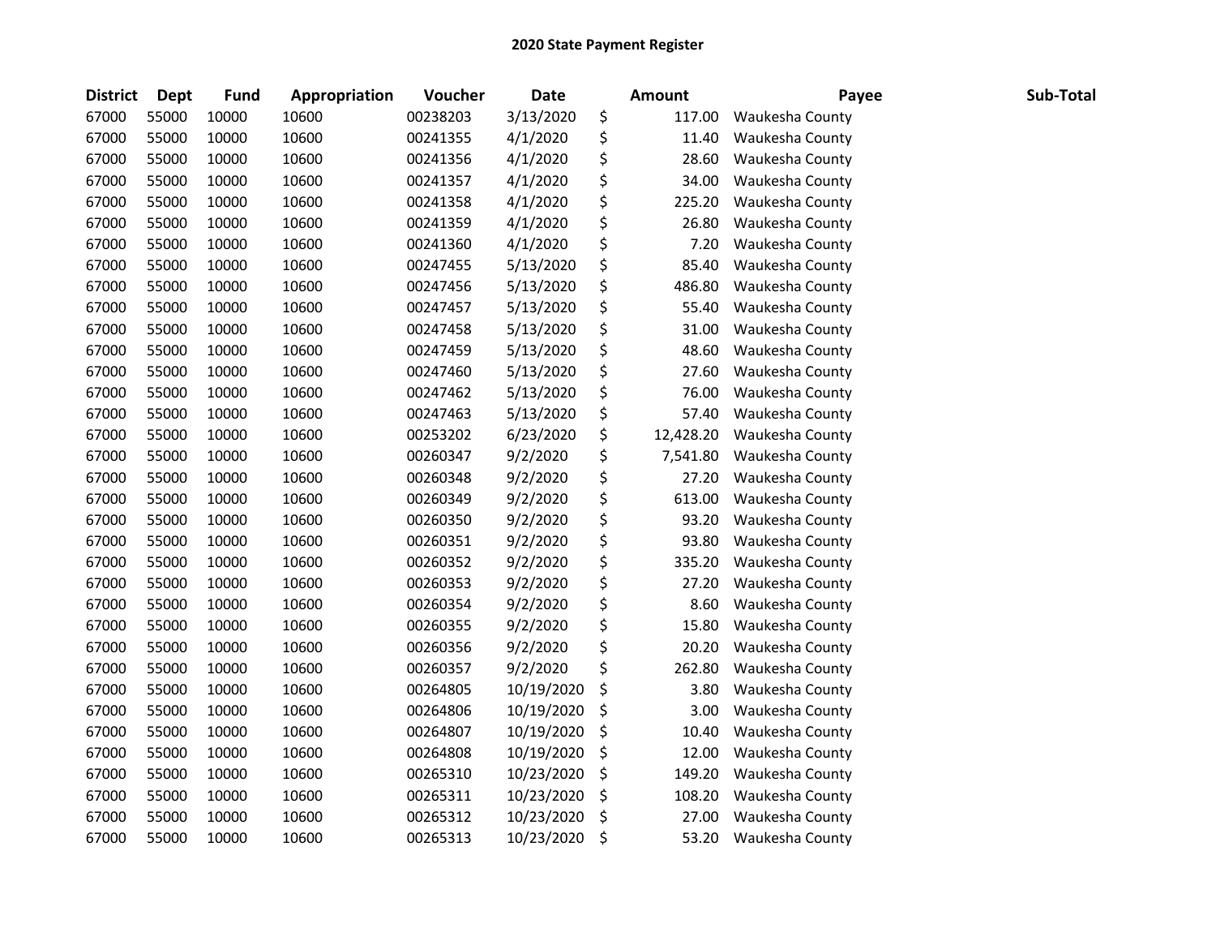# 2020 State Payment Register

| District | Dept | Fund | Appropriation | Voucher | Date | Amount | Payee | Sub-Total |
|---|---|---|---|---|---|---|---|---|
| 67000 | 55000 | 10000 | 10600 | 00238203 | 3/13/2020 | $ 117.00 | Waukesha County | |
| 67000 | 55000 | 10000 | 10600 | 00241355 | 4/1/2020 | $ 11.40 | Waukesha County | |
| 67000 | 55000 | 10000 | 10600 | 00241356 | 4/1/2020 | $ 28.60 | Waukesha County | |
| 67000 | 55000 | 10000 | 10600 | 00241357 | 4/1/2020 | $ 34.00 | Waukesha County | |
| 67000 | 55000 | 10000 | 10600 | 00241358 | 4/1/2020 | $ 225.20 | Waukesha County | |
| 67000 | 55000 | 10000 | 10600 | 00241359 | 4/1/2020 | $ 26.80 | Waukesha County | |
| 67000 | 55000 | 10000 | 10600 | 00241360 | 4/1/2020 | $ 7.20 | Waukesha County | |
| 67000 | 55000 | 10000 | 10600 | 00247455 | 5/13/2020 | $ 85.40 | Waukesha County | |
| 67000 | 55000 | 10000 | 10600 | 00247456 | 5/13/2020 | $ 486.80 | Waukesha County | |
| 67000 | 55000 | 10000 | 10600 | 00247457 | 5/13/2020 | $ 55.40 | Waukesha County | |
| 67000 | 55000 | 10000 | 10600 | 00247458 | 5/13/2020 | $ 31.00 | Waukesha County | |
| 67000 | 55000 | 10000 | 10600 | 00247459 | 5/13/2020 | $ 48.60 | Waukesha County | |
| 67000 | 55000 | 10000 | 10600 | 00247460 | 5/13/2020 | $ 27.60 | Waukesha County | |
| 67000 | 55000 | 10000 | 10600 | 00247462 | 5/13/2020 | $ 76.00 | Waukesha County | |
| 67000 | 55000 | 10000 | 10600 | 00247463 | 5/13/2020 | $ 57.40 | Waukesha County | |
| 67000 | 55000 | 10000 | 10600 | 00253202 | 6/23/2020 | $ 12,428.20 | Waukesha County | |
| 67000 | 55000 | 10000 | 10600 | 00260347 | 9/2/2020 | $ 7,541.80 | Waukesha County | |
| 67000 | 55000 | 10000 | 10600 | 00260348 | 9/2/2020 | $ 27.20 | Waukesha County | |
| 67000 | 55000 | 10000 | 10600 | 00260349 | 9/2/2020 | $ 613.00 | Waukesha County | |
| 67000 | 55000 | 10000 | 10600 | 00260350 | 9/2/2020 | $ 93.20 | Waukesha County | |
| 67000 | 55000 | 10000 | 10600 | 00260351 | 9/2/2020 | $ 93.80 | Waukesha County | |
| 67000 | 55000 | 10000 | 10600 | 00260352 | 9/2/2020 | $ 335.20 | Waukesha County | |
| 67000 | 55000 | 10000 | 10600 | 00260353 | 9/2/2020 | $ 27.20 | Waukesha County | |
| 67000 | 55000 | 10000 | 10600 | 00260354 | 9/2/2020 | $ 8.60 | Waukesha County | |
| 67000 | 55000 | 10000 | 10600 | 00260355 | 9/2/2020 | $ 15.80 | Waukesha County | |
| 67000 | 55000 | 10000 | 10600 | 00260356 | 9/2/2020 | $ 20.20 | Waukesha County | |
| 67000 | 55000 | 10000 | 10600 | 00260357 | 9/2/2020 | $ 262.80 | Waukesha County | |
| 67000 | 55000 | 10000 | 10600 | 00264805 | 10/19/2020 | $ 3.80 | Waukesha County | |
| 67000 | 55000 | 10000 | 10600 | 00264806 | 10/19/2020 | $ 3.00 | Waukesha County | |
| 67000 | 55000 | 10000 | 10600 | 00264807 | 10/19/2020 | $ 10.40 | Waukesha County | |
| 67000 | 55000 | 10000 | 10600 | 00264808 | 10/19/2020 | $ 12.00 | Waukesha County | |
| 67000 | 55000 | 10000 | 10600 | 00265310 | 10/23/2020 | $ 149.20 | Waukesha County | |
| 67000 | 55000 | 10000 | 10600 | 00265311 | 10/23/2020 | $ 108.20 | Waukesha County | |
| 67000 | 55000 | 10000 | 10600 | 00265312 | 10/23/2020 | $ 27.00 | Waukesha County | |
| 67000 | 55000 | 10000 | 10600 | 00265313 | 10/23/2020 | $ 53.20 | Waukesha County | |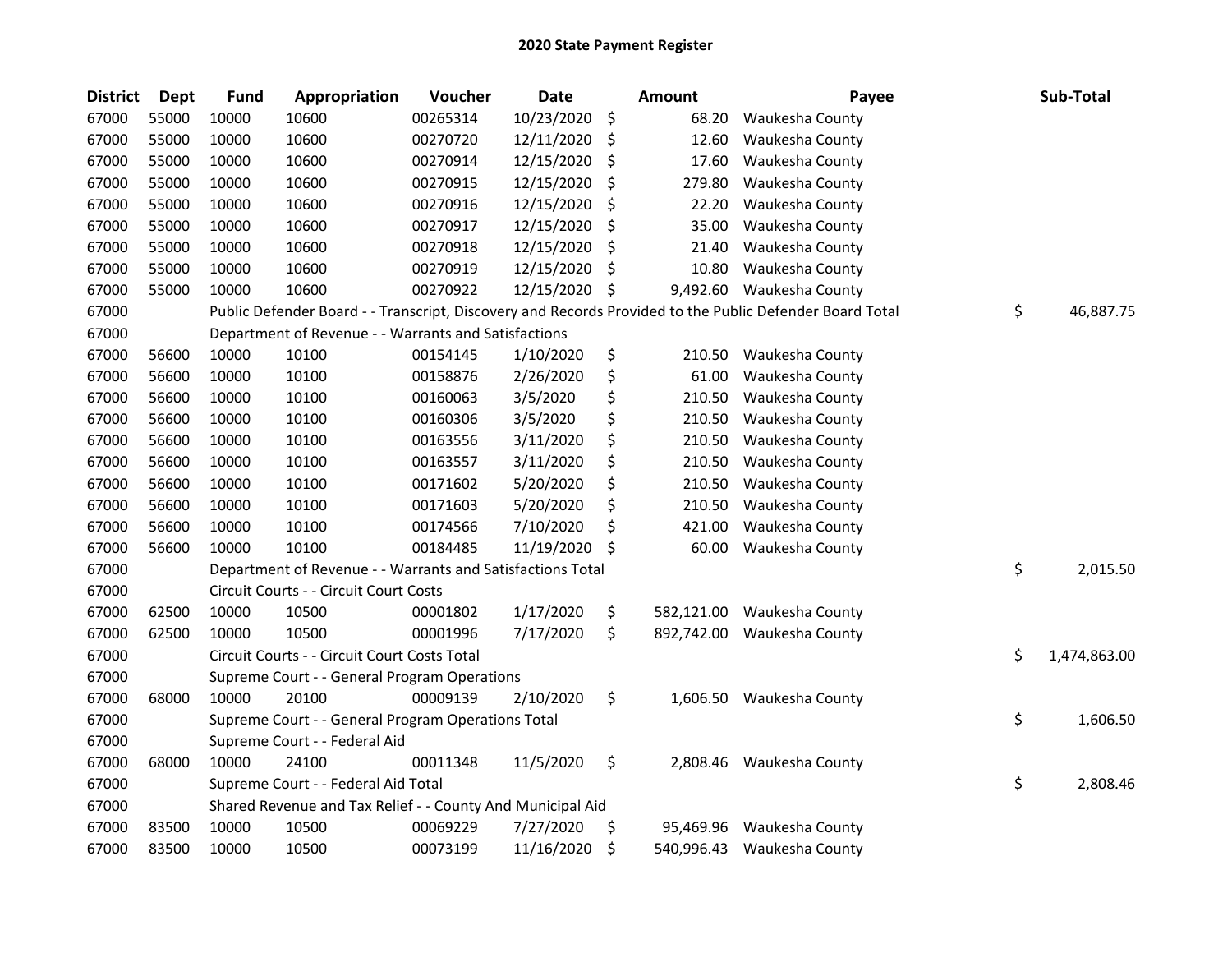# 2020 State Payment Register

| District | Dept | Fund | Appropriation | Voucher | Date | Amount | Payee | Sub-Total |
|---|---|---|---|---|---|---|---|---|
| 67000 | 55000 | 10000 | 10600 | 00265314 | 10/23/2020 | $ 68.20 | Waukesha County | |
| 67000 | 55000 | 10000 | 10600 | 00270720 | 12/11/2020 | $ 12.60 | Waukesha County | |
| 67000 | 55000 | 10000 | 10600 | 00270914 | 12/15/2020 | $ 17.60 | Waukesha County | |
| 67000 | 55000 | 10000 | 10600 | 00270915 | 12/15/2020 | $ 279.80 | Waukesha County | |
| 67000 | 55000 | 10000 | 10600 | 00270916 | 12/15/2020 | $ 22.20 | Waukesha County | |
| 67000 | 55000 | 10000 | 10600 | 00270917 | 12/15/2020 | $ 35.00 | Waukesha County | |
| 67000 | 55000 | 10000 | 10600 | 00270918 | 12/15/2020 | $ 21.40 | Waukesha County | |
| 67000 | 55000 | 10000 | 10600 | 00270919 | 12/15/2020 | $ 10.80 | Waukesha County | |
| 67000 | 55000 | 10000 | 10600 | 00270922 | 12/15/2020 | $ 9,492.60 | Waukesha County | |
| 67000 | | Public Defender Board - - Transcript, Discovery and Records Provided to the Public Defender Board Total | | | | | | $ 46,887.75 |
| 67000 | | Department of Revenue - - Warrants and Satisfactions | | | | | | |
| 67000 | 56600 | 10000 | 10100 | 00154145 | 1/10/2020 | $ 210.50 | Waukesha County | |
| 67000 | 56600 | 10000 | 10100 | 00158876 | 2/26/2020 | $ 61.00 | Waukesha County | |
| 67000 | 56600 | 10000 | 10100 | 00160063 | 3/5/2020 | $ 210.50 | Waukesha County | |
| 67000 | 56600 | 10000 | 10100 | 00160306 | 3/5/2020 | $ 210.50 | Waukesha County | |
| 67000 | 56600 | 10000 | 10100 | 00163556 | 3/11/2020 | $ 210.50 | Waukesha County | |
| 67000 | 56600 | 10000 | 10100 | 00163557 | 3/11/2020 | $ 210.50 | Waukesha County | |
| 67000 | 56600 | 10000 | 10100 | 00171602 | 5/20/2020 | $ 210.50 | Waukesha County | |
| 67000 | 56600 | 10000 | 10100 | 00171603 | 5/20/2020 | $ 210.50 | Waukesha County | |
| 67000 | 56600 | 10000 | 10100 | 00174566 | 7/10/2020 | $ 421.00 | Waukesha County | |
| 67000 | 56600 | 10000 | 10100 | 00184485 | 11/19/2020 | $ 60.00 | Waukesha County | |
| 67000 | | Department of Revenue - - Warrants and Satisfactions Total | | | | | | $ 2,015.50 |
| 67000 | | Circuit Courts - - Circuit Court Costs | | | | | | |
| 67000 | 62500 | 10000 | 10500 | 00001802 | 1/17/2020 | $ 582,121.00 | Waukesha County | |
| 67000 | 62500 | 10000 | 10500 | 00001996 | 7/17/2020 | $ 892,742.00 | Waukesha County | |
| 67000 | | Circuit Courts - - Circuit Court Costs Total | | | | | | $ 1,474,863.00 |
| 67000 | | Supreme Court - - General Program Operations | | | | | | |
| 67000 | 68000 | 10000 | 20100 | 00009139 | 2/10/2020 | $ 1,606.50 | Waukesha County | |
| 67000 | | Supreme Court - - General Program Operations Total | | | | | | $ 1,606.50 |
| 67000 | | Supreme Court - - Federal Aid | | | | | | |
| 67000 | 68000 | 10000 | 24100 | 00011348 | 11/5/2020 | $ 2,808.46 | Waukesha County | |
| 67000 | | Supreme Court - - Federal Aid Total | | | | | | $ 2,808.46 |
| 67000 | | Shared Revenue and Tax Relief - - County And Municipal Aid | | | | | | |
| 67000 | 83500 | 10000 | 10500 | 00069229 | 7/27/2020 | $ 95,469.96 | Waukesha County | |
| 67000 | 83500 | 10000 | 10500 | 00073199 | 11/16/2020 | $ 540,996.43 | Waukesha County | |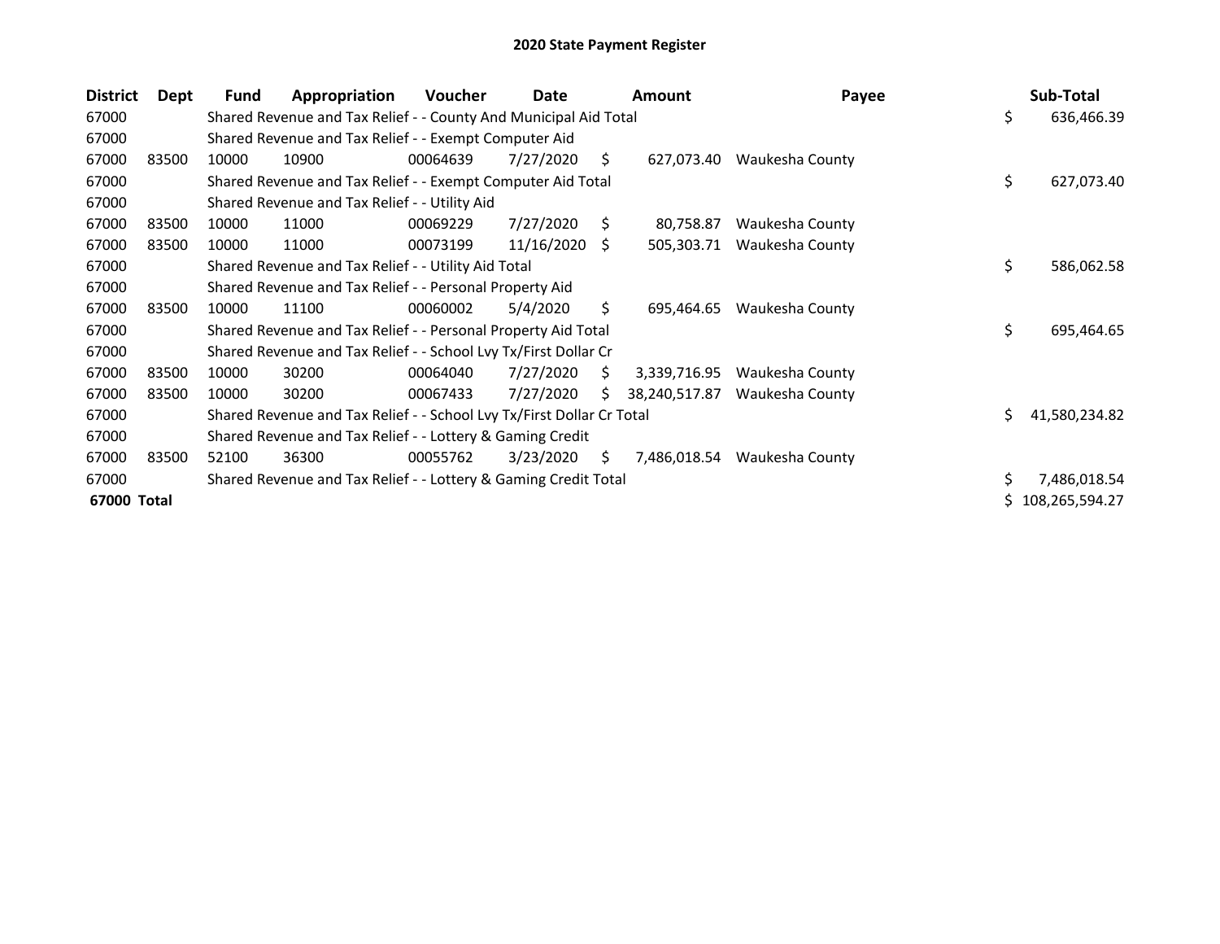# 2020 State Payment Register

| District | Dept | Fund | Appropriation | Voucher | Date | Amount | Payee | Sub-Total |
|---|---|---|---|---|---|---|---|---|
| 67000 | | Shared Revenue and Tax Relief - - County And Municipal Aid Total | | | | | | $ 636,466.39 |
| 67000 | | Shared Revenue and Tax Relief - - Exempt Computer Aid | | | | | | |
| 67000 | 83500 | 10000 | 10900 | 00064639 | 7/27/2020 | $ 627,073.40 | Waukesha County | |
| 67000 | | Shared Revenue and Tax Relief - - Exempt Computer Aid Total | | | | | | $ 627,073.40 |
| 67000 | | Shared Revenue and Tax Relief - - Utility Aid | | | | | | |
| 67000 | 83500 | 10000 | 11000 | 00069229 | 7/27/2020 | $ 80,758.87 | Waukesha County | |
| 67000 | 83500 | 10000 | 11000 | 00073199 | 11/16/2020 | $ 505,303.71 | Waukesha County | |
| 67000 | | Shared Revenue and Tax Relief - - Utility Aid Total | | | | | | $ 586,062.58 |
| 67000 | | Shared Revenue and Tax Relief - - Personal Property Aid | | | | | | |
| 67000 | 83500 | 10000 | 11100 | 00060002 | 5/4/2020 | $ 695,464.65 | Waukesha County | |
| 67000 | | Shared Revenue and Tax Relief - - Personal Property Aid Total | | | | | | $ 695,464.65 |
| 67000 | | Shared Revenue and Tax Relief - - School Lvy Tx/First Dollar Cr | | | | | | |
| 67000 | 83500 | 10000 | 30200 | 00064040 | 7/27/2020 | $ 3,339,716.95 | Waukesha County | |
| 67000 | 83500 | 10000 | 30200 | 00067433 | 7/27/2020 | $ 38,240,517.87 | Waukesha County | |
| 67000 | | Shared Revenue and Tax Relief - - School Lvy Tx/First Dollar Cr Total | | | | | | $ 41,580,234.82 |
| 67000 | | Shared Revenue and Tax Relief - - Lottery & Gaming Credit | | | | | | |
| 67000 | 83500 | 52100 | 36300 | 00055762 | 3/23/2020 | $ 7,486,018.54 | Waukesha County | |
| 67000 | | Shared Revenue and Tax Relief - - Lottery & Gaming Credit Total | | | | | | $ 7,486,018.54 |
| **67000 Total** | | | | | | | | $ 108,265,594.27 |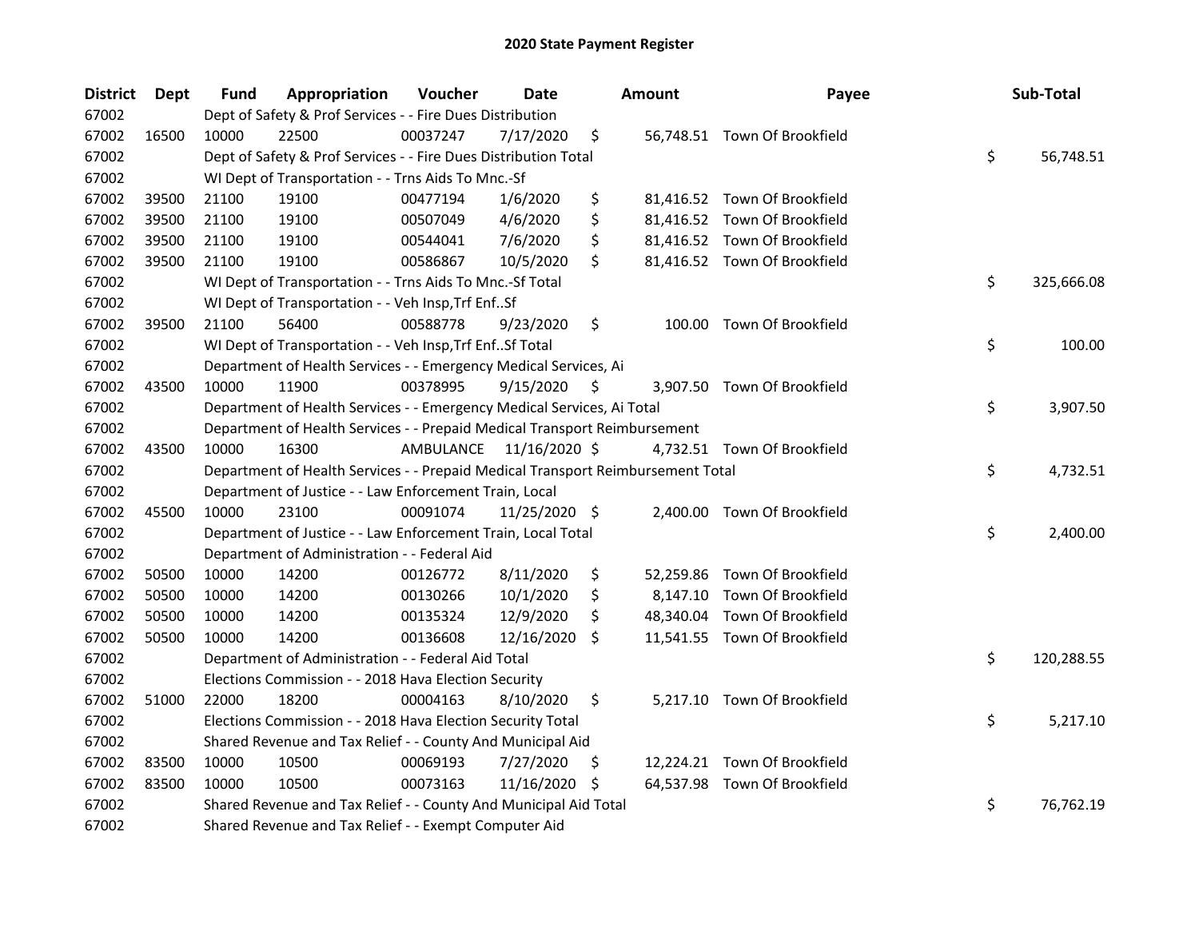## 2020 State Payment Register

| District | Dept | Fund | Appropriation | Voucher | Date | Amount | Payee | Sub-Total |
|---|---|---|---|---|---|---|---|---|
| 67002 | | Dept of Safety & Prof Services - - Fire Dues Distribution | | | | | | |
| 67002 | 16500 | 10000 | 22500 | 00037247 | 7/17/2020 | $ 56,748.51 | Town Of Brookfield | |
| 67002 | | Dept of Safety & Prof Services - - Fire Dues Distribution Total | | | | | | $ 56,748.51 |
| 67002 | | WI Dept of Transportation - - Trns Aids To Mnc.-Sf | | | | | | |
| 67002 | 39500 | 21100 | 19100 | 00477194 | 1/6/2020 | $ 81,416.52 | Town Of Brookfield | |
| 67002 | 39500 | 21100 | 19100 | 00507049 | 4/6/2020 | $ 81,416.52 | Town Of Brookfield | |
| 67002 | 39500 | 21100 | 19100 | 00544041 | 7/6/2020 | $ 81,416.52 | Town Of Brookfield | |
| 67002 | 39500 | 21100 | 19100 | 00586867 | 10/5/2020 | $ 81,416.52 | Town Of Brookfield | |
| 67002 | | WI Dept of Transportation - - Trns Aids To Mnc.-Sf Total | | | | | | $ 325,666.08 |
| 67002 | | WI Dept of Transportation - - Veh Insp,Trf Enf..Sf | | | | | | |
| 67002 | 39500 | 21100 | 56400 | 00588778 | 9/23/2020 | $ 100.00 | Town Of Brookfield | |
| 67002 | | WI Dept of Transportation - - Veh Insp,Trf Enf..Sf Total | | | | | | $ 100.00 |
| 67002 | | Department of Health Services - - Emergency Medical Services, Ai | | | | | | |
| 67002 | 43500 | 10000 | 11900 | 00378995 | 9/15/2020 | $ 3,907.50 | Town Of Brookfield | |
| 67002 | | Department of Health Services - - Emergency Medical Services, Ai Total | | | | | | $ 3,907.50 |
| 67002 | | Department of Health Services - - Prepaid Medical Transport Reimbursement | | | | | | |
| 67002 | 43500 | 10000 | 16300 | AMBULANCE | 11/16/2020 | $ 4,732.51 | Town Of Brookfield | |
| 67002 | | Department of Health Services - - Prepaid Medical Transport Reimbursement Total | | | | | | $ 4,732.51 |
| 67002 | | Department of Justice - - Law Enforcement Train, Local | | | | | | |
| 67002 | 45500 | 10000 | 23100 | 00091074 | 11/25/2020 | $ 2,400.00 | Town Of Brookfield | |
| 67002 | | Department of Justice - - Law Enforcement Train, Local Total | | | | | | $ 2,400.00 |
| 67002 | | Department of Administration - - Federal Aid | | | | | | |
| 67002 | 50500 | 10000 | 14200 | 00126772 | 8/11/2020 | $ 52,259.86 | Town Of Brookfield | |
| 67002 | 50500 | 10000 | 14200 | 00130266 | 10/1/2020 | $ 8,147.10 | Town Of Brookfield | |
| 67002 | 50500 | 10000 | 14200 | 00135324 | 12/9/2020 | $ 48,340.04 | Town Of Brookfield | |
| 67002 | 50500 | 10000 | 14200 | 00136608 | 12/16/2020 | $ 11,541.55 | Town Of Brookfield | |
| 67002 | | Department of Administration - - Federal Aid Total | | | | | | $ 120,288.55 |
| 67002 | | Elections Commission - - 2018 Hava Election Security | | | | | | |
| 67002 | 51000 | 22000 | 18200 | 00004163 | 8/10/2020 | $ 5,217.10 | Town Of Brookfield | |
| 67002 | | Elections Commission - - 2018 Hava Election Security Total | | | | | | $ 5,217.10 |
| 67002 | | Shared Revenue and Tax Relief - - County And Municipal Aid | | | | | | |
| 67002 | 83500 | 10000 | 10500 | 00069193 | 7/27/2020 | $ 12,224.21 | Town Of Brookfield | |
| 67002 | 83500 | 10000 | 10500 | 00073163 | 11/16/2020 | $ 64,537.98 | Town Of Brookfield | |
| 67002 | | Shared Revenue and Tax Relief - - County And Municipal Aid Total | | | | | | $ 76,762.19 |
| 67002 | | Shared Revenue and Tax Relief - - Exempt Computer Aid | | | | | | |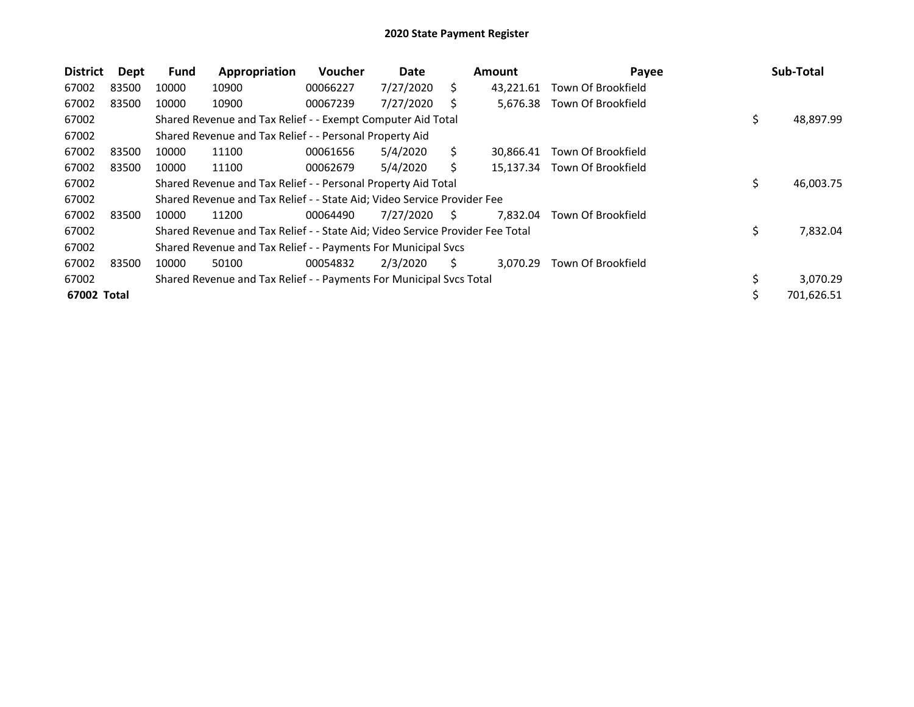# 2020 State Payment Register

| District | Dept | Fund | Appropriation | Voucher | Date | Amount | Payee | Sub-Total |
|---|---|---|---|---|---|---|---|---|
| 67002 | 83500 | 10000 | 10900 | 00066227 | 7/27/2020 | $ 43,221.61 | Town Of Brookfield | |
| 67002 | 83500 | 10000 | 10900 | 00067239 | 7/27/2020 | $ 5,676.38 | Town Of Brookfield | |
| 67002 | | Shared Revenue and Tax Relief - - Exempt Computer Aid Total | | | | | | $ 48,897.99 |
| 67002 | | Shared Revenue and Tax Relief - - Personal Property Aid | | | | | | |
| 67002 | 83500 | 10000 | 11100 | 00061656 | 5/4/2020 | $ 30,866.41 | Town Of Brookfield | |
| 67002 | 83500 | 10000 | 11100 | 00062679 | 5/4/2020 | $ 15,137.34 | Town Of Brookfield | |
| 67002 | | Shared Revenue and Tax Relief - - Personal Property Aid Total | | | | | | $ 46,003.75 |
| 67002 | | Shared Revenue and Tax Relief - - State Aid; Video Service Provider Fee | | | | | | |
| 67002 | 83500 | 10000 | 11200 | 00064490 | 7/27/2020 | $ 7,832.04 | Town Of Brookfield | |
| 67002 | | Shared Revenue and Tax Relief - - State Aid; Video Service Provider Fee Total | | | | | | $ 7,832.04 |
| 67002 | | Shared Revenue and Tax Relief - - Payments For Municipal Svcs | | | | | | |
| 67002 | 83500 | 10000 | 50100 | 00054832 | 2/3/2020 | $ 3,070.29 | Town Of Brookfield | |
| 67002 | | Shared Revenue and Tax Relief - - Payments For Municipal Svcs Total | | | | | | $ 3,070.29 |
| **67002 Total** | | | | | | | | $ 701,626.51 |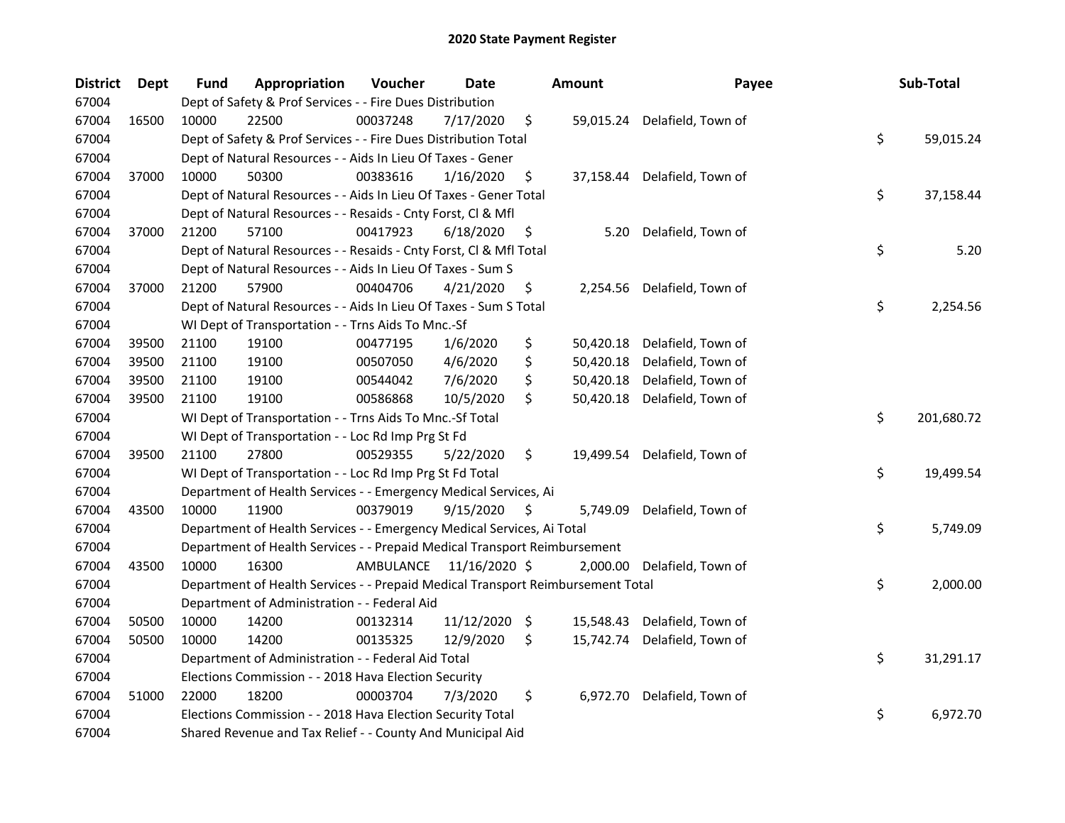# 2020 State Payment Register

| District | Dept | Fund | Appropriation | Voucher | Date | Amount | Payee | Sub-Total |
|---|---|---|---|---|---|---|---|---|
| 67004 | | Dept of Safety & Prof Services - - Fire Dues Distribution | | | | | | |
| 67004 | 16500 | 10000 | 22500 | 00037248 | 7/17/2020 | $ 59,015.24 | Delafield, Town of | |
| 67004 | | Dept of Safety & Prof Services - - Fire Dues Distribution Total | | | | | | $ 59,015.24 |
| 67004 | | Dept of Natural Resources - - Aids In Lieu Of Taxes - Gener | | | | | | |
| 67004 | 37000 | 10000 | 50300 | 00383616 | 1/16/2020 | $ 37,158.44 | Delafield, Town of | |
| 67004 | | Dept of Natural Resources - - Aids In Lieu Of Taxes - Gener Total | | | | | | $ 37,158.44 |
| 67004 | | Dept of Natural Resources - - Resaids - Cnty Forst, Cl & Mfl | | | | | | |
| 67004 | 37000 | 21200 | 57100 | 00417923 | 6/18/2020 | $ 5.20 | Delafield, Town of | |
| 67004 | | Dept of Natural Resources - - Resaids - Cnty Forst, Cl & Mfl Total | | | | | | $ 5.20 |
| 67004 | | Dept of Natural Resources - - Aids In Lieu Of Taxes - Sum S | | | | | | |
| 67004 | 37000 | 21200 | 57900 | 00404706 | 4/21/2020 | $ 2,254.56 | Delafield, Town of | |
| 67004 | | Dept of Natural Resources - - Aids In Lieu Of Taxes - Sum S Total | | | | | | $ 2,254.56 |
| 67004 | | WI Dept of Transportation - - Trns Aids To Mnc.-Sf | | | | | | |
| 67004 | 39500 | 21100 | 19100 | 00477195 | 1/6/2020 | $ 50,420.18 | Delafield, Town of | |
| 67004 | 39500 | 21100 | 19100 | 00507050 | 4/6/2020 | $ 50,420.18 | Delafield, Town of | |
| 67004 | 39500 | 21100 | 19100 | 00544042 | 7/6/2020 | $ 50,420.18 | Delafield, Town of | |
| 67004 | 39500 | 21100 | 19100 | 00586868 | 10/5/2020 | $ 50,420.18 | Delafield, Town of | |
| 67004 | | WI Dept of Transportation - - Trns Aids To Mnc.-Sf Total | | | | | | $ 201,680.72 |
| 67004 | | WI Dept of Transportation - - Loc Rd Imp Prg St Fd | | | | | | |
| 67004 | 39500 | 21100 | 27800 | 00529355 | 5/22/2020 | $ 19,499.54 | Delafield, Town of | |
| 67004 | | WI Dept of Transportation - - Loc Rd Imp Prg St Fd Total | | | | | | $ 19,499.54 |
| 67004 | | Department of Health Services - - Emergency Medical Services, Ai | | | | | | |
| 67004 | 43500 | 10000 | 11900 | 00379019 | 9/15/2020 | $ 5,749.09 | Delafield, Town of | |
| 67004 | | Department of Health Services - - Emergency Medical Services, Ai Total | | | | | | $ 5,749.09 |
| 67004 | | Department of Health Services - - Prepaid Medical Transport Reimbursement | | | | | | |
| 67004 | 43500 | 10000 | 16300 | AMBULANCE | 11/16/2020 | $ 2,000.00 | Delafield, Town of | |
| 67004 | | Department of Health Services - - Prepaid Medical Transport Reimbursement Total | | | | | | $ 2,000.00 |
| 67004 | | Department of Administration - - Federal Aid | | | | | | |
| 67004 | 50500 | 10000 | 14200 | 00132314 | 11/12/2020 | $ 15,548.43 | Delafield, Town of | |
| 67004 | 50500 | 10000 | 14200 | 00135325 | 12/9/2020 | $ 15,742.74 | Delafield, Town of | |
| 67004 | | Department of Administration - - Federal Aid Total | | | | | | $ 31,291.17 |
| 67004 | | Elections Commission - - 2018 Hava Election Security | | | | | | |
| 67004 | 51000 | 22000 | 18200 | 00003704 | 7/3/2020 | $ 6,972.70 | Delafield, Town of | |
| 67004 | | Elections Commission - - 2018 Hava Election Security Total | | | | | | $ 6,972.70 |
| 67004 | | Shared Revenue and Tax Relief - - County And Municipal Aid | | | | | | |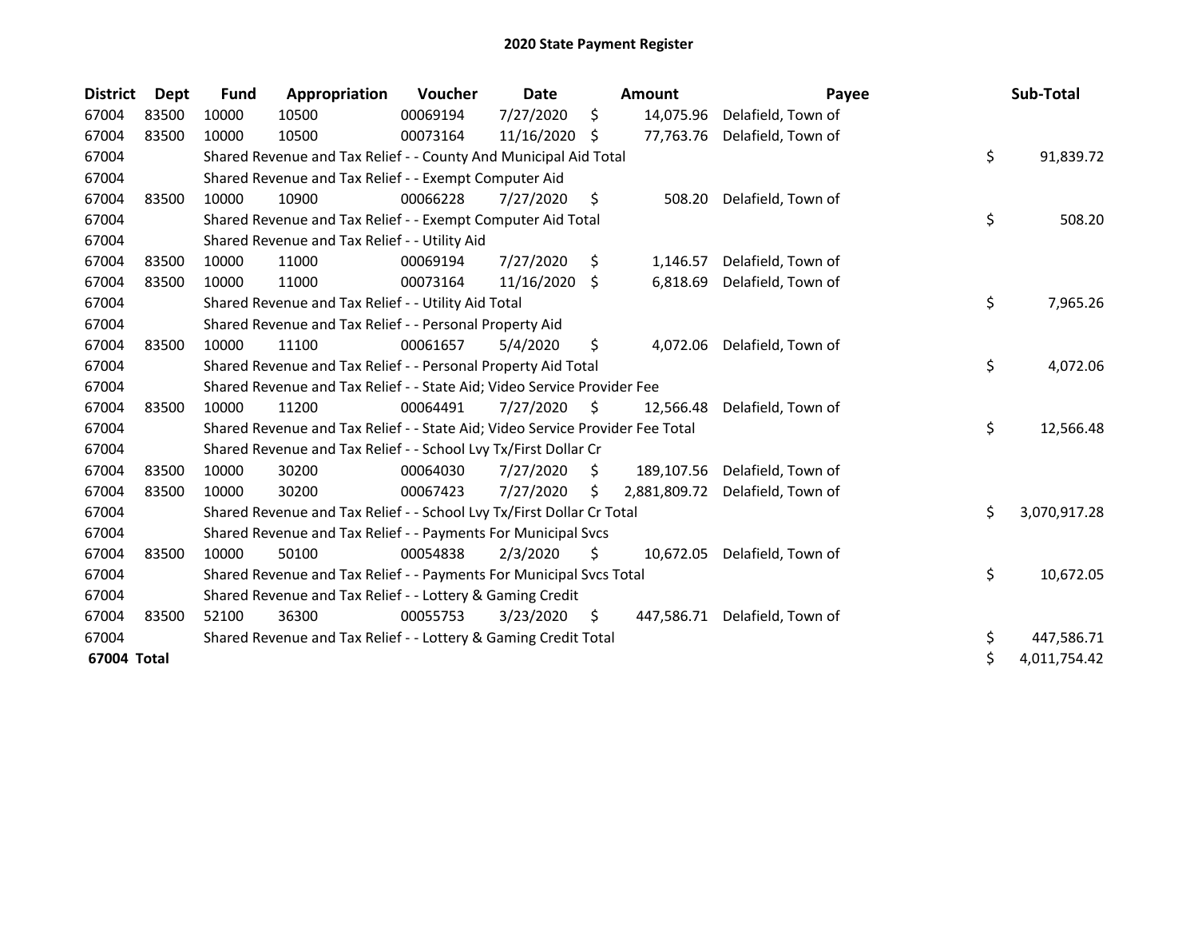# 2020 State Payment Register

| District | Dept | Fund | Appropriation | Voucher | Date | Amount | Payee | Sub-Total |
|---|---|---|---|---|---|---|---|---|
| 67004 | 83500 | 10000 | 10500 | 00069194 | 7/27/2020 | $ 14,075.96 | Delafield, Town of | |
| 67004 | 83500 | 10000 | 10500 | 00073164 | 11/16/2020 | $ 77,763.76 | Delafield, Town of | |
| 67004 | | Shared Revenue and Tax Relief - - County And Municipal Aid Total | | | | | | $ 91,839.72 |
| 67004 | | Shared Revenue and Tax Relief - - Exempt Computer Aid | | | | | | |
| 67004 | 83500 | 10000 | 10900 | 00066228 | 7/27/2020 | $ 508.20 | Delafield, Town of | |
| 67004 | | Shared Revenue and Tax Relief - - Exempt Computer Aid Total | | | | | | $ 508.20 |
| 67004 | | Shared Revenue and Tax Relief - - Utility Aid | | | | | | |
| 67004 | 83500 | 10000 | 11000 | 00069194 | 7/27/2020 | $ 1,146.57 | Delafield, Town of | |
| 67004 | 83500 | 10000 | 11000 | 00073164 | 11/16/2020 | $ 6,818.69 | Delafield, Town of | |
| 67004 | | Shared Revenue and Tax Relief - - Utility Aid Total | | | | | | $ 7,965.26 |
| 67004 | | Shared Revenue and Tax Relief - - Personal Property Aid | | | | | | |
| 67004 | 83500 | 10000 | 11100 | 00061657 | 5/4/2020 | $ 4,072.06 | Delafield, Town of | |
| 67004 | | Shared Revenue and Tax Relief - - Personal Property Aid Total | | | | | | $ 4,072.06 |
| 67004 | | Shared Revenue and Tax Relief - - State Aid; Video Service Provider Fee | | | | | | |
| 67004 | 83500 | 10000 | 11200 | 00064491 | 7/27/2020 | $ 12,566.48 | Delafield, Town of | |
| 67004 | | Shared Revenue and Tax Relief - - State Aid; Video Service Provider Fee Total | | | | | | $ 12,566.48 |
| 67004 | | Shared Revenue and Tax Relief - - School Lvy Tx/First Dollar Cr | | | | | | |
| 67004 | 83500 | 10000 | 30200 | 00064030 | 7/27/2020 | $ 189,107.56 | Delafield, Town of | |
| 67004 | 83500 | 10000 | 30200 | 00067423 | 7/27/2020 | $ 2,881,809.72 | Delafield, Town of | |
| 67004 | | Shared Revenue and Tax Relief - - School Lvy Tx/First Dollar Cr Total | | | | | | $ 3,070,917.28 |
| 67004 | | Shared Revenue and Tax Relief - - Payments For Municipal Svcs | | | | | | |
| 67004 | 83500 | 10000 | 50100 | 00054838 | 2/3/2020 | $ 10,672.05 | Delafield, Town of | |
| 67004 | | Shared Revenue and Tax Relief - - Payments For Municipal Svcs Total | | | | | | $ 10,672.05 |
| 67004 | | Shared Revenue and Tax Relief - - Lottery & Gaming Credit | | | | | | |
| 67004 | 83500 | 52100 | 36300 | 00055753 | 3/23/2020 | $ 447,586.71 | Delafield, Town of | |
| 67004 | | Shared Revenue and Tax Relief - - Lottery & Gaming Credit Total | | | | | | $ 447,586.71 |
| **67004 Total** | | | | | | | | $ 4,011,754.42 |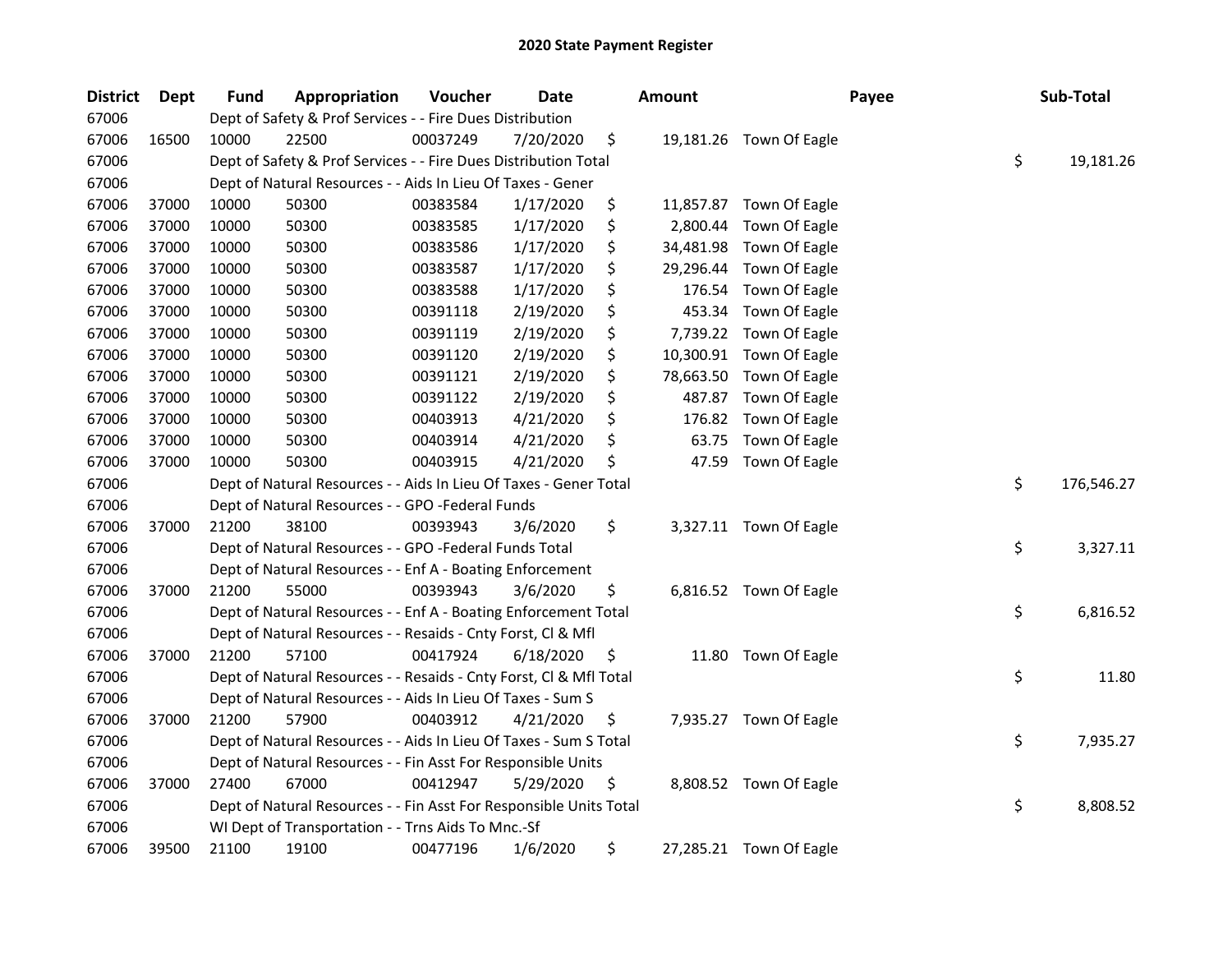# 2020 State Payment Register

| District | Dept | Fund | Appropriation | Voucher | Date | Amount | Payee | Sub-Total |
|---|---|---|---|---|---|---|---|---|
| 67006 | | Dept of Safety & Prof Services - - Fire Dues Distribution | | | | | | |
| 67006 | 16500 | 10000 | 22500 | 00037249 | 7/20/2020 | $ 19,181.26 | Town Of Eagle | |
| 67006 | | Dept of Safety & Prof Services - - Fire Dues Distribution Total | | | | | | $ 19,181.26 |
| 67006 | | Dept of Natural Resources - - Aids In Lieu Of Taxes - Gener | | | | | | |
| 67006 | 37000 | 10000 | 50300 | 00383584 | 1/17/2020 | $ 11,857.87 | Town Of Eagle | |
| 67006 | 37000 | 10000 | 50300 | 00383585 | 1/17/2020 | $ 2,800.44 | Town Of Eagle | |
| 67006 | 37000 | 10000 | 50300 | 00383586 | 1/17/2020 | $ 34,481.98 | Town Of Eagle | |
| 67006 | 37000 | 10000 | 50300 | 00383587 | 1/17/2020 | $ 29,296.44 | Town Of Eagle | |
| 67006 | 37000 | 10000 | 50300 | 00383588 | 1/17/2020 | $ 176.54 | Town Of Eagle | |
| 67006 | 37000 | 10000 | 50300 | 00391118 | 2/19/2020 | $ 453.34 | Town Of Eagle | |
| 67006 | 37000 | 10000 | 50300 | 00391119 | 2/19/2020 | $ 7,739.22 | Town Of Eagle | |
| 67006 | 37000 | 10000 | 50300 | 00391120 | 2/19/2020 | $ 10,300.91 | Town Of Eagle | |
| 67006 | 37000 | 10000 | 50300 | 00391121 | 2/19/2020 | $ 78,663.50 | Town Of Eagle | |
| 67006 | 37000 | 10000 | 50300 | 00391122 | 2/19/2020 | $ 487.87 | Town Of Eagle | |
| 67006 | 37000 | 10000 | 50300 | 00403913 | 4/21/2020 | $ 176.82 | Town Of Eagle | |
| 67006 | 37000 | 10000 | 50300 | 00403914 | 4/21/2020 | $ 63.75 | Town Of Eagle | |
| 67006 | 37000 | 10000 | 50300 | 00403915 | 4/21/2020 | $ 47.59 | Town Of Eagle | |
| 67006 | | Dept of Natural Resources - - Aids In Lieu Of Taxes - Gener Total | | | | | | $ 176,546.27 |
| 67006 | | Dept of Natural Resources - - GPO -Federal Funds | | | | | | |
| 67006 | 37000 | 21200 | 38100 | 00393943 | 3/6/2020 | $ 3,327.11 | Town Of Eagle | |
| 67006 | | Dept of Natural Resources - - GPO -Federal Funds Total | | | | | | $ 3,327.11 |
| 67006 | | Dept of Natural Resources - - Enf A - Boating Enforcement | | | | | | |
| 67006 | 37000 | 21200 | 55000 | 00393943 | 3/6/2020 | $ 6,816.52 | Town Of Eagle | |
| 67006 | | Dept of Natural Resources - - Enf A - Boating Enforcement Total | | | | | | $ 6,816.52 |
| 67006 | | Dept of Natural Resources - - Resaids - Cnty Forst, Cl & Mfl | | | | | | |
| 67006 | 37000 | 21200 | 57100 | 00417924 | 6/18/2020 | $ 11.80 | Town Of Eagle | |
| 67006 | | Dept of Natural Resources - - Resaids - Cnty Forst, Cl & Mfl Total | | | | | | $ 11.80 |
| 67006 | | Dept of Natural Resources - - Aids In Lieu Of Taxes - Sum S | | | | | | |
| 67006 | 37000 | 21200 | 57900 | 00403912 | 4/21/2020 | $ 7,935.27 | Town Of Eagle | |
| 67006 | | Dept of Natural Resources - - Aids In Lieu Of Taxes - Sum S Total | | | | | | $ 7,935.27 |
| 67006 | | Dept of Natural Resources - - Fin Asst For Responsible Units | | | | | | |
| 67006 | 37000 | 27400 | 67000 | 00412947 | 5/29/2020 | $ 8,808.52 | Town Of Eagle | |
| 67006 | | Dept of Natural Resources - - Fin Asst For Responsible Units Total | | | | | | $ 8,808.52 |
| 67006 | | WI Dept of Transportation - - Trns Aids To Mnc.-Sf | | | | | | |
| 67006 | 39500 | 21100 | 19100 | 00477196 | 1/6/2020 | $ 27,285.21 | Town Of Eagle | |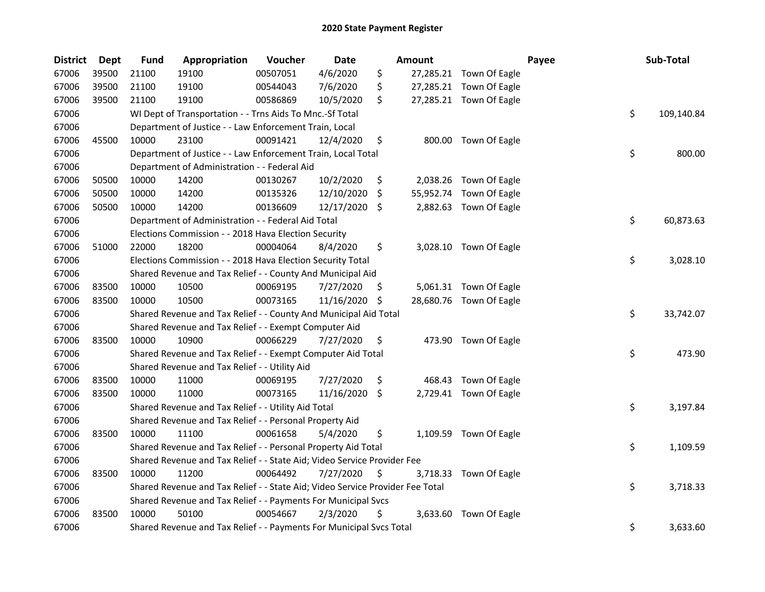# 2020 State Payment Register

| District | Dept | Fund | Appropriation | Voucher | Date | Amount | Payee | Sub-Total |
|---|---|---|---|---|---|---|---|---|
| 67006 | 39500 | 21100 | 19100 | 00507051 | 4/6/2020 | $ 27,285.21 | Town Of Eagle | |
| 67006 | 39500 | 21100 | 19100 | 00544043 | 7/6/2020 | $ 27,285.21 | Town Of Eagle | |
| 67006 | 39500 | 21100 | 19100 | 00586869 | 10/5/2020 | $ 27,285.21 | Town Of Eagle | |
| 67006 | | WI Dept of Transportation - - Trns Aids To Mnc.-Sf Total | | | | | | $ 109,140.84 |
| 67006 | | Department of Justice - - Law Enforcement Train, Local | | | | | | |
| 67006 | 45500 | 10000 | 23100 | 00091421 | 12/4/2020 | $ 800.00 | Town Of Eagle | |
| 67006 | | Department of Justice - - Law Enforcement Train, Local Total | | | | | | $ 800.00 |
| 67006 | | Department of Administration - - Federal Aid | | | | | | |
| 67006 | 50500 | 10000 | 14200 | 00130267 | 10/2/2020 | $ 2,038.26 | Town Of Eagle | |
| 67006 | 50500 | 10000 | 14200 | 00135326 | 12/10/2020 | $ 55,952.74 | Town Of Eagle | |
| 67006 | 50500 | 10000 | 14200 | 00136609 | 12/17/2020 | $ 2,882.63 | Town Of Eagle | |
| 67006 | | Department of Administration - - Federal Aid Total | | | | | | $ 60,873.63 |
| 67006 | | Elections Commission - - 2018 Hava Election Security | | | | | | |
| 67006 | 51000 | 22000 | 18200 | 00004064 | 8/4/2020 | $ 3,028.10 | Town Of Eagle | |
| 67006 | | Elections Commission - - 2018 Hava Election Security Total | | | | | | $ 3,028.10 |
| 67006 | | Shared Revenue and Tax Relief - - County And Municipal Aid | | | | | | |
| 67006 | 83500 | 10000 | 10500 | 00069195 | 7/27/2020 | $ 5,061.31 | Town Of Eagle | |
| 67006 | 83500 | 10000 | 10500 | 00073165 | 11/16/2020 | $ 28,680.76 | Town Of Eagle | |
| 67006 | | Shared Revenue and Tax Relief - - County And Municipal Aid Total | | | | | | $ 33,742.07 |
| 67006 | | Shared Revenue and Tax Relief - - Exempt Computer Aid | | | | | | |
| 67006 | 83500 | 10000 | 10900 | 00066229 | 7/27/2020 | $ 473.90 | Town Of Eagle | |
| 67006 | | Shared Revenue and Tax Relief - - Exempt Computer Aid Total | | | | | | $ 473.90 |
| 67006 | | Shared Revenue and Tax Relief - - Utility Aid | | | | | | |
| 67006 | 83500 | 10000 | 11000 | 00069195 | 7/27/2020 | $ 468.43 | Town Of Eagle | |
| 67006 | 83500 | 10000 | 11000 | 00073165 | 11/16/2020 | $ 2,729.41 | Town Of Eagle | |
| 67006 | | Shared Revenue and Tax Relief - - Utility Aid Total | | | | | | $ 3,197.84 |
| 67006 | | Shared Revenue and Tax Relief - - Personal Property Aid | | | | | | |
| 67006 | 83500 | 10000 | 11100 | 00061658 | 5/4/2020 | $ 1,109.59 | Town Of Eagle | |
| 67006 | | Shared Revenue and Tax Relief - - Personal Property Aid Total | | | | | | $ 1,109.59 |
| 67006 | | Shared Revenue and Tax Relief - - State Aid; Video Service Provider Fee | | | | | | |
| 67006 | 83500 | 10000 | 11200 | 00064492 | 7/27/2020 | $ 3,718.33 | Town Of Eagle | |
| 67006 | | Shared Revenue and Tax Relief - - State Aid; Video Service Provider Fee Total | | | | | | $ 3,718.33 |
| 67006 | | Shared Revenue and Tax Relief - - Payments For Municipal Svcs | | | | | | |
| 67006 | 83500 | 10000 | 50100 | 00054667 | 2/3/2020 | $ 3,633.60 | Town Of Eagle | |
| 67006 | | Shared Revenue and Tax Relief - - Payments For Municipal Svcs Total | | | | | | $ 3,633.60 |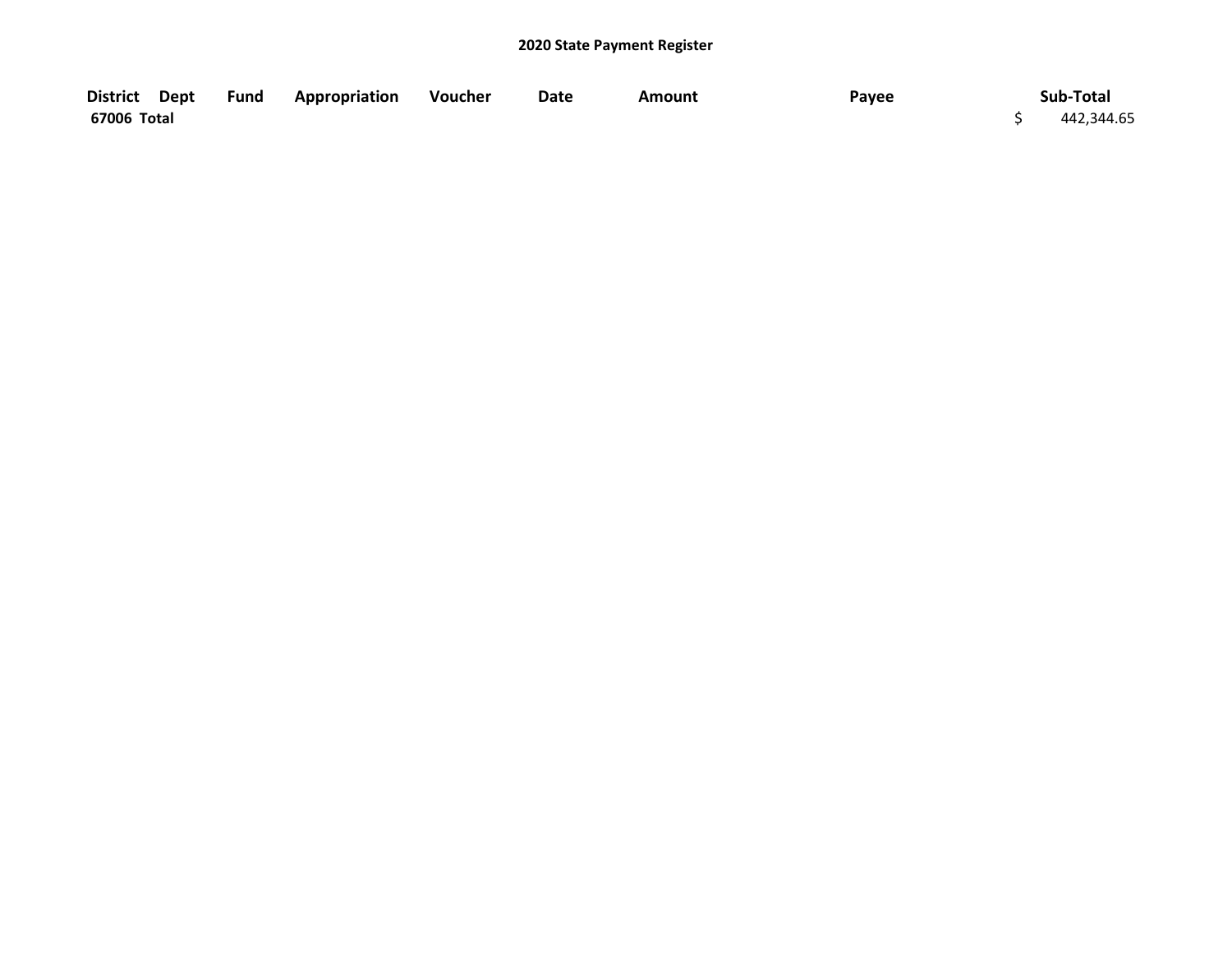## 2020 State Payment Register

| District | Dept | Fund | Appropriation | Voucher | Date | Amount | Payee | Sub-Total |
|---|---|---|---|---|---|---|---|---|
| 67006 Total | | | | | | | | $ 442,344.65 |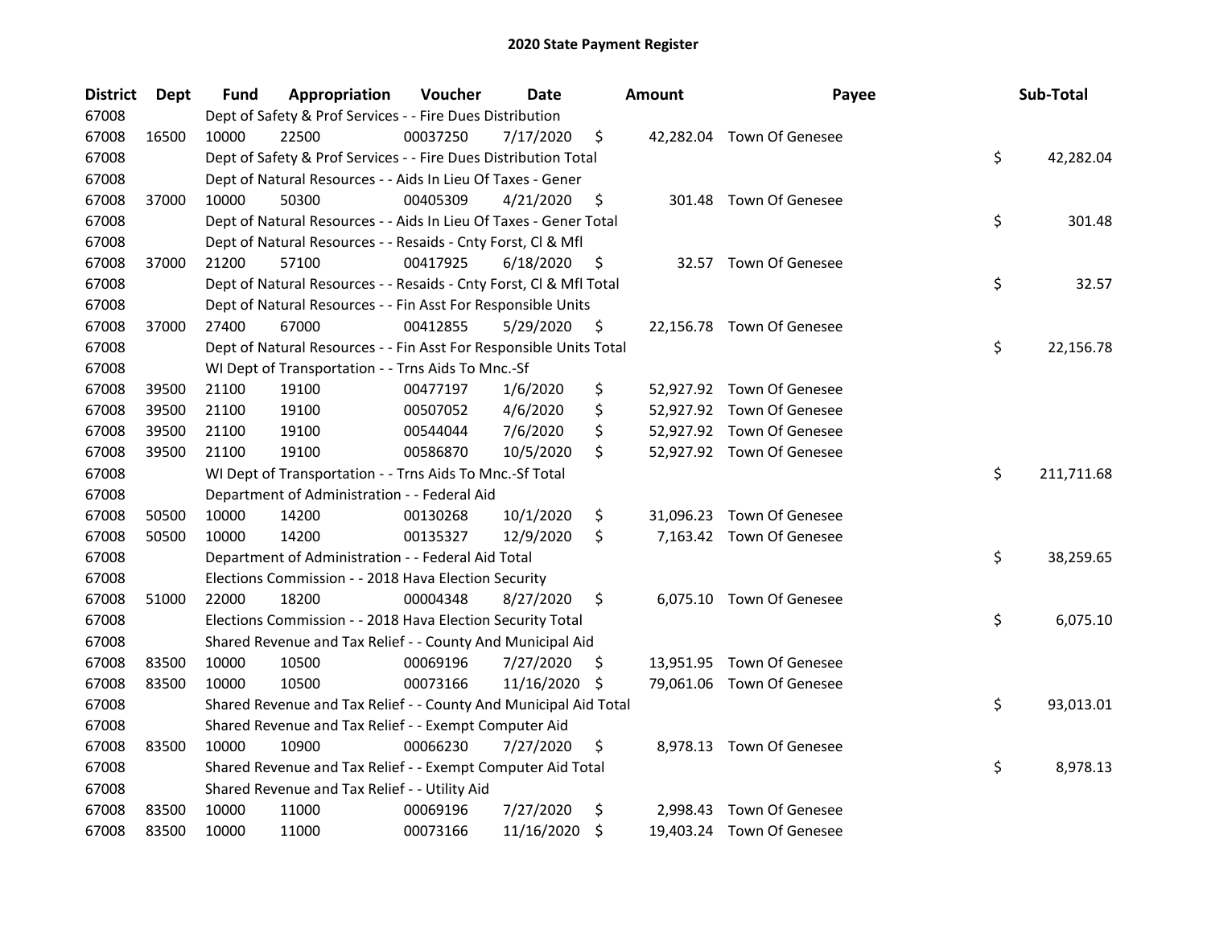# 2020 State Payment Register

| District | Dept | Fund | Appropriation | Voucher | Date | Amount | Payee | Sub-Total |
|---|---|---|---|---|---|---|---|---|
| 67008 | | Dept of Safety & Prof Services - - Fire Dues Distribution | | | | | | |
| 67008 | 16500 | 10000 | 22500 | 00037250 | 7/17/2020 | $ 42,282.04 | Town Of Genesee | |
| 67008 | | Dept of Safety & Prof Services - - Fire Dues Distribution Total | | | | | | $ 42,282.04 |
| 67008 | | Dept of Natural Resources - - Aids In Lieu Of Taxes - Gener | | | | | | |
| 67008 | 37000 | 10000 | 50300 | 00405309 | 4/21/2020 | $ 301.48 | Town Of Genesee | |
| 67008 | | Dept of Natural Resources - - Aids In Lieu Of Taxes - Gener Total | | | | | | $ 301.48 |
| 67008 | | Dept of Natural Resources - - Resaids - Cnty Forst, Cl & Mfl | | | | | | |
| 67008 | 37000 | 21200 | 57100 | 00417925 | 6/18/2020 | $ 32.57 | Town Of Genesee | |
| 67008 | | Dept of Natural Resources - - Resaids - Cnty Forst, Cl & Mfl Total | | | | | | $ 32.57 |
| 67008 | | Dept of Natural Resources - - Fin Asst For Responsible Units | | | | | | |
| 67008 | 37000 | 27400 | 67000 | 00412855 | 5/29/2020 | $ 22,156.78 | Town Of Genesee | |
| 67008 | | Dept of Natural Resources - - Fin Asst For Responsible Units Total | | | | | | $ 22,156.78 |
| 67008 | | WI Dept of Transportation - - Trns Aids To Mnc.-Sf | | | | | | |
| 67008 | 39500 | 21100 | 19100 | 00477197 | 1/6/2020 | $ 52,927.92 | Town Of Genesee | |
| 67008 | 39500 | 21100 | 19100 | 00507052 | 4/6/2020 | $ 52,927.92 | Town Of Genesee | |
| 67008 | 39500 | 21100 | 19100 | 00544044 | 7/6/2020 | $ 52,927.92 | Town Of Genesee | |
| 67008 | 39500 | 21100 | 19100 | 00586870 | 10/5/2020 | $ 52,927.92 | Town Of Genesee | |
| 67008 | | WI Dept of Transportation - - Trns Aids To Mnc.-Sf Total | | | | | | $ 211,711.68 |
| 67008 | | Department of Administration - - Federal Aid | | | | | | |
| 67008 | 50500 | 10000 | 14200 | 00130268 | 10/1/2020 | $ 31,096.23 | Town Of Genesee | |
| 67008 | 50500 | 10000 | 14200 | 00135327 | 12/9/2020 | $ 7,163.42 | Town Of Genesee | |
| 67008 | | Department of Administration - - Federal Aid Total | | | | | | $ 38,259.65 |
| 67008 | | Elections Commission - - 2018 Hava Election Security | | | | | | |
| 67008 | 51000 | 22000 | 18200 | 00004348 | 8/27/2020 | $ 6,075.10 | Town Of Genesee | |
| 67008 | | Elections Commission - - 2018 Hava Election Security Total | | | | | | $ 6,075.10 |
| 67008 | | Shared Revenue and Tax Relief - - County And Municipal Aid | | | | | | |
| 67008 | 83500 | 10000 | 10500 | 00069196 | 7/27/2020 | $ 13,951.95 | Town Of Genesee | |
| 67008 | 83500 | 10000 | 10500 | 00073166 | 11/16/2020 | $ 79,061.06 | Town Of Genesee | |
| 67008 | | Shared Revenue and Tax Relief - - County And Municipal Aid Total | | | | | | $ 93,013.01 |
| 67008 | | Shared Revenue and Tax Relief - - Exempt Computer Aid | | | | | | |
| 67008 | 83500 | 10000 | 10900 | 00066230 | 7/27/2020 | $ 8,978.13 | Town Of Genesee | |
| 67008 | | Shared Revenue and Tax Relief - - Exempt Computer Aid Total | | | | | | $ 8,978.13 |
| 67008 | | Shared Revenue and Tax Relief - - Utility Aid | | | | | | |
| 67008 | 83500 | 10000 | 11000 | 00069196 | 7/27/2020 | $ 2,998.43 | Town Of Genesee | |
| 67008 | 83500 | 10000 | 11000 | 00073166 | 11/16/2020 | $ 19,403.24 | Town Of Genesee | |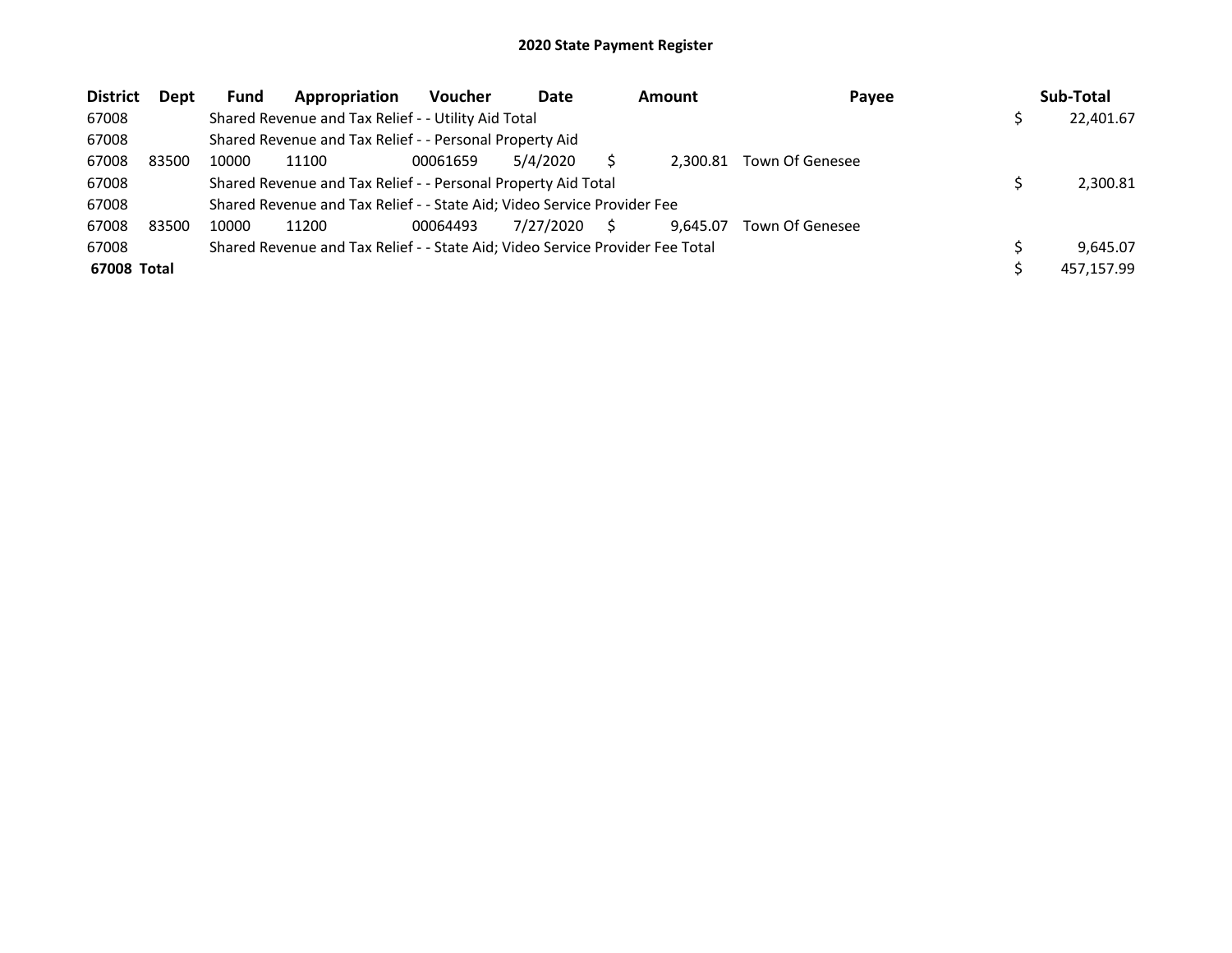# 2020 State Payment Register

| District | Dept | Fund | Appropriation | Voucher | Date | Amount | Payee | Sub-Total |
|---|---|---|---|---|---|---|---|---|
| 67008 | | Shared Revenue and Tax Relief - - Utility Aid Total | | | | | | $ 22,401.67 |
| 67008 | | Shared Revenue and Tax Relief - - Personal Property Aid | | | | | | |
| 67008 | 83500 | 10000 | 11100 | 00061659 | 5/4/2020 | $ 2,300.81 | Town Of Genesee | |
| 67008 | | Shared Revenue and Tax Relief - - Personal Property Aid Total | | | | | | $ 2,300.81 |
| 67008 | | Shared Revenue and Tax Relief - - State Aid; Video Service Provider Fee | | | | | | |
| 67008 | 83500 | 10000 | 11200 | 00064493 | 7/27/2020 | $ 9,645.07 | Town Of Genesee | |
| 67008 | | Shared Revenue and Tax Relief - - State Aid; Video Service Provider Fee Total | | | | | | $ 9,645.07 |
| **67008 Total** | | | | | | | | $ 457,157.99 |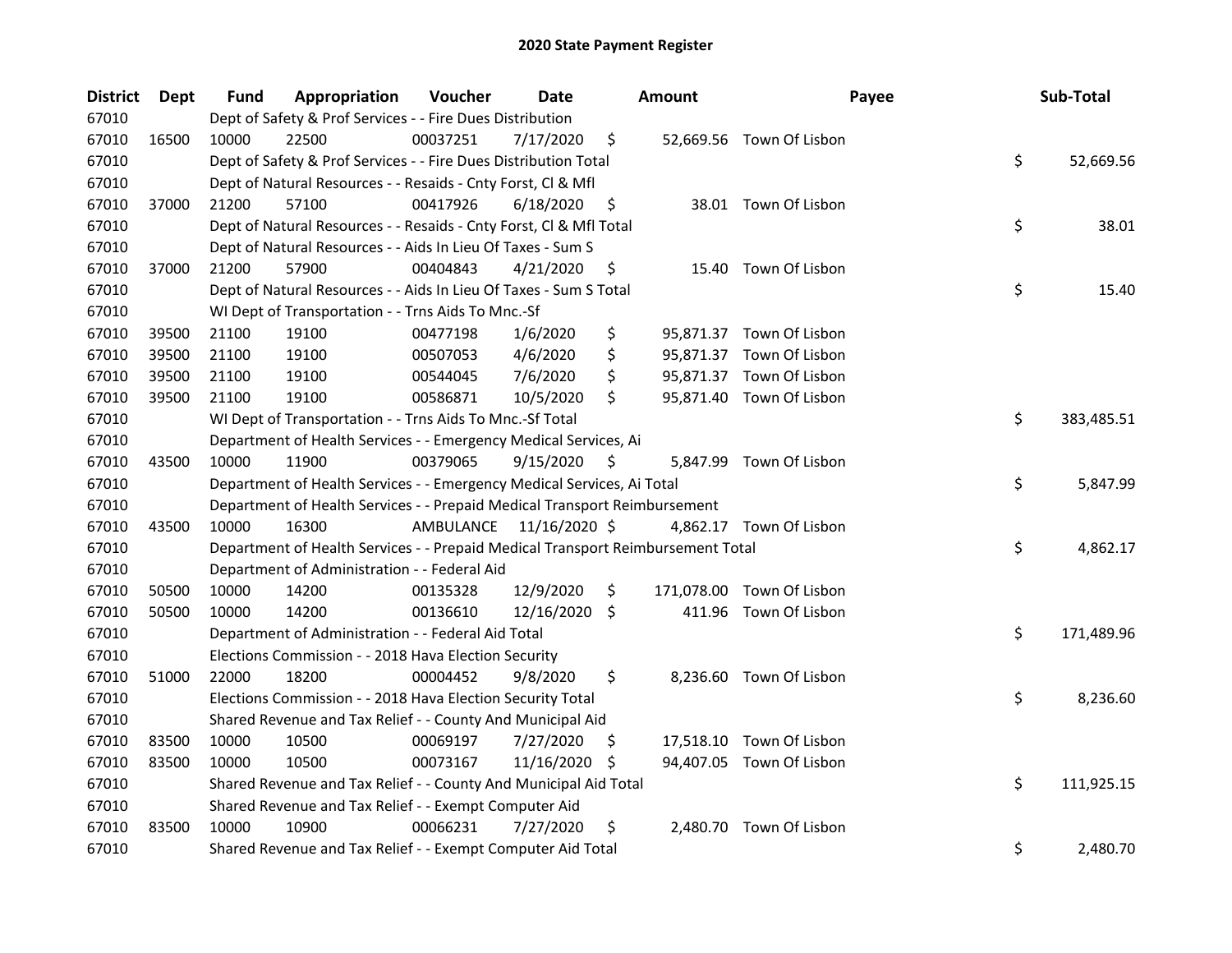# 2020 State Payment Register

| District | Dept | Fund | Appropriation | Voucher | Date | Amount | Payee | Sub-Total |
|---|---|---|---|---|---|---|---|---|
| 67010 | | Dept of Safety & Prof Services - - Fire Dues Distribution | | | | | | |
| 67010 | 16500 | 10000 | 22500 | 00037251 | 7/17/2020 | $ 52,669.56 | Town Of Lisbon | |
| 67010 | | Dept of Safety & Prof Services - - Fire Dues Distribution Total | | | | | | $ 52,669.56 |
| 67010 | | Dept of Natural Resources - - Resaids - Cnty Forst, Cl & Mfl | | | | | | |
| 67010 | 37000 | 21200 | 57100 | 00417926 | 6/18/2020 | $ 38.01 | Town Of Lisbon | |
| 67010 | | Dept of Natural Resources - - Resaids - Cnty Forst, Cl & Mfl Total | | | | | | $ 38.01 |
| 67010 | | Dept of Natural Resources - - Aids In Lieu Of Taxes - Sum S | | | | | | |
| 67010 | 37000 | 21200 | 57900 | 00404843 | 4/21/2020 | $ 15.40 | Town Of Lisbon | |
| 67010 | | Dept of Natural Resources - - Aids In Lieu Of Taxes - Sum S Total | | | | | | $ 15.40 |
| 67010 | | WI Dept of Transportation - - Trns Aids To Mnc.-Sf | | | | | | |
| 67010 | 39500 | 21100 | 19100 | 00477198 | 1/6/2020 | $ 95,871.37 | Town Of Lisbon | |
| 67010 | 39500 | 21100 | 19100 | 00507053 | 4/6/2020 | $ 95,871.37 | Town Of Lisbon | |
| 67010 | 39500 | 21100 | 19100 | 00544045 | 7/6/2020 | $ 95,871.37 | Town Of Lisbon | |
| 67010 | 39500 | 21100 | 19100 | 00586871 | 10/5/2020 | $ 95,871.40 | Town Of Lisbon | |
| 67010 | | WI Dept of Transportation - - Trns Aids To Mnc.-Sf Total | | | | | | $ 383,485.51 |
| 67010 | | Department of Health Services - - Emergency Medical Services, Ai | | | | | | |
| 67010 | 43500 | 10000 | 11900 | 00379065 | 9/15/2020 | $ 5,847.99 | Town Of Lisbon | |
| 67010 | | Department of Health Services - - Emergency Medical Services, Ai Total | | | | | | $ 5,847.99 |
| 67010 | | Department of Health Services - - Prepaid Medical Transport Reimbursement | | | | | | |
| 67010 | 43500 | 10000 | 16300 | AMBULANCE | 11/16/2020 | $ 4,862.17 | Town Of Lisbon | |
| 67010 | | Department of Health Services - - Prepaid Medical Transport Reimbursement Total | | | | | | $ 4,862.17 |
| 67010 | | Department of Administration - - Federal Aid | | | | | | |
| 67010 | 50500 | 10000 | 14200 | 00135328 | 12/9/2020 | $ 171,078.00 | Town Of Lisbon | |
| 67010 | 50500 | 10000 | 14200 | 00136610 | 12/16/2020 | $ 411.96 | Town Of Lisbon | |
| 67010 | | Department of Administration - - Federal Aid Total | | | | | | $ 171,489.96 |
| 67010 | | Elections Commission - - 2018 Hava Election Security | | | | | | |
| 67010 | 51000 | 22000 | 18200 | 00004452 | 9/8/2020 | $ 8,236.60 | Town Of Lisbon | |
| 67010 | | Elections Commission - - 2018 Hava Election Security Total | | | | | | $ 8,236.60 |
| 67010 | | Shared Revenue and Tax Relief - - County And Municipal Aid | | | | | | |
| 67010 | 83500 | 10000 | 10500 | 00069197 | 7/27/2020 | $ 17,518.10 | Town Of Lisbon | |
| 67010 | 83500 | 10000 | 10500 | 00073167 | 11/16/2020 | $ 94,407.05 | Town Of Lisbon | |
| 67010 | | Shared Revenue and Tax Relief - - County And Municipal Aid Total | | | | | | $ 111,925.15 |
| 67010 | | Shared Revenue and Tax Relief - - Exempt Computer Aid | | | | | | |
| 67010 | 83500 | 10000 | 10900 | 00066231 | 7/27/2020 | $ 2,480.70 | Town Of Lisbon | |
| 67010 | | Shared Revenue and Tax Relief - - Exempt Computer Aid Total | | | | | | $ 2,480.70 |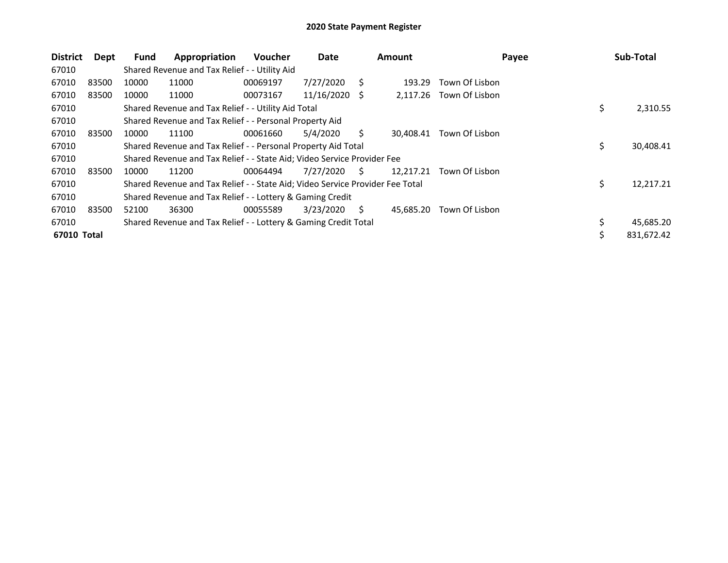# 2020 State Payment Register

| District | Dept | Fund | Appropriation | Voucher | Date | Amount | Payee | Sub-Total |
|---|---|---|---|---|---|---|---|---|
| 67010 | | Shared Revenue and Tax Relief - - Utility Aid | | | | | | |
| 67010 | 83500 | 10000 | 11000 | 00069197 | 7/27/2020 | $ 193.29 | Town Of Lisbon | |
| 67010 | 83500 | 10000 | 11000 | 00073167 | 11/16/2020 | $ 2,117.26 | Town Of Lisbon | |
| 67010 | | Shared Revenue and Tax Relief - - Utility Aid Total | | | | | | $ 2,310.55 |
| 67010 | | Shared Revenue and Tax Relief - - Personal Property Aid | | | | | | |
| 67010 | 83500 | 10000 | 11100 | 00061660 | 5/4/2020 | $ 30,408.41 | Town Of Lisbon | |
| 67010 | | Shared Revenue and Tax Relief - - Personal Property Aid Total | | | | | | $ 30,408.41 |
| 67010 | | Shared Revenue and Tax Relief - - State Aid; Video Service Provider Fee | | | | | | |
| 67010 | 83500 | 10000 | 11200 | 00064494 | 7/27/2020 | $ 12,217.21 | Town Of Lisbon | |
| 67010 | | Shared Revenue and Tax Relief - - State Aid; Video Service Provider Fee Total | | | | | | $ 12,217.21 |
| 67010 | | Shared Revenue and Tax Relief - - Lottery & Gaming Credit | | | | | | |
| 67010 | 83500 | 52100 | 36300 | 00055589 | 3/23/2020 | $ 45,685.20 | Town Of Lisbon | |
| 67010 | | Shared Revenue and Tax Relief - - Lottery & Gaming Credit Total | | | | | | $ 45,685.20 |
| **67010 Total** | | | | | | | | $ 831,672.42 |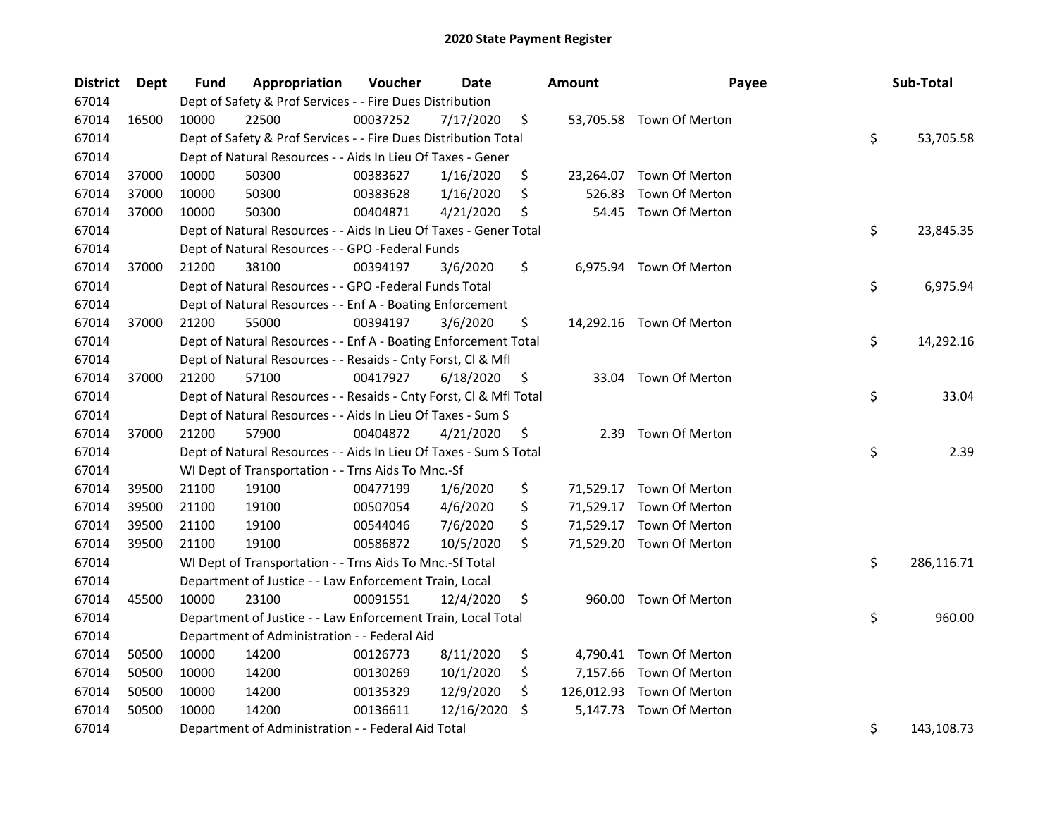# 2020 State Payment Register

| District | Dept | Fund | Appropriation | Voucher | Date | Amount | Payee | Sub-Total |
|---|---|---|---|---|---|---|---|---|
| 67014 | | Dept of Safety & Prof Services - - Fire Dues Distribution | | | | | | |
| 67014 | 16500 | 10000 | 22500 | 00037252 | 7/17/2020 | $ 53,705.58 | Town Of Merton | |
| 67014 | | Dept of Safety & Prof Services - - Fire Dues Distribution Total | | | | | | $ 53,705.58 |
| 67014 | | Dept of Natural Resources - - Aids In Lieu Of Taxes - Gener | | | | | | |
| 67014 | 37000 | 10000 | 50300 | 00383627 | 1/16/2020 | $ 23,264.07 | Town Of Merton | |
| 67014 | 37000 | 10000 | 50300 | 00383628 | 1/16/2020 | $ 526.83 | Town Of Merton | |
| 67014 | 37000 | 10000 | 50300 | 00404871 | 4/21/2020 | $ 54.45 | Town Of Merton | |
| 67014 | | Dept of Natural Resources - - Aids In Lieu Of Taxes - Gener Total | | | | | | $ 23,845.35 |
| 67014 | | Dept of Natural Resources - - GPO -Federal Funds | | | | | | |
| 67014 | 37000 | 21200 | 38100 | 00394197 | 3/6/2020 | $ 6,975.94 | Town Of Merton | |
| 67014 | | Dept of Natural Resources - - GPO -Federal Funds Total | | | | | | $ 6,975.94 |
| 67014 | | Dept of Natural Resources - - Enf A - Boating Enforcement | | | | | | |
| 67014 | 37000 | 21200 | 55000 | 00394197 | 3/6/2020 | $ 14,292.16 | Town Of Merton | |
| 67014 | | Dept of Natural Resources - - Enf A - Boating Enforcement Total | | | | | | $ 14,292.16 |
| 67014 | | Dept of Natural Resources - - Resaids - Cnty Forst, Cl & Mfl | | | | | | |
| 67014 | 37000 | 21200 | 57100 | 00417927 | 6/18/2020 | $ 33.04 | Town Of Merton | |
| 67014 | | Dept of Natural Resources - - Resaids - Cnty Forst, Cl & Mfl Total | | | | | | $ 33.04 |
| 67014 | | Dept of Natural Resources - - Aids In Lieu Of Taxes - Sum S | | | | | | |
| 67014 | 37000 | 21200 | 57900 | 00404872 | 4/21/2020 | $ 2.39 | Town Of Merton | |
| 67014 | | Dept of Natural Resources - - Aids In Lieu Of Taxes - Sum S Total | | | | | | $ 2.39 |
| 67014 | | WI Dept of Transportation - - Trns Aids To Mnc.-Sf | | | | | | |
| 67014 | 39500 | 21100 | 19100 | 00477199 | 1/6/2020 | $ 71,529.17 | Town Of Merton | |
| 67014 | 39500 | 21100 | 19100 | 00507054 | 4/6/2020 | $ 71,529.17 | Town Of Merton | |
| 67014 | 39500 | 21100 | 19100 | 00544046 | 7/6/2020 | $ 71,529.17 | Town Of Merton | |
| 67014 | 39500 | 21100 | 19100 | 00586872 | 10/5/2020 | $ 71,529.20 | Town Of Merton | |
| 67014 | | WI Dept of Transportation - - Trns Aids To Mnc.-Sf Total | | | | | | $ 286,116.71 |
| 67014 | | Department of Justice - - Law Enforcement Train, Local | | | | | | |
| 67014 | 45500 | 10000 | 23100 | 00091551 | 12/4/2020 | $ 960.00 | Town Of Merton | |
| 67014 | | Department of Justice - - Law Enforcement Train, Local Total | | | | | | $ 960.00 |
| 67014 | | Department of Administration - - Federal Aid | | | | | | |
| 67014 | 50500 | 10000 | 14200 | 00126773 | 8/11/2020 | $ 4,790.41 | Town Of Merton | |
| 67014 | 50500 | 10000 | 14200 | 00130269 | 10/1/2020 | $ 7,157.66 | Town Of Merton | |
| 67014 | 50500 | 10000 | 14200 | 00135329 | 12/9/2020 | $ 126,012.93 | Town Of Merton | |
| 67014 | 50500 | 10000 | 14200 | 00136611 | 12/16/2020 | $ 5,147.73 | Town Of Merton | |
| 67014 | | Department of Administration - - Federal Aid Total | | | | | | $ 143,108.73 |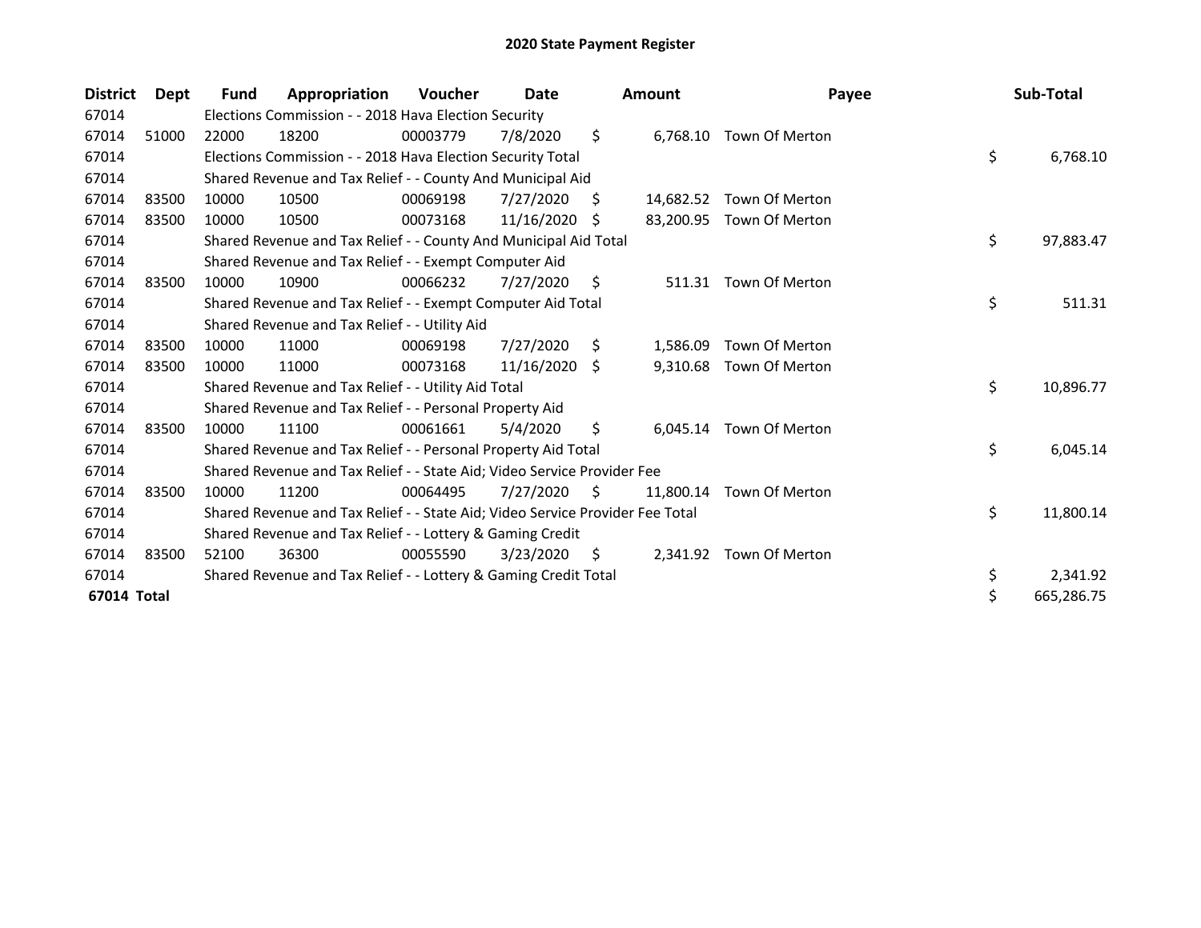# 2020 State Payment Register

| District | Dept | Fund | Appropriation | Voucher | Date | Amount | Payee | Sub-Total |
|---|---|---|---|---|---|---|---|---|
| 67014 | | Elections Commission - - 2018 Hava Election Security | | | | | | |
| 67014 | 51000 | 22000 | 18200 | 00003779 | 7/8/2020 | $ 6,768.10 | Town Of Merton | |
| 67014 | | Elections Commission - - 2018 Hava Election Security Total | | | | | | $ 6,768.10 |
| 67014 | | Shared Revenue and Tax Relief - - County And Municipal Aid | | | | | | |
| 67014 | 83500 | 10000 | 10500 | 00069198 | 7/27/2020 | $ 14,682.52 | Town Of Merton | |
| 67014 | 83500 | 10000 | 10500 | 00073168 | 11/16/2020 | $ 83,200.95 | Town Of Merton | |
| 67014 | | Shared Revenue and Tax Relief - - County And Municipal Aid Total | | | | | | $ 97,883.47 |
| 67014 | | Shared Revenue and Tax Relief - - Exempt Computer Aid | | | | | | |
| 67014 | 83500 | 10000 | 10900 | 00066232 | 7/27/2020 | $ 511.31 | Town Of Merton | |
| 67014 | | Shared Revenue and Tax Relief - - Exempt Computer Aid Total | | | | | | $ 511.31 |
| 67014 | | Shared Revenue and Tax Relief - - Utility Aid | | | | | | |
| 67014 | 83500 | 10000 | 11000 | 00069198 | 7/27/2020 | $ 1,586.09 | Town Of Merton | |
| 67014 | 83500 | 10000 | 11000 | 00073168 | 11/16/2020 | $ 9,310.68 | Town Of Merton | |
| 67014 | | Shared Revenue and Tax Relief - - Utility Aid Total | | | | | | $ 10,896.77 |
| 67014 | | Shared Revenue and Tax Relief - - Personal Property Aid | | | | | | |
| 67014 | 83500 | 10000 | 11100 | 00061661 | 5/4/2020 | $ 6,045.14 | Town Of Merton | |
| 67014 | | Shared Revenue and Tax Relief - - Personal Property Aid Total | | | | | | $ 6,045.14 |
| 67014 | | Shared Revenue and Tax Relief - - State Aid; Video Service Provider Fee | | | | | | |
| 67014 | 83500 | 10000 | 11200 | 00064495 | 7/27/2020 | $ 11,800.14 | Town Of Merton | |
| 67014 | | Shared Revenue and Tax Relief - - State Aid; Video Service Provider Fee Total | | | | | | $ 11,800.14 |
| 67014 | | Shared Revenue and Tax Relief - - Lottery & Gaming Credit | | | | | | |
| 67014 | 83500 | 52100 | 36300 | 00055590 | 3/23/2020 | $ 2,341.92 | Town Of Merton | |
| 67014 | | Shared Revenue and Tax Relief - - Lottery & Gaming Credit Total | | | | | | $ 2,341.92 |
| **67014 Total** | | | | | | | | $ 665,286.75 |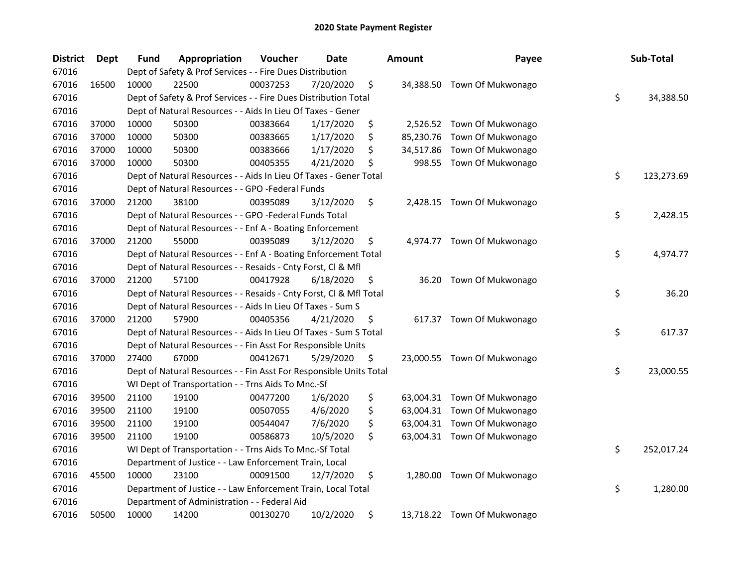# 2020 State Payment Register

| District | Dept | Fund | Appropriation | Voucher | Date | Amount | Payee | Sub-Total |
|---|---|---|---|---|---|---|---|---|
| 67016 | | Dept of Safety & Prof Services - - Fire Dues Distribution | | | | | | |
| 67016 | 16500 | 10000 | 22500 | 00037253 | 7/20/2020 | $ 34,388.50 | Town Of Mukwonago | |
| 67016 | | Dept of Safety & Prof Services - - Fire Dues Distribution Total | | | | | | $ 34,388.50 |
| 67016 | | Dept of Natural Resources - - Aids In Lieu Of Taxes - Gener | | | | | | |
| 67016 | 37000 | 10000 | 50300 | 00383664 | 1/17/2020 | $ 2,526.52 | Town Of Mukwonago | |
| 67016 | 37000 | 10000 | 50300 | 00383665 | 1/17/2020 | $ 85,230.76 | Town Of Mukwonago | |
| 67016 | 37000 | 10000 | 50300 | 00383666 | 1/17/2020 | $ 34,517.86 | Town Of Mukwonago | |
| 67016 | 37000 | 10000 | 50300 | 00405355 | 4/21/2020 | $ 998.55 | Town Of Mukwonago | |
| 67016 | | Dept of Natural Resources - - Aids In Lieu Of Taxes - Gener Total | | | | | | $ 123,273.69 |
| 67016 | | Dept of Natural Resources - - GPO -Federal Funds | | | | | | |
| 67016 | 37000 | 21200 | 38100 | 00395089 | 3/12/2020 | $ 2,428.15 | Town Of Mukwonago | |
| 67016 | | Dept of Natural Resources - - GPO -Federal Funds Total | | | | | | $ 2,428.15 |
| 67016 | | Dept of Natural Resources - - Enf A - Boating Enforcement | | | | | | |
| 67016 | 37000 | 21200 | 55000 | 00395089 | 3/12/2020 | $ 4,974.77 | Town Of Mukwonago | |
| 67016 | | Dept of Natural Resources - - Enf A - Boating Enforcement Total | | | | | | $ 4,974.77 |
| 67016 | | Dept of Natural Resources - - Resaids - Cnty Forst, Cl & Mfl | | | | | | |
| 67016 | 37000 | 21200 | 57100 | 00417928 | 6/18/2020 | $ 36.20 | Town Of Mukwonago | |
| 67016 | | Dept of Natural Resources - - Resaids - Cnty Forst, Cl & Mfl Total | | | | | | $ 36.20 |
| 67016 | | Dept of Natural Resources - - Aids In Lieu Of Taxes - Sum S | | | | | | |
| 67016 | 37000 | 21200 | 57900 | 00405356 | 4/21/2020 | $ 617.37 | Town Of Mukwonago | |
| 67016 | | Dept of Natural Resources - - Aids In Lieu Of Taxes - Sum S Total | | | | | | $ 617.37 |
| 67016 | | Dept of Natural Resources - - Fin Asst For Responsible Units | | | | | | |
| 67016 | 37000 | 27400 | 67000 | 00412671 | 5/29/2020 | $ 23,000.55 | Town Of Mukwonago | |
| 67016 | | Dept of Natural Resources - - Fin Asst For Responsible Units Total | | | | | | $ 23,000.55 |
| 67016 | | WI Dept of Transportation - - Trns Aids To Mnc.-Sf | | | | | | |
| 67016 | 39500 | 21100 | 19100 | 00477200 | 1/6/2020 | $ 63,004.31 | Town Of Mukwonago | |
| 67016 | 39500 | 21100 | 19100 | 00507055 | 4/6/2020 | $ 63,004.31 | Town Of Mukwonago | |
| 67016 | 39500 | 21100 | 19100 | 00544047 | 7/6/2020 | $ 63,004.31 | Town Of Mukwonago | |
| 67016 | 39500 | 21100 | 19100 | 00586873 | 10/5/2020 | $ 63,004.31 | Town Of Mukwonago | |
| 67016 | | WI Dept of Transportation - - Trns Aids To Mnc.-Sf Total | | | | | | $ 252,017.24 |
| 67016 | | Department of Justice - - Law Enforcement Train, Local | | | | | | |
| 67016 | 45500 | 10000 | 23100 | 00091500 | 12/7/2020 | $ 1,280.00 | Town Of Mukwonago | |
| 67016 | | Department of Justice - - Law Enforcement Train, Local Total | | | | | | $ 1,280.00 |
| 67016 | | Department of Administration - - Federal Aid | | | | | | |
| 67016 | 50500 | 10000 | 14200 | 00130270 | 10/2/2020 | $ 13,718.22 | Town Of Mukwonago | |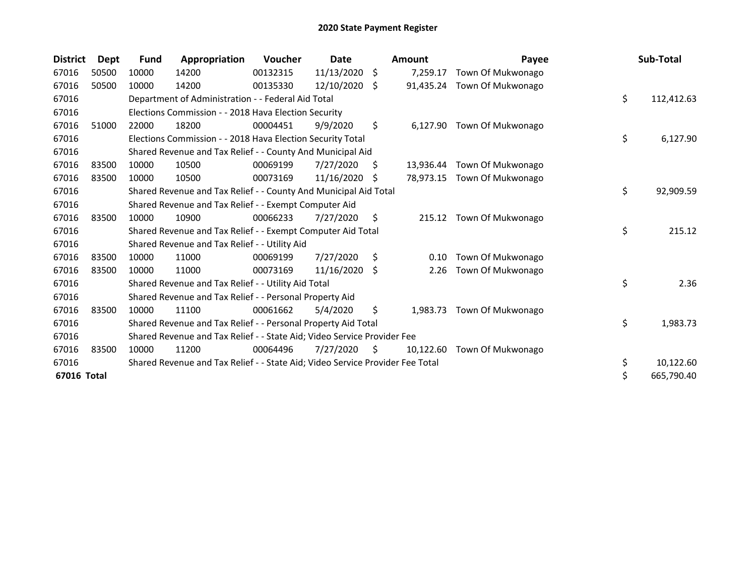# 2020 State Payment Register

| District | Dept | Fund | Appropriation | Voucher | Date | Amount | Payee | Sub-Total |
|---|---|---|---|---|---|---|---|---|
| 67016 | 50500 | 10000 | 14200 | 00132315 | 11/13/2020 | $ 7,259.17 | Town Of Mukwonago | |
| 67016 | 50500 | 10000 | 14200 | 00135330 | 12/10/2020 | $ 91,435.24 | Town Of Mukwonago | |
| 67016 | | Department of Administration - - Federal Aid Total | | | | | | $ 112,412.63 |
| 67016 | | Elections Commission - - 2018 Hava Election Security | | | | | | |
| 67016 | 51000 | 22000 | 18200 | 00004451 | 9/9/2020 | $ 6,127.90 | Town Of Mukwonago | |
| 67016 | | Elections Commission - - 2018 Hava Election Security Total | | | | | | $ 6,127.90 |
| 67016 | | Shared Revenue and Tax Relief - - County And Municipal Aid | | | | | | |
| 67016 | 83500 | 10000 | 10500 | 00069199 | 7/27/2020 | $ 13,936.44 | Town Of Mukwonago | |
| 67016 | 83500 | 10000 | 10500 | 00073169 | 11/16/2020 | $ 78,973.15 | Town Of Mukwonago | |
| 67016 | | Shared Revenue and Tax Relief - - County And Municipal Aid Total | | | | | | $ 92,909.59 |
| 67016 | | Shared Revenue and Tax Relief - - Exempt Computer Aid | | | | | | |
| 67016 | 83500 | 10000 | 10900 | 00066233 | 7/27/2020 | $ 215.12 | Town Of Mukwonago | |
| 67016 | | Shared Revenue and Tax Relief - - Exempt Computer Aid Total | | | | | | $ 215.12 |
| 67016 | | Shared Revenue and Tax Relief - - Utility Aid | | | | | | |
| 67016 | 83500 | 10000 | 11000 | 00069199 | 7/27/2020 | $ 0.10 | Town Of Mukwonago | |
| 67016 | 83500 | 10000 | 11000 | 00073169 | 11/16/2020 | $ 2.26 | Town Of Mukwonago | |
| 67016 | | Shared Revenue and Tax Relief - - Utility Aid Total | | | | | | $ 2.36 |
| 67016 | | Shared Revenue and Tax Relief - - Personal Property Aid | | | | | | |
| 67016 | 83500 | 10000 | 11100 | 00061662 | 5/4/2020 | $ 1,983.73 | Town Of Mukwonago | |
| 67016 | | Shared Revenue and Tax Relief - - Personal Property Aid Total | | | | | | $ 1,983.73 |
| 67016 | | Shared Revenue and Tax Relief - - State Aid; Video Service Provider Fee | | | | | | |
| 67016 | 83500 | 10000 | 11200 | 00064496 | 7/27/2020 | $ 10,122.60 | Town Of Mukwonago | |
| 67016 | | Shared Revenue and Tax Relief - - State Aid; Video Service Provider Fee Total | | | | | | $ 10,122.60 |
| **67016 Total** | | | | | | | | $ 665,790.40 |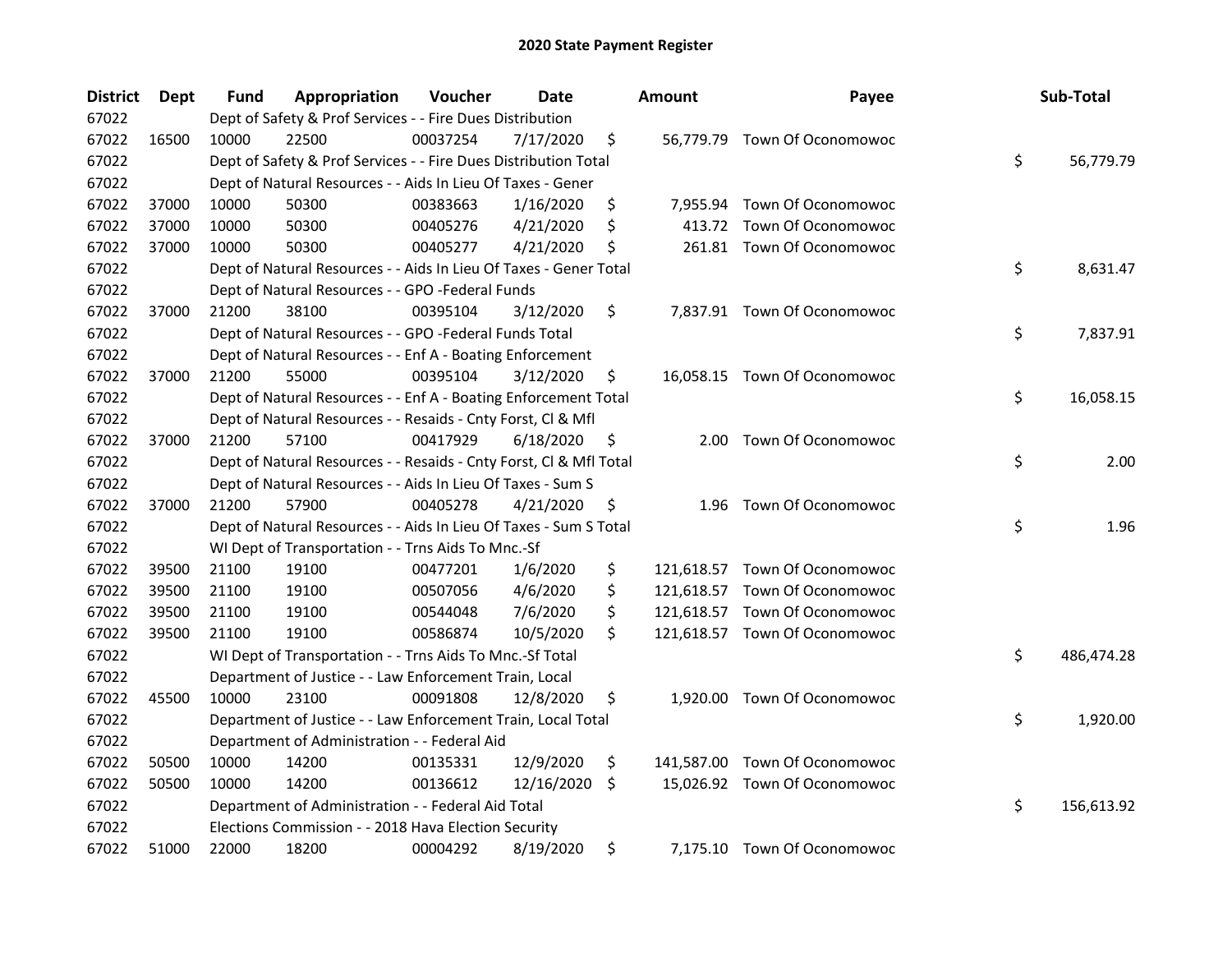# 2020 State Payment Register

| District | Dept | Fund | Appropriation | Voucher | Date | Amount | Payee | Sub-Total |
|---|---|---|---|---|---|---|---|---|
| 67022 | | Dept of Safety & Prof Services - - Fire Dues Distribution | | | | | | |
| 67022 | 16500 | 10000 | 22500 | 00037254 | 7/17/2020 | $ 56,779.79 | Town Of Oconomowoc | |
| 67022 | | Dept of Safety & Prof Services - - Fire Dues Distribution Total | | | | | | $ 56,779.79 |
| 67022 | | Dept of Natural Resources - - Aids In Lieu Of Taxes - Gener | | | | | | |
| 67022 | 37000 | 10000 | 50300 | 00383663 | 1/16/2020 | $ 7,955.94 | Town Of Oconomowoc | |
| 67022 | 37000 | 10000 | 50300 | 00405276 | 4/21/2020 | $ 413.72 | Town Of Oconomowoc | |
| 67022 | 37000 | 10000 | 50300 | 00405277 | 4/21/2020 | $ 261.81 | Town Of Oconomowoc | |
| 67022 | | Dept of Natural Resources - - Aids In Lieu Of Taxes - Gener Total | | | | | | $ 8,631.47 |
| 67022 | | Dept of Natural Resources - - GPO -Federal Funds | | | | | | |
| 67022 | 37000 | 21200 | 38100 | 00395104 | 3/12/2020 | $ 7,837.91 | Town Of Oconomowoc | |
| 67022 | | Dept of Natural Resources - - GPO -Federal Funds Total | | | | | | $ 7,837.91 |
| 67022 | | Dept of Natural Resources - - Enf A - Boating Enforcement | | | | | | |
| 67022 | 37000 | 21200 | 55000 | 00395104 | 3/12/2020 | $ 16,058.15 | Town Of Oconomowoc | |
| 67022 | | Dept of Natural Resources - - Enf A - Boating Enforcement Total | | | | | | $ 16,058.15 |
| 67022 | | Dept of Natural Resources - - Resaids - Cnty Forst, Cl & Mfl | | | | | | |
| 67022 | 37000 | 21200 | 57100 | 00417929 | 6/18/2020 | $ 2.00 | Town Of Oconomowoc | |
| 67022 | | Dept of Natural Resources - - Resaids - Cnty Forst, Cl & Mfl Total | | | | | | $ 2.00 |
| 67022 | | Dept of Natural Resources - - Aids In Lieu Of Taxes - Sum S | | | | | | |
| 67022 | 37000 | 21200 | 57900 | 00405278 | 4/21/2020 | $ 1.96 | Town Of Oconomowoc | |
| 67022 | | Dept of Natural Resources - - Aids In Lieu Of Taxes - Sum S Total | | | | | | $ 1.96 |
| 67022 | | WI Dept of Transportation - - Trns Aids To Mnc.-Sf | | | | | | |
| 67022 | 39500 | 21100 | 19100 | 00477201 | 1/6/2020 | $ 121,618.57 | Town Of Oconomowoc | |
| 67022 | 39500 | 21100 | 19100 | 00507056 | 4/6/2020 | $ 121,618.57 | Town Of Oconomowoc | |
| 67022 | 39500 | 21100 | 19100 | 00544048 | 7/6/2020 | $ 121,618.57 | Town Of Oconomowoc | |
| 67022 | 39500 | 21100 | 19100 | 00586874 | 10/5/2020 | $ 121,618.57 | Town Of Oconomowoc | |
| 67022 | | WI Dept of Transportation - - Trns Aids To Mnc.-Sf Total | | | | | | $ 486,474.28 |
| 67022 | | Department of Justice - - Law Enforcement Train, Local | | | | | | |
| 67022 | 45500 | 10000 | 23100 | 00091808 | 12/8/2020 | $ 1,920.00 | Town Of Oconomowoc | |
| 67022 | | Department of Justice - - Law Enforcement Train, Local Total | | | | | | $ 1,920.00 |
| 67022 | | Department of Administration - - Federal Aid | | | | | | |
| 67022 | 50500 | 10000 | 14200 | 00135331 | 12/9/2020 | $ 141,587.00 | Town Of Oconomowoc | |
| 67022 | 50500 | 10000 | 14200 | 00136612 | 12/16/2020 | $ 15,026.92 | Town Of Oconomowoc | |
| 67022 | | Department of Administration - - Federal Aid Total | | | | | | $ 156,613.92 |
| 67022 | | Elections Commission - - 2018 Hava Election Security | | | | | | |
| 67022 | 51000 | 22000 | 18200 | 00004292 | 8/19/2020 | $ 7,175.10 | Town Of Oconomowoc | |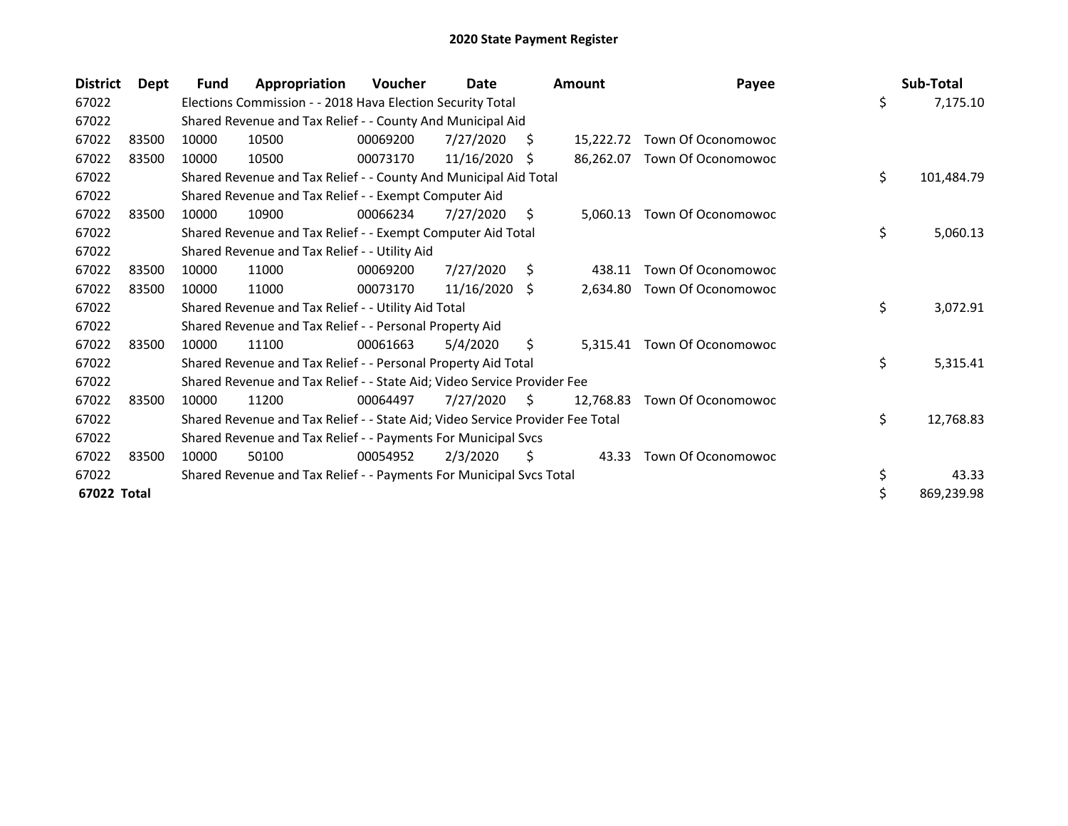# 2020 State Payment Register

| District | Dept | Fund | Appropriation | Voucher | Date | Amount | Payee | Sub-Total |
|---|---|---|---|---|---|---|---|---|
| 67022 | | Elections Commission - - 2018 Hava Election Security Total | | | | | | $ 7,175.10 |
| 67022 | | Shared Revenue and Tax Relief - - County And Municipal Aid | | | | | | |
| 67022 | 83500 | 10000 | 10500 | 00069200 | 7/27/2020 | $ 15,222.72 | Town Of Oconomowoc | |
| 67022 | 83500 | 10000 | 10500 | 00073170 | 11/16/2020 | $ 86,262.07 | Town Of Oconomowoc | |
| 67022 | | Shared Revenue and Tax Relief - - County And Municipal Aid Total | | | | | | $ 101,484.79 |
| 67022 | | Shared Revenue and Tax Relief - - Exempt Computer Aid | | | | | | |
| 67022 | 83500 | 10000 | 10900 | 00066234 | 7/27/2020 | $ 5,060.13 | Town Of Oconomowoc | |
| 67022 | | Shared Revenue and Tax Relief - - Exempt Computer Aid Total | | | | | | $ 5,060.13 |
| 67022 | | Shared Revenue and Tax Relief - - Utility Aid | | | | | | |
| 67022 | 83500 | 10000 | 11000 | 00069200 | 7/27/2020 | $ 438.11 | Town Of Oconomowoc | |
| 67022 | 83500 | 10000 | 11000 | 00073170 | 11/16/2020 | $ 2,634.80 | Town Of Oconomowoc | |
| 67022 | | Shared Revenue and Tax Relief - - Utility Aid Total | | | | | | $ 3,072.91 |
| 67022 | | Shared Revenue and Tax Relief - - Personal Property Aid | | | | | | |
| 67022 | 83500 | 10000 | 11100 | 00061663 | 5/4/2020 | $ 5,315.41 | Town Of Oconomowoc | |
| 67022 | | Shared Revenue and Tax Relief - - Personal Property Aid Total | | | | | | $ 5,315.41 |
| 67022 | | Shared Revenue and Tax Relief - - State Aid; Video Service Provider Fee | | | | | | |
| 67022 | 83500 | 10000 | 11200 | 00064497 | 7/27/2020 | $ 12,768.83 | Town Of Oconomowoc | |
| 67022 | | Shared Revenue and Tax Relief - - State Aid; Video Service Provider Fee Total | | | | | | $ 12,768.83 |
| 67022 | | Shared Revenue and Tax Relief - - Payments For Municipal Svcs | | | | | | |
| 67022 | 83500 | 10000 | 50100 | 00054952 | 2/3/2020 | $ 43.33 | Town Of Oconomowoc | |
| 67022 | | Shared Revenue and Tax Relief - - Payments For Municipal Svcs Total | | | | | | $ 43.33 |
| **67022 Total** | | | | | | | | $ 869,239.98 |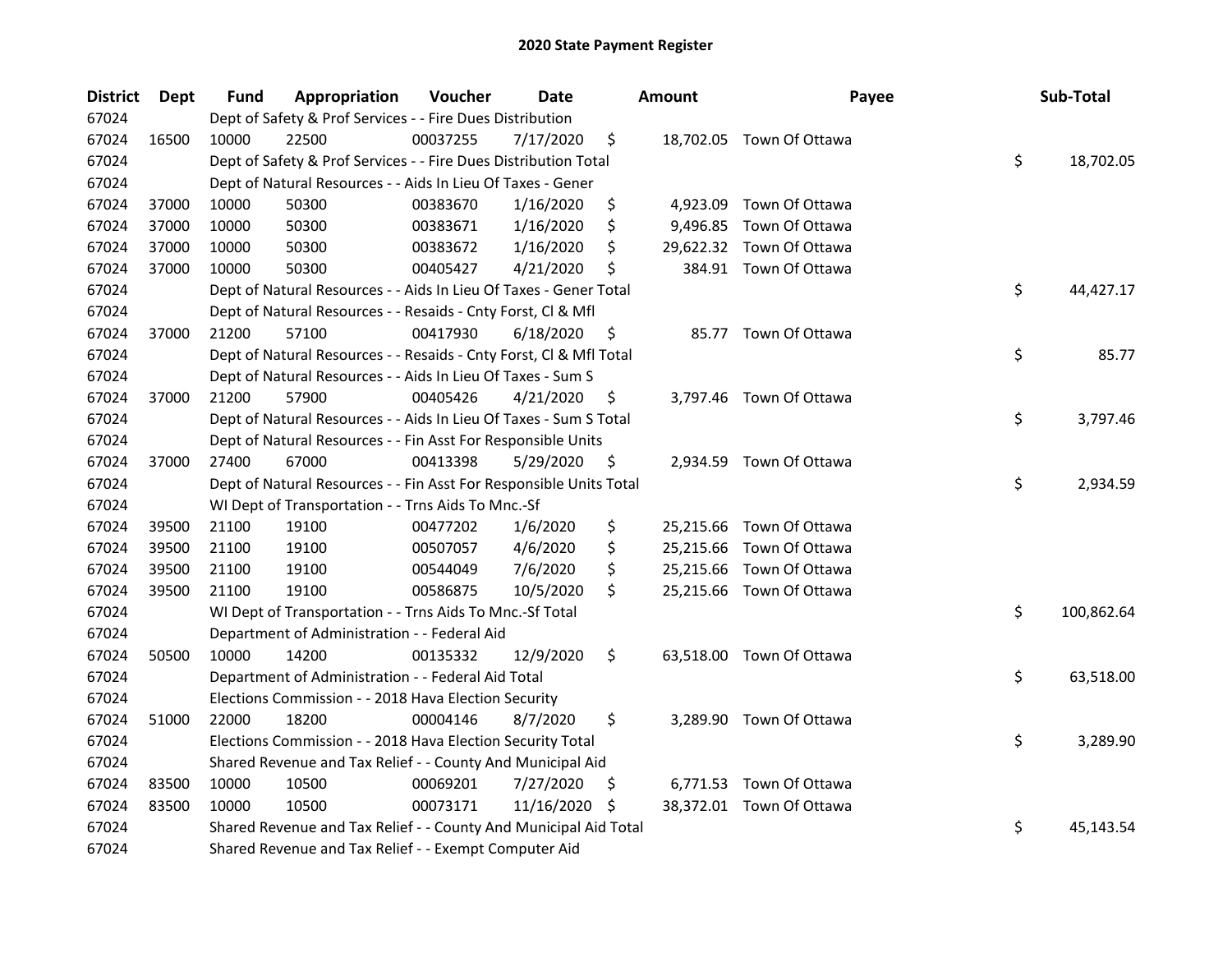# 2020 State Payment Register

| District | Dept | Fund | Appropriation | Voucher | Date | Amount | Payee | Sub-Total |
|---|---|---|---|---|---|---|---|---|
| 67024 | | Dept of Safety & Prof Services - - Fire Dues Distribution | | | | | | |
| 67024 | 16500 | 10000 | 22500 | 00037255 | 7/17/2020 | $ 18,702.05 | Town Of Ottawa | |
| 67024 | | Dept of Safety & Prof Services - - Fire Dues Distribution Total | | | | | | $ 18,702.05 |
| 67024 | | Dept of Natural Resources - - Aids In Lieu Of Taxes - Gener | | | | | | |
| 67024 | 37000 | 10000 | 50300 | 00383670 | 1/16/2020 | $ 4,923.09 | Town Of Ottawa | |
| 67024 | 37000 | 10000 | 50300 | 00383671 | 1/16/2020 | $ 9,496.85 | Town Of Ottawa | |
| 67024 | 37000 | 10000 | 50300 | 00383672 | 1/16/2020 | $ 29,622.32 | Town Of Ottawa | |
| 67024 | 37000 | 10000 | 50300 | 00405427 | 4/21/2020 | $ 384.91 | Town Of Ottawa | |
| 67024 | | Dept of Natural Resources - - Aids In Lieu Of Taxes - Gener Total | | | | | | $ 44,427.17 |
| 67024 | | Dept of Natural Resources - - Resaids - Cnty Forst, Cl & Mfl | | | | | | |
| 67024 | 37000 | 21200 | 57100 | 00417930 | 6/18/2020 | $ 85.77 | Town Of Ottawa | |
| 67024 | | Dept of Natural Resources - - Resaids - Cnty Forst, Cl & Mfl Total | | | | | | $ 85.77 |
| 67024 | | Dept of Natural Resources - - Aids In Lieu Of Taxes - Sum S | | | | | | |
| 67024 | 37000 | 21200 | 57900 | 00405426 | 4/21/2020 | $ 3,797.46 | Town Of Ottawa | |
| 67024 | | Dept of Natural Resources - - Aids In Lieu Of Taxes - Sum S Total | | | | | | $ 3,797.46 |
| 67024 | | Dept of Natural Resources - - Fin Asst For Responsible Units | | | | | | |
| 67024 | 37000 | 27400 | 67000 | 00413398 | 5/29/2020 | $ 2,934.59 | Town Of Ottawa | |
| 67024 | | Dept of Natural Resources - - Fin Asst For Responsible Units Total | | | | | | $ 2,934.59 |
| 67024 | | WI Dept of Transportation - - Trns Aids To Mnc.-Sf | | | | | | |
| 67024 | 39500 | 21100 | 19100 | 00477202 | 1/6/2020 | $ 25,215.66 | Town Of Ottawa | |
| 67024 | 39500 | 21100 | 19100 | 00507057 | 4/6/2020 | $ 25,215.66 | Town Of Ottawa | |
| 67024 | 39500 | 21100 | 19100 | 00544049 | 7/6/2020 | $ 25,215.66 | Town Of Ottawa | |
| 67024 | 39500 | 21100 | 19100 | 00586875 | 10/5/2020 | $ 25,215.66 | Town Of Ottawa | |
| 67024 | | WI Dept of Transportation - - Trns Aids To Mnc.-Sf Total | | | | | | $ 100,862.64 |
| 67024 | | Department of Administration - - Federal Aid | | | | | | |
| 67024 | 50500 | 10000 | 14200 | 00135332 | 12/9/2020 | $ 63,518.00 | Town Of Ottawa | |
| 67024 | | Department of Administration - - Federal Aid Total | | | | | | $ 63,518.00 |
| 67024 | | Elections Commission - - 2018 Hava Election Security | | | | | | |
| 67024 | 51000 | 22000 | 18200 | 00004146 | 8/7/2020 | $ 3,289.90 | Town Of Ottawa | |
| 67024 | | Elections Commission - - 2018 Hava Election Security Total | | | | | | $ 3,289.90 |
| 67024 | | Shared Revenue and Tax Relief - - County And Municipal Aid | | | | | | |
| 67024 | 83500 | 10000 | 10500 | 00069201 | 7/27/2020 | $ 6,771.53 | Town Of Ottawa | |
| 67024 | 83500 | 10000 | 10500 | 00073171 | 11/16/2020 | $ 38,372.01 | Town Of Ottawa | |
| 67024 | | Shared Revenue and Tax Relief - - County And Municipal Aid Total | | | | | | $ 45,143.54 |
| 67024 | | Shared Revenue and Tax Relief - - Exempt Computer Aid | | | | | | |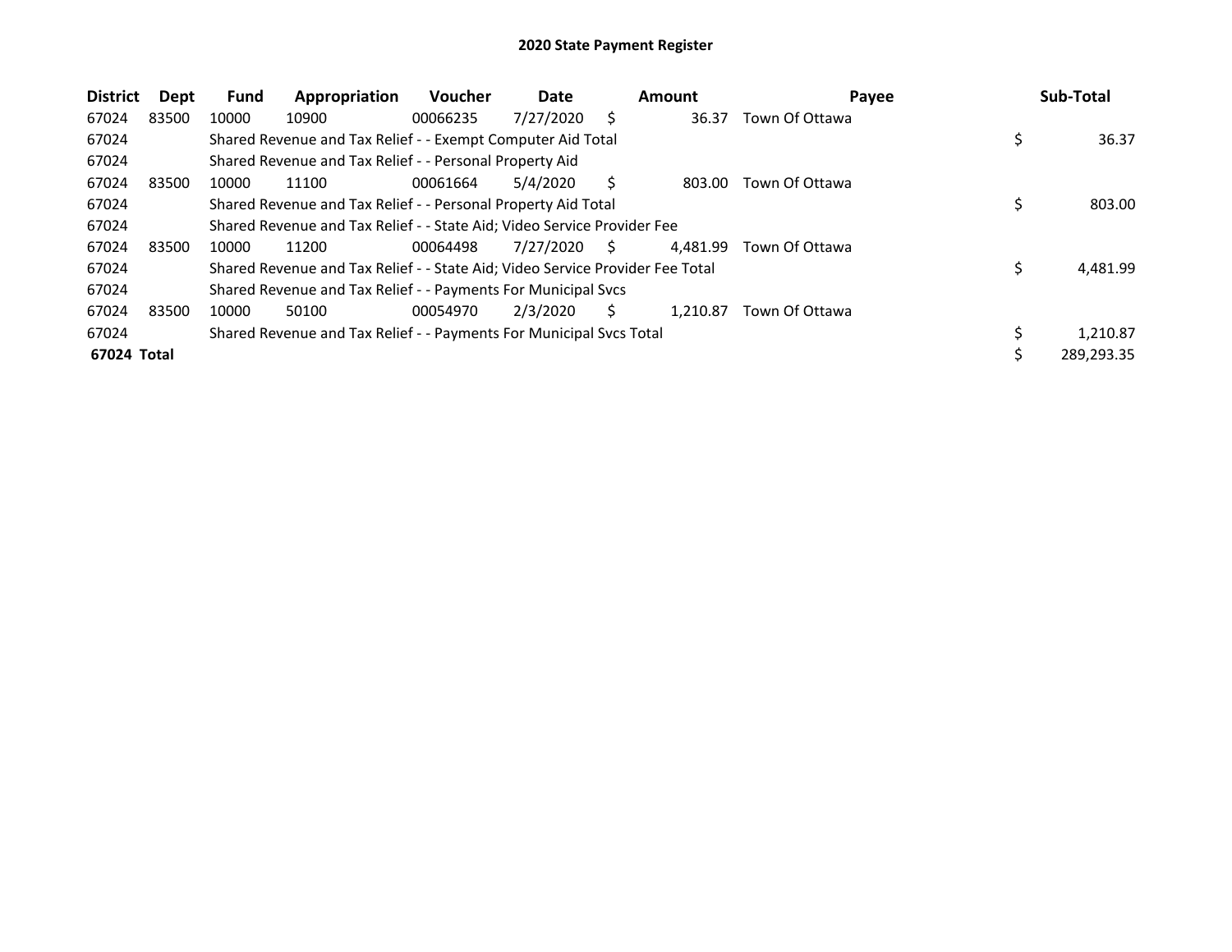# 2020 State Payment Register

| District | Dept | Fund | Appropriation | Voucher | Date | Amount | Payee | Sub-Total |
|---|---|---|---|---|---|---|---|---|
| 67024 | 83500 | 10000 | 10900 | 00066235 | 7/27/2020 | $ 36.37 | Town Of Ottawa | |
| 67024 | | Shared Revenue and Tax Relief - - Exempt Computer Aid Total | | | | | | $ 36.37 |
| 67024 | | Shared Revenue and Tax Relief - - Personal Property Aid | | | | | | |
| 67024 | 83500 | 10000 | 11100 | 00061664 | 5/4/2020 | $ 803.00 | Town Of Ottawa | |
| 67024 | | Shared Revenue and Tax Relief - - Personal Property Aid Total | | | | | | $ 803.00 |
| 67024 | | Shared Revenue and Tax Relief - - State Aid; Video Service Provider Fee | | | | | | |
| 67024 | 83500 | 10000 | 11200 | 00064498 | 7/27/2020 | $ 4,481.99 | Town Of Ottawa | |
| 67024 | | Shared Revenue and Tax Relief - - State Aid; Video Service Provider Fee Total | | | | | | $ 4,481.99 |
| 67024 | | Shared Revenue and Tax Relief - - Payments For Municipal Svcs | | | | | | |
| 67024 | 83500 | 10000 | 50100 | 00054970 | 2/3/2020 | $ 1,210.87 | Town Of Ottawa | |
| 67024 | | Shared Revenue and Tax Relief - - Payments For Municipal Svcs Total | | | | | | $ 1,210.87 |
| **67024 Total** | | | | | | | | $ 289,293.35 |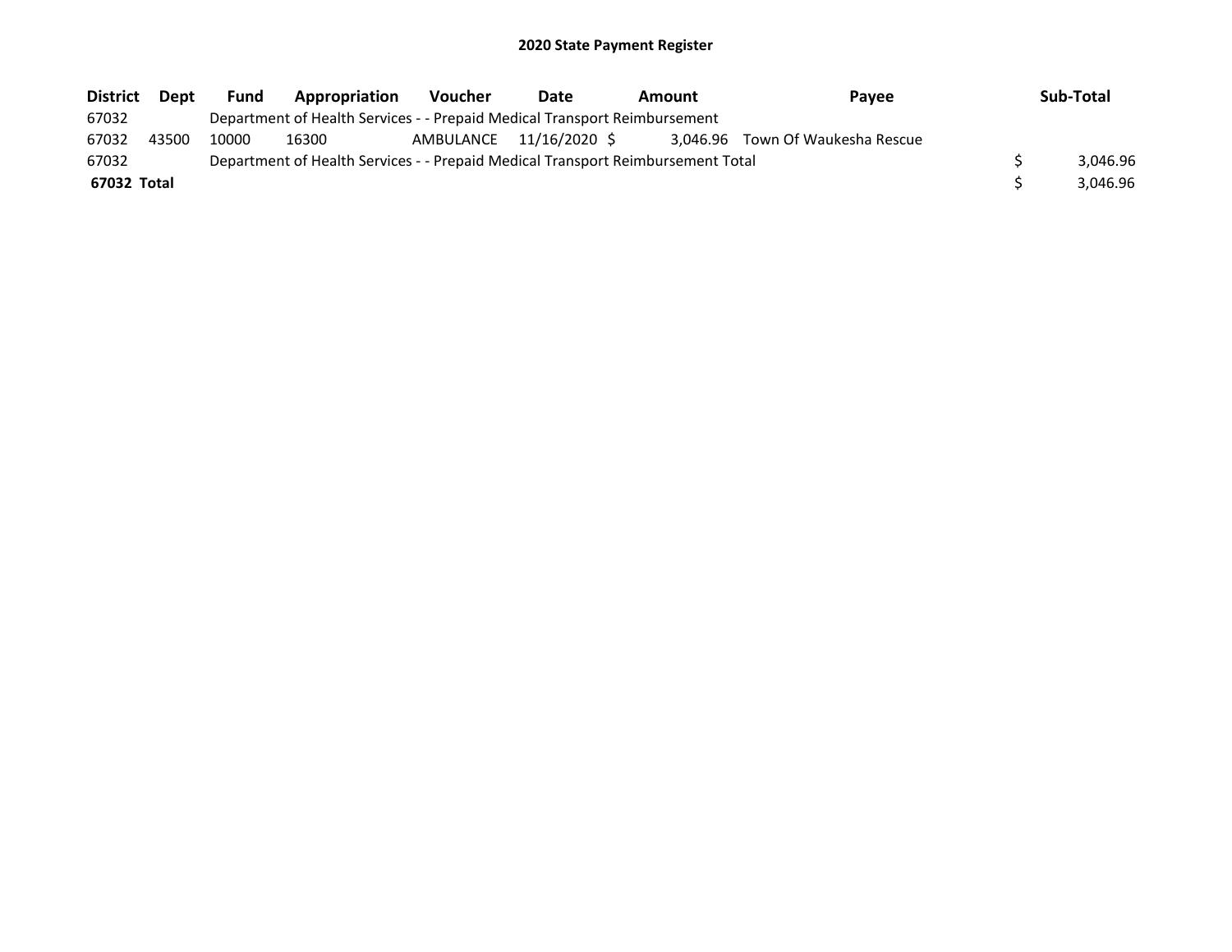# 2020 State Payment Register

| District | Dept | Fund | Appropriation | Voucher | Date | Amount | Payee | Sub-Total |
|---|---|---|---|---|---|---|---|---|
| 67032 | | Department of Health Services - - Prepaid Medical Transport Reimbursement | | | | | | |
| 67032 | 43500 | 10000 | 16300 | AMBULANCE | 11/16/2020 | $ 3,046.96 | Town Of Waukesha Rescue | |
| 67032 | | Department of Health Services - - Prepaid Medical Transport Reimbursement Total | | | | | | $ 3,046.96 |
| **67032 Total** | | | | | | | | $ 3,046.96 |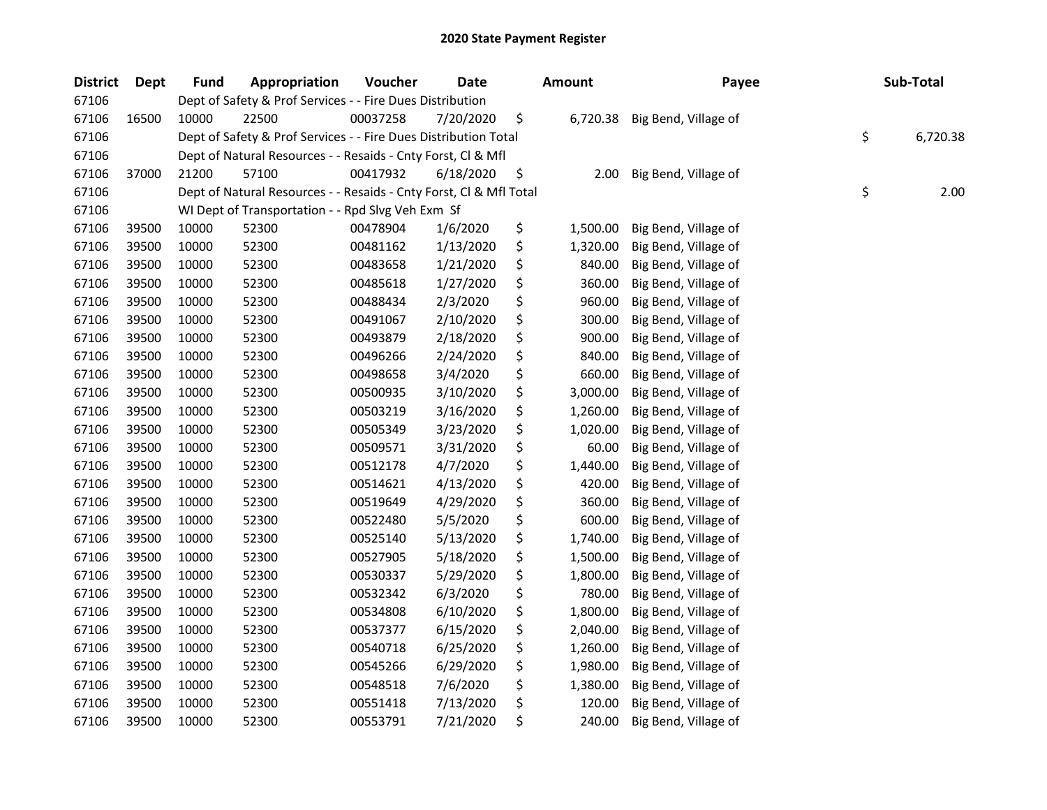# 2020 State Payment Register

| District | Dept | Fund | Appropriation | Voucher | Date | Amount | Payee | Sub-Total |
|---|---|---|---|---|---|---|---|---|
| 67106 | | Dept of Safety & Prof Services - - Fire Dues Distribution | | | | | | |
| 67106 | 16500 | 10000 | 22500 | 00037258 | 7/20/2020 | $ 6,720.38 | Big Bend, Village of | |
| 67106 | | Dept of Safety & Prof Services - - Fire Dues Distribution Total | | | | | | $ 6,720.38 |
| 67106 | | Dept of Natural Resources - - Resaids - Cnty Forst, Cl & Mfl | | | | | | |
| 67106 | 37000 | 21200 | 57100 | 00417932 | 6/18/2020 | $ 2.00 | Big Bend, Village of | |
| 67106 | | Dept of Natural Resources - - Resaids - Cnty Forst, Cl & Mfl Total | | | | | | $ 2.00 |
| 67106 | | WI Dept of Transportation - - Rpd Slvg Veh Exm Sf | | | | | | |
| 67106 | 39500 | 10000 | 52300 | 00478904 | 1/6/2020 | $ 1,500.00 | Big Bend, Village of | |
| 67106 | 39500 | 10000 | 52300 | 00481162 | 1/13/2020 | $ 1,320.00 | Big Bend, Village of | |
| 67106 | 39500 | 10000 | 52300 | 00483658 | 1/21/2020 | $ 840.00 | Big Bend, Village of | |
| 67106 | 39500 | 10000 | 52300 | 00485618 | 1/27/2020 | $ 360.00 | Big Bend, Village of | |
| 67106 | 39500 | 10000 | 52300 | 00488434 | 2/3/2020 | $ 960.00 | Big Bend, Village of | |
| 67106 | 39500 | 10000 | 52300 | 00491067 | 2/10/2020 | $ 300.00 | Big Bend, Village of | |
| 67106 | 39500 | 10000 | 52300 | 00493879 | 2/18/2020 | $ 900.00 | Big Bend, Village of | |
| 67106 | 39500 | 10000 | 52300 | 00496266 | 2/24/2020 | $ 840.00 | Big Bend, Village of | |
| 67106 | 39500 | 10000 | 52300 | 00498658 | 3/4/2020 | $ 660.00 | Big Bend, Village of | |
| 67106 | 39500 | 10000 | 52300 | 00500935 | 3/10/2020 | $ 3,000.00 | Big Bend, Village of | |
| 67106 | 39500 | 10000 | 52300 | 00503219 | 3/16/2020 | $ 1,260.00 | Big Bend, Village of | |
| 67106 | 39500 | 10000 | 52300 | 00505349 | 3/23/2020 | $ 1,020.00 | Big Bend, Village of | |
| 67106 | 39500 | 10000 | 52300 | 00509571 | 3/31/2020 | $ 60.00 | Big Bend, Village of | |
| 67106 | 39500 | 10000 | 52300 | 00512178 | 4/7/2020 | $ 1,440.00 | Big Bend, Village of | |
| 67106 | 39500 | 10000 | 52300 | 00514621 | 4/13/2020 | $ 420.00 | Big Bend, Village of | |
| 67106 | 39500 | 10000 | 52300 | 00519649 | 4/29/2020 | $ 360.00 | Big Bend, Village of | |
| 67106 | 39500 | 10000 | 52300 | 00522480 | 5/5/2020 | $ 600.00 | Big Bend, Village of | |
| 67106 | 39500 | 10000 | 52300 | 00525140 | 5/13/2020 | $ 1,740.00 | Big Bend, Village of | |
| 67106 | 39500 | 10000 | 52300 | 00527905 | 5/18/2020 | $ 1,500.00 | Big Bend, Village of | |
| 67106 | 39500 | 10000 | 52300 | 00530337 | 5/29/2020 | $ 1,800.00 | Big Bend, Village of | |
| 67106 | 39500 | 10000 | 52300 | 00532342 | 6/3/2020 | $ 780.00 | Big Bend, Village of | |
| 67106 | 39500 | 10000 | 52300 | 00534808 | 6/10/2020 | $ 1,800.00 | Big Bend, Village of | |
| 67106 | 39500 | 10000 | 52300 | 00537377 | 6/15/2020 | $ 2,040.00 | Big Bend, Village of | |
| 67106 | 39500 | 10000 | 52300 | 00540718 | 6/25/2020 | $ 1,260.00 | Big Bend, Village of | |
| 67106 | 39500 | 10000 | 52300 | 00545266 | 6/29/2020 | $ 1,980.00 | Big Bend, Village of | |
| 67106 | 39500 | 10000 | 52300 | 00548518 | 7/6/2020 | $ 1,380.00 | Big Bend, Village of | |
| 67106 | 39500 | 10000 | 52300 | 00551418 | 7/13/2020 | $ 120.00 | Big Bend, Village of | |
| 67106 | 39500 | 10000 | 52300 | 00553791 | 7/21/2020 | $ 240.00 | Big Bend, Village of | |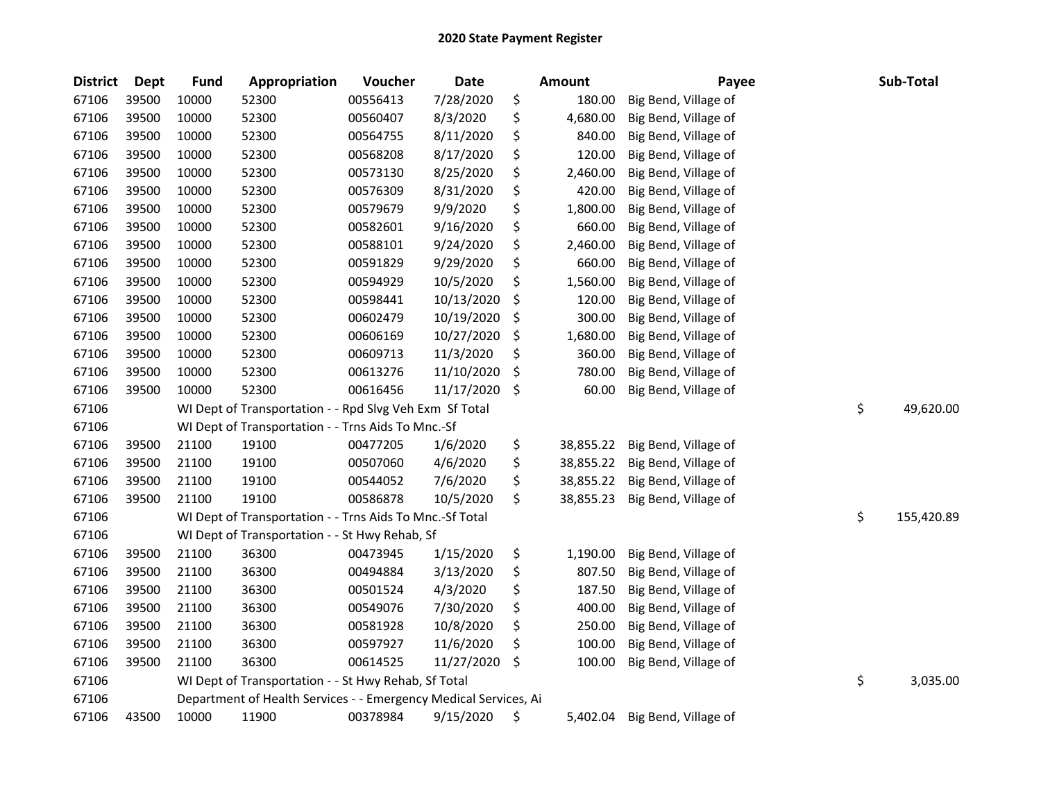# 2020 State Payment Register

| District | Dept | Fund | Appropriation | Voucher | Date | Amount | Payee | Sub-Total |
|---|---|---|---|---|---|---|---|---|
| 67106 | 39500 | 10000 | 52300 | 00556413 | 7/28/2020 | $ 180.00 | Big Bend, Village of | |
| 67106 | 39500 | 10000 | 52300 | 00560407 | 8/3/2020 | $ 4,680.00 | Big Bend, Village of | |
| 67106 | 39500 | 10000 | 52300 | 00564755 | 8/11/2020 | $ 840.00 | Big Bend, Village of | |
| 67106 | 39500 | 10000 | 52300 | 00568208 | 8/17/2020 | $ 120.00 | Big Bend, Village of | |
| 67106 | 39500 | 10000 | 52300 | 00573130 | 8/25/2020 | $ 2,460.00 | Big Bend, Village of | |
| 67106 | 39500 | 10000 | 52300 | 00576309 | 8/31/2020 | $ 420.00 | Big Bend, Village of | |
| 67106 | 39500 | 10000 | 52300 | 00579679 | 9/9/2020 | $ 1,800.00 | Big Bend, Village of | |
| 67106 | 39500 | 10000 | 52300 | 00582601 | 9/16/2020 | $ 660.00 | Big Bend, Village of | |
| 67106 | 39500 | 10000 | 52300 | 00588101 | 9/24/2020 | $ 2,460.00 | Big Bend, Village of | |
| 67106 | 39500 | 10000 | 52300 | 00591829 | 9/29/2020 | $ 660.00 | Big Bend, Village of | |
| 67106 | 39500 | 10000 | 52300 | 00594929 | 10/5/2020 | $ 1,560.00 | Big Bend, Village of | |
| 67106 | 39500 | 10000 | 52300 | 00598441 | 10/13/2020 | $ 120.00 | Big Bend, Village of | |
| 67106 | 39500 | 10000 | 52300 | 00602479 | 10/19/2020 | $ 300.00 | Big Bend, Village of | |
| 67106 | 39500 | 10000 | 52300 | 00606169 | 10/27/2020 | $ 1,680.00 | Big Bend, Village of | |
| 67106 | 39500 | 10000 | 52300 | 00609713 | 11/3/2020 | $ 360.00 | Big Bend, Village of | |
| 67106 | 39500 | 10000 | 52300 | 00613276 | 11/10/2020 | $ 780.00 | Big Bend, Village of | |
| 67106 | 39500 | 10000 | 52300 | 00616456 | 11/17/2020 | $ 60.00 | Big Bend, Village of | |
| 67106 | | WI Dept of Transportation - - Rpd Slvg Veh Exm Sf Total | | | | | | $ 49,620.00 |
| 67106 | | WI Dept of Transportation - - Trns Aids To Mnc.-Sf | | | | | | |
| 67106 | 39500 | 21100 | 19100 | 00477205 | 1/6/2020 | $ 38,855.22 | Big Bend, Village of | |
| 67106 | 39500 | 21100 | 19100 | 00507060 | 4/6/2020 | $ 38,855.22 | Big Bend, Village of | |
| 67106 | 39500 | 21100 | 19100 | 00544052 | 7/6/2020 | $ 38,855.22 | Big Bend, Village of | |
| 67106 | 39500 | 21100 | 19100 | 00586878 | 10/5/2020 | $ 38,855.23 | Big Bend, Village of | |
| 67106 | | WI Dept of Transportation - - Trns Aids To Mnc.-Sf Total | | | | | | $ 155,420.89 |
| 67106 | | WI Dept of Transportation - - St Hwy Rehab, Sf | | | | | | |
| 67106 | 39500 | 21100 | 36300 | 00473945 | 1/15/2020 | $ 1,190.00 | Big Bend, Village of | |
| 67106 | 39500 | 21100 | 36300 | 00494884 | 3/13/2020 | $ 807.50 | Big Bend, Village of | |
| 67106 | 39500 | 21100 | 36300 | 00501524 | 4/3/2020 | $ 187.50 | Big Bend, Village of | |
| 67106 | 39500 | 21100 | 36300 | 00549076 | 7/30/2020 | $ 400.00 | Big Bend, Village of | |
| 67106 | 39500 | 21100 | 36300 | 00581928 | 10/8/2020 | $ 250.00 | Big Bend, Village of | |
| 67106 | 39500 | 21100 | 36300 | 00597927 | 11/6/2020 | $ 100.00 | Big Bend, Village of | |
| 67106 | 39500 | 21100 | 36300 | 00614525 | 11/27/2020 | $ 100.00 | Big Bend, Village of | |
| 67106 | | WI Dept of Transportation - - St Hwy Rehab, Sf Total | | | | | | $ 3,035.00 |
| 67106 | | Department of Health Services - - Emergency Medical Services, Ai | | | | | | |
| 67106 | 43500 | 10000 | 11900 | 00378984 | 9/15/2020 | $ 5,402.04 | Big Bend, Village of | |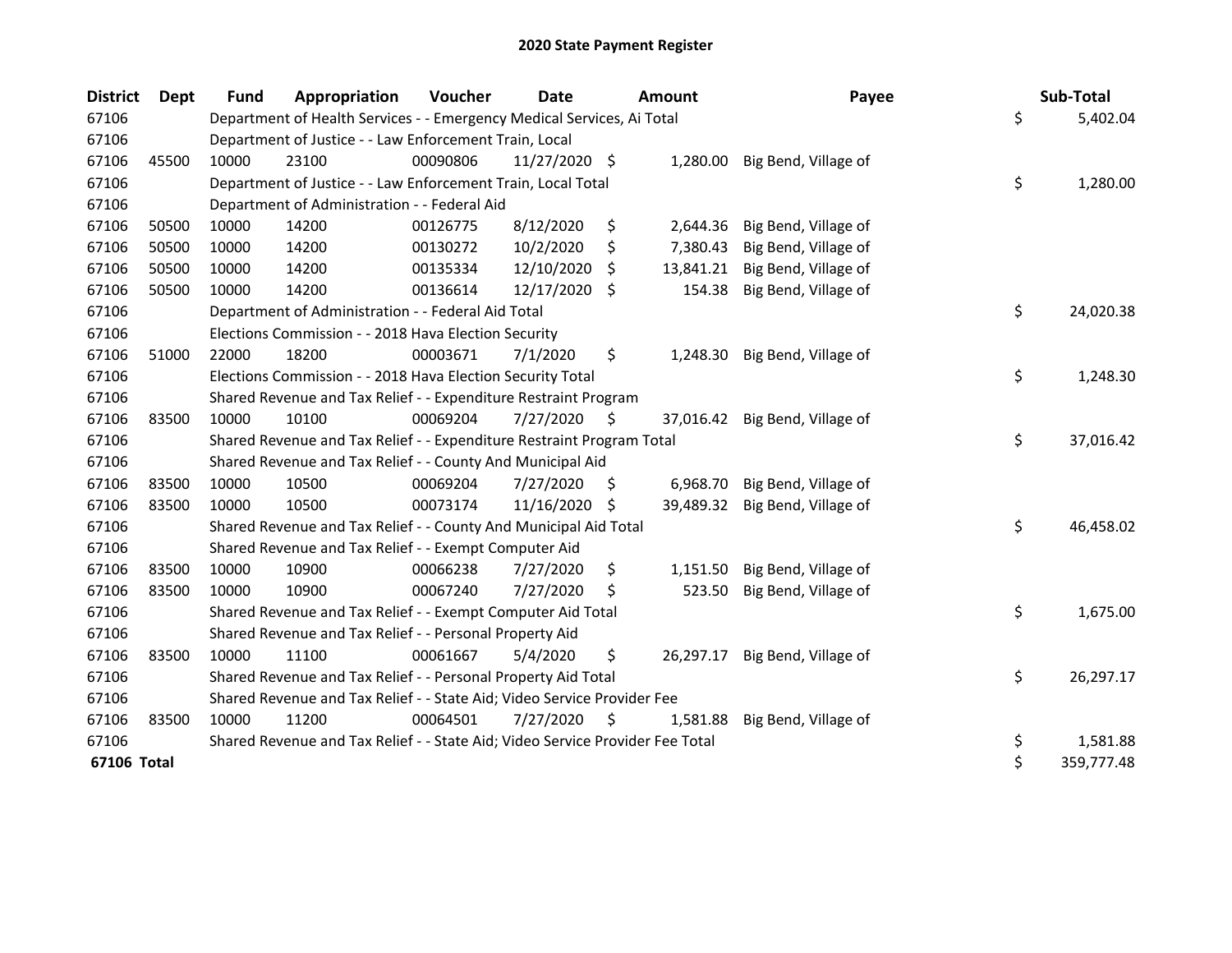# 2020 State Payment Register

| District | Dept | Fund | Appropriation | Voucher | Date | Amount | Payee | Sub-Total |
|---|---|---|---|---|---|---|---|---|
| 67106 | | Department of Health Services - - Emergency Medical Services, Ai Total | | | | | | $ 5,402.04 |
| 67106 | | Department of Justice - - Law Enforcement Train, Local | | | | | | |
| 67106 | 45500 | 10000 | 23100 | 00090806 | 11/27/2020 | $ 1,280.00 | Big Bend, Village of | |
| 67106 | | Department of Justice - - Law Enforcement Train, Local Total | | | | | | $ 1,280.00 |
| 67106 | | Department of Administration - - Federal Aid | | | | | | |
| 67106 | 50500 | 10000 | 14200 | 00126775 | 8/12/2020 | $ 2,644.36 | Big Bend, Village of | |
| 67106 | 50500 | 10000 | 14200 | 00130272 | 10/2/2020 | $ 7,380.43 | Big Bend, Village of | |
| 67106 | 50500 | 10000 | 14200 | 00135334 | 12/10/2020 | $ 13,841.21 | Big Bend, Village of | |
| 67106 | 50500 | 10000 | 14200 | 00136614 | 12/17/2020 | $ 154.38 | Big Bend, Village of | |
| 67106 | | Department of Administration - - Federal Aid Total | | | | | | $ 24,020.38 |
| 67106 | | Elections Commission - - 2018 Hava Election Security | | | | | | |
| 67106 | 51000 | 22000 | 18200 | 00003671 | 7/1/2020 | $ 1,248.30 | Big Bend, Village of | |
| 67106 | | Elections Commission - - 2018 Hava Election Security Total | | | | | | $ 1,248.30 |
| 67106 | | Shared Revenue and Tax Relief - - Expenditure Restraint Program | | | | | | |
| 67106 | 83500 | 10000 | 10100 | 00069204 | 7/27/2020 | $ 37,016.42 | Big Bend, Village of | |
| 67106 | | Shared Revenue and Tax Relief - - Expenditure Restraint Program Total | | | | | | $ 37,016.42 |
| 67106 | | Shared Revenue and Tax Relief - - County And Municipal Aid | | | | | | |
| 67106 | 83500 | 10000 | 10500 | 00069204 | 7/27/2020 | $ 6,968.70 | Big Bend, Village of | |
| 67106 | 83500 | 10000 | 10500 | 00073174 | 11/16/2020 | $ 39,489.32 | Big Bend, Village of | |
| 67106 | | Shared Revenue and Tax Relief - - County And Municipal Aid Total | | | | | | $ 46,458.02 |
| 67106 | | Shared Revenue and Tax Relief - - Exempt Computer Aid | | | | | | |
| 67106 | 83500 | 10000 | 10900 | 00066238 | 7/27/2020 | $ 1,151.50 | Big Bend, Village of | |
| 67106 | 83500 | 10000 | 10900 | 00067240 | 7/27/2020 | $ 523.50 | Big Bend, Village of | |
| 67106 | | Shared Revenue and Tax Relief - - Exempt Computer Aid Total | | | | | | $ 1,675.00 |
| 67106 | | Shared Revenue and Tax Relief - - Personal Property Aid | | | | | | |
| 67106 | 83500 | 10000 | 11100 | 00061667 | 5/4/2020 | $ 26,297.17 | Big Bend, Village of | |
| 67106 | | Shared Revenue and Tax Relief - - Personal Property Aid Total | | | | | | $ 26,297.17 |
| 67106 | | Shared Revenue and Tax Relief - - State Aid; Video Service Provider Fee | | | | | | |
| 67106 | 83500 | 10000 | 11200 | 00064501 | 7/27/2020 | $ 1,581.88 | Big Bend, Village of | |
| 67106 | | Shared Revenue and Tax Relief - - State Aid; Video Service Provider Fee Total | | | | | | $ 1,581.88 |
| **67106 Total** | | | | | | | | $ 359,777.48 |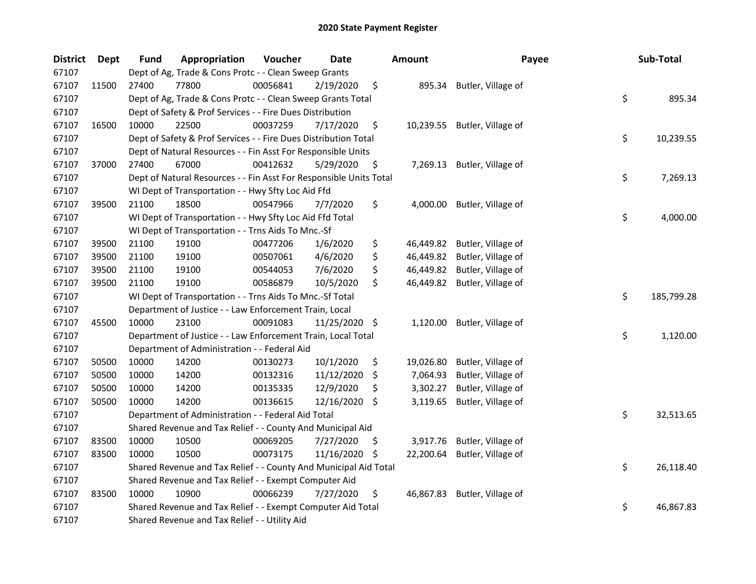# 2020 State Payment Register

| District | Dept | Fund | Appropriation | Voucher | Date | Amount | Payee | Sub-Total |
|---|---|---|---|---|---|---|---|---|
| 67107 | | Dept of Ag, Trade & Cons Protc - - Clean Sweep Grants | | | | | | |
| 67107 | 11500 | 27400 | 77800 | 00056841 | 2/19/2020 | $ 895.34 | Butler, Village of | |
| 67107 | | Dept of Ag, Trade & Cons Protc - - Clean Sweep Grants Total | | | | | | $ 895.34 |
| 67107 | | Dept of Safety & Prof Services - - Fire Dues Distribution | | | | | | |
| 67107 | 16500 | 10000 | 22500 | 00037259 | 7/17/2020 | $ 10,239.55 | Butler, Village of | |
| 67107 | | Dept of Safety & Prof Services - - Fire Dues Distribution Total | | | | | | $ 10,239.55 |
| 67107 | | Dept of Natural Resources - - Fin Asst For Responsible Units | | | | | | |
| 67107 | 37000 | 27400 | 67000 | 00412632 | 5/29/2020 | $ 7,269.13 | Butler, Village of | |
| 67107 | | Dept of Natural Resources - - Fin Asst For Responsible Units Total | | | | | | $ 7,269.13 |
| 67107 | | WI Dept of Transportation - - Hwy Sfty Loc Aid Ffd | | | | | | |
| 67107 | 39500 | 21100 | 18500 | 00547966 | 7/7/2020 | $ 4,000.00 | Butler, Village of | |
| 67107 | | WI Dept of Transportation - - Hwy Sfty Loc Aid Ffd Total | | | | | | $ 4,000.00 |
| 67107 | | WI Dept of Transportation - - Trns Aids To Mnc.-Sf | | | | | | |
| 67107 | 39500 | 21100 | 19100 | 00477206 | 1/6/2020 | $ 46,449.82 | Butler, Village of | |
| 67107 | 39500 | 21100 | 19100 | 00507061 | 4/6/2020 | $ 46,449.82 | Butler, Village of | |
| 67107 | 39500 | 21100 | 19100 | 00544053 | 7/6/2020 | $ 46,449.82 | Butler, Village of | |
| 67107 | 39500 | 21100 | 19100 | 00586879 | 10/5/2020 | $ 46,449.82 | Butler, Village of | |
| 67107 | | WI Dept of Transportation - - Trns Aids To Mnc.-Sf Total | | | | | | $ 185,799.28 |
| 67107 | | Department of Justice - - Law Enforcement Train, Local | | | | | | |
| 67107 | 45500 | 10000 | 23100 | 00091083 | 11/25/2020 | $ 1,120.00 | Butler, Village of | |
| 67107 | | Department of Justice - - Law Enforcement Train, Local Total | | | | | | $ 1,120.00 |
| 67107 | | Department of Administration - - Federal Aid | | | | | | |
| 67107 | 50500 | 10000 | 14200 | 00130273 | 10/1/2020 | $ 19,026.80 | Butler, Village of | |
| 67107 | 50500 | 10000 | 14200 | 00132316 | 11/12/2020 | $ 7,064.93 | Butler, Village of | |
| 67107 | 50500 | 10000 | 14200 | 00135335 | 12/9/2020 | $ 3,302.27 | Butler, Village of | |
| 67107 | 50500 | 10000 | 14200 | 00136615 | 12/16/2020 | $ 3,119.65 | Butler, Village of | |
| 67107 | | Department of Administration - - Federal Aid Total | | | | | | $ 32,513.65 |
| 67107 | | Shared Revenue and Tax Relief - - County And Municipal Aid | | | | | | |
| 67107 | 83500 | 10000 | 10500 | 00069205 | 7/27/2020 | $ 3,917.76 | Butler, Village of | |
| 67107 | 83500 | 10000 | 10500 | 00073175 | 11/16/2020 | $ 22,200.64 | Butler, Village of | |
| 67107 | | Shared Revenue and Tax Relief - - County And Municipal Aid Total | | | | | | $ 26,118.40 |
| 67107 | | Shared Revenue and Tax Relief - - Exempt Computer Aid | | | | | | |
| 67107 | 83500 | 10000 | 10900 | 00066239 | 7/27/2020 | $ 46,867.83 | Butler, Village of | |
| 67107 | | Shared Revenue and Tax Relief - - Exempt Computer Aid Total | | | | | | $ 46,867.83 |
| 67107 | | Shared Revenue and Tax Relief - - Utility Aid | | | | | | |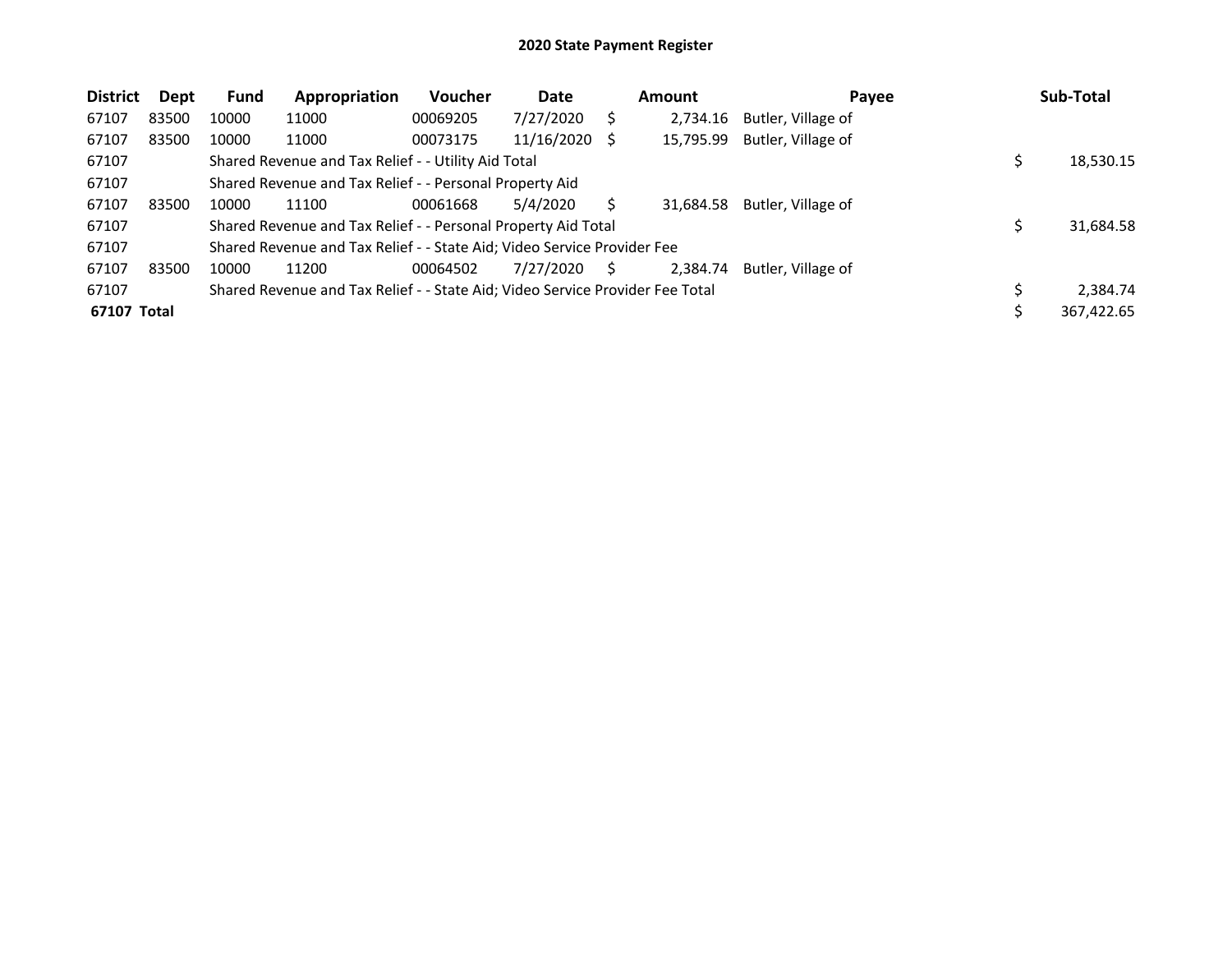# 2020 State Payment Register

| District | Dept | Fund | Appropriation | Voucher | Date | Amount | Payee | Sub-Total |
|---|---|---|---|---|---|---|---|---|
| 67107 | 83500 | 10000 | 11000 | 00069205 | 7/27/2020 | $ 2,734.16 | Butler, Village of | |
| 67107 | 83500 | 10000 | 11000 | 00073175 | 11/16/2020 | $ 15,795.99 | Butler, Village of | |
| 67107 | | Shared Revenue and Tax Relief - - Utility Aid Total | | | | | | $ 18,530.15 |
| 67107 | | Shared Revenue and Tax Relief - - Personal Property Aid | | | | | | |
| 67107 | 83500 | 10000 | 11100 | 00061668 | 5/4/2020 | $ 31,684.58 | Butler, Village of | |
| 67107 | | Shared Revenue and Tax Relief - - Personal Property Aid Total | | | | | | $ 31,684.58 |
| 67107 | | Shared Revenue and Tax Relief - - State Aid; Video Service Provider Fee | | | | | | |
| 67107 | 83500 | 10000 | 11200 | 00064502 | 7/27/2020 | $ 2,384.74 | Butler, Village of | |
| 67107 | | Shared Revenue and Tax Relief - - State Aid; Video Service Provider Fee Total | | | | | | $ 2,384.74 |
| **67107 Total** | | | | | | | | $ 367,422.65 |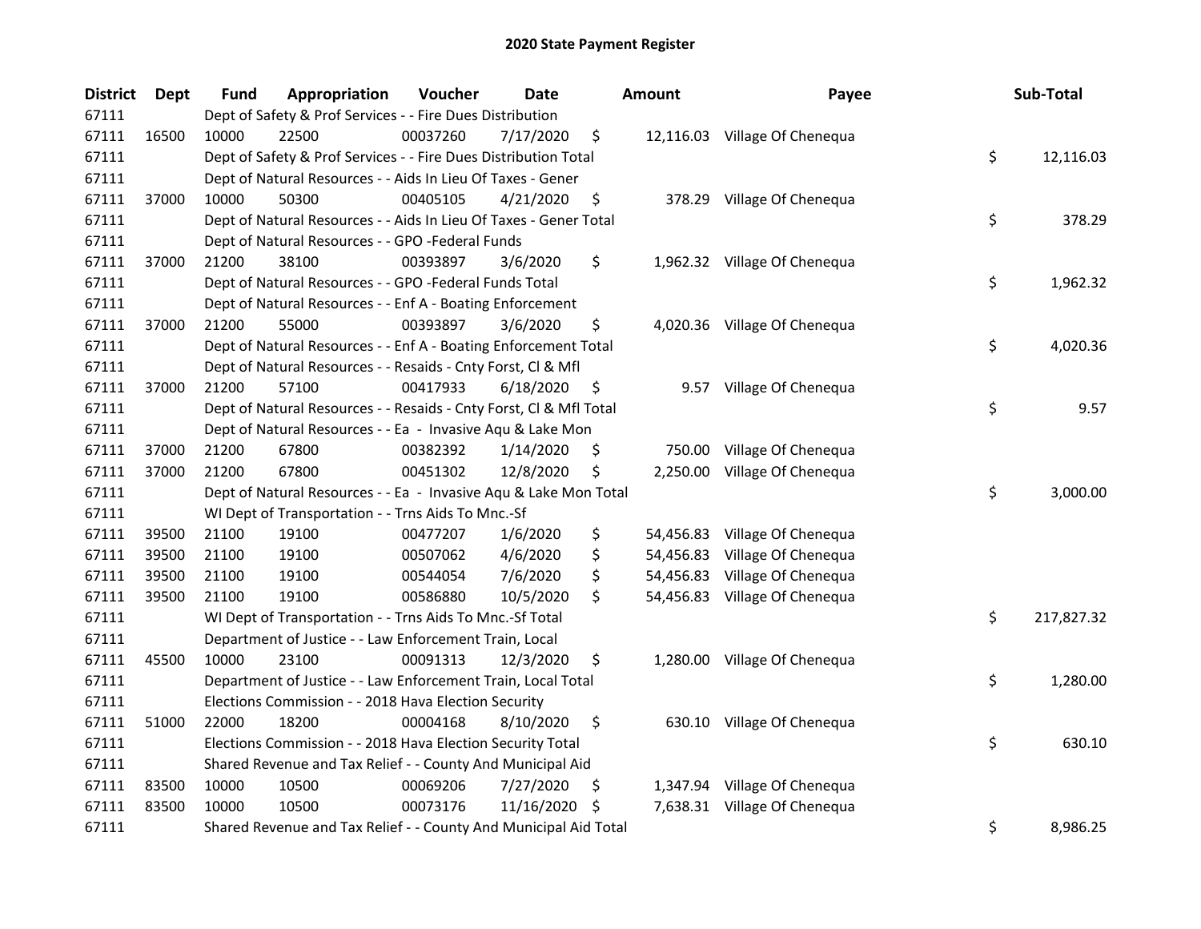# 2020 State Payment Register

| District | Dept | Fund | Appropriation | Voucher | Date | Amount | Payee | Sub-Total |
|---|---|---|---|---|---|---|---|---|
| 67111 | | Dept of Safety & Prof Services - - Fire Dues Distribution | | | | | | |
| 67111 | 16500 | 10000 | 22500 | 00037260 | 7/17/2020 | $ 12,116.03 | Village Of Chenequa | |
| 67111 | | Dept of Safety & Prof Services - - Fire Dues Distribution Total | | | | | | $ 12,116.03 |
| 67111 | | Dept of Natural Resources - - Aids In Lieu Of Taxes - Gener | | | | | | |
| 67111 | 37000 | 10000 | 50300 | 00405105 | 4/21/2020 | $ 378.29 | Village Of Chenequa | |
| 67111 | | Dept of Natural Resources - - Aids In Lieu Of Taxes - Gener Total | | | | | | $ 378.29 |
| 67111 | | Dept of Natural Resources - - GPO -Federal Funds | | | | | | |
| 67111 | 37000 | 21200 | 38100 | 00393897 | 3/6/2020 | $ 1,962.32 | Village Of Chenequa | |
| 67111 | | Dept of Natural Resources - - GPO -Federal Funds Total | | | | | | $ 1,962.32 |
| 67111 | | Dept of Natural Resources - - Enf A - Boating Enforcement | | | | | | |
| 67111 | 37000 | 21200 | 55000 | 00393897 | 3/6/2020 | $ 4,020.36 | Village Of Chenequa | |
| 67111 | | Dept of Natural Resources - - Enf A - Boating Enforcement Total | | | | | | $ 4,020.36 |
| 67111 | | Dept of Natural Resources - - Resaids - Cnty Forst, Cl & Mfl | | | | | | |
| 67111 | 37000 | 21200 | 57100 | 00417933 | 6/18/2020 | $ 9.57 | Village Of Chenequa | |
| 67111 | | Dept of Natural Resources - - Resaids - Cnty Forst, Cl & Mfl Total | | | | | | $ 9.57 |
| 67111 | | Dept of Natural Resources - - Ea - Invasive Aqu & Lake Mon | | | | | | |
| 67111 | 37000 | 21200 | 67800 | 00382392 | 1/14/2020 | $ 750.00 | Village Of Chenequa | |
| 67111 | 37000 | 21200 | 67800 | 00451302 | 12/8/2020 | $ 2,250.00 | Village Of Chenequa | |
| 67111 | | Dept of Natural Resources - - Ea - Invasive Aqu & Lake Mon Total | | | | | | $ 3,000.00 |
| 67111 | | WI Dept of Transportation - - Trns Aids To Mnc.-Sf | | | | | | |
| 67111 | 39500 | 21100 | 19100 | 00477207 | 1/6/2020 | $ 54,456.83 | Village Of Chenequa | |
| 67111 | 39500 | 21100 | 19100 | 00507062 | 4/6/2020 | $ 54,456.83 | Village Of Chenequa | |
| 67111 | 39500 | 21100 | 19100 | 00544054 | 7/6/2020 | $ 54,456.83 | Village Of Chenequa | |
| 67111 | 39500 | 21100 | 19100 | 00586880 | 10/5/2020 | $ 54,456.83 | Village Of Chenequa | |
| 67111 | | WI Dept of Transportation - - Trns Aids To Mnc.-Sf Total | | | | | | $ 217,827.32 |
| 67111 | | Department of Justice - - Law Enforcement Train, Local | | | | | | |
| 67111 | 45500 | 10000 | 23100 | 00091313 | 12/3/2020 | $ 1,280.00 | Village Of Chenequa | |
| 67111 | | Department of Justice - - Law Enforcement Train, Local Total | | | | | | $ 1,280.00 |
| 67111 | | Elections Commission - - 2018 Hava Election Security | | | | | | |
| 67111 | 51000 | 22000 | 18200 | 00004168 | 8/10/2020 | $ 630.10 | Village Of Chenequa | |
| 67111 | | Elections Commission - - 2018 Hava Election Security Total | | | | | | $ 630.10 |
| 67111 | | Shared Revenue and Tax Relief - - County And Municipal Aid | | | | | | |
| 67111 | 83500 | 10000 | 10500 | 00069206 | 7/27/2020 | $ 1,347.94 | Village Of Chenequa | |
| 67111 | 83500 | 10000 | 10500 | 00073176 | 11/16/2020 | $ 7,638.31 | Village Of Chenequa | |
| 67111 | | Shared Revenue and Tax Relief - - County And Municipal Aid Total | | | | | | $ 8,986.25 |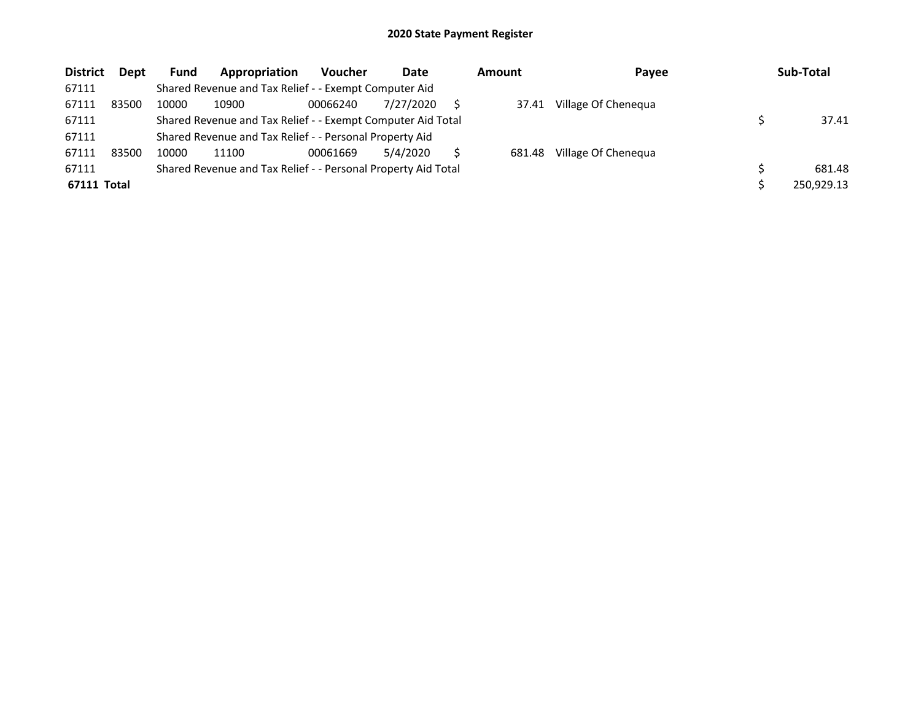# 2020 State Payment Register

| District | Dept | Fund | Appropriation | Voucher | Date | Amount | Payee | Sub-Total |
|---|---|---|---|---|---|---|---|---|
| 67111 | | Shared Revenue and Tax Relief - - Exempt Computer Aid | | | | | | |
| 67111 | 83500 | 10000 | 10900 | 00066240 | 7/27/2020 | $ 37.41 | Village Of Chenequa | |
| 67111 | | Shared Revenue and Tax Relief - - Exempt Computer Aid Total | | | | | | $ 37.41 |
| 67111 | | Shared Revenue and Tax Relief - - Personal Property Aid | | | | | | |
| 67111 | 83500 | 10000 | 11100 | 00061669 | 5/4/2020 | $ 681.48 | Village Of Chenequa | |
| 67111 | | Shared Revenue and Tax Relief - - Personal Property Aid Total | | | | | | $ 681.48 |
| **67111 Total** | | | | | | | | $ 250,929.13 |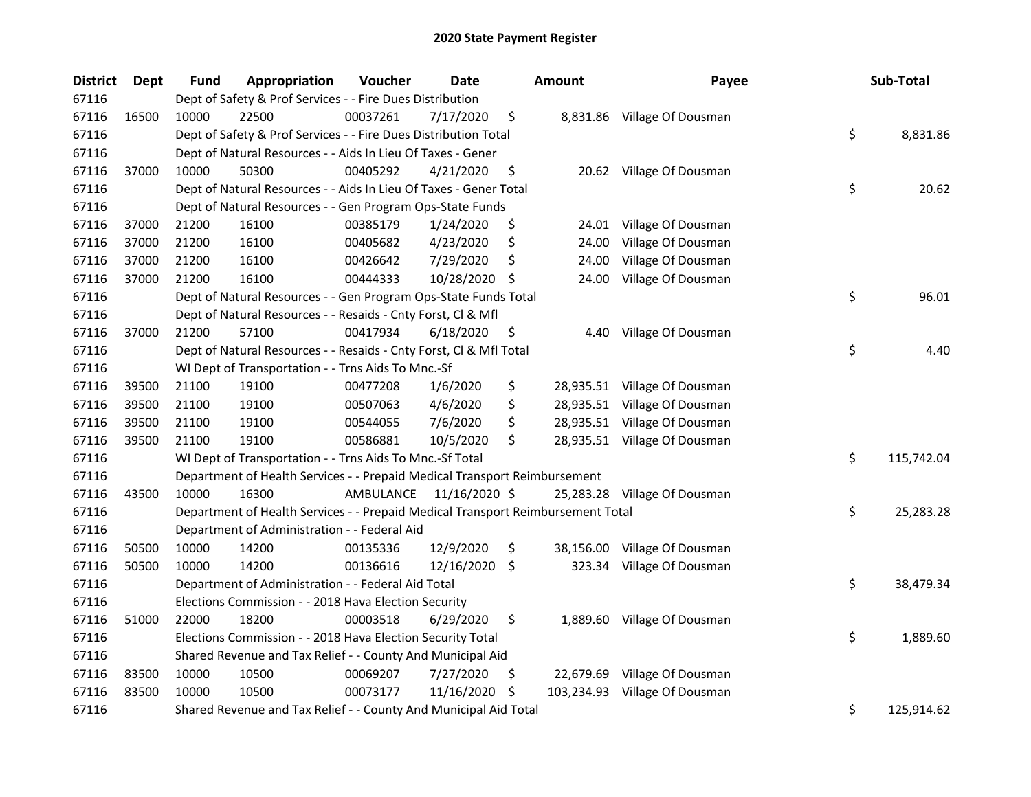# 2020 State Payment Register

| District | Dept | Fund | Appropriation | Voucher | Date | Amount | Payee | Sub-Total |
|---|---|---|---|---|---|---|---|---|
| 67116 | | Dept of Safety & Prof Services - - Fire Dues Distribution | | | | | | |
| 67116 | 16500 | 10000 | 22500 | 00037261 | 7/17/2020 | $ 8,831.86 | Village Of Dousman | |
| 67116 | | Dept of Safety & Prof Services - - Fire Dues Distribution Total | | | | | | $ 8,831.86 |
| 67116 | | Dept of Natural Resources - - Aids In Lieu Of Taxes - Gener | | | | | | |
| 67116 | 37000 | 10000 | 50300 | 00405292 | 4/21/2020 | $ 20.62 | Village Of Dousman | |
| 67116 | | Dept of Natural Resources - - Aids In Lieu Of Taxes - Gener Total | | | | | | $ 20.62 |
| 67116 | | Dept of Natural Resources - - Gen Program Ops-State Funds | | | | | | |
| 67116 | 37000 | 21200 | 16100 | 00385179 | 1/24/2020 | $ 24.01 | Village Of Dousman | |
| 67116 | 37000 | 21200 | 16100 | 00405682 | 4/23/2020 | $ 24.00 | Village Of Dousman | |
| 67116 | 37000 | 21200 | 16100 | 00426642 | 7/29/2020 | $ 24.00 | Village Of Dousman | |
| 67116 | 37000 | 21200 | 16100 | 00444333 | 10/28/2020 | $ 24.00 | Village Of Dousman | |
| 67116 | | Dept of Natural Resources - - Gen Program Ops-State Funds Total | | | | | | $ 96.01 |
| 67116 | | Dept of Natural Resources - - Resaids - Cnty Forst, Cl & Mfl | | | | | | |
| 67116 | 37000 | 21200 | 57100 | 00417934 | 6/18/2020 | $ 4.40 | Village Of Dousman | |
| 67116 | | Dept of Natural Resources - - Resaids - Cnty Forst, Cl & Mfl Total | | | | | | $ 4.40 |
| 67116 | | WI Dept of Transportation - - Trns Aids To Mnc.-Sf | | | | | | |
| 67116 | 39500 | 21100 | 19100 | 00477208 | 1/6/2020 | $ 28,935.51 | Village Of Dousman | |
| 67116 | 39500 | 21100 | 19100 | 00507063 | 4/6/2020 | $ 28,935.51 | Village Of Dousman | |
| 67116 | 39500 | 21100 | 19100 | 00544055 | 7/6/2020 | $ 28,935.51 | Village Of Dousman | |
| 67116 | 39500 | 21100 | 19100 | 00586881 | 10/5/2020 | $ 28,935.51 | Village Of Dousman | |
| 67116 | | WI Dept of Transportation - - Trns Aids To Mnc.-Sf Total | | | | | | $ 115,742.04 |
| 67116 | | Department of Health Services - - Prepaid Medical Transport Reimbursement | | | | | | |
| 67116 | 43500 | 10000 | 16300 | AMBULANCE | 11/16/2020 | $ 25,283.28 | Village Of Dousman | |
| 67116 | | Department of Health Services - - Prepaid Medical Transport Reimbursement Total | | | | | | $ 25,283.28 |
| 67116 | | Department of Administration - - Federal Aid | | | | | | |
| 67116 | 50500 | 10000 | 14200 | 00135336 | 12/9/2020 | $ 38,156.00 | Village Of Dousman | |
| 67116 | 50500 | 10000 | 14200 | 00136616 | 12/16/2020 | $ 323.34 | Village Of Dousman | |
| 67116 | | Department of Administration - - Federal Aid Total | | | | | | $ 38,479.34 |
| 67116 | | Elections Commission - - 2018 Hava Election Security | | | | | | |
| 67116 | 51000 | 22000 | 18200 | 00003518 | 6/29/2020 | $ 1,889.60 | Village Of Dousman | |
| 67116 | | Elections Commission - - 2018 Hava Election Security Total | | | | | | $ 1,889.60 |
| 67116 | | Shared Revenue and Tax Relief - - County And Municipal Aid | | | | | | |
| 67116 | 83500 | 10000 | 10500 | 00069207 | 7/27/2020 | $ 22,679.69 | Village Of Dousman | |
| 67116 | 83500 | 10000 | 10500 | 00073177 | 11/16/2020 | $ 103,234.93 | Village Of Dousman | |
| 67116 | | Shared Revenue and Tax Relief - - County And Municipal Aid Total | | | | | | $ 125,914.62 |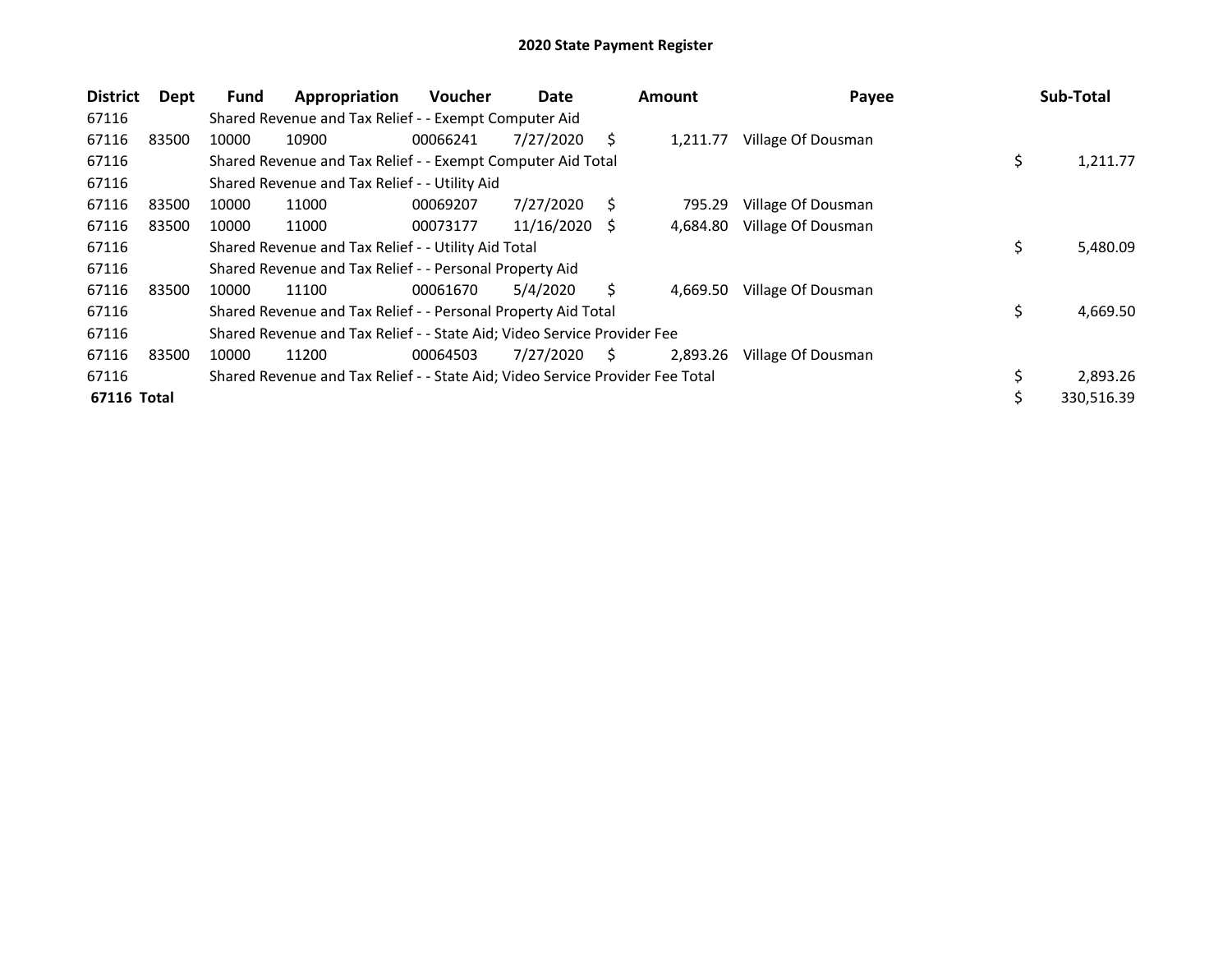# 2020 State Payment Register

| District | Dept | Fund | Appropriation | Voucher | Date | Amount | Payee | Sub-Total |
|---|---|---|---|---|---|---|---|---|
| 67116 | | Shared Revenue and Tax Relief - - Exempt Computer Aid | | | | | | |
| 67116 | 83500 | 10000 | 10900 | 00066241 | 7/27/2020 | $ 1,211.77 | Village Of Dousman | |
| 67116 | | Shared Revenue and Tax Relief - - Exempt Computer Aid Total | | | | | | $ 1,211.77 |
| 67116 | | Shared Revenue and Tax Relief - - Utility Aid | | | | | | |
| 67116 | 83500 | 10000 | 11000 | 00069207 | 7/27/2020 | $ 795.29 | Village Of Dousman | |
| 67116 | 83500 | 10000 | 11000 | 00073177 | 11/16/2020 | $ 4,684.80 | Village Of Dousman | |
| 67116 | | Shared Revenue and Tax Relief - - Utility Aid Total | | | | | | $ 5,480.09 |
| 67116 | | Shared Revenue and Tax Relief - - Personal Property Aid | | | | | | |
| 67116 | 83500 | 10000 | 11100 | 00061670 | 5/4/2020 | $ 4,669.50 | Village Of Dousman | |
| 67116 | | Shared Revenue and Tax Relief - - Personal Property Aid Total | | | | | | $ 4,669.50 |
| 67116 | | Shared Revenue and Tax Relief - - State Aid; Video Service Provider Fee | | | | | | |
| 67116 | 83500 | 10000 | 11200 | 00064503 | 7/27/2020 | $ 2,893.26 | Village Of Dousman | |
| 67116 | | Shared Revenue and Tax Relief - - State Aid; Video Service Provider Fee Total | | | | | | $ 2,893.26 |
| **67116 Total** | | | | | | | | $ 330,516.39 |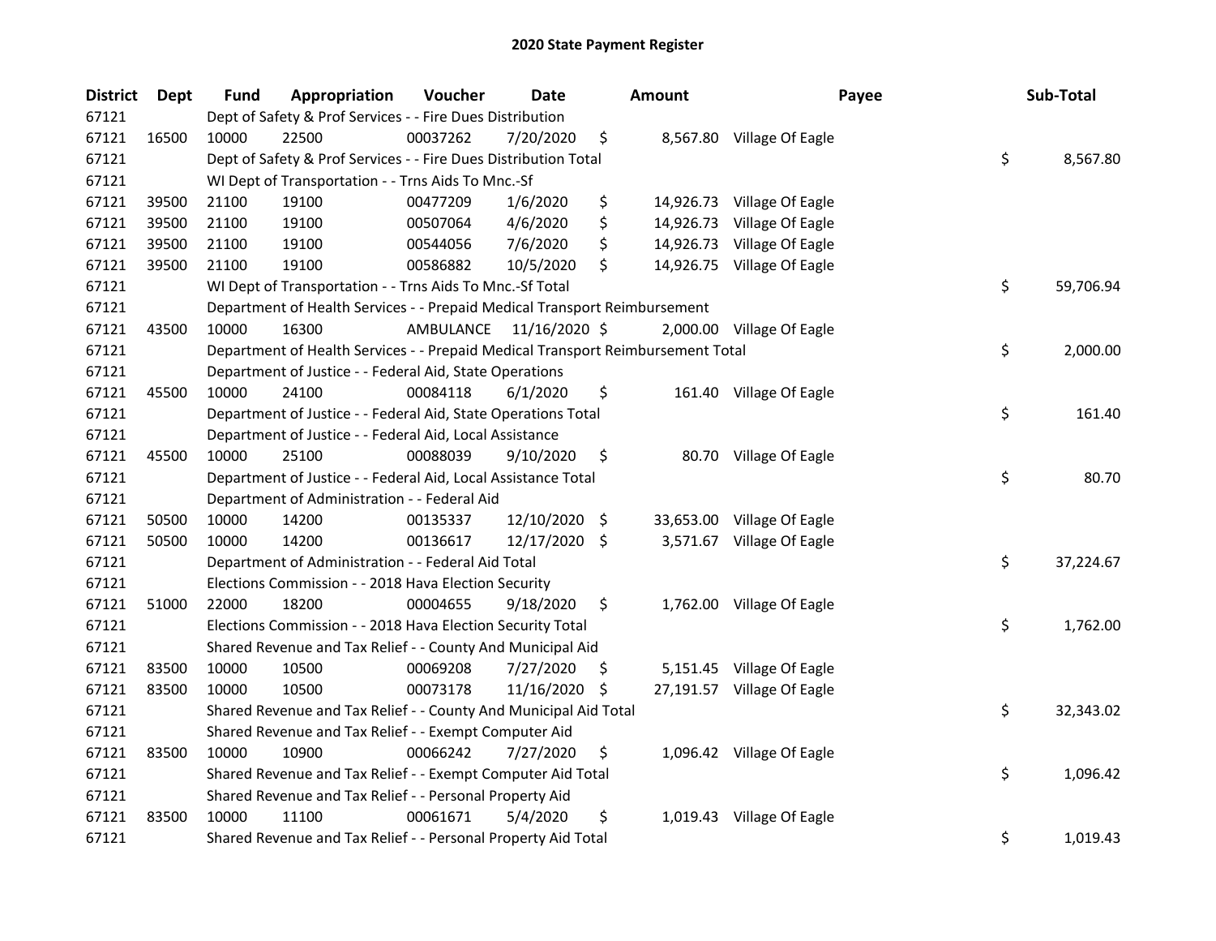## 2020 State Payment Register

| District | Dept | Fund | Appropriation | Voucher | Date | Amount | Payee | Sub-Total |
|---|---|---|---|---|---|---|---|---|
| 67121 | | Dept of Safety & Prof Services - - Fire Dues Distribution | | | | | | |
| 67121 | 16500 | 10000 | 22500 | 00037262 | 7/20/2020 | $ 8,567.80 | Village Of Eagle | |
| 67121 | | Dept of Safety & Prof Services - - Fire Dues Distribution Total | | | | | | $ 8,567.80 |
| 67121 | | WI Dept of Transportation - - Trns Aids To Mnc.-Sf | | | | | | |
| 67121 | 39500 | 21100 | 19100 | 00477209 | 1/6/2020 | $ 14,926.73 | Village Of Eagle | |
| 67121 | 39500 | 21100 | 19100 | 00507064 | 4/6/2020 | $ 14,926.73 | Village Of Eagle | |
| 67121 | 39500 | 21100 | 19100 | 00544056 | 7/6/2020 | $ 14,926.73 | Village Of Eagle | |
| 67121 | 39500 | 21100 | 19100 | 00586882 | 10/5/2020 | $ 14,926.75 | Village Of Eagle | |
| 67121 | | WI Dept of Transportation - - Trns Aids To Mnc.-Sf Total | | | | | | $ 59,706.94 |
| 67121 | | Department of Health Services - - Prepaid Medical Transport Reimbursement | | | | | | |
| 67121 | 43500 | 10000 | 16300 | AMBULANCE | 11/16/2020 | $ 2,000.00 | Village Of Eagle | |
| 67121 | | Department of Health Services - - Prepaid Medical Transport Reimbursement Total | | | | | | $ 2,000.00 |
| 67121 | | Department of Justice - - Federal Aid, State Operations | | | | | | |
| 67121 | 45500 | 10000 | 24100 | 00084118 | 6/1/2020 | $ 161.40 | Village Of Eagle | |
| 67121 | | Department of Justice - - Federal Aid, State Operations Total | | | | | | $ 161.40 |
| 67121 | | Department of Justice - - Federal Aid, Local Assistance | | | | | | |
| 67121 | 45500 | 10000 | 25100 | 00088039 | 9/10/2020 | $ 80.70 | Village Of Eagle | |
| 67121 | | Department of Justice - - Federal Aid, Local Assistance Total | | | | | | $ 80.70 |
| 67121 | | Department of Administration - - Federal Aid | | | | | | |
| 67121 | 50500 | 10000 | 14200 | 00135337 | 12/10/2020 | $ 33,653.00 | Village Of Eagle | |
| 67121 | 50500 | 10000 | 14200 | 00136617 | 12/17/2020 | $ 3,571.67 | Village Of Eagle | |
| 67121 | | Department of Administration - - Federal Aid Total | | | | | | $ 37,224.67 |
| 67121 | | Elections Commission - - 2018 Hava Election Security | | | | | | |
| 67121 | 51000 | 22000 | 18200 | 00004655 | 9/18/2020 | $ 1,762.00 | Village Of Eagle | |
| 67121 | | Elections Commission - - 2018 Hava Election Security Total | | | | | | $ 1,762.00 |
| 67121 | | Shared Revenue and Tax Relief - - County And Municipal Aid | | | | | | |
| 67121 | 83500 | 10000 | 10500 | 00069208 | 7/27/2020 | $ 5,151.45 | Village Of Eagle | |
| 67121 | 83500 | 10000 | 10500 | 00073178 | 11/16/2020 | $ 27,191.57 | Village Of Eagle | |
| 67121 | | Shared Revenue and Tax Relief - - County And Municipal Aid Total | | | | | | $ 32,343.02 |
| 67121 | | Shared Revenue and Tax Relief - - Exempt Computer Aid | | | | | | |
| 67121 | 83500 | 10000 | 10900 | 00066242 | 7/27/2020 | $ 1,096.42 | Village Of Eagle | |
| 67121 | | Shared Revenue and Tax Relief - - Exempt Computer Aid Total | | | | | | $ 1,096.42 |
| 67121 | | Shared Revenue and Tax Relief - - Personal Property Aid | | | | | | |
| 67121 | 83500 | 10000 | 11100 | 00061671 | 5/4/2020 | $ 1,019.43 | Village Of Eagle | |
| 67121 | | Shared Revenue and Tax Relief - - Personal Property Aid Total | | | | | | $ 1,019.43 |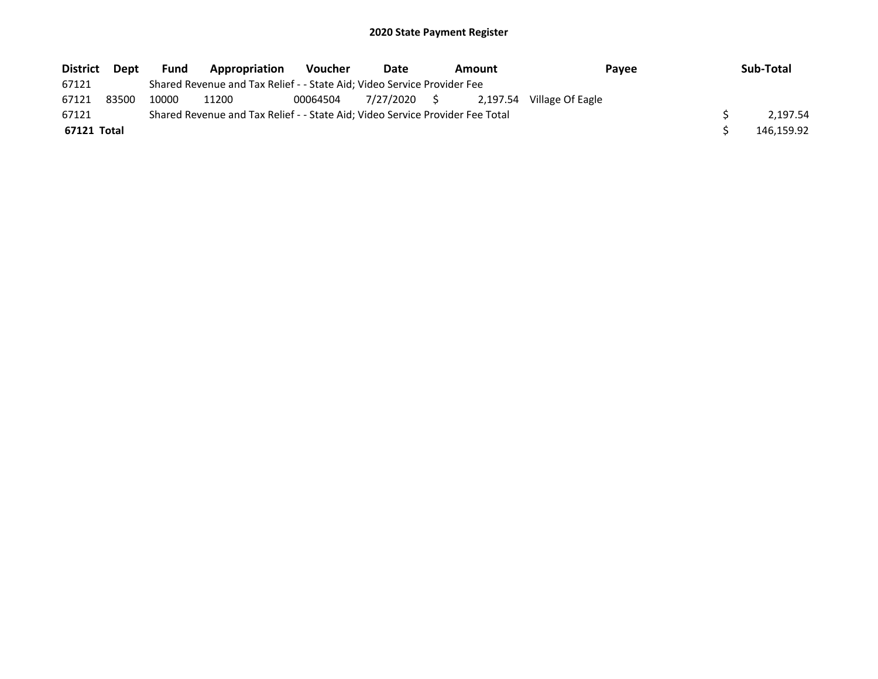## 2020 State Payment Register

| District | Dept | Fund | Appropriation | Voucher | Date | Amount | Payee | Sub-Total |
|---|---|---|---|---|---|---|---|---|
| 67121 | | Shared Revenue and Tax Relief - - State Aid; Video Service Provider Fee | | | | | | |
| 67121 | 83500 | 10000 | 11200 | 00064504 | 7/27/2020 | $ 2,197.54 | Village Of Eagle | |
| 67121 | | Shared Revenue and Tax Relief - - State Aid; Video Service Provider Fee Total | | | | | | $ 2,197.54 |
| **67121 Total** | | | | | | | | $ 146,159.92 |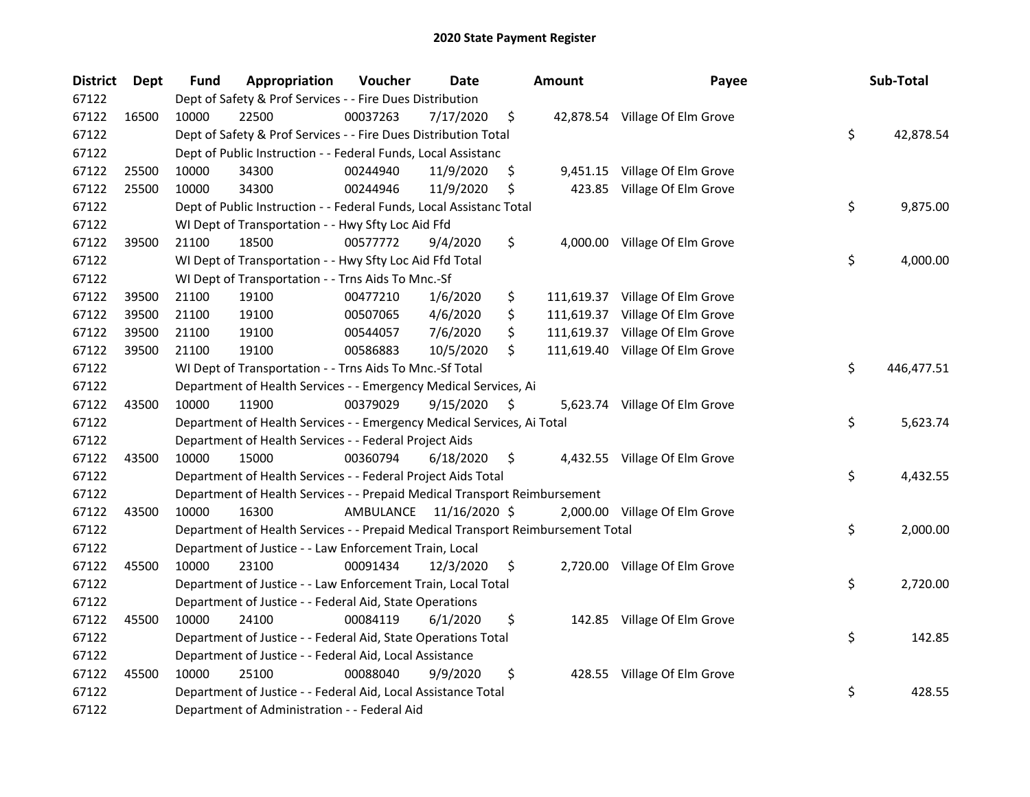# 2020 State Payment Register

| District | Dept | Fund | Appropriation | Voucher | Date | Amount | Payee | Sub-Total |
|---|---|---|---|---|---|---|---|---|
| 67122 | | Dept of Safety & Prof Services - - Fire Dues Distribution | | | | | | |
| 67122 | 16500 | 10000 | 22500 | 00037263 | 7/17/2020 | $ 42,878.54 | Village Of Elm Grove | |
| 67122 | | Dept of Safety & Prof Services - - Fire Dues Distribution Total | | | | | | $ 42,878.54 |
| 67122 | | Dept of Public Instruction - - Federal Funds, Local Assistanc | | | | | | |
| 67122 | 25500 | 10000 | 34300 | 00244940 | 11/9/2020 | $ 9,451.15 | Village Of Elm Grove | |
| 67122 | 25500 | 10000 | 34300 | 00244946 | 11/9/2020 | $ 423.85 | Village Of Elm Grove | |
| 67122 | | Dept of Public Instruction - - Federal Funds, Local Assistanc Total | | | | | | $ 9,875.00 |
| 67122 | | WI Dept of Transportation - - Hwy Sfty Loc Aid Ffd | | | | | | |
| 67122 | 39500 | 21100 | 18500 | 00577772 | 9/4/2020 | $ 4,000.00 | Village Of Elm Grove | |
| 67122 | | WI Dept of Transportation - - Hwy Sfty Loc Aid Ffd Total | | | | | | $ 4,000.00 |
| 67122 | | WI Dept of Transportation - - Trns Aids To Mnc.-Sf | | | | | | |
| 67122 | 39500 | 21100 | 19100 | 00477210 | 1/6/2020 | $ 111,619.37 | Village Of Elm Grove | |
| 67122 | 39500 | 21100 | 19100 | 00507065 | 4/6/2020 | $ 111,619.37 | Village Of Elm Grove | |
| 67122 | 39500 | 21100 | 19100 | 00544057 | 7/6/2020 | $ 111,619.37 | Village Of Elm Grove | |
| 67122 | 39500 | 21100 | 19100 | 00586883 | 10/5/2020 | $ 111,619.40 | Village Of Elm Grove | |
| 67122 | | WI Dept of Transportation - - Trns Aids To Mnc.-Sf Total | | | | | | $ 446,477.51 |
| 67122 | | Department of Health Services - - Emergency Medical Services, Ai | | | | | | |
| 67122 | 43500 | 10000 | 11900 | 00379029 | 9/15/2020 | $ 5,623.74 | Village Of Elm Grove | |
| 67122 | | Department of Health Services - - Emergency Medical Services, Ai Total | | | | | | $ 5,623.74 |
| 67122 | | Department of Health Services - - Federal Project Aids | | | | | | |
| 67122 | 43500 | 10000 | 15000 | 00360794 | 6/18/2020 | $ 4,432.55 | Village Of Elm Grove | |
| 67122 | | Department of Health Services - - Federal Project Aids Total | | | | | | $ 4,432.55 |
| 67122 | | Department of Health Services - - Prepaid Medical Transport Reimbursement | | | | | | |
| 67122 | 43500 | 10000 | 16300 | AMBULANCE | 11/16/2020 | $ 2,000.00 | Village Of Elm Grove | |
| 67122 | | Department of Health Services - - Prepaid Medical Transport Reimbursement Total | | | | | | $ 2,000.00 |
| 67122 | | Department of Justice - - Law Enforcement Train, Local | | | | | | |
| 67122 | 45500 | 10000 | 23100 | 00091434 | 12/3/2020 | $ 2,720.00 | Village Of Elm Grove | |
| 67122 | | Department of Justice - - Law Enforcement Train, Local Total | | | | | | $ 2,720.00 |
| 67122 | | Department of Justice - - Federal Aid, State Operations | | | | | | |
| 67122 | 45500 | 10000 | 24100 | 00084119 | 6/1/2020 | $ 142.85 | Village Of Elm Grove | |
| 67122 | | Department of Justice - - Federal Aid, State Operations Total | | | | | | $ 142.85 |
| 67122 | | Department of Justice - - Federal Aid, Local Assistance | | | | | | |
| 67122 | 45500 | 10000 | 25100 | 00088040 | 9/9/2020 | $ 428.55 | Village Of Elm Grove | |
| 67122 | | Department of Justice - - Federal Aid, Local Assistance Total | | | | | | $ 428.55 |
| 67122 | | Department of Administration - - Federal Aid | | | | | | |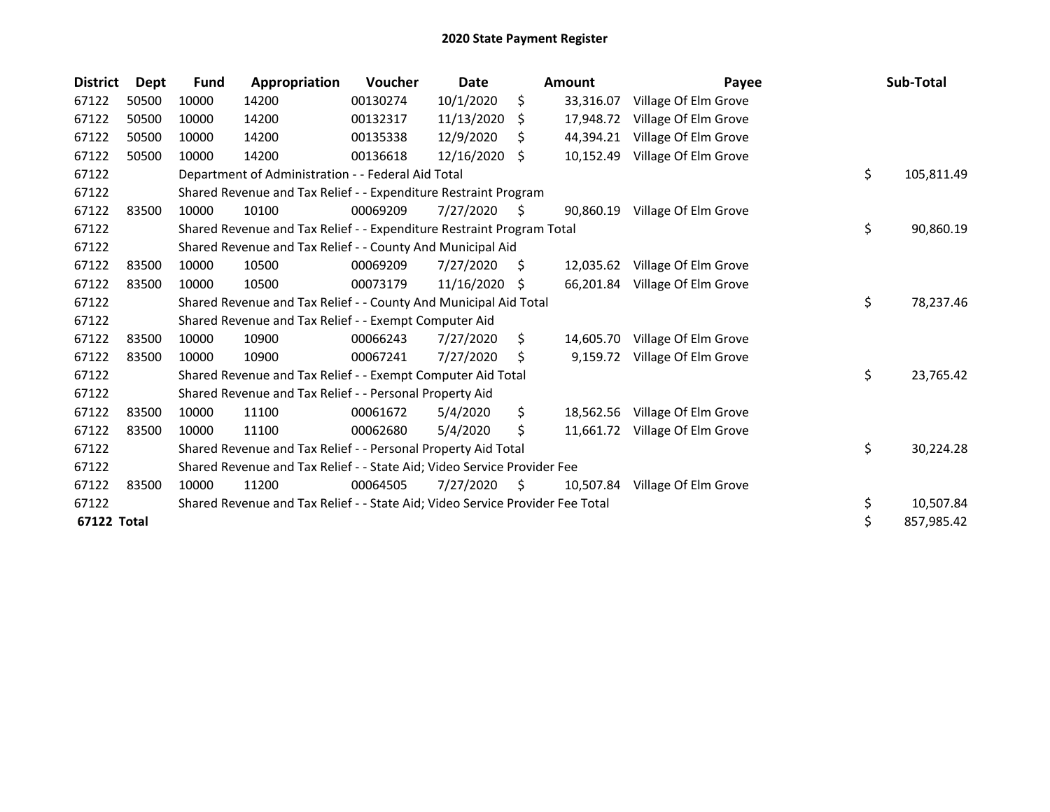# 2020 State Payment Register

| District | Dept | Fund | Appropriation | Voucher | Date | Amount | Payee | Sub-Total |
|---|---|---|---|---|---|---|---|---|
| 67122 | 50500 | 10000 | 14200 | 00130274 | 10/1/2020 | $ 33,316.07 | Village Of Elm Grove | |
| 67122 | 50500 | 10000 | 14200 | 00132317 | 11/13/2020 | $ 17,948.72 | Village Of Elm Grove | |
| 67122 | 50500 | 10000 | 14200 | 00135338 | 12/9/2020 | $ 44,394.21 | Village Of Elm Grove | |
| 67122 | 50500 | 10000 | 14200 | 00136618 | 12/16/2020 | $ 10,152.49 | Village Of Elm Grove | |
| 67122 | | Department of Administration - - Federal Aid Total | | | | | | $ 105,811.49 |
| 67122 | | Shared Revenue and Tax Relief - - Expenditure Restraint Program | | | | | | |
| 67122 | 83500 | 10000 | 10100 | 00069209 | 7/27/2020 | $ 90,860.19 | Village Of Elm Grove | |
| 67122 | | Shared Revenue and Tax Relief - - Expenditure Restraint Program Total | | | | | | $ 90,860.19 |
| 67122 | | Shared Revenue and Tax Relief - - County And Municipal Aid | | | | | | |
| 67122 | 83500 | 10000 | 10500 | 00069209 | 7/27/2020 | $ 12,035.62 | Village Of Elm Grove | |
| 67122 | 83500 | 10000 | 10500 | 00073179 | 11/16/2020 | $ 66,201.84 | Village Of Elm Grove | |
| 67122 | | Shared Revenue and Tax Relief - - County And Municipal Aid Total | | | | | | $ 78,237.46 |
| 67122 | | Shared Revenue and Tax Relief - - Exempt Computer Aid | | | | | | |
| 67122 | 83500 | 10000 | 10900 | 00066243 | 7/27/2020 | $ 14,605.70 | Village Of Elm Grove | |
| 67122 | 83500 | 10000 | 10900 | 00067241 | 7/27/2020 | $ 9,159.72 | Village Of Elm Grove | |
| 67122 | | Shared Revenue and Tax Relief - - Exempt Computer Aid Total | | | | | | $ 23,765.42 |
| 67122 | | Shared Revenue and Tax Relief - - Personal Property Aid | | | | | | |
| 67122 | 83500 | 10000 | 11100 | 00061672 | 5/4/2020 | $ 18,562.56 | Village Of Elm Grove | |
| 67122 | 83500 | 10000 | 11100 | 00062680 | 5/4/2020 | $ 11,661.72 | Village Of Elm Grove | |
| 67122 | | Shared Revenue and Tax Relief - - Personal Property Aid Total | | | | | | $ 30,224.28 |
| 67122 | | Shared Revenue and Tax Relief - - State Aid; Video Service Provider Fee | | | | | | |
| 67122 | 83500 | 10000 | 11200 | 00064505 | 7/27/2020 | $ 10,507.84 | Village Of Elm Grove | |
| 67122 | | Shared Revenue and Tax Relief - - State Aid; Video Service Provider Fee Total | | | | | | $ 10,507.84 |
| **67122 Total** | | | | | | | | $ 857,985.42 |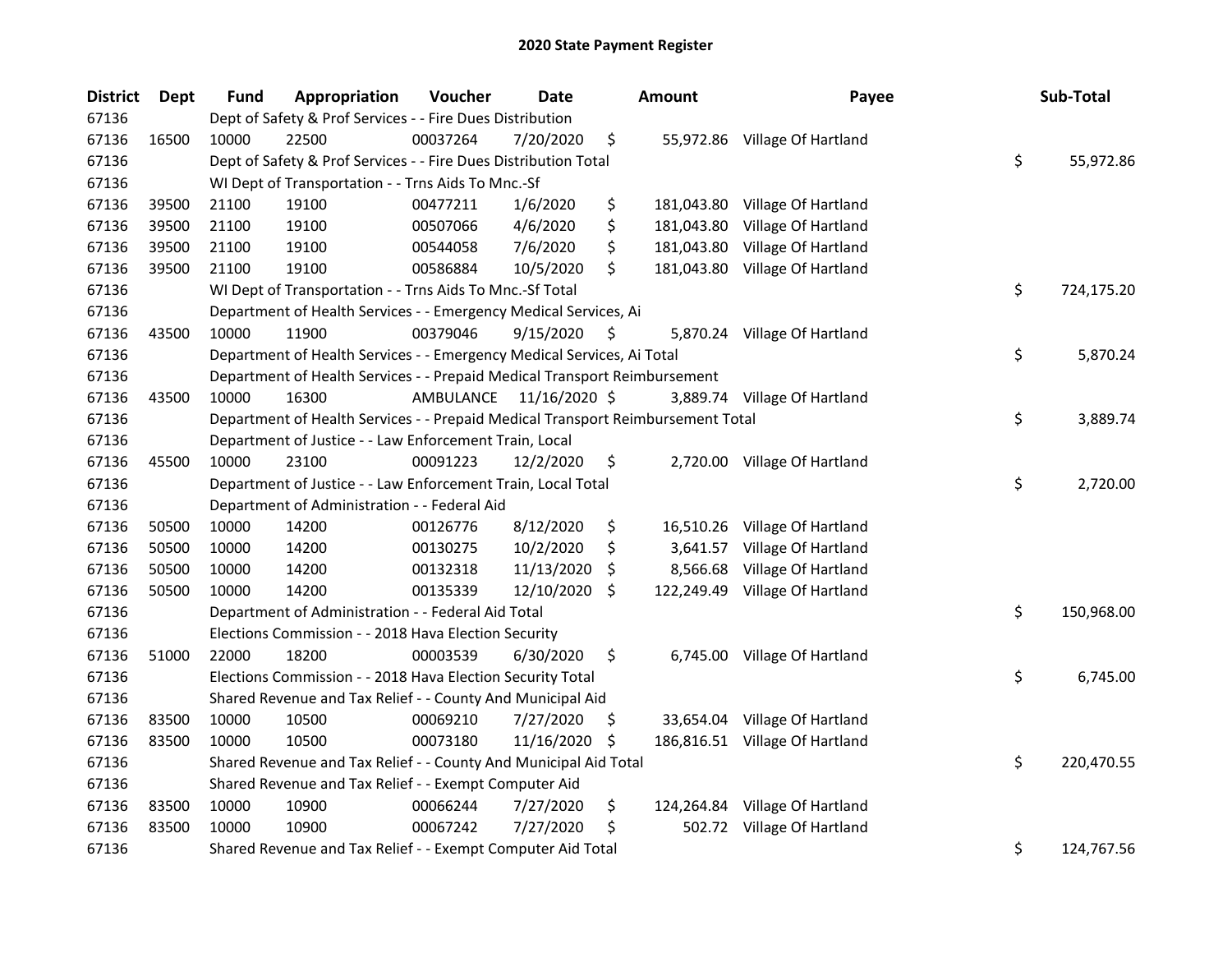# 2020 State Payment Register

| District | Dept | Fund | Appropriation | Voucher | Date | Amount | Payee | Sub-Total |
|---|---|---|---|---|---|---|---|---|
| 67136 | | Dept of Safety & Prof Services - - Fire Dues Distribution | | | | | | |
| 67136 | 16500 | 10000 | 22500 | 00037264 | 7/20/2020 | $ 55,972.86 | Village Of Hartland | |
| 67136 | | Dept of Safety & Prof Services - - Fire Dues Distribution Total | | | | | | $ 55,972.86 |
| 67136 | | WI Dept of Transportation - - Trns Aids To Mnc.-Sf | | | | | | |
| 67136 | 39500 | 21100 | 19100 | 00477211 | 1/6/2020 | $ 181,043.80 | Village Of Hartland | |
| 67136 | 39500 | 21100 | 19100 | 00507066 | 4/6/2020 | $ 181,043.80 | Village Of Hartland | |
| 67136 | 39500 | 21100 | 19100 | 00544058 | 7/6/2020 | $ 181,043.80 | Village Of Hartland | |
| 67136 | 39500 | 21100 | 19100 | 00586884 | 10/5/2020 | $ 181,043.80 | Village Of Hartland | |
| 67136 | | WI Dept of Transportation - - Trns Aids To Mnc.-Sf Total | | | | | | $ 724,175.20 |
| 67136 | | Department of Health Services - - Emergency Medical Services, Ai | | | | | | |
| 67136 | 43500 | 10000 | 11900 | 00379046 | 9/15/2020 | $ 5,870.24 | Village Of Hartland | |
| 67136 | | Department of Health Services - - Emergency Medical Services, Ai Total | | | | | | $ 5,870.24 |
| 67136 | | Department of Health Services - - Prepaid Medical Transport Reimbursement | | | | | | |
| 67136 | 43500 | 10000 | 16300 | AMBULANCE | 11/16/2020 | $ 3,889.74 | Village Of Hartland | |
| 67136 | | Department of Health Services - - Prepaid Medical Transport Reimbursement Total | | | | | | $ 3,889.74 |
| 67136 | | Department of Justice - - Law Enforcement Train, Local | | | | | | |
| 67136 | 45500 | 10000 | 23100 | 00091223 | 12/2/2020 | $ 2,720.00 | Village Of Hartland | |
| 67136 | | Department of Justice - - Law Enforcement Train, Local Total | | | | | | $ 2,720.00 |
| 67136 | | Department of Administration - - Federal Aid | | | | | | |
| 67136 | 50500 | 10000 | 14200 | 00126776 | 8/12/2020 | $ 16,510.26 | Village Of Hartland | |
| 67136 | 50500 | 10000 | 14200 | 00130275 | 10/2/2020 | $ 3,641.57 | Village Of Hartland | |
| 67136 | 50500 | 10000 | 14200 | 00132318 | 11/13/2020 | $ 8,566.68 | Village Of Hartland | |
| 67136 | 50500 | 10000 | 14200 | 00135339 | 12/10/2020 | $ 122,249.49 | Village Of Hartland | |
| 67136 | | Department of Administration - - Federal Aid Total | | | | | | $ 150,968.00 |
| 67136 | | Elections Commission - - 2018 Hava Election Security | | | | | | |
| 67136 | 51000 | 22000 | 18200 | 00003539 | 6/30/2020 | $ 6,745.00 | Village Of Hartland | |
| 67136 | | Elections Commission - - 2018 Hava Election Security Total | | | | | | $ 6,745.00 |
| 67136 | | Shared Revenue and Tax Relief - - County And Municipal Aid | | | | | | |
| 67136 | 83500 | 10000 | 10500 | 00069210 | 7/27/2020 | $ 33,654.04 | Village Of Hartland | |
| 67136 | 83500 | 10000 | 10500 | 00073180 | 11/16/2020 | $ 186,816.51 | Village Of Hartland | |
| 67136 | | Shared Revenue and Tax Relief - - County And Municipal Aid Total | | | | | | $ 220,470.55 |
| 67136 | | Shared Revenue and Tax Relief - - Exempt Computer Aid | | | | | | |
| 67136 | 83500 | 10000 | 10900 | 00066244 | 7/27/2020 | $ 124,264.84 | Village Of Hartland | |
| 67136 | 83500 | 10000 | 10900 | 00067242 | 7/27/2020 | $ 502.72 | Village Of Hartland | |
| 67136 | | Shared Revenue and Tax Relief - - Exempt Computer Aid Total | | | | | | $ 124,767.56 |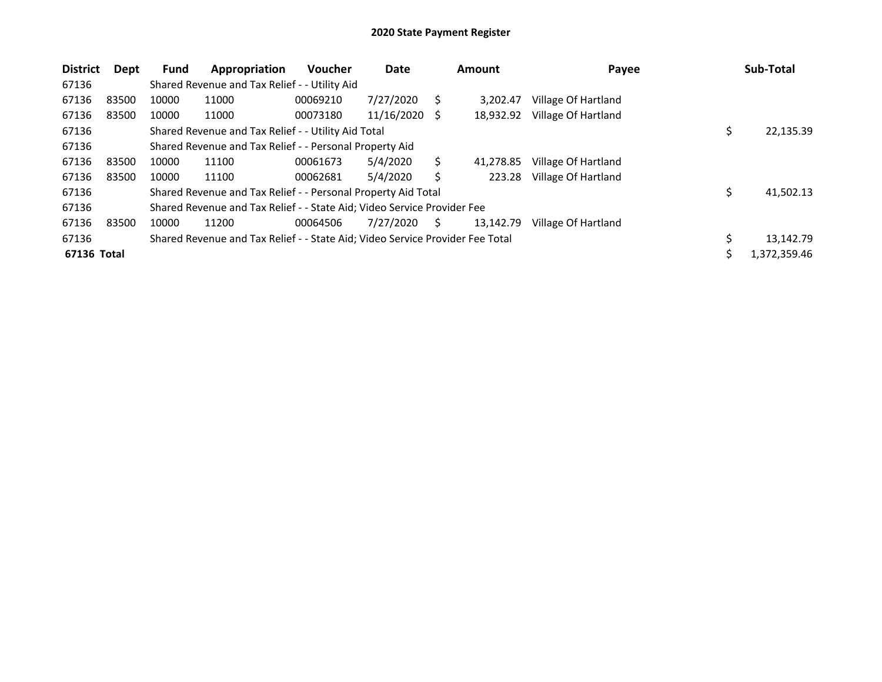# 2020 State Payment Register

| District | Dept | Fund | Appropriation | Voucher | Date | Amount | Payee | Sub-Total |
|---|---|---|---|---|---|---|---|---|
| 67136 | | Shared Revenue and Tax Relief - - Utility Aid | | | | | | |
| 67136 | 83500 | 10000 | 11000 | 00069210 | 7/27/2020 | $ 3,202.47 | Village Of Hartland | |
| 67136 | 83500 | 10000 | 11000 | 00073180 | 11/16/2020 | $ 18,932.92 | Village Of Hartland | |
| 67136 | | Shared Revenue and Tax Relief - - Utility Aid Total | | | | | | $ 22,135.39 |
| 67136 | | Shared Revenue and Tax Relief - - Personal Property Aid | | | | | | |
| 67136 | 83500 | 10000 | 11100 | 00061673 | 5/4/2020 | $ 41,278.85 | Village Of Hartland | |
| 67136 | 83500 | 10000 | 11100 | 00062681 | 5/4/2020 | $ 223.28 | Village Of Hartland | |
| 67136 | | Shared Revenue and Tax Relief - - Personal Property Aid Total | | | | | | $ 41,502.13 |
| 67136 | | Shared Revenue and Tax Relief - - State Aid; Video Service Provider Fee | | | | | | |
| 67136 | 83500 | 10000 | 11200 | 00064506 | 7/27/2020 | $ 13,142.79 | Village Of Hartland | |
| 67136 | | Shared Revenue and Tax Relief - - State Aid; Video Service Provider Fee Total | | | | | | $ 13,142.79 |
| **67136 Total** | | | | | | | | $ 1,372,359.46 |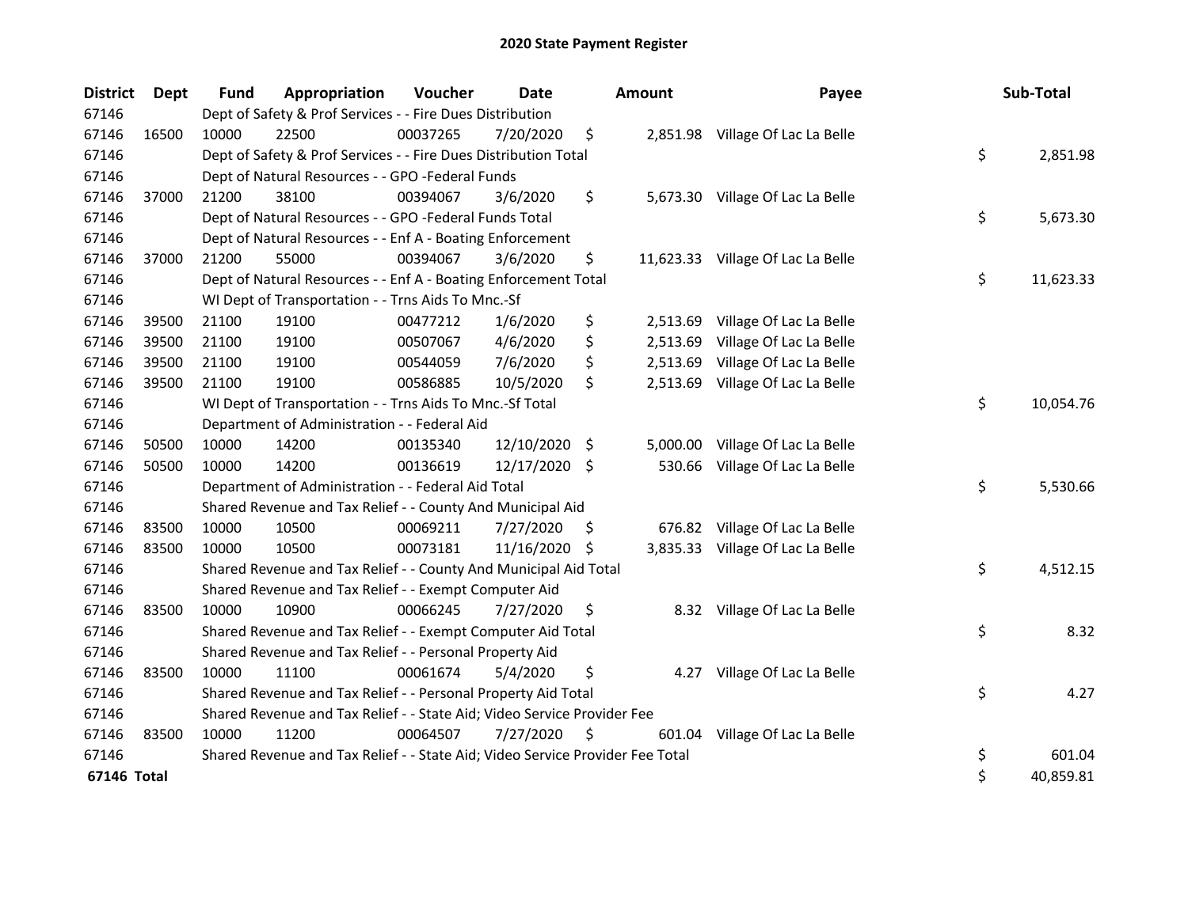# 2020 State Payment Register

| District | Dept | Fund | Appropriation | Voucher | Date | Amount | Payee | Sub-Total |
|---|---|---|---|---|---|---|---|---|
| 67146 | | Dept of Safety & Prof Services - - Fire Dues Distribution | | | | | | |
| 67146 | 16500 | 10000 | 22500 | 00037265 | 7/20/2020 | $ 2,851.98 | Village Of Lac La Belle | |
| 67146 | | Dept of Safety & Prof Services - - Fire Dues Distribution Total | | | | | | $ 2,851.98 |
| 67146 | | Dept of Natural Resources - - GPO -Federal Funds | | | | | | |
| 67146 | 37000 | 21200 | 38100 | 00394067 | 3/6/2020 | $ 5,673.30 | Village Of Lac La Belle | |
| 67146 | | Dept of Natural Resources - - GPO -Federal Funds Total | | | | | | $ 5,673.30 |
| 67146 | | Dept of Natural Resources - - Enf A - Boating Enforcement | | | | | | |
| 67146 | 37000 | 21200 | 55000 | 00394067 | 3/6/2020 | $ 11,623.33 | Village Of Lac La Belle | |
| 67146 | | Dept of Natural Resources - - Enf A - Boating Enforcement Total | | | | | | $ 11,623.33 |
| 67146 | | WI Dept of Transportation - - Trns Aids To Mnc.-Sf | | | | | | |
| 67146 | 39500 | 21100 | 19100 | 00477212 | 1/6/2020 | $ 2,513.69 | Village Of Lac La Belle | |
| 67146 | 39500 | 21100 | 19100 | 00507067 | 4/6/2020 | $ 2,513.69 | Village Of Lac La Belle | |
| 67146 | 39500 | 21100 | 19100 | 00544059 | 7/6/2020 | $ 2,513.69 | Village Of Lac La Belle | |
| 67146 | 39500 | 21100 | 19100 | 00586885 | 10/5/2020 | $ 2,513.69 | Village Of Lac La Belle | |
| 67146 | | WI Dept of Transportation - - Trns Aids To Mnc.-Sf Total | | | | | | $ 10,054.76 |
| 67146 | | Department of Administration - - Federal Aid | | | | | | |
| 67146 | 50500 | 10000 | 14200 | 00135340 | 12/10/2020 | $ 5,000.00 | Village Of Lac La Belle | |
| 67146 | 50500 | 10000 | 14200 | 00136619 | 12/17/2020 | $ 530.66 | Village Of Lac La Belle | |
| 67146 | | Department of Administration - - Federal Aid Total | | | | | | $ 5,530.66 |
| 67146 | | Shared Revenue and Tax Relief - - County And Municipal Aid | | | | | | |
| 67146 | 83500 | 10000 | 10500 | 00069211 | 7/27/2020 | $ 676.82 | Village Of Lac La Belle | |
| 67146 | 83500 | 10000 | 10500 | 00073181 | 11/16/2020 | $ 3,835.33 | Village Of Lac La Belle | |
| 67146 | | Shared Revenue and Tax Relief - - County And Municipal Aid Total | | | | | | $ 4,512.15 |
| 67146 | | Shared Revenue and Tax Relief - - Exempt Computer Aid | | | | | | |
| 67146 | 83500 | 10000 | 10900 | 00066245 | 7/27/2020 | $ 8.32 | Village Of Lac La Belle | |
| 67146 | | Shared Revenue and Tax Relief - - Exempt Computer Aid Total | | | | | | $ 8.32 |
| 67146 | | Shared Revenue and Tax Relief - - Personal Property Aid | | | | | | |
| 67146 | 83500 | 10000 | 11100 | 00061674 | 5/4/2020 | $ 4.27 | Village Of Lac La Belle | |
| 67146 | | Shared Revenue and Tax Relief - - Personal Property Aid Total | | | | | | $ 4.27 |
| 67146 | | Shared Revenue and Tax Relief - - State Aid; Video Service Provider Fee | | | | | | |
| 67146 | 83500 | 10000 | 11200 | 00064507 | 7/27/2020 | $ 601.04 | Village Of Lac La Belle | |
| 67146 | | Shared Revenue and Tax Relief - - State Aid; Video Service Provider Fee Total | | | | | | $ 601.04 |
| **67146 Total** | | | | | | | | $ 40,859.81 |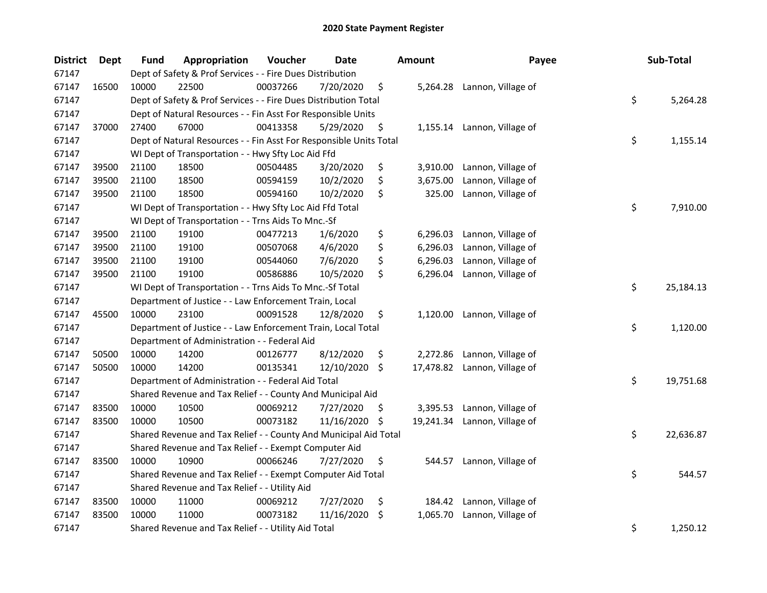# 2020 State Payment Register

| District | Dept | Fund | Appropriation | Voucher | Date | Amount | Payee | Sub-Total |
|---|---|---|---|---|---|---|---|---|
| 67147 | | Dept of Safety & Prof Services - - Fire Dues Distribution | | | | | | |
| 67147 | 16500 | 10000 | 22500 | 00037266 | 7/20/2020 | $ 5,264.28 | Lannon, Village of | |
| 67147 | | Dept of Safety & Prof Services - - Fire Dues Distribution Total | | | | | | $ 5,264.28 |
| 67147 | | Dept of Natural Resources - - Fin Asst For Responsible Units | | | | | | |
| 67147 | 37000 | 27400 | 67000 | 00413358 | 5/29/2020 | $ 1,155.14 | Lannon, Village of | |
| 67147 | | Dept of Natural Resources - - Fin Asst For Responsible Units Total | | | | | | $ 1,155.14 |
| 67147 | | WI Dept of Transportation - - Hwy Sfty Loc Aid Ffd | | | | | | |
| 67147 | 39500 | 21100 | 18500 | 00504485 | 3/20/2020 | $ 3,910.00 | Lannon, Village of | |
| 67147 | 39500 | 21100 | 18500 | 00594159 | 10/2/2020 | $ 3,675.00 | Lannon, Village of | |
| 67147 | 39500 | 21100 | 18500 | 00594160 | 10/2/2020 | $ 325.00 | Lannon, Village of | |
| 67147 | | WI Dept of Transportation - - Hwy Sfty Loc Aid Ffd Total | | | | | | $ 7,910.00 |
| 67147 | | WI Dept of Transportation - - Trns Aids To Mnc.-Sf | | | | | | |
| 67147 | 39500 | 21100 | 19100 | 00477213 | 1/6/2020 | $ 6,296.03 | Lannon, Village of | |
| 67147 | 39500 | 21100 | 19100 | 00507068 | 4/6/2020 | $ 6,296.03 | Lannon, Village of | |
| 67147 | 39500 | 21100 | 19100 | 00544060 | 7/6/2020 | $ 6,296.03 | Lannon, Village of | |
| 67147 | 39500 | 21100 | 19100 | 00586886 | 10/5/2020 | $ 6,296.04 | Lannon, Village of | |
| 67147 | | WI Dept of Transportation - - Trns Aids To Mnc.-Sf Total | | | | | | $ 25,184.13 |
| 67147 | | Department of Justice - - Law Enforcement Train, Local | | | | | | |
| 67147 | 45500 | 10000 | 23100 | 00091528 | 12/8/2020 | $ 1,120.00 | Lannon, Village of | |
| 67147 | | Department of Justice - - Law Enforcement Train, Local Total | | | | | | $ 1,120.00 |
| 67147 | | Department of Administration - - Federal Aid | | | | | | |
| 67147 | 50500 | 10000 | 14200 | 00126777 | 8/12/2020 | $ 2,272.86 | Lannon, Village of | |
| 67147 | 50500 | 10000 | 14200 | 00135341 | 12/10/2020 | $ 17,478.82 | Lannon, Village of | |
| 67147 | | Department of Administration - - Federal Aid Total | | | | | | $ 19,751.68 |
| 67147 | | Shared Revenue and Tax Relief - - County And Municipal Aid | | | | | | |
| 67147 | 83500 | 10000 | 10500 | 00069212 | 7/27/2020 | $ 3,395.53 | Lannon, Village of | |
| 67147 | 83500 | 10000 | 10500 | 00073182 | 11/16/2020 | $ 19,241.34 | Lannon, Village of | |
| 67147 | | Shared Revenue and Tax Relief - - County And Municipal Aid Total | | | | | | $ 22,636.87 |
| 67147 | | Shared Revenue and Tax Relief - - Exempt Computer Aid | | | | | | |
| 67147 | 83500 | 10000 | 10900 | 00066246 | 7/27/2020 | $ 544.57 | Lannon, Village of | |
| 67147 | | Shared Revenue and Tax Relief - - Exempt Computer Aid Total | | | | | | $ 544.57 |
| 67147 | | Shared Revenue and Tax Relief - - Utility Aid | | | | | | |
| 67147 | 83500 | 10000 | 11000 | 00069212 | 7/27/2020 | $ 184.42 | Lannon, Village of | |
| 67147 | 83500 | 10000 | 11000 | 00073182 | 11/16/2020 | $ 1,065.70 | Lannon, Village of | |
| 67147 | | Shared Revenue and Tax Relief - - Utility Aid Total | | | | | | $ 1,250.12 |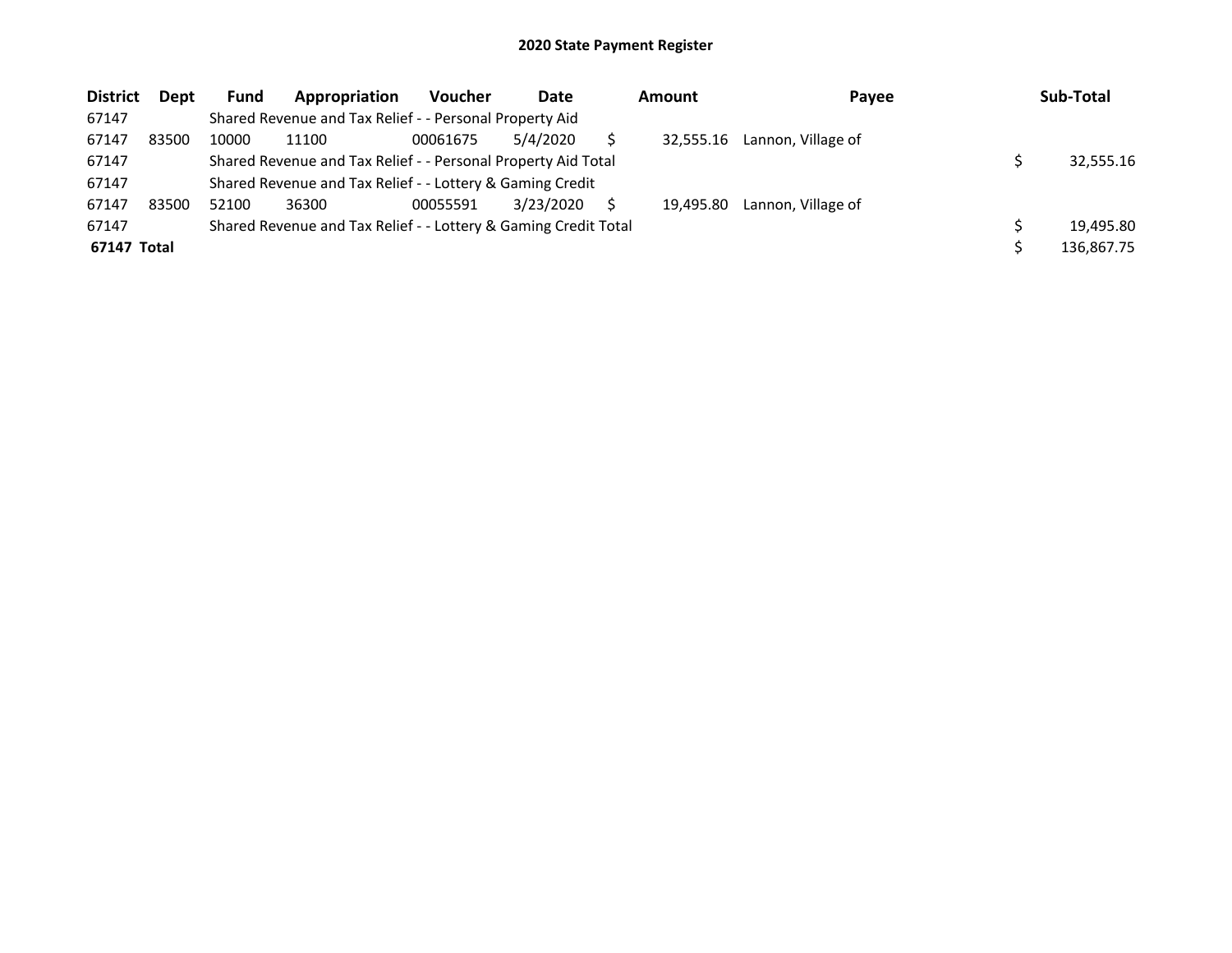## 2020 State Payment Register

| District | Dept | Fund | Appropriation | Voucher | Date | Amount | Payee | Sub-Total |
|---|---|---|---|---|---|---|---|---|
| 67147 | | Shared Revenue and Tax Relief - - Personal Property Aid | | | | | | |
| 67147 | 83500 | 10000 | 11100 | 00061675 | 5/4/2020 | $ 32,555.16 | Lannon, Village of | |
| 67147 | | Shared Revenue and Tax Relief - - Personal Property Aid Total | | | | | | $ 32,555.16 |
| 67147 | | Shared Revenue and Tax Relief - - Lottery & Gaming Credit | | | | | | |
| 67147 | 83500 | 52100 | 36300 | 00055591 | 3/23/2020 | $ 19,495.80 | Lannon, Village of | |
| 67147 | | Shared Revenue and Tax Relief - - Lottery & Gaming Credit Total | | | | | | $ 19,495.80 |
| **67147 Total** | | | | | | | | $ 136,867.75 |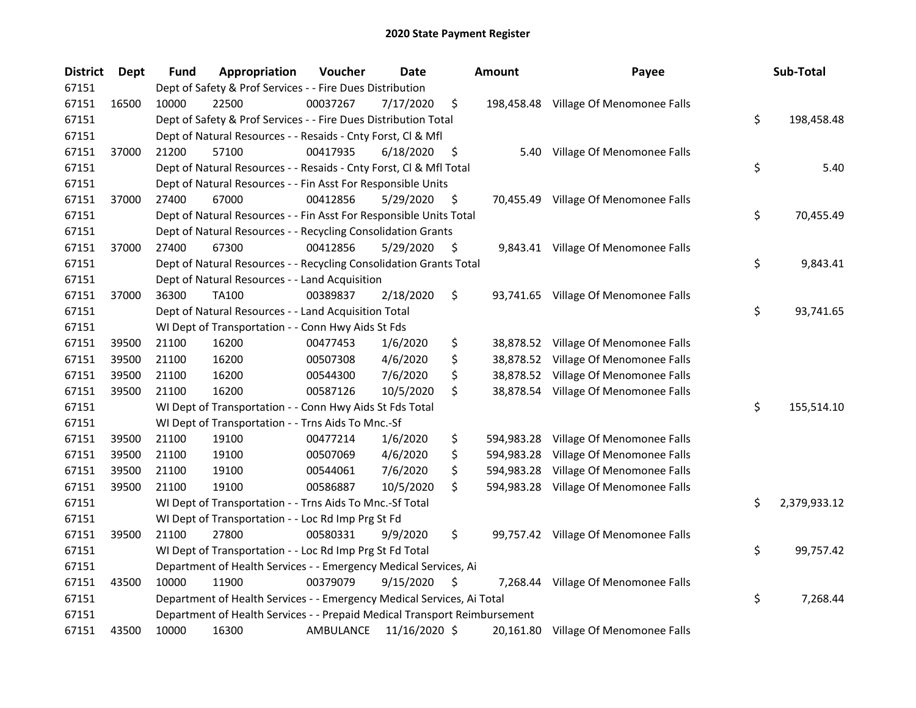# 2020 State Payment Register

| District | Dept | Fund | Appropriation | Voucher | Date | Amount | Payee | Sub-Total |
|---|---|---|---|---|---|---|---|---|
| 67151 | | Dept of Safety & Prof Services - - Fire Dues Distribution | | | | | | |
| 67151 | 16500 | 10000 | 22500 | 00037267 | 7/17/2020 | $ 198,458.48 | Village Of Menomonee Falls | |
| 67151 | | Dept of Safety & Prof Services - - Fire Dues Distribution Total | | | | | | $ 198,458.48 |
| 67151 | | Dept of Natural Resources - - Resaids - Cnty Forst, Cl & Mfl | | | | | | |
| 67151 | 37000 | 21200 | 57100 | 00417935 | 6/18/2020 | $ 5.40 | Village Of Menomonee Falls | |
| 67151 | | Dept of Natural Resources - - Resaids - Cnty Forst, Cl & Mfl Total | | | | | | $ 5.40 |
| 67151 | | Dept of Natural Resources - - Fin Asst For Responsible Units | | | | | | |
| 67151 | 37000 | 27400 | 67000 | 00412856 | 5/29/2020 | $ 70,455.49 | Village Of Menomonee Falls | |
| 67151 | | Dept of Natural Resources - - Fin Asst For Responsible Units Total | | | | | | $ 70,455.49 |
| 67151 | | Dept of Natural Resources - - Recycling Consolidation Grants | | | | | | |
| 67151 | 37000 | 27400 | 67300 | 00412856 | 5/29/2020 | $ 9,843.41 | Village Of Menomonee Falls | |
| 67151 | | Dept of Natural Resources - - Recycling Consolidation Grants Total | | | | | | $ 9,843.41 |
| 67151 | | Dept of Natural Resources - - Land Acquisition | | | | | | |
| 67151 | 37000 | 36300 | TA100 | 00389837 | 2/18/2020 | $ 93,741.65 | Village Of Menomonee Falls | |
| 67151 | | Dept of Natural Resources - - Land Acquisition Total | | | | | | $ 93,741.65 |
| 67151 | | WI Dept of Transportation - - Conn Hwy Aids St Fds | | | | | | |
| 67151 | 39500 | 21100 | 16200 | 00477453 | 1/6/2020 | $ 38,878.52 | Village Of Menomonee Falls | |
| 67151 | 39500 | 21100 | 16200 | 00507308 | 4/6/2020 | $ 38,878.52 | Village Of Menomonee Falls | |
| 67151 | 39500 | 21100 | 16200 | 00544300 | 7/6/2020 | $ 38,878.52 | Village Of Menomonee Falls | |
| 67151 | 39500 | 21100 | 16200 | 00587126 | 10/5/2020 | $ 38,878.54 | Village Of Menomonee Falls | |
| 67151 | | WI Dept of Transportation - - Conn Hwy Aids St Fds Total | | | | | | $ 155,514.10 |
| 67151 | | WI Dept of Transportation - - Trns Aids To Mnc.-Sf | | | | | | |
| 67151 | 39500 | 21100 | 19100 | 00477214 | 1/6/2020 | $ 594,983.28 | Village Of Menomonee Falls | |
| 67151 | 39500 | 21100 | 19100 | 00507069 | 4/6/2020 | $ 594,983.28 | Village Of Menomonee Falls | |
| 67151 | 39500 | 21100 | 19100 | 00544061 | 7/6/2020 | $ 594,983.28 | Village Of Menomonee Falls | |
| 67151 | 39500 | 21100 | 19100 | 00586887 | 10/5/2020 | $ 594,983.28 | Village Of Menomonee Falls | |
| 67151 | | WI Dept of Transportation - - Trns Aids To Mnc.-Sf Total | | | | | | $ 2,379,933.12 |
| 67151 | | WI Dept of Transportation - - Loc Rd Imp Prg St Fd | | | | | | |
| 67151 | 39500 | 21100 | 27800 | 00580331 | 9/9/2020 | $ 99,757.42 | Village Of Menomonee Falls | |
| 67151 | | WI Dept of Transportation - - Loc Rd Imp Prg St Fd Total | | | | | | $ 99,757.42 |
| 67151 | | Department of Health Services - - Emergency Medical Services, Ai | | | | | | |
| 67151 | 43500 | 10000 | 11900 | 00379079 | 9/15/2020 | $ 7,268.44 | Village Of Menomonee Falls | |
| 67151 | | Department of Health Services - - Emergency Medical Services, Ai Total | | | | | | $ 7,268.44 |
| 67151 | | Department of Health Services - - Prepaid Medical Transport Reimbursement | | | | | | |
| 67151 | 43500 | 10000 | 16300 | AMBULANCE | 11/16/2020 | $ 20,161.80 | Village Of Menomonee Falls | |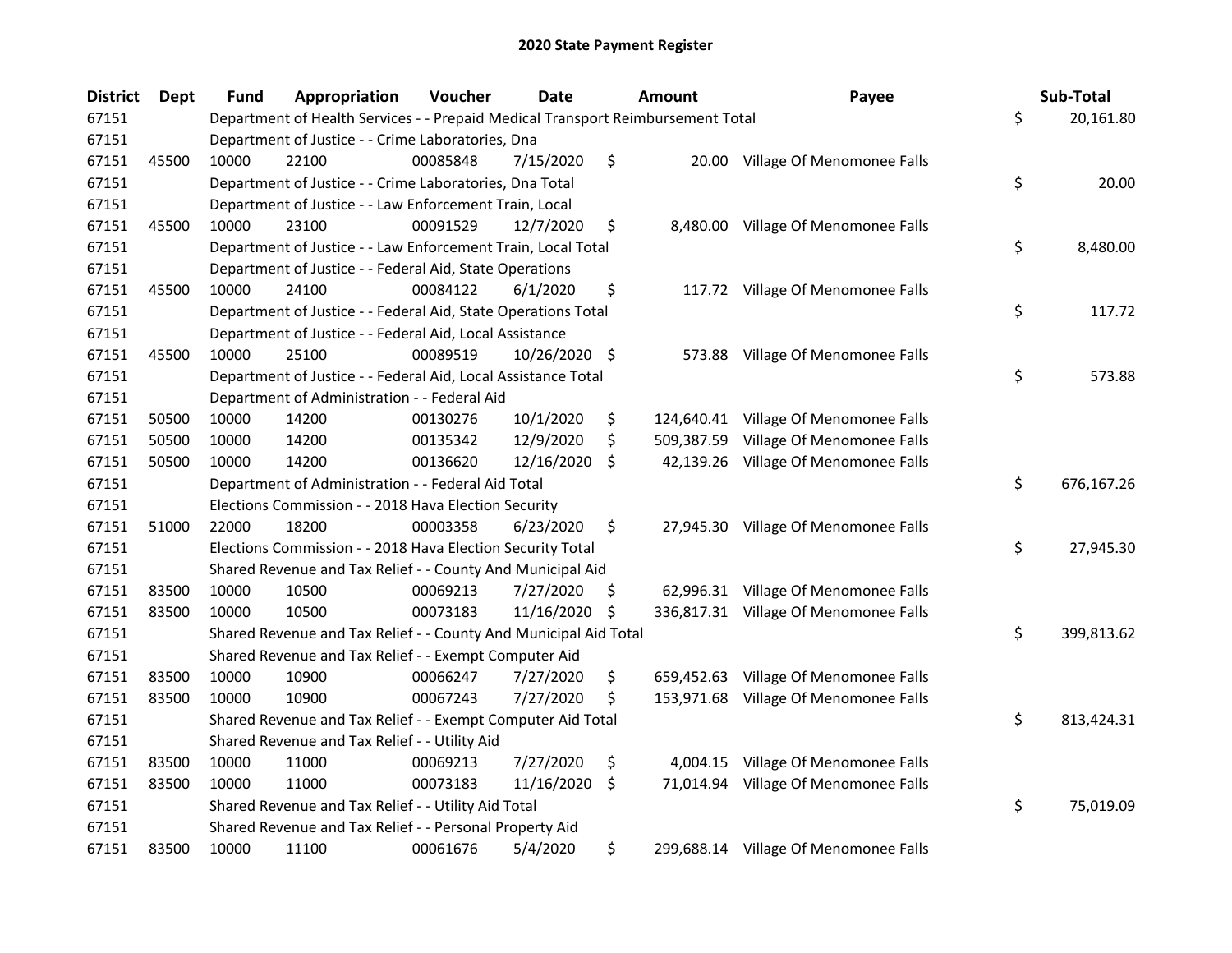# 2020 State Payment Register

| District | Dept | Fund | Appropriation | Voucher | Date | Amount | Payee | Sub-Total |
|---|---|---|---|---|---|---|---|---|
| 67151 | | Department of Health Services - - Prepaid Medical Transport Reimbursement Total | | | | | | $ 20,161.80 |
| 67151 | | Department of Justice - - Crime Laboratories, Dna | | | | | | |
| 67151 | 45500 | 10000 | 22100 | 00085848 | 7/15/2020 | $ 20.00 | Village Of Menomonee Falls | |
| 67151 | | Department of Justice - - Crime Laboratories, Dna Total | | | | | | $ 20.00 |
| 67151 | | Department of Justice - - Law Enforcement Train, Local | | | | | | |
| 67151 | 45500 | 10000 | 23100 | 00091529 | 12/7/2020 | $ 8,480.00 | Village Of Menomonee Falls | |
| 67151 | | Department of Justice - - Law Enforcement Train, Local Total | | | | | | $ 8,480.00 |
| 67151 | | Department of Justice - - Federal Aid, State Operations | | | | | | |
| 67151 | 45500 | 10000 | 24100 | 00084122 | 6/1/2020 | $ 117.72 | Village Of Menomonee Falls | |
| 67151 | | Department of Justice - - Federal Aid, State Operations Total | | | | | | $ 117.72 |
| 67151 | | Department of Justice - - Federal Aid, Local Assistance | | | | | | |
| 67151 | 45500 | 10000 | 25100 | 00089519 | 10/26/2020 | $ 573.88 | Village Of Menomonee Falls | |
| 67151 | | Department of Justice - - Federal Aid, Local Assistance Total | | | | | | $ 573.88 |
| 67151 | | Department of Administration - - Federal Aid | | | | | | |
| 67151 | 50500 | 10000 | 14200 | 00130276 | 10/1/2020 | $ 124,640.41 | Village Of Menomonee Falls | |
| 67151 | 50500 | 10000 | 14200 | 00135342 | 12/9/2020 | $ 509,387.59 | Village Of Menomonee Falls | |
| 67151 | 50500 | 10000 | 14200 | 00136620 | 12/16/2020 | $ 42,139.26 | Village Of Menomonee Falls | |
| 67151 | | Department of Administration - - Federal Aid Total | | | | | | $ 676,167.26 |
| 67151 | | Elections Commission - - 2018 Hava Election Security | | | | | | |
| 67151 | 51000 | 22000 | 18200 | 00003358 | 6/23/2020 | $ 27,945.30 | Village Of Menomonee Falls | |
| 67151 | | Elections Commission - - 2018 Hava Election Security Total | | | | | | $ 27,945.30 |
| 67151 | | Shared Revenue and Tax Relief - - County And Municipal Aid | | | | | | |
| 67151 | 83500 | 10000 | 10500 | 00069213 | 7/27/2020 | $ 62,996.31 | Village Of Menomonee Falls | |
| 67151 | 83500 | 10000 | 10500 | 00073183 | 11/16/2020 | $ 336,817.31 | Village Of Menomonee Falls | |
| 67151 | | Shared Revenue and Tax Relief - - County And Municipal Aid Total | | | | | | $ 399,813.62 |
| 67151 | | Shared Revenue and Tax Relief - - Exempt Computer Aid | | | | | | |
| 67151 | 83500 | 10000 | 10900 | 00066247 | 7/27/2020 | $ 659,452.63 | Village Of Menomonee Falls | |
| 67151 | 83500 | 10000 | 10900 | 00067243 | 7/27/2020 | $ 153,971.68 | Village Of Menomonee Falls | |
| 67151 | | Shared Revenue and Tax Relief - - Exempt Computer Aid Total | | | | | | $ 813,424.31 |
| 67151 | | Shared Revenue and Tax Relief - - Utility Aid | | | | | | |
| 67151 | 83500 | 10000 | 11000 | 00069213 | 7/27/2020 | $ 4,004.15 | Village Of Menomonee Falls | |
| 67151 | 83500 | 10000 | 11000 | 00073183 | 11/16/2020 | $ 71,014.94 | Village Of Menomonee Falls | |
| 67151 | | Shared Revenue and Tax Relief - - Utility Aid Total | | | | | | $ 75,019.09 |
| 67151 | | Shared Revenue and Tax Relief - - Personal Property Aid | | | | | | |
| 67151 | 83500 | 10000 | 11100 | 00061676 | 5/4/2020 | $ 299,688.14 | Village Of Menomonee Falls | |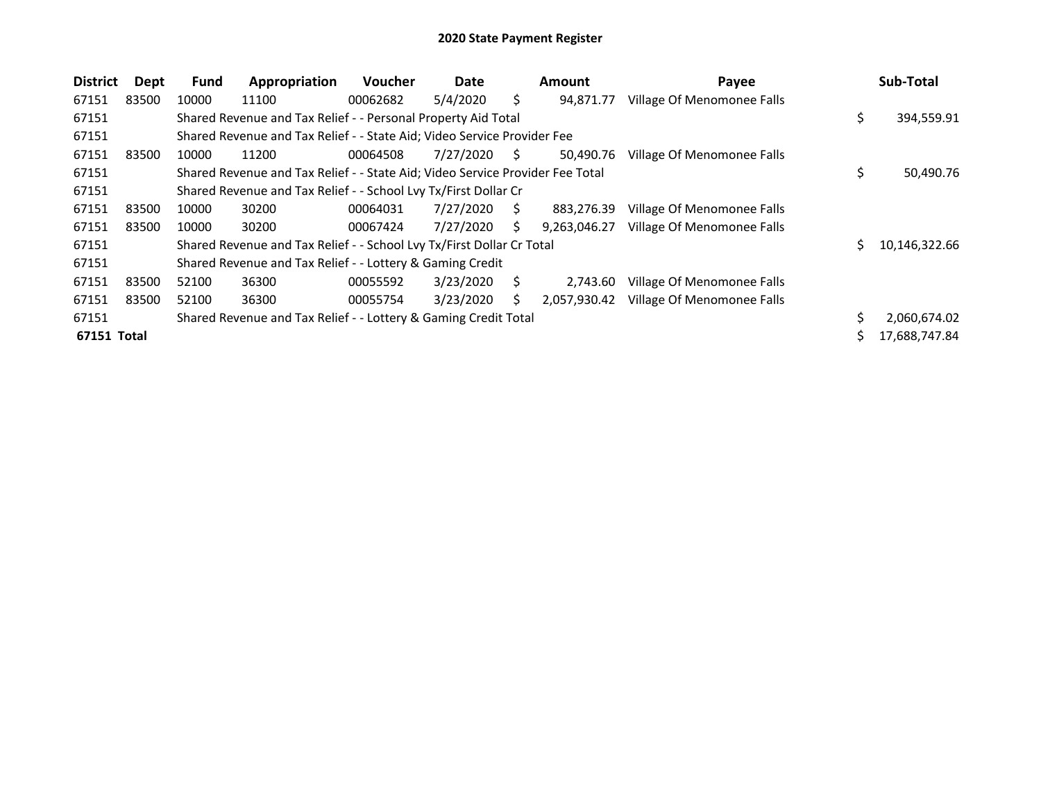# 2020 State Payment Register

| District | Dept | Fund | Appropriation | Voucher | Date | Amount | Payee | Sub-Total |
|---|---|---|---|---|---|---|---|---|
| 67151 | 83500 | 10000 | 11100 | 00062682 | 5/4/2020 | $ 94,871.77 | Village Of Menomonee Falls | |
| 67151 | | Shared Revenue and Tax Relief - - Personal Property Aid Total | | | | | | $ 394,559.91 |
| 67151 | | Shared Revenue and Tax Relief - - State Aid; Video Service Provider Fee | | | | | | |
| 67151 | 83500 | 10000 | 11200 | 00064508 | 7/27/2020 | $ 50,490.76 | Village Of Menomonee Falls | |
| 67151 | | Shared Revenue and Tax Relief - - State Aid; Video Service Provider Fee Total | | | | | | $ 50,490.76 |
| 67151 | | Shared Revenue and Tax Relief - - School Lvy Tx/First Dollar Cr | | | | | | |
| 67151 | 83500 | 10000 | 30200 | 00064031 | 7/27/2020 | $ 883,276.39 | Village Of Menomonee Falls | |
| 67151 | 83500 | 10000 | 30200 | 00067424 | 7/27/2020 | $ 9,263,046.27 | Village Of Menomonee Falls | |
| 67151 | | Shared Revenue and Tax Relief - - School Lvy Tx/First Dollar Cr Total | | | | | | $ 10,146,322.66 |
| 67151 | | Shared Revenue and Tax Relief - - Lottery & Gaming Credit | | | | | | |
| 67151 | 83500 | 52100 | 36300 | 00055592 | 3/23/2020 | $ 2,743.60 | Village Of Menomonee Falls | |
| 67151 | 83500 | 52100 | 36300 | 00055754 | 3/23/2020 | $ 2,057,930.42 | Village Of Menomonee Falls | |
| 67151 | | Shared Revenue and Tax Relief - - Lottery & Gaming Credit Total | | | | | | $ 2,060,674.02 |
| **67151 Total** | | | | | | | | $ 17,688,747.84 |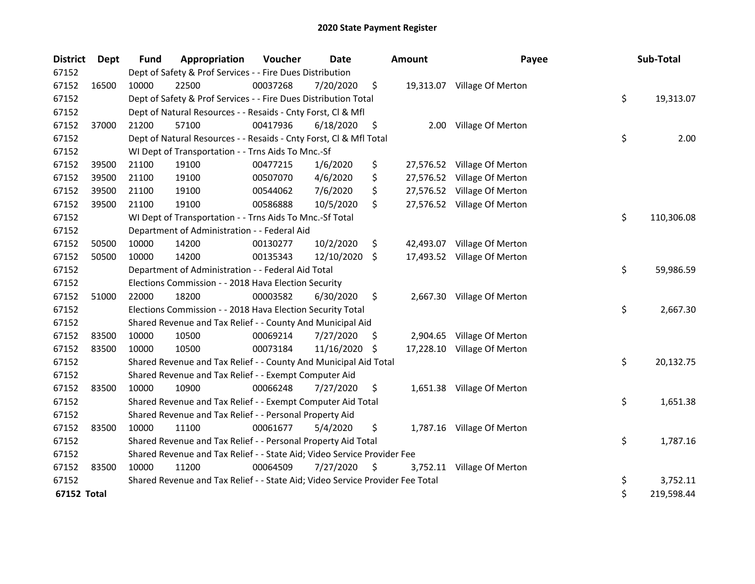# 2020 State Payment Register

| District | Dept | Fund | Appropriation | Voucher | Date | Amount | Payee | Sub-Total |
|---|---|---|---|---|---|---|---|---|
| 67152 | | Dept of Safety & Prof Services - - Fire Dues Distribution | | | | | | |
| 67152 | 16500 | 10000 | 22500 | 00037268 | 7/20/2020 | $ 19,313.07 | Village Of Merton | |
| 67152 | | Dept of Safety & Prof Services - - Fire Dues Distribution Total | | | | | | $ 19,313.07 |
| 67152 | | Dept of Natural Resources - - Resaids - Cnty Forst, Cl & Mfl | | | | | | |
| 67152 | 37000 | 21200 | 57100 | 00417936 | 6/18/2020 | $ 2.00 | Village Of Merton | |
| 67152 | | Dept of Natural Resources - - Resaids - Cnty Forst, Cl & Mfl Total | | | | | | $ 2.00 |
| 67152 | | WI Dept of Transportation - - Trns Aids To Mnc.-Sf | | | | | | |
| 67152 | 39500 | 21100 | 19100 | 00477215 | 1/6/2020 | $ 27,576.52 | Village Of Merton | |
| 67152 | 39500 | 21100 | 19100 | 00507070 | 4/6/2020 | $ 27,576.52 | Village Of Merton | |
| 67152 | 39500 | 21100 | 19100 | 00544062 | 7/6/2020 | $ 27,576.52 | Village Of Merton | |
| 67152 | 39500 | 21100 | 19100 | 00586888 | 10/5/2020 | $ 27,576.52 | Village Of Merton | |
| 67152 | | WI Dept of Transportation - - Trns Aids To Mnc.-Sf Total | | | | | | $ 110,306.08 |
| 67152 | | Department of Administration - - Federal Aid | | | | | | |
| 67152 | 50500 | 10000 | 14200 | 00130277 | 10/2/2020 | $ 42,493.07 | Village Of Merton | |
| 67152 | 50500 | 10000 | 14200 | 00135343 | 12/10/2020 | $ 17,493.52 | Village Of Merton | |
| 67152 | | Department of Administration - - Federal Aid Total | | | | | | $ 59,986.59 |
| 67152 | | Elections Commission - - 2018 Hava Election Security | | | | | | |
| 67152 | 51000 | 22000 | 18200 | 00003582 | 6/30/2020 | $ 2,667.30 | Village Of Merton | |
| 67152 | | Elections Commission - - 2018 Hava Election Security Total | | | | | | $ 2,667.30 |
| 67152 | | Shared Revenue and Tax Relief - - County And Municipal Aid | | | | | | |
| 67152 | 83500 | 10000 | 10500 | 00069214 | 7/27/2020 | $ 2,904.65 | Village Of Merton | |
| 67152 | 83500 | 10000 | 10500 | 00073184 | 11/16/2020 | $ 17,228.10 | Village Of Merton | |
| 67152 | | Shared Revenue and Tax Relief - - County And Municipal Aid Total | | | | | | $ 20,132.75 |
| 67152 | | Shared Revenue and Tax Relief - - Exempt Computer Aid | | | | | | |
| 67152 | 83500 | 10000 | 10900 | 00066248 | 7/27/2020 | $ 1,651.38 | Village Of Merton | |
| 67152 | | Shared Revenue and Tax Relief - - Exempt Computer Aid Total | | | | | | $ 1,651.38 |
| 67152 | | Shared Revenue and Tax Relief - - Personal Property Aid | | | | | | |
| 67152 | 83500 | 10000 | 11100 | 00061677 | 5/4/2020 | $ 1,787.16 | Village Of Merton | |
| 67152 | | Shared Revenue and Tax Relief - - Personal Property Aid Total | | | | | | $ 1,787.16 |
| 67152 | | Shared Revenue and Tax Relief - - State Aid; Video Service Provider Fee | | | | | | |
| 67152 | 83500 | 10000 | 11200 | 00064509 | 7/27/2020 | $ 3,752.11 | Village Of Merton | |
| 67152 | | Shared Revenue and Tax Relief - - State Aid; Video Service Provider Fee Total | | | | | | $ 3,752.11 |
| **67152 Total** | | | | | | | | $ 219,598.44 |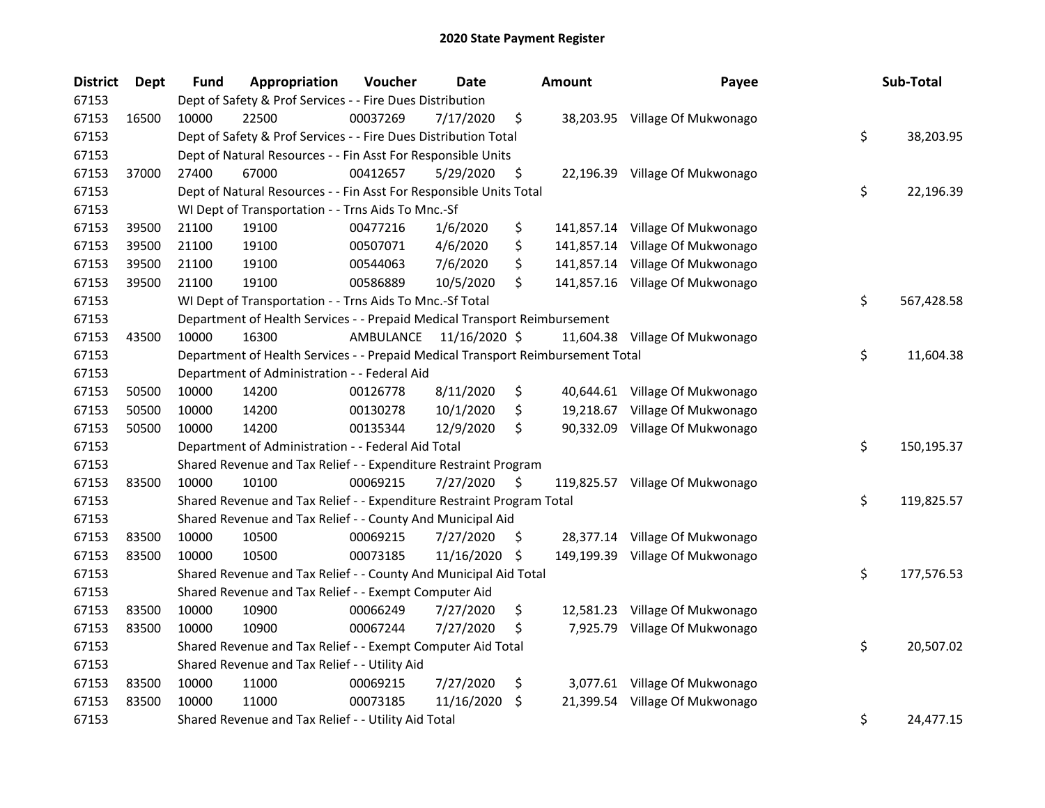# 2020 State Payment Register

| District | Dept | Fund | Appropriation | Voucher | Date | Amount | Payee | Sub-Total |
|---|---|---|---|---|---|---|---|---|
| 67153 | | Dept of Safety & Prof Services - - Fire Dues Distribution | | | | | | |
| 67153 | 16500 | 10000 | 22500 | 00037269 | 7/17/2020 | $ 38,203.95 | Village Of Mukwonago | |
| 67153 | | Dept of Safety & Prof Services - - Fire Dues Distribution Total | | | | | | $ 38,203.95 |
| 67153 | | Dept of Natural Resources - - Fin Asst For Responsible Units | | | | | | |
| 67153 | 37000 | 27400 | 67000 | 00412657 | 5/29/2020 | $ 22,196.39 | Village Of Mukwonago | |
| 67153 | | Dept of Natural Resources - - Fin Asst For Responsible Units Total | | | | | | $ 22,196.39 |
| 67153 | | WI Dept of Transportation - - Trns Aids To Mnc.-Sf | | | | | | |
| 67153 | 39500 | 21100 | 19100 | 00477216 | 1/6/2020 | $ 141,857.14 | Village Of Mukwonago | |
| 67153 | 39500 | 21100 | 19100 | 00507071 | 4/6/2020 | $ 141,857.14 | Village Of Mukwonago | |
| 67153 | 39500 | 21100 | 19100 | 00544063 | 7/6/2020 | $ 141,857.14 | Village Of Mukwonago | |
| 67153 | 39500 | 21100 | 19100 | 00586889 | 10/5/2020 | $ 141,857.16 | Village Of Mukwonago | |
| 67153 | | WI Dept of Transportation - - Trns Aids To Mnc.-Sf Total | | | | | | $ 567,428.58 |
| 67153 | | Department of Health Services - - Prepaid Medical Transport Reimbursement | | | | | | |
| 67153 | 43500 | 10000 | 16300 | AMBULANCE | 11/16/2020 | $ 11,604.38 | Village Of Mukwonago | |
| 67153 | | Department of Health Services - - Prepaid Medical Transport Reimbursement Total | | | | | | $ 11,604.38 |
| 67153 | | Department of Administration - - Federal Aid | | | | | | |
| 67153 | 50500 | 10000 | 14200 | 00126778 | 8/11/2020 | $ 40,644.61 | Village Of Mukwonago | |
| 67153 | 50500 | 10000 | 14200 | 00130278 | 10/1/2020 | $ 19,218.67 | Village Of Mukwonago | |
| 67153 | 50500 | 10000 | 14200 | 00135344 | 12/9/2020 | $ 90,332.09 | Village Of Mukwonago | |
| 67153 | | Department of Administration - - Federal Aid Total | | | | | | $ 150,195.37 |
| 67153 | | Shared Revenue and Tax Relief - - Expenditure Restraint Program | | | | | | |
| 67153 | 83500 | 10000 | 10100 | 00069215 | 7/27/2020 | $ 119,825.57 | Village Of Mukwonago | |
| 67153 | | Shared Revenue and Tax Relief - - Expenditure Restraint Program Total | | | | | | $ 119,825.57 |
| 67153 | | Shared Revenue and Tax Relief - - County And Municipal Aid | | | | | | |
| 67153 | 83500 | 10000 | 10500 | 00069215 | 7/27/2020 | $ 28,377.14 | Village Of Mukwonago | |
| 67153 | 83500 | 10000 | 10500 | 00073185 | 11/16/2020 | $ 149,199.39 | Village Of Mukwonago | |
| 67153 | | Shared Revenue and Tax Relief - - County And Municipal Aid Total | | | | | | $ 177,576.53 |
| 67153 | | Shared Revenue and Tax Relief - - Exempt Computer Aid | | | | | | |
| 67153 | 83500 | 10000 | 10900 | 00066249 | 7/27/2020 | $ 12,581.23 | Village Of Mukwonago | |
| 67153 | 83500 | 10000 | 10900 | 00067244 | 7/27/2020 | $ 7,925.79 | Village Of Mukwonago | |
| 67153 | | Shared Revenue and Tax Relief - - Exempt Computer Aid Total | | | | | | $ 20,507.02 |
| 67153 | | Shared Revenue and Tax Relief - - Utility Aid | | | | | | |
| 67153 | 83500 | 10000 | 11000 | 00069215 | 7/27/2020 | $ 3,077.61 | Village Of Mukwonago | |
| 67153 | 83500 | 10000 | 11000 | 00073185 | 11/16/2020 | $ 21,399.54 | Village Of Mukwonago | |
| 67153 | | Shared Revenue and Tax Relief - - Utility Aid Total | | | | | | $ 24,477.15 |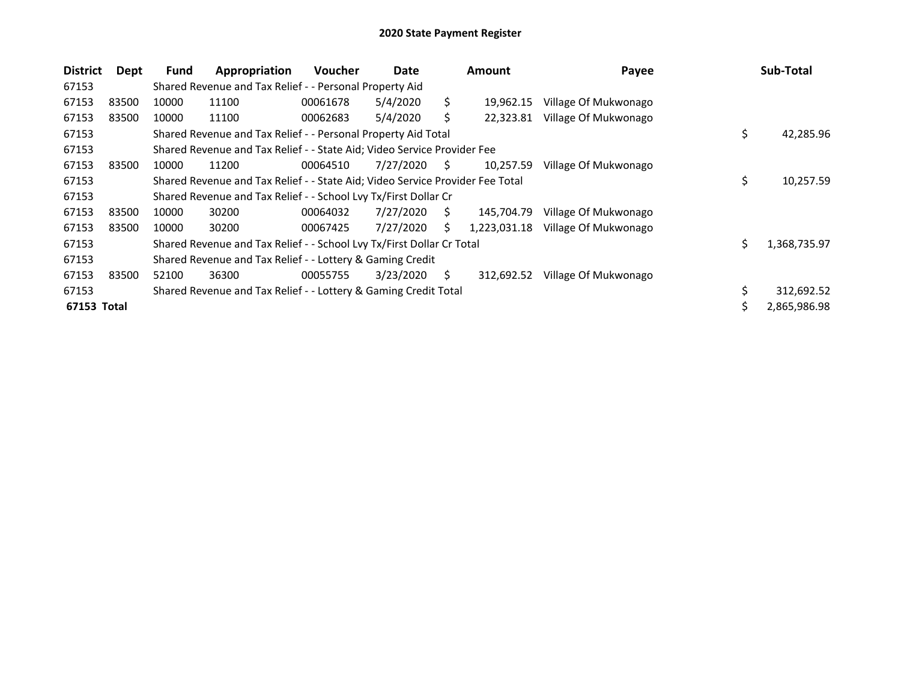# 2020 State Payment Register

| District | Dept | Fund | Appropriation | Voucher | Date | Amount | Payee | Sub-Total |
|---|---|---|---|---|---|---|---|---|
| 67153 | | Shared Revenue and Tax Relief - - Personal Property Aid | | | | | | |
| 67153 | 83500 | 10000 | 11100 | 00061678 | 5/4/2020 | $ 19,962.15 | Village Of Mukwonago | |
| 67153 | 83500 | 10000 | 11100 | 00062683 | 5/4/2020 | $ 22,323.81 | Village Of Mukwonago | |
| 67153 | | Shared Revenue and Tax Relief - - Personal Property Aid Total | | | | | | $ 42,285.96 |
| 67153 | | Shared Revenue and Tax Relief - - State Aid; Video Service Provider Fee | | | | | | |
| 67153 | 83500 | 10000 | 11200 | 00064510 | 7/27/2020 | $ 10,257.59 | Village Of Mukwonago | |
| 67153 | | Shared Revenue and Tax Relief - - State Aid; Video Service Provider Fee Total | | | | | | $ 10,257.59 |
| 67153 | | Shared Revenue and Tax Relief - - School Lvy Tx/First Dollar Cr | | | | | | |
| 67153 | 83500 | 10000 | 30200 | 00064032 | 7/27/2020 | $ 145,704.79 | Village Of Mukwonago | |
| 67153 | 83500 | 10000 | 30200 | 00067425 | 7/27/2020 | $ 1,223,031.18 | Village Of Mukwonago | |
| 67153 | | Shared Revenue and Tax Relief - - School Lvy Tx/First Dollar Cr Total | | | | | | $ 1,368,735.97 |
| 67153 | | Shared Revenue and Tax Relief - - Lottery & Gaming Credit | | | | | | |
| 67153 | 83500 | 52100 | 36300 | 00055755 | 3/23/2020 | $ 312,692.52 | Village Of Mukwonago | |
| 67153 | | Shared Revenue and Tax Relief - - Lottery & Gaming Credit Total | | | | | | $ 312,692.52 |
| **67153 Total** | | | | | | | | $ 2,865,986.98 |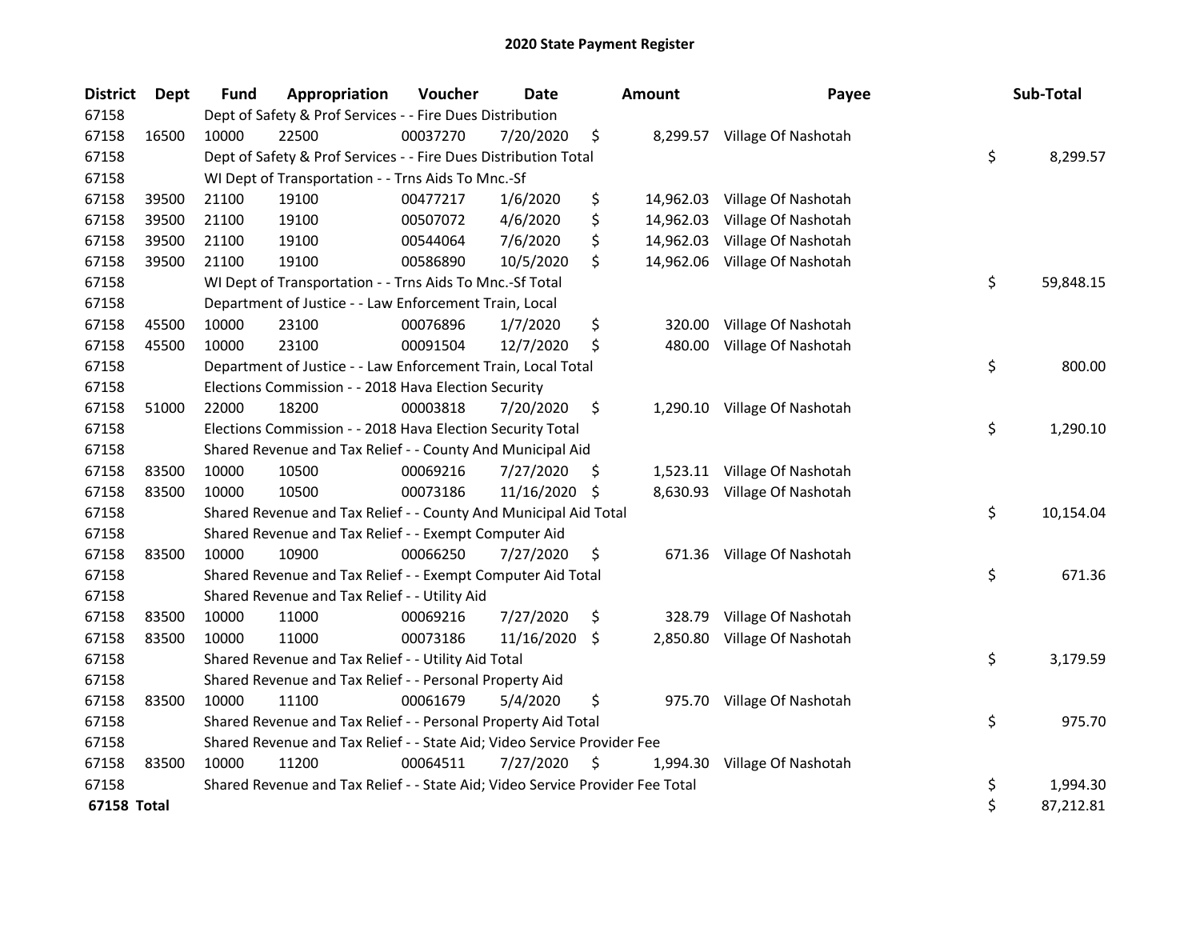# 2020 State Payment Register

| District | Dept | Fund | Appropriation | Voucher | Date | Amount | Payee | Sub-Total |
|---|---|---|---|---|---|---|---|---|
| 67158 | | Dept of Safety & Prof Services - - Fire Dues Distribution | | | | | | |
| 67158 | 16500 | 10000 | 22500 | 00037270 | 7/20/2020 | $ 8,299.57 | Village Of Nashotah | |
| 67158 | | Dept of Safety & Prof Services - - Fire Dues Distribution Total | | | | | | $ 8,299.57 |
| 67158 | | WI Dept of Transportation - - Trns Aids To Mnc.-Sf | | | | | | |
| 67158 | 39500 | 21100 | 19100 | 00477217 | 1/6/2020 | $ 14,962.03 | Village Of Nashotah | |
| 67158 | 39500 | 21100 | 19100 | 00507072 | 4/6/2020 | $ 14,962.03 | Village Of Nashotah | |
| 67158 | 39500 | 21100 | 19100 | 00544064 | 7/6/2020 | $ 14,962.03 | Village Of Nashotah | |
| 67158 | 39500 | 21100 | 19100 | 00586890 | 10/5/2020 | $ 14,962.06 | Village Of Nashotah | |
| 67158 | | WI Dept of Transportation - - Trns Aids To Mnc.-Sf Total | | | | | | $ 59,848.15 |
| 67158 | | Department of Justice - - Law Enforcement Train, Local | | | | | | |
| 67158 | 45500 | 10000 | 23100 | 00076896 | 1/7/2020 | $ 320.00 | Village Of Nashotah | |
| 67158 | 45500 | 10000 | 23100 | 00091504 | 12/7/2020 | $ 480.00 | Village Of Nashotah | |
| 67158 | | Department of Justice - - Law Enforcement Train, Local Total | | | | | | $ 800.00 |
| 67158 | | Elections Commission - - 2018 Hava Election Security | | | | | | |
| 67158 | 51000 | 22000 | 18200 | 00003818 | 7/20/2020 | $ 1,290.10 | Village Of Nashotah | |
| 67158 | | Elections Commission - - 2018 Hava Election Security Total | | | | | | $ 1,290.10 |
| 67158 | | Shared Revenue and Tax Relief - - County And Municipal Aid | | | | | | |
| 67158 | 83500 | 10000 | 10500 | 00069216 | 7/27/2020 | $ 1,523.11 | Village Of Nashotah | |
| 67158 | 83500 | 10000 | 10500 | 00073186 | 11/16/2020 | $ 8,630.93 | Village Of Nashotah | |
| 67158 | | Shared Revenue and Tax Relief - - County And Municipal Aid Total | | | | | | $ 10,154.04 |
| 67158 | | Shared Revenue and Tax Relief - - Exempt Computer Aid | | | | | | |
| 67158 | 83500 | 10000 | 10900 | 00066250 | 7/27/2020 | $ 671.36 | Village Of Nashotah | |
| 67158 | | Shared Revenue and Tax Relief - - Exempt Computer Aid Total | | | | | | $ 671.36 |
| 67158 | | Shared Revenue and Tax Relief - - Utility Aid | | | | | | |
| 67158 | 83500 | 10000 | 11000 | 00069216 | 7/27/2020 | $ 328.79 | Village Of Nashotah | |
| 67158 | 83500 | 10000 | 11000 | 00073186 | 11/16/2020 | $ 2,850.80 | Village Of Nashotah | |
| 67158 | | Shared Revenue and Tax Relief - - Utility Aid Total | | | | | | $ 3,179.59 |
| 67158 | | Shared Revenue and Tax Relief - - Personal Property Aid | | | | | | |
| 67158 | 83500 | 10000 | 11100 | 00061679 | 5/4/2020 | $ 975.70 | Village Of Nashotah | |
| 67158 | | Shared Revenue and Tax Relief - - Personal Property Aid Total | | | | | | $ 975.70 |
| 67158 | | Shared Revenue and Tax Relief - - State Aid; Video Service Provider Fee | | | | | | |
| 67158 | 83500 | 10000 | 11200 | 00064511 | 7/27/2020 | $ 1,994.30 | Village Of Nashotah | |
| 67158 | | Shared Revenue and Tax Relief - - State Aid; Video Service Provider Fee Total | | | | | | $ 1,994.30 |
| **67158 Total** | | | | | | | | $ 87,212.81 |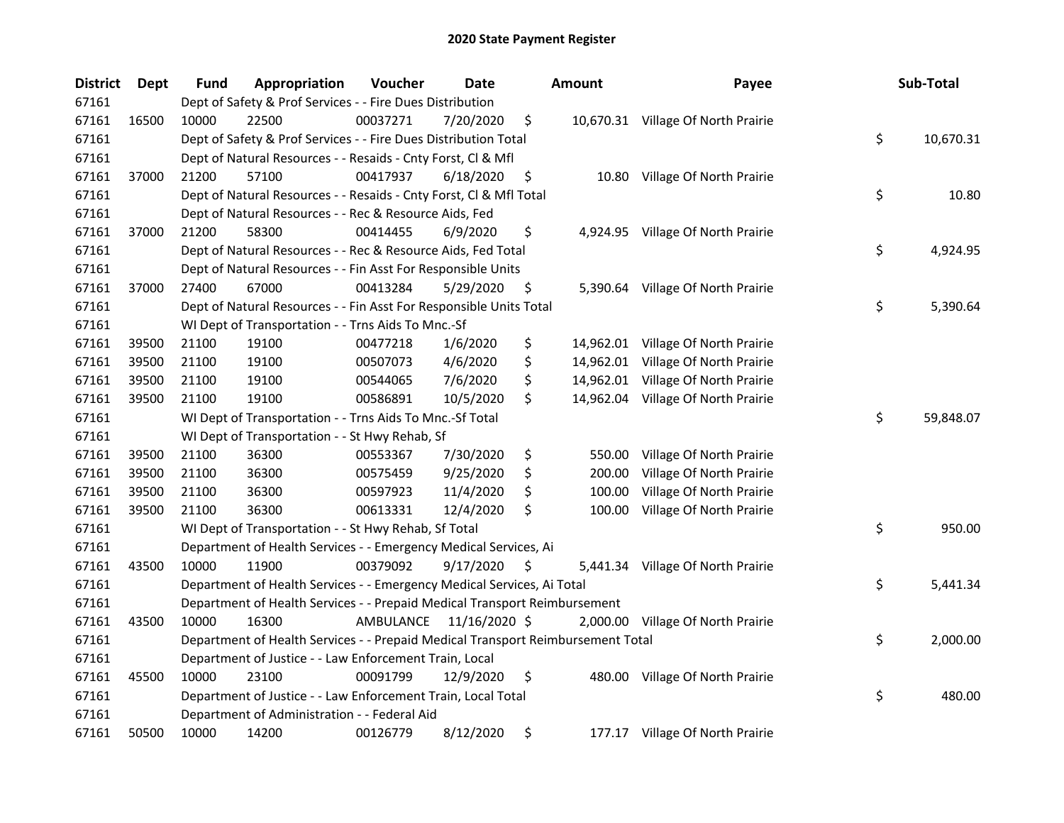# 2020 State Payment Register

| District | Dept | Fund | Appropriation | Voucher | Date | Amount | Payee | Sub-Total |
|---|---|---|---|---|---|---|---|---|
| 67161 | | Dept of Safety & Prof Services - - Fire Dues Distribution | | | | | | |
| 67161 | 16500 | 10000 | 22500 | 00037271 | 7/20/2020 | $ 10,670.31 | Village Of North Prairie | |
| 67161 | | Dept of Safety & Prof Services - - Fire Dues Distribution Total | | | | | | $ 10,670.31 |
| 67161 | | Dept of Natural Resources - - Resaids - Cnty Forst, Cl & Mfl | | | | | | |
| 67161 | 37000 | 21200 | 57100 | 00417937 | 6/18/2020 | $ 10.80 | Village Of North Prairie | |
| 67161 | | Dept of Natural Resources - - Resaids - Cnty Forst, Cl & Mfl Total | | | | | | $ 10.80 |
| 67161 | | Dept of Natural Resources - - Rec & Resource Aids, Fed | | | | | | |
| 67161 | 37000 | 21200 | 58300 | 00414455 | 6/9/2020 | $ 4,924.95 | Village Of North Prairie | |
| 67161 | | Dept of Natural Resources - - Rec & Resource Aids, Fed Total | | | | | | $ 4,924.95 |
| 67161 | | Dept of Natural Resources - - Fin Asst For Responsible Units | | | | | | |
| 67161 | 37000 | 27400 | 67000 | 00413284 | 5/29/2020 | $ 5,390.64 | Village Of North Prairie | |
| 67161 | | Dept of Natural Resources - - Fin Asst For Responsible Units Total | | | | | | $ 5,390.64 |
| 67161 | | WI Dept of Transportation - - Trns Aids To Mnc.-Sf | | | | | | |
| 67161 | 39500 | 21100 | 19100 | 00477218 | 1/6/2020 | $ 14,962.01 | Village Of North Prairie | |
| 67161 | 39500 | 21100 | 19100 | 00507073 | 4/6/2020 | $ 14,962.01 | Village Of North Prairie | |
| 67161 | 39500 | 21100 | 19100 | 00544065 | 7/6/2020 | $ 14,962.01 | Village Of North Prairie | |
| 67161 | 39500 | 21100 | 19100 | 00586891 | 10/5/2020 | $ 14,962.04 | Village Of North Prairie | |
| 67161 | | WI Dept of Transportation - - Trns Aids To Mnc.-Sf Total | | | | | | $ 59,848.07 |
| 67161 | | WI Dept of Transportation - - St Hwy Rehab, Sf | | | | | | |
| 67161 | 39500 | 21100 | 36300 | 00553367 | 7/30/2020 | $ 550.00 | Village Of North Prairie | |
| 67161 | 39500 | 21100 | 36300 | 00575459 | 9/25/2020 | $ 200.00 | Village Of North Prairie | |
| 67161 | 39500 | 21100 | 36300 | 00597923 | 11/4/2020 | $ 100.00 | Village Of North Prairie | |
| 67161 | 39500 | 21100 | 36300 | 00613331 | 12/4/2020 | $ 100.00 | Village Of North Prairie | |
| 67161 | | WI Dept of Transportation - - St Hwy Rehab, Sf Total | | | | | | $ 950.00 |
| 67161 | | Department of Health Services - - Emergency Medical Services, Ai | | | | | | |
| 67161 | 43500 | 10000 | 11900 | 00379092 | 9/17/2020 | $ 5,441.34 | Village Of North Prairie | |
| 67161 | | Department of Health Services - - Emergency Medical Services, Ai Total | | | | | | $ 5,441.34 |
| 67161 | | Department of Health Services - - Prepaid Medical Transport Reimbursement | | | | | | |
| 67161 | 43500 | 10000 | 16300 | AMBULANCE | 11/16/2020 | $ 2,000.00 | Village Of North Prairie | |
| 67161 | | Department of Health Services - - Prepaid Medical Transport Reimbursement Total | | | | | | $ 2,000.00 |
| 67161 | | Department of Justice - - Law Enforcement Train, Local | | | | | | |
| 67161 | 45500 | 10000 | 23100 | 00091799 | 12/9/2020 | $ 480.00 | Village Of North Prairie | |
| 67161 | | Department of Justice - - Law Enforcement Train, Local Total | | | | | | $ 480.00 |
| 67161 | | Department of Administration - - Federal Aid | | | | | | |
| 67161 | 50500 | 10000 | 14200 | 00126779 | 8/12/2020 | $ 177.17 | Village Of North Prairie | |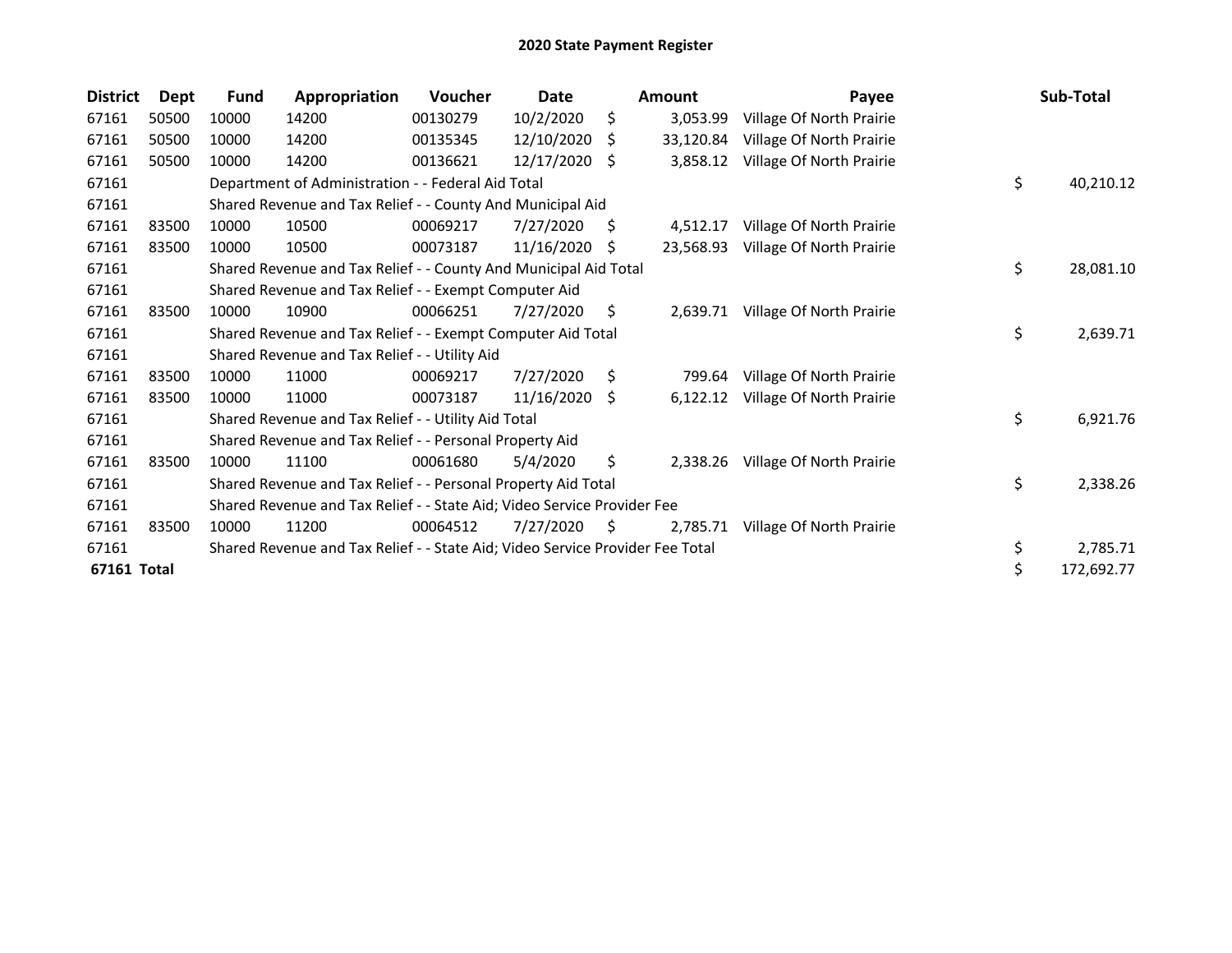# 2020 State Payment Register

| District | Dept | Fund | Appropriation | Voucher | Date | Amount | Payee | Sub-Total |
|---|---|---|---|---|---|---|---|---|
| 67161 | 50500 | 10000 | 14200 | 00130279 | 10/2/2020 | $ 3,053.99 | Village Of North Prairie | |
| 67161 | 50500 | 10000 | 14200 | 00135345 | 12/10/2020 | $ 33,120.84 | Village Of North Prairie | |
| 67161 | 50500 | 10000 | 14200 | 00136621 | 12/17/2020 | $ 3,858.12 | Village Of North Prairie | |
| 67161 | | Department of Administration - - Federal Aid Total | | | | | | $ 40,210.12 |
| 67161 | | Shared Revenue and Tax Relief - - County And Municipal Aid | | | | | | |
| 67161 | 83500 | 10000 | 10500 | 00069217 | 7/27/2020 | $ 4,512.17 | Village Of North Prairie | |
| 67161 | 83500 | 10000 | 10500 | 00073187 | 11/16/2020 | $ 23,568.93 | Village Of North Prairie | |
| 67161 | | Shared Revenue and Tax Relief - - County And Municipal Aid Total | | | | | | $ 28,081.10 |
| 67161 | | Shared Revenue and Tax Relief - - Exempt Computer Aid | | | | | | |
| 67161 | 83500 | 10000 | 10900 | 00066251 | 7/27/2020 | $ 2,639.71 | Village Of North Prairie | |
| 67161 | | Shared Revenue and Tax Relief - - Exempt Computer Aid Total | | | | | | $ 2,639.71 |
| 67161 | | Shared Revenue and Tax Relief - - Utility Aid | | | | | | |
| 67161 | 83500 | 10000 | 11000 | 00069217 | 7/27/2020 | $ 799.64 | Village Of North Prairie | |
| 67161 | 83500 | 10000 | 11000 | 00073187 | 11/16/2020 | $ 6,122.12 | Village Of North Prairie | |
| 67161 | | Shared Revenue and Tax Relief - - Utility Aid Total | | | | | | $ 6,921.76 |
| 67161 | | Shared Revenue and Tax Relief - - Personal Property Aid | | | | | | |
| 67161 | 83500 | 10000 | 11100 | 00061680 | 5/4/2020 | $ 2,338.26 | Village Of North Prairie | |
| 67161 | | Shared Revenue and Tax Relief - - Personal Property Aid Total | | | | | | $ 2,338.26 |
| 67161 | | Shared Revenue and Tax Relief - - State Aid; Video Service Provider Fee | | | | | | |
| 67161 | 83500 | 10000 | 11200 | 00064512 | 7/27/2020 | $ 2,785.71 | Village Of North Prairie | |
| 67161 | | Shared Revenue and Tax Relief - - State Aid; Video Service Provider Fee Total | | | | | | $ 2,785.71 |
| **67161 Total** | | | | | | | | $ 172,692.77 |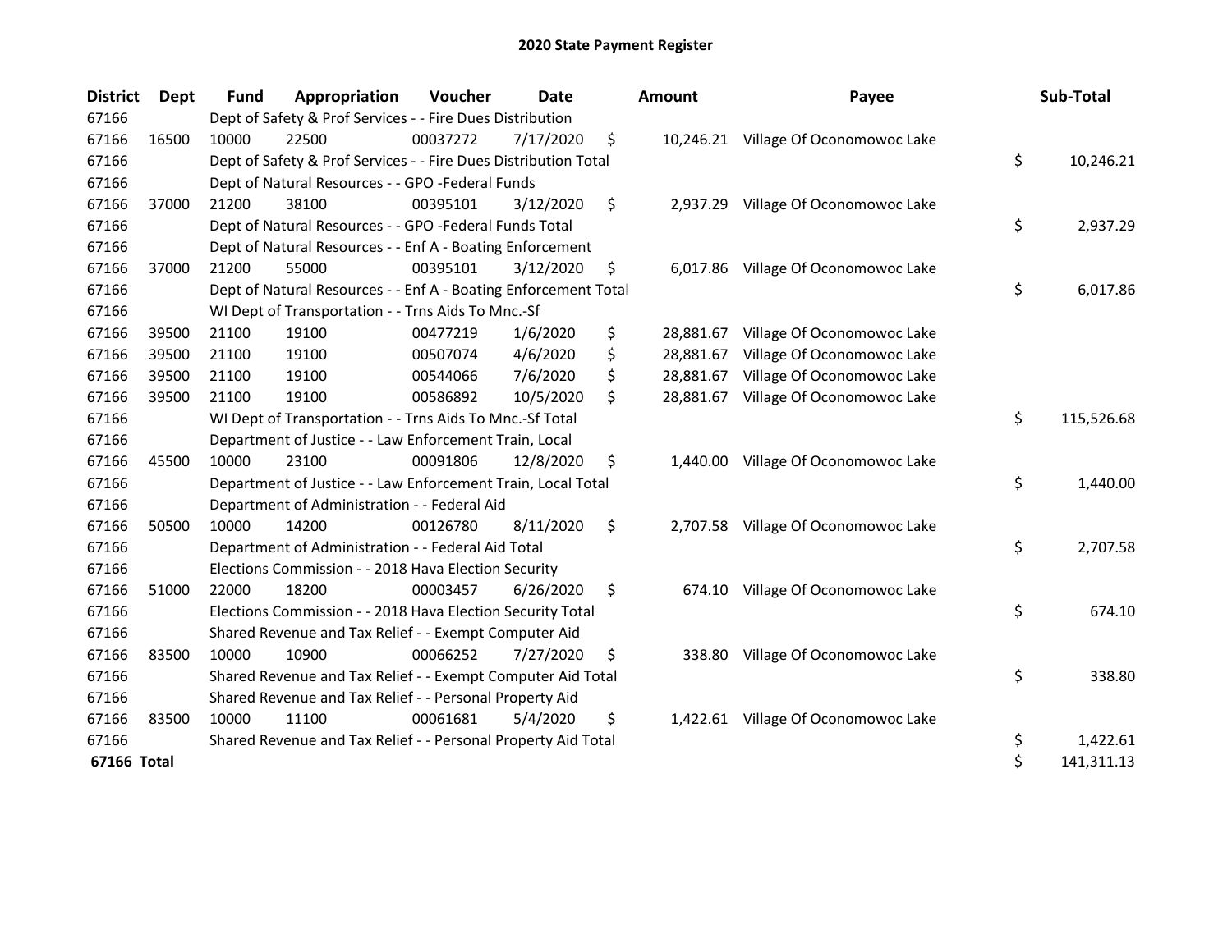# 2020 State Payment Register

| District | Dept | Fund | Appropriation | Voucher | Date | Amount | Payee | Sub-Total |
|---|---|---|---|---|---|---|---|---|
| 67166 | | Dept of Safety & Prof Services - - Fire Dues Distribution | | | | | | |
| 67166 | 16500 | 10000 | 22500 | 00037272 | 7/17/2020 | $ 10,246.21 | Village Of Oconomowoc Lake | |
| 67166 | | Dept of Safety & Prof Services - - Fire Dues Distribution Total | | | | | | $ 10,246.21 |
| 67166 | | Dept of Natural Resources - - GPO -Federal Funds | | | | | | |
| 67166 | 37000 | 21200 | 38100 | 00395101 | 3/12/2020 | $ 2,937.29 | Village Of Oconomowoc Lake | |
| 67166 | | Dept of Natural Resources - - GPO -Federal Funds Total | | | | | | $ 2,937.29 |
| 67166 | | Dept of Natural Resources - - Enf A - Boating Enforcement | | | | | | |
| 67166 | 37000 | 21200 | 55000 | 00395101 | 3/12/2020 | $ 6,017.86 | Village Of Oconomowoc Lake | |
| 67166 | | Dept of Natural Resources - - Enf A - Boating Enforcement Total | | | | | | $ 6,017.86 |
| 67166 | | WI Dept of Transportation - - Trns Aids To Mnc.-Sf | | | | | | |
| 67166 | 39500 | 21100 | 19100 | 00477219 | 1/6/2020 | $ 28,881.67 | Village Of Oconomowoc Lake | |
| 67166 | 39500 | 21100 | 19100 | 00507074 | 4/6/2020 | $ 28,881.67 | Village Of Oconomowoc Lake | |
| 67166 | 39500 | 21100 | 19100 | 00544066 | 7/6/2020 | $ 28,881.67 | Village Of Oconomowoc Lake | |
| 67166 | 39500 | 21100 | 19100 | 00586892 | 10/5/2020 | $ 28,881.67 | Village Of Oconomowoc Lake | |
| 67166 | | WI Dept of Transportation - - Trns Aids To Mnc.-Sf Total | | | | | | $ 115,526.68 |
| 67166 | | Department of Justice - - Law Enforcement Train, Local | | | | | | |
| 67166 | 45500 | 10000 | 23100 | 00091806 | 12/8/2020 | $ 1,440.00 | Village Of Oconomowoc Lake | |
| 67166 | | Department of Justice - - Law Enforcement Train, Local Total | | | | | | $ 1,440.00 |
| 67166 | | Department of Administration - - Federal Aid | | | | | | |
| 67166 | 50500 | 10000 | 14200 | 00126780 | 8/11/2020 | $ 2,707.58 | Village Of Oconomowoc Lake | |
| 67166 | | Department of Administration - - Federal Aid Total | | | | | | $ 2,707.58 |
| 67166 | | Elections Commission - - 2018 Hava Election Security | | | | | | |
| 67166 | 51000 | 22000 | 18200 | 00003457 | 6/26/2020 | $ 674.10 | Village Of Oconomowoc Lake | |
| 67166 | | Elections Commission - - 2018 Hava Election Security Total | | | | | | $ 674.10 |
| 67166 | | Shared Revenue and Tax Relief - - Exempt Computer Aid | | | | | | |
| 67166 | 83500 | 10000 | 10900 | 00066252 | 7/27/2020 | $ 338.80 | Village Of Oconomowoc Lake | |
| 67166 | | Shared Revenue and Tax Relief - - Exempt Computer Aid Total | | | | | | $ 338.80 |
| 67166 | | Shared Revenue and Tax Relief - - Personal Property Aid | | | | | | |
| 67166 | 83500 | 10000 | 11100 | 00061681 | 5/4/2020 | $ 1,422.61 | Village Of Oconomowoc Lake | |
| 67166 | | Shared Revenue and Tax Relief - - Personal Property Aid Total | | | | | | $ 1,422.61 |
| **67166 Total** | | | | | | | | $ 141,311.13 |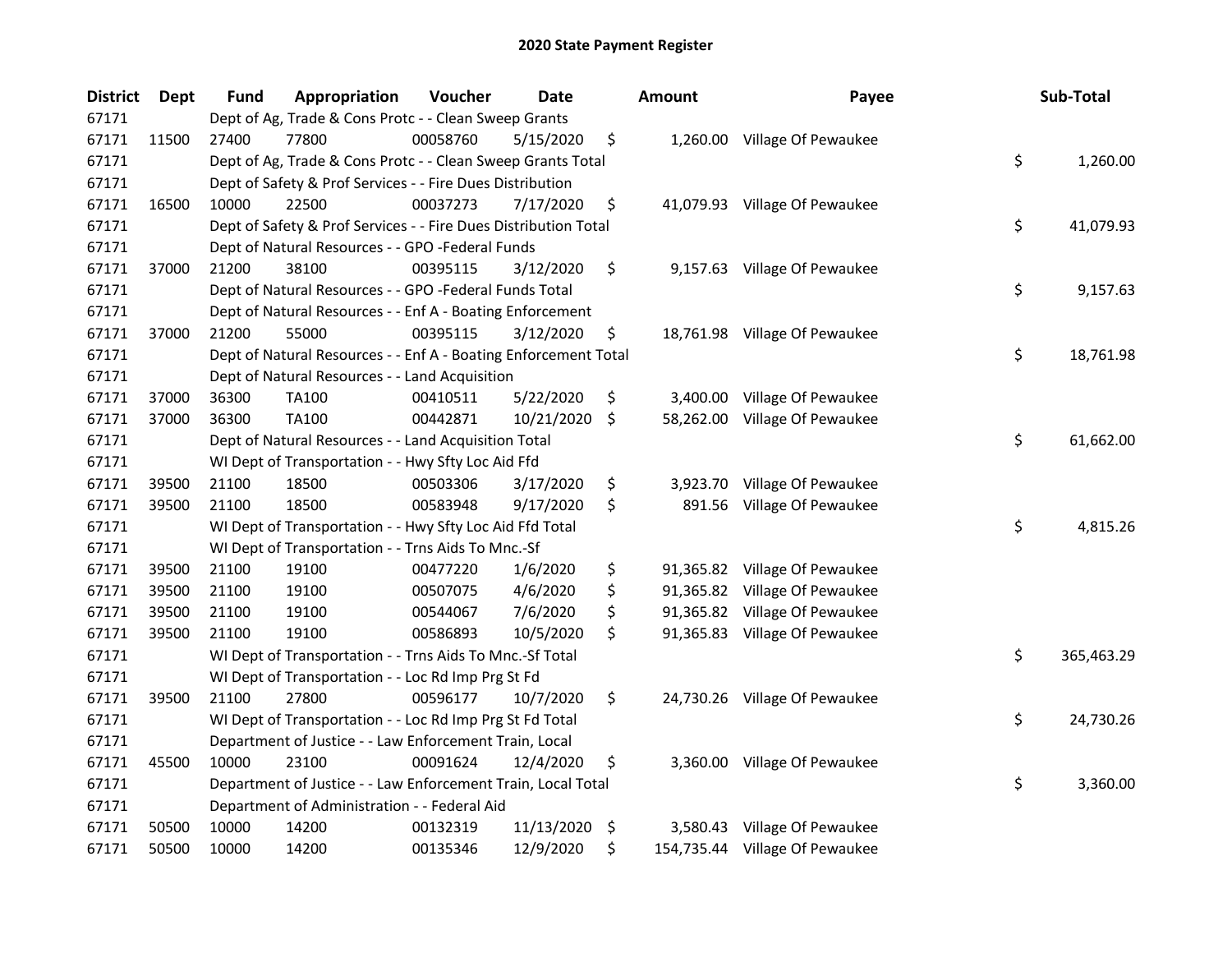# 2020 State Payment Register

| District | Dept | Fund | Appropriation | Voucher | Date | Amount | Payee | Sub-Total |
|---|---|---|---|---|---|---|---|---|
| 67171 | | Dept of Ag, Trade & Cons Protc - - Clean Sweep Grants | | | | | | |
| 67171 | 11500 | 27400 | 77800 | 00058760 | 5/15/2020 | $ 1,260.00 | Village Of Pewaukee | |
| 67171 | | Dept of Ag, Trade & Cons Protc - - Clean Sweep Grants Total | | | | | | $ 1,260.00 |
| 67171 | | Dept of Safety & Prof Services - - Fire Dues Distribution | | | | | | |
| 67171 | 16500 | 10000 | 22500 | 00037273 | 7/17/2020 | $ 41,079.93 | Village Of Pewaukee | |
| 67171 | | Dept of Safety & Prof Services - - Fire Dues Distribution Total | | | | | | $ 41,079.93 |
| 67171 | | Dept of Natural Resources - - GPO -Federal Funds | | | | | | |
| 67171 | 37000 | 21200 | 38100 | 00395115 | 3/12/2020 | $ 9,157.63 | Village Of Pewaukee | |
| 67171 | | Dept of Natural Resources - - GPO -Federal Funds Total | | | | | | $ 9,157.63 |
| 67171 | | Dept of Natural Resources - - Enf A - Boating Enforcement | | | | | | |
| 67171 | 37000 | 21200 | 55000 | 00395115 | 3/12/2020 | $ 18,761.98 | Village Of Pewaukee | |
| 67171 | | Dept of Natural Resources - - Enf A - Boating Enforcement Total | | | | | | $ 18,761.98 |
| 67171 | | Dept of Natural Resources - - Land Acquisition | | | | | | |
| 67171 | 37000 | 36300 | TA100 | 00410511 | 5/22/2020 | $ 3,400.00 | Village Of Pewaukee | |
| 67171 | 37000 | 36300 | TA100 | 00442871 | 10/21/2020 | $ 58,262.00 | Village Of Pewaukee | |
| 67171 | | Dept of Natural Resources - - Land Acquisition Total | | | | | | $ 61,662.00 |
| 67171 | | WI Dept of Transportation - - Hwy Sfty Loc Aid Ffd | | | | | | |
| 67171 | 39500 | 21100 | 18500 | 00503306 | 3/17/2020 | $ 3,923.70 | Village Of Pewaukee | |
| 67171 | 39500 | 21100 | 18500 | 00583948 | 9/17/2020 | $ 891.56 | Village Of Pewaukee | |
| 67171 | | WI Dept of Transportation - - Hwy Sfty Loc Aid Ffd Total | | | | | | $ 4,815.26 |
| 67171 | | WI Dept of Transportation - - Trns Aids To Mnc.-Sf | | | | | | |
| 67171 | 39500 | 21100 | 19100 | 00477220 | 1/6/2020 | $ 91,365.82 | Village Of Pewaukee | |
| 67171 | 39500 | 21100 | 19100 | 00507075 | 4/6/2020 | $ 91,365.82 | Village Of Pewaukee | |
| 67171 | 39500 | 21100 | 19100 | 00544067 | 7/6/2020 | $ 91,365.82 | Village Of Pewaukee | |
| 67171 | 39500 | 21100 | 19100 | 00586893 | 10/5/2020 | $ 91,365.83 | Village Of Pewaukee | |
| 67171 | | WI Dept of Transportation - - Trns Aids To Mnc.-Sf Total | | | | | | $ 365,463.29 |
| 67171 | | WI Dept of Transportation - - Loc Rd Imp Prg St Fd | | | | | | |
| 67171 | 39500 | 21100 | 27800 | 00596177 | 10/7/2020 | $ 24,730.26 | Village Of Pewaukee | |
| 67171 | | WI Dept of Transportation - - Loc Rd Imp Prg St Fd Total | | | | | | $ 24,730.26 |
| 67171 | | Department of Justice - - Law Enforcement Train, Local | | | | | | |
| 67171 | 45500 | 10000 | 23100 | 00091624 | 12/4/2020 | $ 3,360.00 | Village Of Pewaukee | |
| 67171 | | Department of Justice - - Law Enforcement Train, Local Total | | | | | | $ 3,360.00 |
| 67171 | | Department of Administration - - Federal Aid | | | | | | |
| 67171 | 50500 | 10000 | 14200 | 00132319 | 11/13/2020 | $ 3,580.43 | Village Of Pewaukee | |
| 67171 | 50500 | 10000 | 14200 | 00135346 | 12/9/2020 | $ 154,735.44 | Village Of Pewaukee | |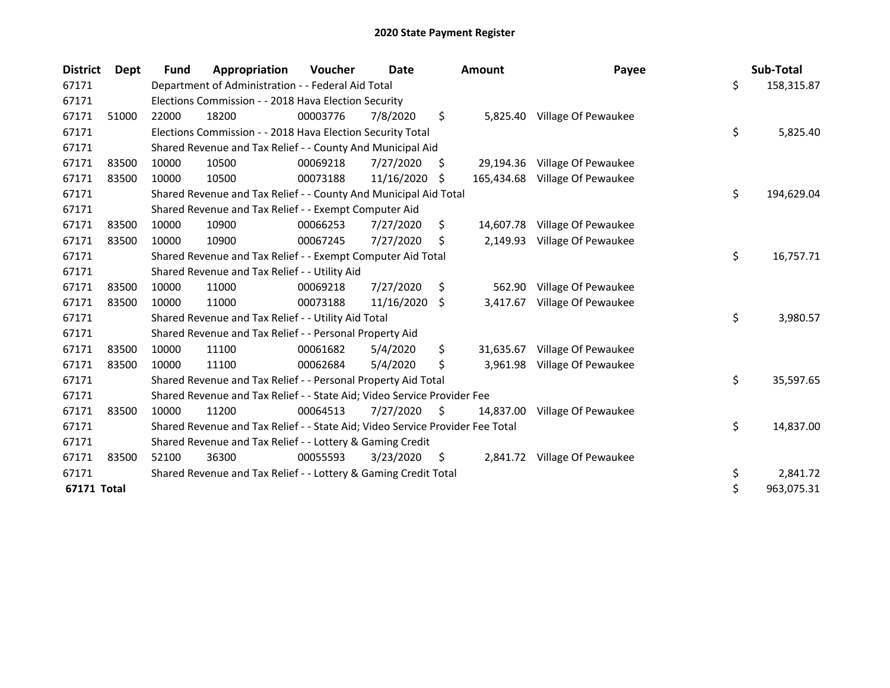# 2020 State Payment Register

| District | Dept | Fund | Appropriation | Voucher | Date | Amount | Payee | Sub-Total |
|---|---|---|---|---|---|---|---|---|
| 67171 | | Department of Administration - - Federal Aid Total | | | | | | $ 158,315.87 |
| 67171 | | Elections Commission - - 2018 Hava Election Security | | | | | | |
| 67171 | 51000 | 22000 | 18200 | 00003776 | 7/8/2020 | $ 5,825.40 | Village Of Pewaukee | |
| 67171 | | Elections Commission - - 2018 Hava Election Security Total | | | | | | $ 5,825.40 |
| 67171 | | Shared Revenue and Tax Relief - - County And Municipal Aid | | | | | | |
| 67171 | 83500 | 10000 | 10500 | 00069218 | 7/27/2020 | $ 29,194.36 | Village Of Pewaukee | |
| 67171 | 83500 | 10000 | 10500 | 00073188 | 11/16/2020 | $ 165,434.68 | Village Of Pewaukee | |
| 67171 | | Shared Revenue and Tax Relief - - County And Municipal Aid Total | | | | | | $ 194,629.04 |
| 67171 | | Shared Revenue and Tax Relief - - Exempt Computer Aid | | | | | | |
| 67171 | 83500 | 10000 | 10900 | 00066253 | 7/27/2020 | $ 14,607.78 | Village Of Pewaukee | |
| 67171 | 83500 | 10000 | 10900 | 00067245 | 7/27/2020 | $ 2,149.93 | Village Of Pewaukee | |
| 67171 | | Shared Revenue and Tax Relief - - Exempt Computer Aid Total | | | | | | $ 16,757.71 |
| 67171 | | Shared Revenue and Tax Relief - - Utility Aid | | | | | | |
| 67171 | 83500 | 10000 | 11000 | 00069218 | 7/27/2020 | $ 562.90 | Village Of Pewaukee | |
| 67171 | 83500 | 10000 | 11000 | 00073188 | 11/16/2020 | $ 3,417.67 | Village Of Pewaukee | |
| 67171 | | Shared Revenue and Tax Relief - - Utility Aid Total | | | | | | $ 3,980.57 |
| 67171 | | Shared Revenue and Tax Relief - - Personal Property Aid | | | | | | |
| 67171 | 83500 | 10000 | 11100 | 00061682 | 5/4/2020 | $ 31,635.67 | Village Of Pewaukee | |
| 67171 | 83500 | 10000 | 11100 | 00062684 | 5/4/2020 | $ 3,961.98 | Village Of Pewaukee | |
| 67171 | | Shared Revenue and Tax Relief - - Personal Property Aid Total | | | | | | $ 35,597.65 |
| 67171 | | Shared Revenue and Tax Relief - - State Aid; Video Service Provider Fee | | | | | | |
| 67171 | 83500 | 10000 | 11200 | 00064513 | 7/27/2020 | $ 14,837.00 | Village Of Pewaukee | |
| 67171 | | Shared Revenue and Tax Relief - - State Aid; Video Service Provider Fee Total | | | | | | $ 14,837.00 |
| 67171 | | Shared Revenue and Tax Relief - - Lottery & Gaming Credit | | | | | | |
| 67171 | 83500 | 52100 | 36300 | 00055593 | 3/23/2020 | $ 2,841.72 | Village Of Pewaukee | |
| 67171 | | Shared Revenue and Tax Relief - - Lottery & Gaming Credit Total | | | | | | $ 2,841.72 |
| **67171 Total** | | | | | | | | $ 963,075.31 |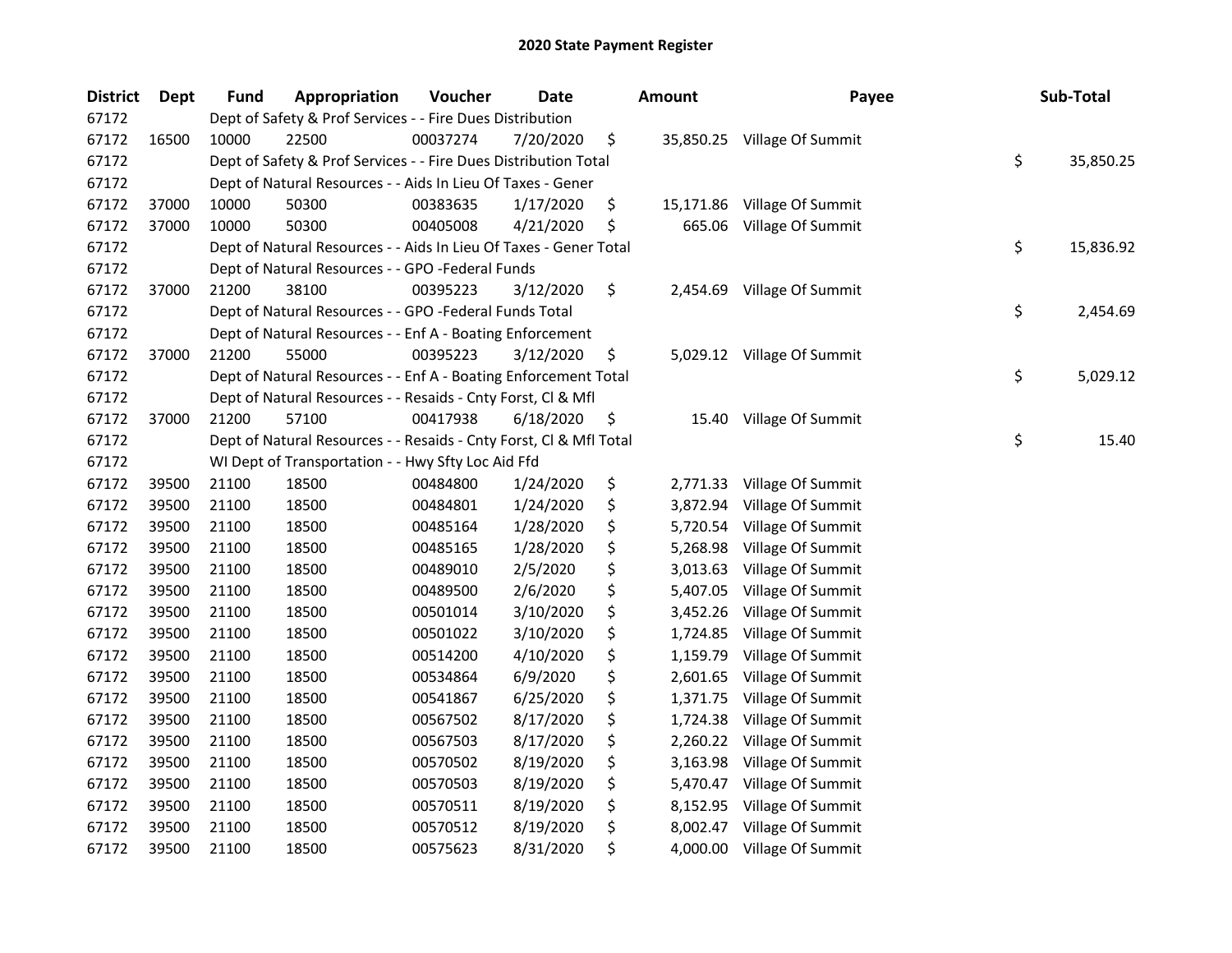# 2020 State Payment Register

| District | Dept | Fund | Appropriation | Voucher | Date | Amount | Payee | Sub-Total |
|---|---|---|---|---|---|---|---|---|
| 67172 | | Dept of Safety & Prof Services - - Fire Dues Distribution | | | | | | |
| 67172 | 16500 | 10000 | 22500 | 00037274 | 7/20/2020 | $ 35,850.25 | Village Of Summit | |
| 67172 | | Dept of Safety & Prof Services - - Fire Dues Distribution Total | | | | | | $ 35,850.25 |
| 67172 | | Dept of Natural Resources - - Aids In Lieu Of Taxes - Gener | | | | | | |
| 67172 | 37000 | 10000 | 50300 | 00383635 | 1/17/2020 | $ 15,171.86 | Village Of Summit | |
| 67172 | 37000 | 10000 | 50300 | 00405008 | 4/21/2020 | $ 665.06 | Village Of Summit | |
| 67172 | | Dept of Natural Resources - - Aids In Lieu Of Taxes - Gener Total | | | | | | $ 15,836.92 |
| 67172 | | Dept of Natural Resources - - GPO -Federal Funds | | | | | | |
| 67172 | 37000 | 21200 | 38100 | 00395223 | 3/12/2020 | $ 2,454.69 | Village Of Summit | |
| 67172 | | Dept of Natural Resources - - GPO -Federal Funds Total | | | | | | $ 2,454.69 |
| 67172 | | Dept of Natural Resources - - Enf A - Boating Enforcement | | | | | | |
| 67172 | 37000 | 21200 | 55000 | 00395223 | 3/12/2020 | $ 5,029.12 | Village Of Summit | |
| 67172 | | Dept of Natural Resources - - Enf A - Boating Enforcement Total | | | | | | $ 5,029.12 |
| 67172 | | Dept of Natural Resources - - Resaids - Cnty Forst, Cl & Mfl | | | | | | |
| 67172 | 37000 | 21200 | 57100 | 00417938 | 6/18/2020 | $ 15.40 | Village Of Summit | |
| 67172 | | Dept of Natural Resources - - Resaids - Cnty Forst, Cl & Mfl Total | | | | | | $ 15.40 |
| 67172 | | WI Dept of Transportation - - Hwy Sfty Loc Aid Ffd | | | | | | |
| 67172 | 39500 | 21100 | 18500 | 00484800 | 1/24/2020 | $ 2,771.33 | Village Of Summit | |
| 67172 | 39500 | 21100 | 18500 | 00484801 | 1/24/2020 | $ 3,872.94 | Village Of Summit | |
| 67172 | 39500 | 21100 | 18500 | 00485164 | 1/28/2020 | $ 5,720.54 | Village Of Summit | |
| 67172 | 39500 | 21100 | 18500 | 00485165 | 1/28/2020 | $ 5,268.98 | Village Of Summit | |
| 67172 | 39500 | 21100 | 18500 | 00489010 | 2/5/2020 | $ 3,013.63 | Village Of Summit | |
| 67172 | 39500 | 21100 | 18500 | 00489500 | 2/6/2020 | $ 5,407.05 | Village Of Summit | |
| 67172 | 39500 | 21100 | 18500 | 00501014 | 3/10/2020 | $ 3,452.26 | Village Of Summit | |
| 67172 | 39500 | 21100 | 18500 | 00501022 | 3/10/2020 | $ 1,724.85 | Village Of Summit | |
| 67172 | 39500 | 21100 | 18500 | 00514200 | 4/10/2020 | $ 1,159.79 | Village Of Summit | |
| 67172 | 39500 | 21100 | 18500 | 00534864 | 6/9/2020 | $ 2,601.65 | Village Of Summit | |
| 67172 | 39500 | 21100 | 18500 | 00541867 | 6/25/2020 | $ 1,371.75 | Village Of Summit | |
| 67172 | 39500 | 21100 | 18500 | 00567502 | 8/17/2020 | $ 1,724.38 | Village Of Summit | |
| 67172 | 39500 | 21100 | 18500 | 00567503 | 8/17/2020 | $ 2,260.22 | Village Of Summit | |
| 67172 | 39500 | 21100 | 18500 | 00570502 | 8/19/2020 | $ 3,163.98 | Village Of Summit | |
| 67172 | 39500 | 21100 | 18500 | 00570503 | 8/19/2020 | $ 5,470.47 | Village Of Summit | |
| 67172 | 39500 | 21100 | 18500 | 00570511 | 8/19/2020 | $ 8,152.95 | Village Of Summit | |
| 67172 | 39500 | 21100 | 18500 | 00570512 | 8/19/2020 | $ 8,002.47 | Village Of Summit | |
| 67172 | 39500 | 21100 | 18500 | 00575623 | 8/31/2020 | $ 4,000.00 | Village Of Summit | |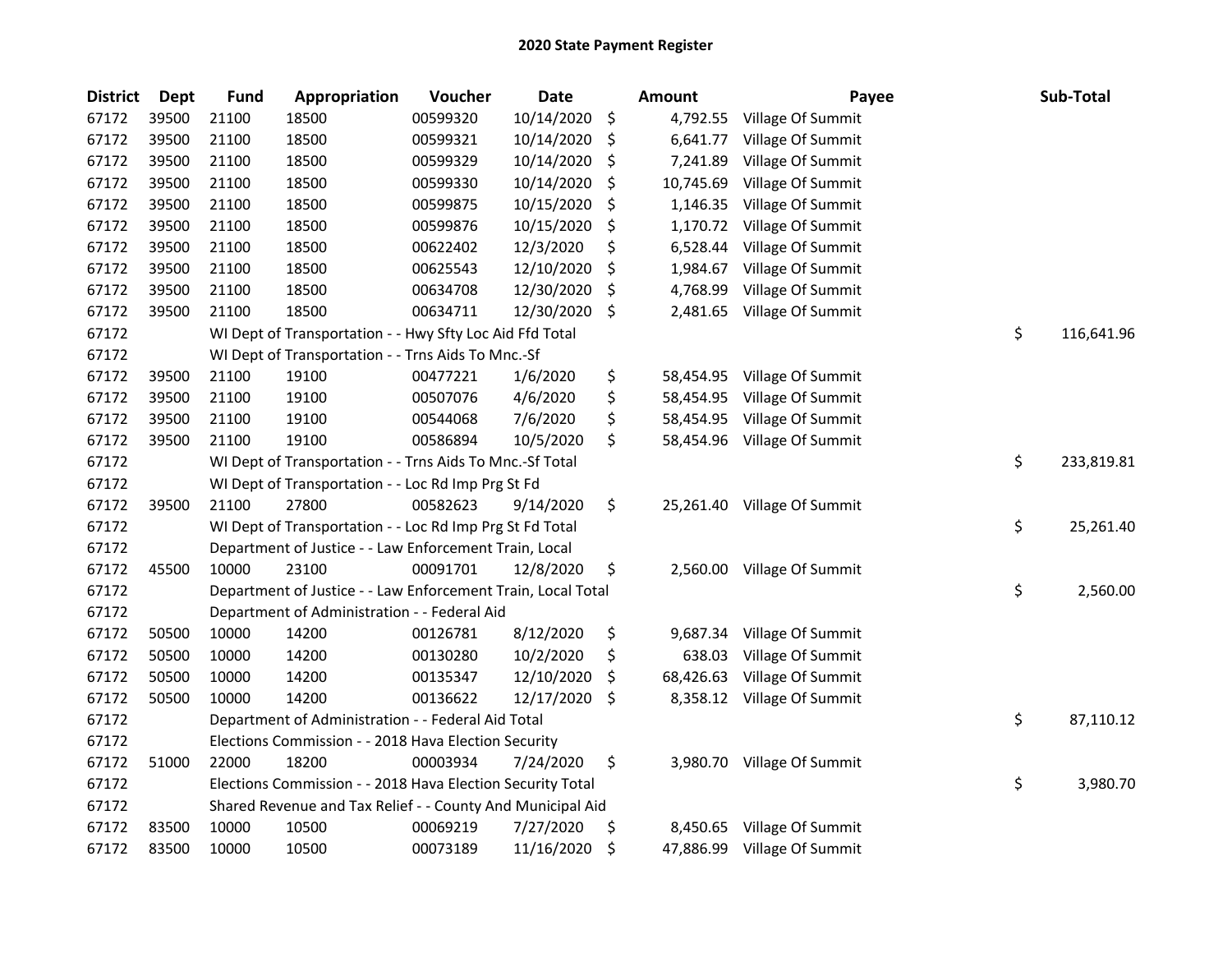# 2020 State Payment Register

| District | Dept | Fund | Appropriation | Voucher | Date | Amount | Payee | Sub-Total |
|---|---|---|---|---|---|---|---|---|
| 67172 | 39500 | 21100 | 18500 | 00599320 | 10/14/2020 | $ 4,792.55 | Village Of Summit | |
| 67172 | 39500 | 21100 | 18500 | 00599321 | 10/14/2020 | $ 6,641.77 | Village Of Summit | |
| 67172 | 39500 | 21100 | 18500 | 00599329 | 10/14/2020 | $ 7,241.89 | Village Of Summit | |
| 67172 | 39500 | 21100 | 18500 | 00599330 | 10/14/2020 | $ 10,745.69 | Village Of Summit | |
| 67172 | 39500 | 21100 | 18500 | 00599875 | 10/15/2020 | $ 1,146.35 | Village Of Summit | |
| 67172 | 39500 | 21100 | 18500 | 00599876 | 10/15/2020 | $ 1,170.72 | Village Of Summit | |
| 67172 | 39500 | 21100 | 18500 | 00622402 | 12/3/2020 | $ 6,528.44 | Village Of Summit | |
| 67172 | 39500 | 21100 | 18500 | 00625543 | 12/10/2020 | $ 1,984.67 | Village Of Summit | |
| 67172 | 39500 | 21100 | 18500 | 00634708 | 12/30/2020 | $ 4,768.99 | Village Of Summit | |
| 67172 | 39500 | 21100 | 18500 | 00634711 | 12/30/2020 | $ 2,481.65 | Village Of Summit | |
| 67172 | | WI Dept of Transportation - - Hwy Sfty Loc Aid Ffd Total | | | | | | $ 116,641.96 |
| 67172 | | WI Dept of Transportation - - Trns Aids To Mnc.-Sf | | | | | | |
| 67172 | 39500 | 21100 | 19100 | 00477221 | 1/6/2020 | $ 58,454.95 | Village Of Summit | |
| 67172 | 39500 | 21100 | 19100 | 00507076 | 4/6/2020 | $ 58,454.95 | Village Of Summit | |
| 67172 | 39500 | 21100 | 19100 | 00544068 | 7/6/2020 | $ 58,454.95 | Village Of Summit | |
| 67172 | 39500 | 21100 | 19100 | 00586894 | 10/5/2020 | $ 58,454.96 | Village Of Summit | |
| 67172 | | WI Dept of Transportation - - Trns Aids To Mnc.-Sf Total | | | | | | $ 233,819.81 |
| 67172 | | WI Dept of Transportation - - Loc Rd Imp Prg St Fd | | | | | | |
| 67172 | 39500 | 21100 | 27800 | 00582623 | 9/14/2020 | $ 25,261.40 | Village Of Summit | |
| 67172 | | WI Dept of Transportation - - Loc Rd Imp Prg St Fd Total | | | | | | $ 25,261.40 |
| 67172 | | Department of Justice - - Law Enforcement Train, Local | | | | | | |
| 67172 | 45500 | 10000 | 23100 | 00091701 | 12/8/2020 | $ 2,560.00 | Village Of Summit | |
| 67172 | | Department of Justice - - Law Enforcement Train, Local Total | | | | | | $ 2,560.00 |
| 67172 | | Department of Administration - - Federal Aid | | | | | | |
| 67172 | 50500 | 10000 | 14200 | 00126781 | 8/12/2020 | $ 9,687.34 | Village Of Summit | |
| 67172 | 50500 | 10000 | 14200 | 00130280 | 10/2/2020 | $ 638.03 | Village Of Summit | |
| 67172 | 50500 | 10000 | 14200 | 00135347 | 12/10/2020 | $ 68,426.63 | Village Of Summit | |
| 67172 | 50500 | 10000 | 14200 | 00136622 | 12/17/2020 | $ 8,358.12 | Village Of Summit | |
| 67172 | | Department of Administration - - Federal Aid Total | | | | | | $ 87,110.12 |
| 67172 | | Elections Commission - - 2018 Hava Election Security | | | | | | |
| 67172 | 51000 | 22000 | 18200 | 00003934 | 7/24/2020 | $ 3,980.70 | Village Of Summit | |
| 67172 | | Elections Commission - - 2018 Hava Election Security Total | | | | | | $ 3,980.70 |
| 67172 | | Shared Revenue and Tax Relief - - County And Municipal Aid | | | | | | |
| 67172 | 83500 | 10000 | 10500 | 00069219 | 7/27/2020 | $ 8,450.65 | Village Of Summit | |
| 67172 | 83500 | 10000 | 10500 | 00073189 | 11/16/2020 | $ 47,886.99 | Village Of Summit | |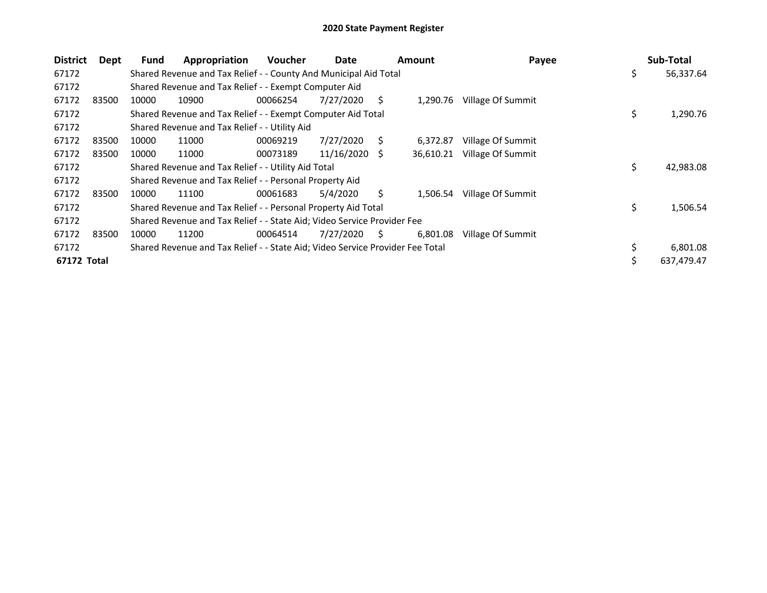# 2020 State Payment Register

| District | Dept | Fund | Appropriation | Voucher | Date | Amount | Payee | Sub-Total |
|---|---|---|---|---|---|---|---|---|
| 67172 | | Shared Revenue and Tax Relief - - County And Municipal Aid Total | | | | | | $ 56,337.64 |
| 67172 | | Shared Revenue and Tax Relief - - Exempt Computer Aid | | | | | | |
| 67172 | 83500 | 10000 | 10900 | 00066254 | 7/27/2020 | $ 1,290.76 | Village Of Summit | |
| 67172 | | Shared Revenue and Tax Relief - - Exempt Computer Aid Total | | | | | | $ 1,290.76 |
| 67172 | | Shared Revenue and Tax Relief - - Utility Aid | | | | | | |
| 67172 | 83500 | 10000 | 11000 | 00069219 | 7/27/2020 | $ 6,372.87 | Village Of Summit | |
| 67172 | 83500 | 10000 | 11000 | 00073189 | 11/16/2020 | $ 36,610.21 | Village Of Summit | |
| 67172 | | Shared Revenue and Tax Relief - - Utility Aid Total | | | | | | $ 42,983.08 |
| 67172 | | Shared Revenue and Tax Relief - - Personal Property Aid | | | | | | |
| 67172 | 83500 | 10000 | 11100 | 00061683 | 5/4/2020 | $ 1,506.54 | Village Of Summit | |
| 67172 | | Shared Revenue and Tax Relief - - Personal Property Aid Total | | | | | | $ 1,506.54 |
| 67172 | | Shared Revenue and Tax Relief - - State Aid; Video Service Provider Fee | | | | | | |
| 67172 | 83500 | 10000 | 11200 | 00064514 | 7/27/2020 | $ 6,801.08 | Village Of Summit | |
| 67172 | | Shared Revenue and Tax Relief - - State Aid; Video Service Provider Fee Total | | | | | | $ 6,801.08 |
| **67172 Total** | | | | | | | | $ 637,479.47 |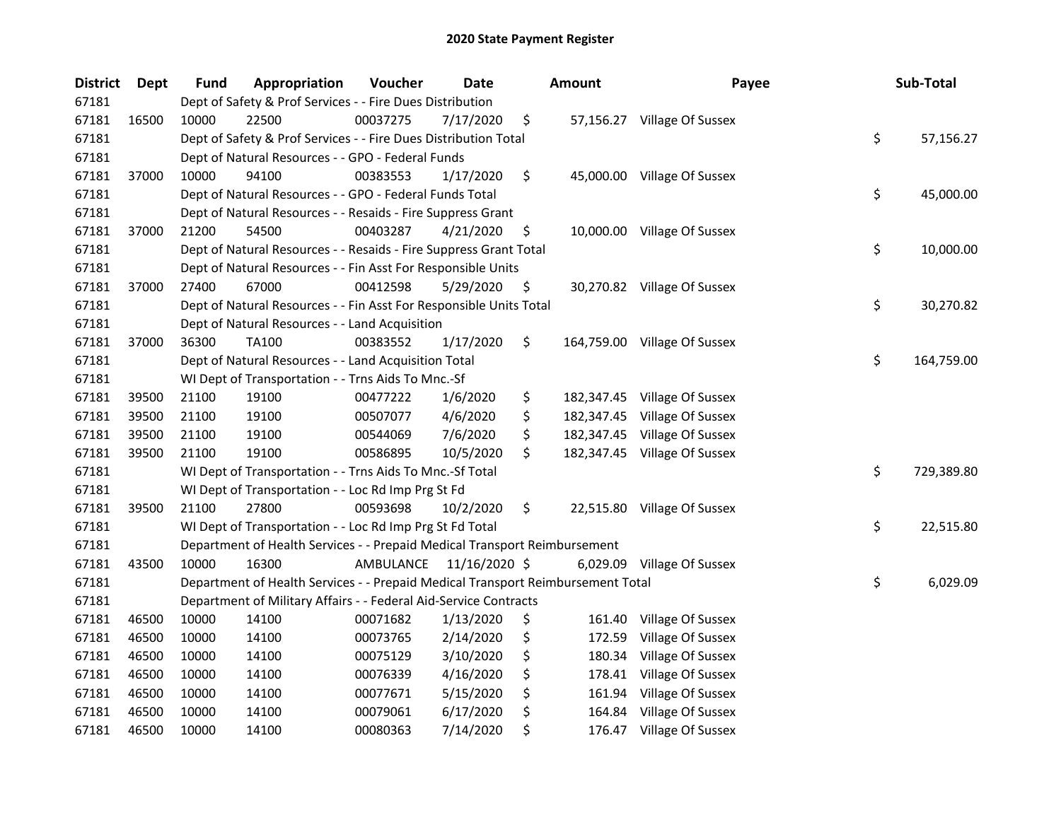# 2020 State Payment Register

| District | Dept | Fund | Appropriation | Voucher | Date | Amount | Payee | Sub-Total |
|---|---|---|---|---|---|---|---|---|
| 67181 | | Dept of Safety & Prof Services - - Fire Dues Distribution | | | | | | |
| 67181 | 16500 | 10000 | 22500 | 00037275 | 7/17/2020 | $ 57,156.27 | Village Of Sussex | |
| 67181 | | Dept of Safety & Prof Services - - Fire Dues Distribution Total | | | | | | $ 57,156.27 |
| 67181 | | Dept of Natural Resources - - GPO - Federal Funds | | | | | | |
| 67181 | 37000 | 10000 | 94100 | 00383553 | 1/17/2020 | $ 45,000.00 | Village Of Sussex | |
| 67181 | | Dept of Natural Resources - - GPO - Federal Funds Total | | | | | | $ 45,000.00 |
| 67181 | | Dept of Natural Resources - - Resaids - Fire Suppress Grant | | | | | | |
| 67181 | 37000 | 21200 | 54500 | 00403287 | 4/21/2020 | $ 10,000.00 | Village Of Sussex | |
| 67181 | | Dept of Natural Resources - - Resaids - Fire Suppress Grant Total | | | | | | $ 10,000.00 |
| 67181 | | Dept of Natural Resources - - Fin Asst For Responsible Units | | | | | | |
| 67181 | 37000 | 27400 | 67000 | 00412598 | 5/29/2020 | $ 30,270.82 | Village Of Sussex | |
| 67181 | | Dept of Natural Resources - - Fin Asst For Responsible Units Total | | | | | | $ 30,270.82 |
| 67181 | | Dept of Natural Resources - - Land Acquisition | | | | | | |
| 67181 | 37000 | 36300 | TA100 | 00383552 | 1/17/2020 | $ 164,759.00 | Village Of Sussex | |
| 67181 | | Dept of Natural Resources - - Land Acquisition Total | | | | | | $ 164,759.00 |
| 67181 | | WI Dept of Transportation - - Trns Aids To Mnc.-Sf | | | | | | |
| 67181 | 39500 | 21100 | 19100 | 00477222 | 1/6/2020 | $ 182,347.45 | Village Of Sussex | |
| 67181 | 39500 | 21100 | 19100 | 00507077 | 4/6/2020 | $ 182,347.45 | Village Of Sussex | |
| 67181 | 39500 | 21100 | 19100 | 00544069 | 7/6/2020 | $ 182,347.45 | Village Of Sussex | |
| 67181 | 39500 | 21100 | 19100 | 00586895 | 10/5/2020 | $ 182,347.45 | Village Of Sussex | |
| 67181 | | WI Dept of Transportation - - Trns Aids To Mnc.-Sf Total | | | | | | $ 729,389.80 |
| 67181 | | WI Dept of Transportation - - Loc Rd Imp Prg St Fd | | | | | | |
| 67181 | 39500 | 21100 | 27800 | 00593698 | 10/2/2020 | $ 22,515.80 | Village Of Sussex | |
| 67181 | | WI Dept of Transportation - - Loc Rd Imp Prg St Fd Total | | | | | | $ 22,515.80 |
| 67181 | | Department of Health Services - - Prepaid Medical Transport Reimbursement | | | | | | |
| 67181 | 43500 | 10000 | 16300 | AMBULANCE | 11/16/2020 | $ 6,029.09 | Village Of Sussex | |
| 67181 | | Department of Health Services - - Prepaid Medical Transport Reimbursement Total | | | | | | $ 6,029.09 |
| 67181 | | Department of Military Affairs - - Federal Aid-Service Contracts | | | | | | |
| 67181 | 46500 | 10000 | 14100 | 00071682 | 1/13/2020 | $ 161.40 | Village Of Sussex | |
| 67181 | 46500 | 10000 | 14100 | 00073765 | 2/14/2020 | $ 172.59 | Village Of Sussex | |
| 67181 | 46500 | 10000 | 14100 | 00075129 | 3/10/2020 | $ 180.34 | Village Of Sussex | |
| 67181 | 46500 | 10000 | 14100 | 00076339 | 4/16/2020 | $ 178.41 | Village Of Sussex | |
| 67181 | 46500 | 10000 | 14100 | 00077671 | 5/15/2020 | $ 161.94 | Village Of Sussex | |
| 67181 | 46500 | 10000 | 14100 | 00079061 | 6/17/2020 | $ 164.84 | Village Of Sussex | |
| 67181 | 46500 | 10000 | 14100 | 00080363 | 7/14/2020 | $ 176.47 | Village Of Sussex | |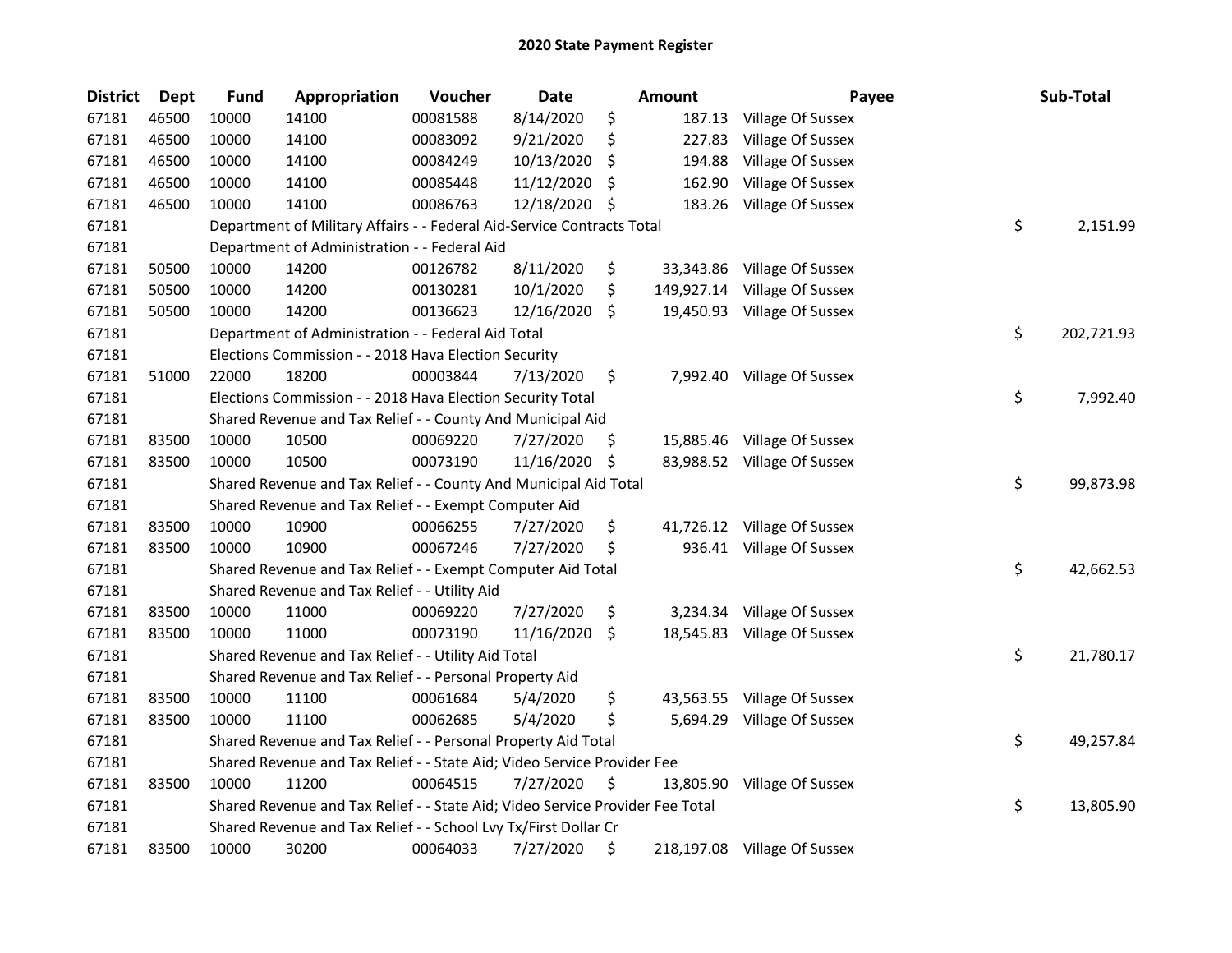# 2020 State Payment Register

| District | Dept | Fund | Appropriation | Voucher | Date | Amount | Payee | Sub-Total |
|---|---|---|---|---|---|---|---|---|
| 67181 | 46500 | 10000 | 14100 | 00081588 | 8/14/2020 | $ 187.13 | Village Of Sussex | |
| 67181 | 46500 | 10000 | 14100 | 00083092 | 9/21/2020 | $ 227.83 | Village Of Sussex | |
| 67181 | 46500 | 10000 | 14100 | 00084249 | 10/13/2020 | $ 194.88 | Village Of Sussex | |
| 67181 | 46500 | 10000 | 14100 | 00085448 | 11/12/2020 | $ 162.90 | Village Of Sussex | |
| 67181 | 46500 | 10000 | 14100 | 00086763 | 12/18/2020 | $ 183.26 | Village Of Sussex | |
| 67181 | | Department of Military Affairs - - Federal Aid-Service Contracts Total | | | | | | $ 2,151.99 |
| 67181 | | Department of Administration - - Federal Aid | | | | | | |
| 67181 | 50500 | 10000 | 14200 | 00126782 | 8/11/2020 | $ 33,343.86 | Village Of Sussex | |
| 67181 | 50500 | 10000 | 14200 | 00130281 | 10/1/2020 | $ 149,927.14 | Village Of Sussex | |
| 67181 | 50500 | 10000 | 14200 | 00136623 | 12/16/2020 | $ 19,450.93 | Village Of Sussex | |
| 67181 | | Department of Administration - - Federal Aid Total | | | | | | $ 202,721.93 |
| 67181 | | Elections Commission - - 2018 Hava Election Security | | | | | | |
| 67181 | 51000 | 22000 | 18200 | 00003844 | 7/13/2020 | $ 7,992.40 | Village Of Sussex | |
| 67181 | | Elections Commission - - 2018 Hava Election Security Total | | | | | | $ 7,992.40 |
| 67181 | | Shared Revenue and Tax Relief - - County And Municipal Aid | | | | | | |
| 67181 | 83500 | 10000 | 10500 | 00069220 | 7/27/2020 | $ 15,885.46 | Village Of Sussex | |
| 67181 | 83500 | 10000 | 10500 | 00073190 | 11/16/2020 | $ 83,988.52 | Village Of Sussex | |
| 67181 | | Shared Revenue and Tax Relief - - County And Municipal Aid Total | | | | | | $ 99,873.98 |
| 67181 | | Shared Revenue and Tax Relief - - Exempt Computer Aid | | | | | | |
| 67181 | 83500 | 10000 | 10900 | 00066255 | 7/27/2020 | $ 41,726.12 | Village Of Sussex | |
| 67181 | 83500 | 10000 | 10900 | 00067246 | 7/27/2020 | $ 936.41 | Village Of Sussex | |
| 67181 | | Shared Revenue and Tax Relief - - Exempt Computer Aid Total | | | | | | $ 42,662.53 |
| 67181 | | Shared Revenue and Tax Relief - - Utility Aid | | | | | | |
| 67181 | 83500 | 10000 | 11000 | 00069220 | 7/27/2020 | $ 3,234.34 | Village Of Sussex | |
| 67181 | 83500 | 10000 | 11000 | 00073190 | 11/16/2020 | $ 18,545.83 | Village Of Sussex | |
| 67181 | | Shared Revenue and Tax Relief - - Utility Aid Total | | | | | | $ 21,780.17 |
| 67181 | | Shared Revenue and Tax Relief - - Personal Property Aid | | | | | | |
| 67181 | 83500 | 10000 | 11100 | 00061684 | 5/4/2020 | $ 43,563.55 | Village Of Sussex | |
| 67181 | 83500 | 10000 | 11100 | 00062685 | 5/4/2020 | $ 5,694.29 | Village Of Sussex | |
| 67181 | | Shared Revenue and Tax Relief - - Personal Property Aid Total | | | | | | $ 49,257.84 |
| 67181 | | Shared Revenue and Tax Relief - - State Aid; Video Service Provider Fee | | | | | | |
| 67181 | 83500 | 10000 | 11200 | 00064515 | 7/27/2020 | $ 13,805.90 | Village Of Sussex | |
| 67181 | | Shared Revenue and Tax Relief - - State Aid; Video Service Provider Fee Total | | | | | | $ 13,805.90 |
| 67181 | | Shared Revenue and Tax Relief - - School Lvy Tx/First Dollar Cr | | | | | | |
| 67181 | 83500 | 10000 | 30200 | 00064033 | 7/27/2020 | $ 218,197.08 | Village Of Sussex | |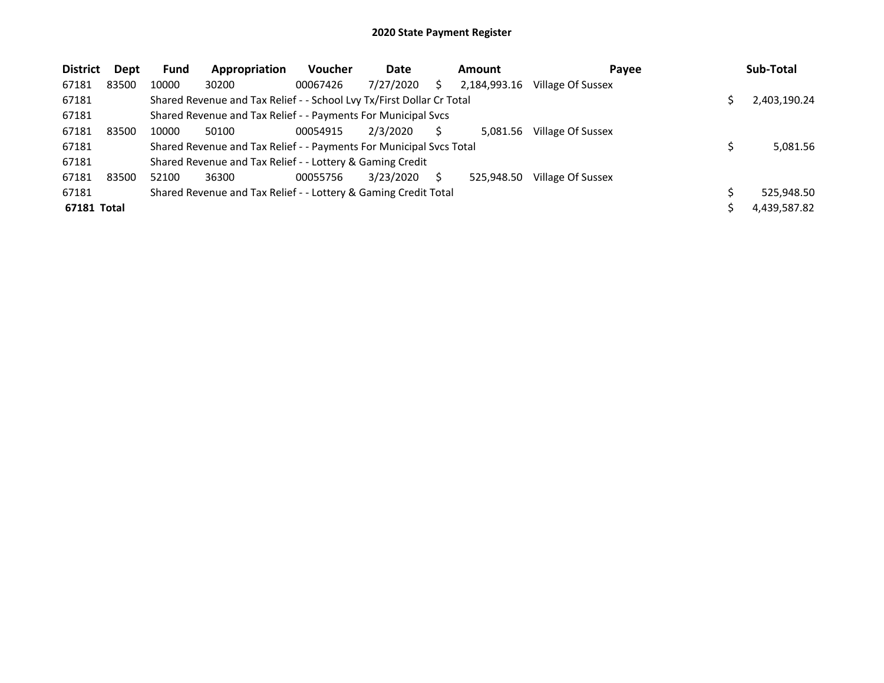# 2020 State Payment Register

| District | Dept | Fund | Appropriation | Voucher | Date | Amount | Payee | Sub-Total |
|---|---|---|---|---|---|---|---|---|
| 67181 | 83500 | 10000 | 30200 | 00067426 | 7/27/2020 | $ 2,184,993.16 | Village Of Sussex | |
| 67181 | | Shared Revenue and Tax Relief - - School Lvy Tx/First Dollar Cr Total | | | | | | $ 2,403,190.24 |
| 67181 | | Shared Revenue and Tax Relief - - Payments For Municipal Svcs | | | | | | |
| 67181 | 83500 | 10000 | 50100 | 00054915 | 2/3/2020 | $ 5,081.56 | Village Of Sussex | |
| 67181 | | Shared Revenue and Tax Relief - - Payments For Municipal Svcs Total | | | | | | $ 5,081.56 |
| 67181 | | Shared Revenue and Tax Relief - - Lottery & Gaming Credit | | | | | | |
| 67181 | 83500 | 52100 | 36300 | 00055756 | 3/23/2020 | $ 525,948.50 | Village Of Sussex | |
| 67181 | | Shared Revenue and Tax Relief - - Lottery & Gaming Credit Total | | | | | | $ 525,948.50 |
| **67181 Total** | | | | | | | | $ 4,439,587.82 |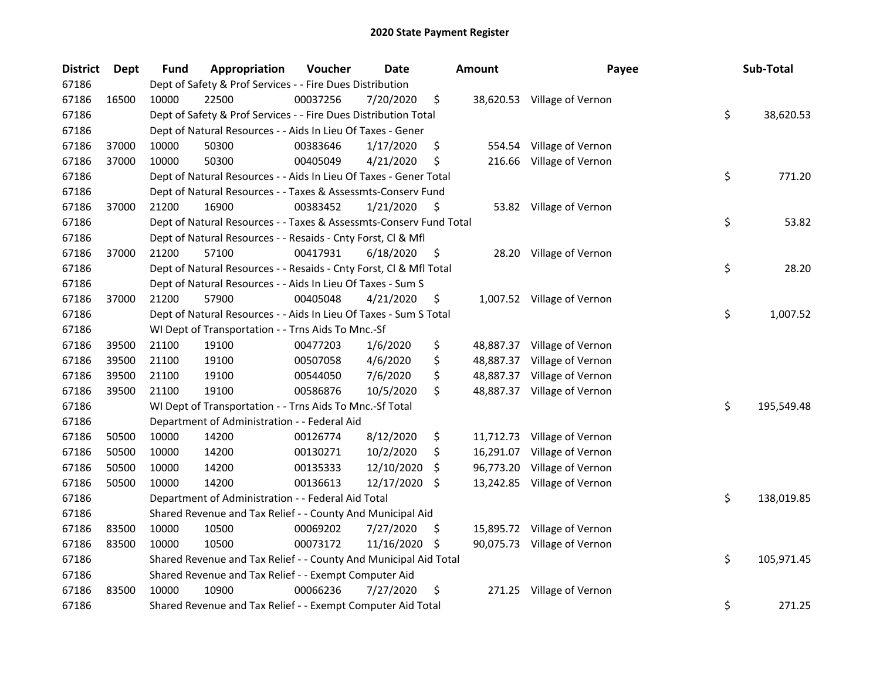# 2020 State Payment Register

| District | Dept | Fund | Appropriation | Voucher | Date | Amount | Payee | Sub-Total |
|---|---|---|---|---|---|---|---|---|
| 67186 | | Dept of Safety & Prof Services - - Fire Dues Distribution | | | | | | |
| 67186 | 16500 | 10000 | 22500 | 00037256 | 7/20/2020 | $ 38,620.53 | Village of Vernon | |
| 67186 | | Dept of Safety & Prof Services - - Fire Dues Distribution Total | | | | | | $ 38,620.53 |
| 67186 | | Dept of Natural Resources - - Aids In Lieu Of Taxes - Gener | | | | | | |
| 67186 | 37000 | 10000 | 50300 | 00383646 | 1/17/2020 | $ 554.54 | Village of Vernon | |
| 67186 | 37000 | 10000 | 50300 | 00405049 | 4/21/2020 | $ 216.66 | Village of Vernon | |
| 67186 | | Dept of Natural Resources - - Aids In Lieu Of Taxes - Gener Total | | | | | | $ 771.20 |
| 67186 | | Dept of Natural Resources - - Taxes & Assessmts-Conserv Fund | | | | | | |
| 67186 | 37000 | 21200 | 16900 | 00383452 | 1/21/2020 | $ 53.82 | Village of Vernon | |
| 67186 | | Dept of Natural Resources - - Taxes & Assessmts-Conserv Fund Total | | | | | | $ 53.82 |
| 67186 | | Dept of Natural Resources - - Resaids - Cnty Forst, Cl & Mfl | | | | | | |
| 67186 | 37000 | 21200 | 57100 | 00417931 | 6/18/2020 | $ 28.20 | Village of Vernon | |
| 67186 | | Dept of Natural Resources - - Resaids - Cnty Forst, Cl & Mfl Total | | | | | | $ 28.20 |
| 67186 | | Dept of Natural Resources - - Aids In Lieu Of Taxes - Sum S | | | | | | |
| 67186 | 37000 | 21200 | 57900 | 00405048 | 4/21/2020 | $ 1,007.52 | Village of Vernon | |
| 67186 | | Dept of Natural Resources - - Aids In Lieu Of Taxes - Sum S Total | | | | | | $ 1,007.52 |
| 67186 | | WI Dept of Transportation - - Trns Aids To Mnc.-Sf | | | | | | |
| 67186 | 39500 | 21100 | 19100 | 00477203 | 1/6/2020 | $ 48,887.37 | Village of Vernon | |
| 67186 | 39500 | 21100 | 19100 | 00507058 | 4/6/2020 | $ 48,887.37 | Village of Vernon | |
| 67186 | 39500 | 21100 | 19100 | 00544050 | 7/6/2020 | $ 48,887.37 | Village of Vernon | |
| 67186 | 39500 | 21100 | 19100 | 00586876 | 10/5/2020 | $ 48,887.37 | Village of Vernon | |
| 67186 | | WI Dept of Transportation - - Trns Aids To Mnc.-Sf Total | | | | | | $ 195,549.48 |
| 67186 | | Department of Administration - - Federal Aid | | | | | | |
| 67186 | 50500 | 10000 | 14200 | 00126774 | 8/12/2020 | $ 11,712.73 | Village of Vernon | |
| 67186 | 50500 | 10000 | 14200 | 00130271 | 10/2/2020 | $ 16,291.07 | Village of Vernon | |
| 67186 | 50500 | 10000 | 14200 | 00135333 | 12/10/2020 | $ 96,773.20 | Village of Vernon | |
| 67186 | 50500 | 10000 | 14200 | 00136613 | 12/17/2020 | $ 13,242.85 | Village of Vernon | |
| 67186 | | Department of Administration - - Federal Aid Total | | | | | | $ 138,019.85 |
| 67186 | | Shared Revenue and Tax Relief - - County And Municipal Aid | | | | | | |
| 67186 | 83500 | 10000 | 10500 | 00069202 | 7/27/2020 | $ 15,895.72 | Village of Vernon | |
| 67186 | 83500 | 10000 | 10500 | 00073172 | 11/16/2020 | $ 90,075.73 | Village of Vernon | |
| 67186 | | Shared Revenue and Tax Relief - - County And Municipal Aid Total | | | | | | $ 105,971.45 |
| 67186 | | Shared Revenue and Tax Relief - - Exempt Computer Aid | | | | | | |
| 67186 | 83500 | 10000 | 10900 | 00066236 | 7/27/2020 | $ 271.25 | Village of Vernon | |
| 67186 | | Shared Revenue and Tax Relief - - Exempt Computer Aid Total | | | | | | $ 271.25 |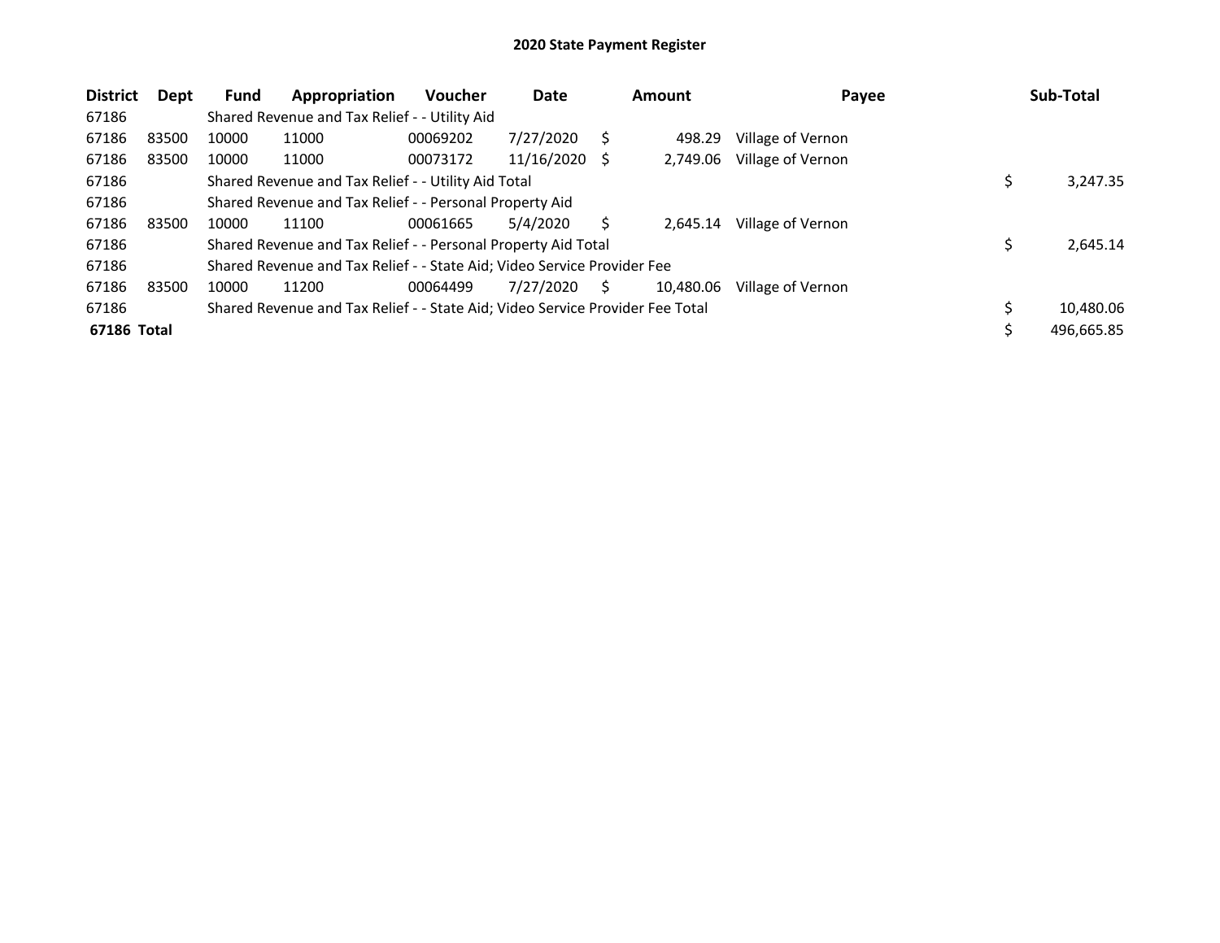# 2020 State Payment Register

| District | Dept | Fund | Appropriation | Voucher | Date | Amount | Payee | Sub-Total |
|---|---|---|---|---|---|---|---|---|
| 67186 | | Shared Revenue and Tax Relief - - Utility Aid | | | | | | |
| 67186 | 83500 | 10000 | 11000 | 00069202 | 7/27/2020 | $ 498.29 | Village of Vernon | |
| 67186 | 83500 | 10000 | 11000 | 00073172 | 11/16/2020 | $ 2,749.06 | Village of Vernon | |
| 67186 | | Shared Revenue and Tax Relief - - Utility Aid Total | | | | | | $ 3,247.35 |
| 67186 | | Shared Revenue and Tax Relief - - Personal Property Aid | | | | | | |
| 67186 | 83500 | 10000 | 11100 | 00061665 | 5/4/2020 | $ 2,645.14 | Village of Vernon | |
| 67186 | | Shared Revenue and Tax Relief - - Personal Property Aid Total | | | | | | $ 2,645.14 |
| 67186 | | Shared Revenue and Tax Relief - - State Aid; Video Service Provider Fee | | | | | | |
| 67186 | 83500 | 10000 | 11200 | 00064499 | 7/27/2020 | $ 10,480.06 | Village of Vernon | |
| 67186 | | Shared Revenue and Tax Relief - - State Aid; Video Service Provider Fee Total | | | | | | $ 10,480.06 |
| **67186 Total** | | | | | | | | $ 496,665.85 |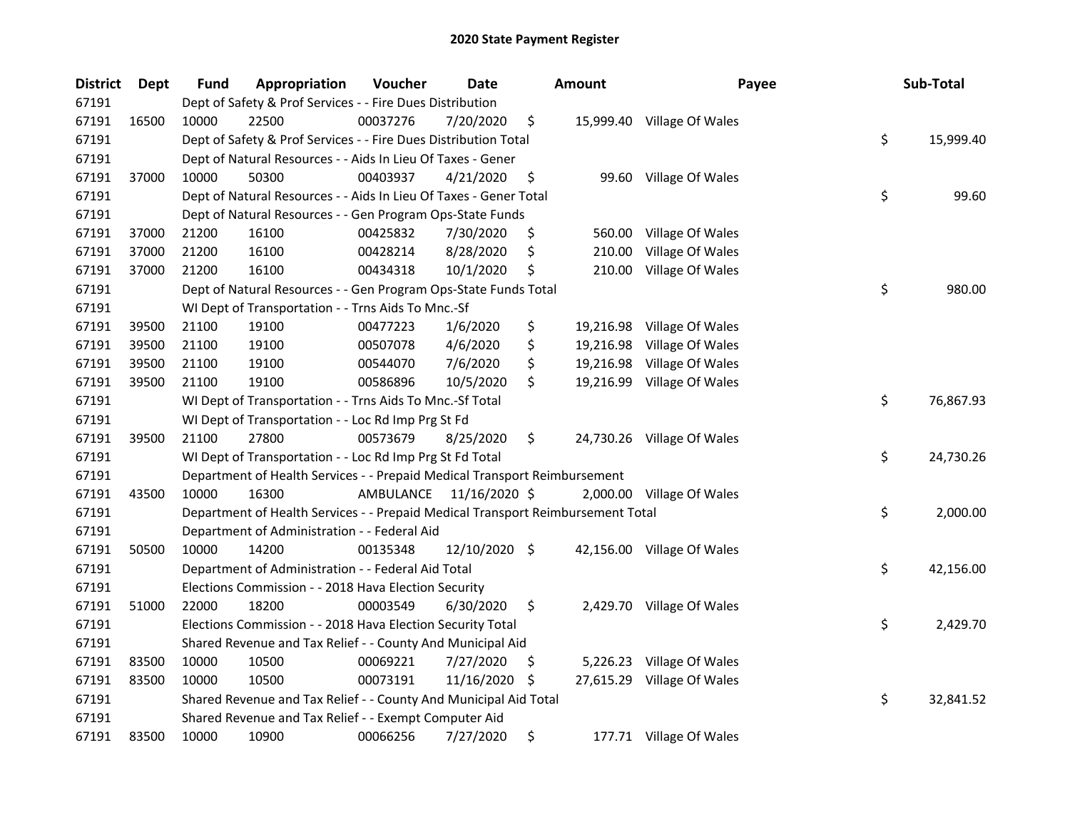# 2020 State Payment Register

| District | Dept | Fund | Appropriation | Voucher | Date | Amount | Payee | Sub-Total |
|---|---|---|---|---|---|---|---|---|
| 67191 | | Dept of Safety & Prof Services - - Fire Dues Distribution | | | | | | |
| 67191 | 16500 | 10000 | 22500 | 00037276 | 7/20/2020 | $ 15,999.40 | Village Of Wales | |
| 67191 | | Dept of Safety & Prof Services - - Fire Dues Distribution Total | | | | | | $ 15,999.40 |
| 67191 | | Dept of Natural Resources - - Aids In Lieu Of Taxes - Gener | | | | | | |
| 67191 | 37000 | 10000 | 50300 | 00403937 | 4/21/2020 | $ 99.60 | Village Of Wales | |
| 67191 | | Dept of Natural Resources - - Aids In Lieu Of Taxes - Gener Total | | | | | | $ 99.60 |
| 67191 | | Dept of Natural Resources - - Gen Program Ops-State Funds | | | | | | |
| 67191 | 37000 | 21200 | 16100 | 00425832 | 7/30/2020 | $ 560.00 | Village Of Wales | |
| 67191 | 37000 | 21200 | 16100 | 00428214 | 8/28/2020 | $ 210.00 | Village Of Wales | |
| 67191 | 37000 | 21200 | 16100 | 00434318 | 10/1/2020 | $ 210.00 | Village Of Wales | |
| 67191 | | Dept of Natural Resources - - Gen Program Ops-State Funds Total | | | | | | $ 980.00 |
| 67191 | | WI Dept of Transportation - - Trns Aids To Mnc.-Sf | | | | | | |
| 67191 | 39500 | 21100 | 19100 | 00477223 | 1/6/2020 | $ 19,216.98 | Village Of Wales | |
| 67191 | 39500 | 21100 | 19100 | 00507078 | 4/6/2020 | $ 19,216.98 | Village Of Wales | |
| 67191 | 39500 | 21100 | 19100 | 00544070 | 7/6/2020 | $ 19,216.98 | Village Of Wales | |
| 67191 | 39500 | 21100 | 19100 | 00586896 | 10/5/2020 | $ 19,216.99 | Village Of Wales | |
| 67191 | | WI Dept of Transportation - - Trns Aids To Mnc.-Sf Total | | | | | | $ 76,867.93 |
| 67191 | | WI Dept of Transportation - - Loc Rd Imp Prg St Fd | | | | | | |
| 67191 | 39500 | 21100 | 27800 | 00573679 | 8/25/2020 | $ 24,730.26 | Village Of Wales | |
| 67191 | | WI Dept of Transportation - - Loc Rd Imp Prg St Fd Total | | | | | | $ 24,730.26 |
| 67191 | | Department of Health Services - - Prepaid Medical Transport Reimbursement | | | | | | |
| 67191 | 43500 | 10000 | 16300 | AMBULANCE | 11/16/2020 | $ 2,000.00 | Village Of Wales | |
| 67191 | | Department of Health Services - - Prepaid Medical Transport Reimbursement Total | | | | | | $ 2,000.00 |
| 67191 | | Department of Administration - - Federal Aid | | | | | | |
| 67191 | 50500 | 10000 | 14200 | 00135348 | 12/10/2020 | $ 42,156.00 | Village Of Wales | |
| 67191 | | Department of Administration - - Federal Aid Total | | | | | | $ 42,156.00 |
| 67191 | | Elections Commission - - 2018 Hava Election Security | | | | | | |
| 67191 | 51000 | 22000 | 18200 | 00003549 | 6/30/2020 | $ 2,429.70 | Village Of Wales | |
| 67191 | | Elections Commission - - 2018 Hava Election Security Total | | | | | | $ 2,429.70 |
| 67191 | | Shared Revenue and Tax Relief - - County And Municipal Aid | | | | | | |
| 67191 | 83500 | 10000 | 10500 | 00069221 | 7/27/2020 | $ 5,226.23 | Village Of Wales | |
| 67191 | 83500 | 10000 | 10500 | 00073191 | 11/16/2020 | $ 27,615.29 | Village Of Wales | |
| 67191 | | Shared Revenue and Tax Relief - - County And Municipal Aid Total | | | | | | $ 32,841.52 |
| 67191 | | Shared Revenue and Tax Relief - - Exempt Computer Aid | | | | | | |
| 67191 | 83500 | 10000 | 10900 | 00066256 | 7/27/2020 | $ 177.71 | Village Of Wales | |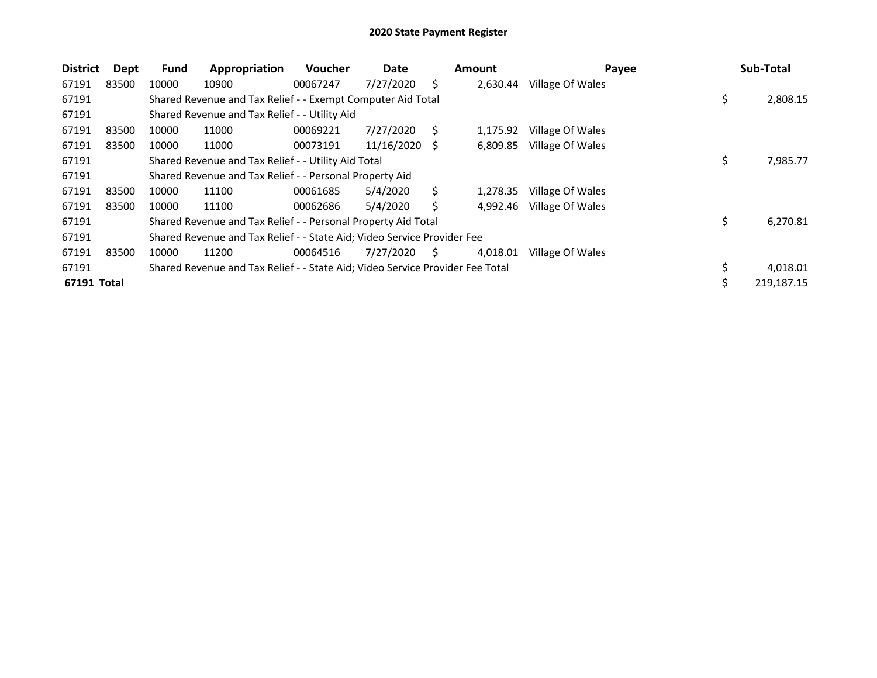# 2020 State Payment Register

| District | Dept | Fund | Appropriation | Voucher | Date | Amount | Payee | Sub-Total |
|---|---|---|---|---|---|---|---|---|
| 67191 | 83500 | 10000 | 10900 | 00067247 | 7/27/2020 | $ 2,630.44 | Village Of Wales | |
| 67191 | | Shared Revenue and Tax Relief - - Exempt Computer Aid Total | | | | | | $ 2,808.15 |
| 67191 | | Shared Revenue and Tax Relief - - Utility Aid | | | | | | |
| 67191 | 83500 | 10000 | 11000 | 00069221 | 7/27/2020 | $ 1,175.92 | Village Of Wales | |
| 67191 | 83500 | 10000 | 11000 | 00073191 | 11/16/2020 | $ 6,809.85 | Village Of Wales | |
| 67191 | | Shared Revenue and Tax Relief - - Utility Aid Total | | | | | | $ 7,985.77 |
| 67191 | | Shared Revenue and Tax Relief - - Personal Property Aid | | | | | | |
| 67191 | 83500 | 10000 | 11100 | 00061685 | 5/4/2020 | $ 1,278.35 | Village Of Wales | |
| 67191 | 83500 | 10000 | 11100 | 00062686 | 5/4/2020 | $ 4,992.46 | Village Of Wales | |
| 67191 | | Shared Revenue and Tax Relief - - Personal Property Aid Total | | | | | | $ 6,270.81 |
| 67191 | | Shared Revenue and Tax Relief - - State Aid; Video Service Provider Fee | | | | | | |
| 67191 | 83500 | 10000 | 11200 | 00064516 | 7/27/2020 | $ 4,018.01 | Village Of Wales | |
| 67191 | | Shared Revenue and Tax Relief - - State Aid; Video Service Provider Fee Total | | | | | | $ 4,018.01 |
| **67191 Total** | | | | | | | | $ 219,187.15 |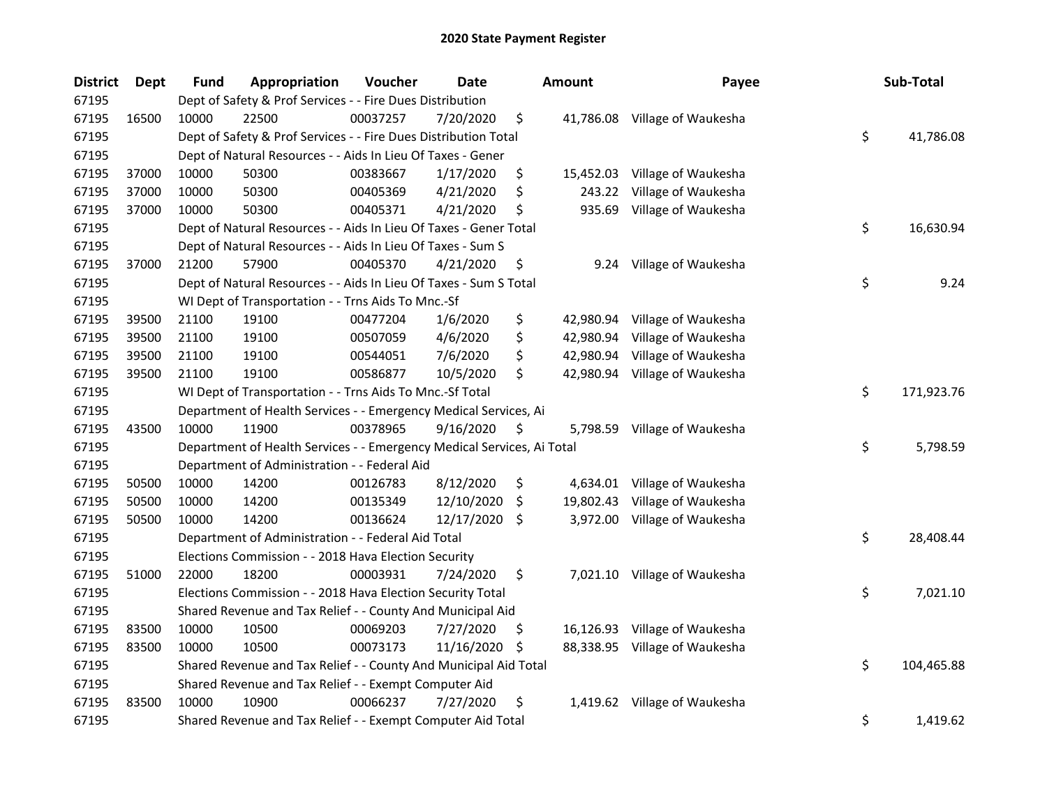# 2020 State Payment Register

| District | Dept | Fund | Appropriation | Voucher | Date | Amount | Payee | Sub-Total |
|---|---|---|---|---|---|---|---|---|
| 67195 | | Dept of Safety & Prof Services - - Fire Dues Distribution | | | | | | |
| 67195 | 16500 | 10000 | 22500 | 00037257 | 7/20/2020 | $ 41,786.08 | Village of Waukesha | |
| 67195 | | Dept of Safety & Prof Services - - Fire Dues Distribution Total | | | | | | $ 41,786.08 |
| 67195 | | Dept of Natural Resources - - Aids In Lieu Of Taxes - Gener | | | | | | |
| 67195 | 37000 | 10000 | 50300 | 00383667 | 1/17/2020 | $ 15,452.03 | Village of Waukesha | |
| 67195 | 37000 | 10000 | 50300 | 00405369 | 4/21/2020 | $ 243.22 | Village of Waukesha | |
| 67195 | 37000 | 10000 | 50300 | 00405371 | 4/21/2020 | $ 935.69 | Village of Waukesha | |
| 67195 | | Dept of Natural Resources - - Aids In Lieu Of Taxes - Gener Total | | | | | | $ 16,630.94 |
| 67195 | | Dept of Natural Resources - - Aids In Lieu Of Taxes - Sum S | | | | | | |
| 67195 | 37000 | 21200 | 57900 | 00405370 | 4/21/2020 | $ 9.24 | Village of Waukesha | |
| 67195 | | Dept of Natural Resources - - Aids In Lieu Of Taxes - Sum S Total | | | | | | $ 9.24 |
| 67195 | | WI Dept of Transportation - - Trns Aids To Mnc.-Sf | | | | | | |
| 67195 | 39500 | 21100 | 19100 | 00477204 | 1/6/2020 | $ 42,980.94 | Village of Waukesha | |
| 67195 | 39500 | 21100 | 19100 | 00507059 | 4/6/2020 | $ 42,980.94 | Village of Waukesha | |
| 67195 | 39500 | 21100 | 19100 | 00544051 | 7/6/2020 | $ 42,980.94 | Village of Waukesha | |
| 67195 | 39500 | 21100 | 19100 | 00586877 | 10/5/2020 | $ 42,980.94 | Village of Waukesha | |
| 67195 | | WI Dept of Transportation - - Trns Aids To Mnc.-Sf Total | | | | | | $ 171,923.76 |
| 67195 | | Department of Health Services - - Emergency Medical Services, Ai | | | | | | |
| 67195 | 43500 | 10000 | 11900 | 00378965 | 9/16/2020 | $ 5,798.59 | Village of Waukesha | |
| 67195 | | Department of Health Services - - Emergency Medical Services, Ai Total | | | | | | $ 5,798.59 |
| 67195 | | Department of Administration - - Federal Aid | | | | | | |
| 67195 | 50500 | 10000 | 14200 | 00126783 | 8/12/2020 | $ 4,634.01 | Village of Waukesha | |
| 67195 | 50500 | 10000 | 14200 | 00135349 | 12/10/2020 | $ 19,802.43 | Village of Waukesha | |
| 67195 | 50500 | 10000 | 14200 | 00136624 | 12/17/2020 | $ 3,972.00 | Village of Waukesha | |
| 67195 | | Department of Administration - - Federal Aid Total | | | | | | $ 28,408.44 |
| 67195 | | Elections Commission - - 2018 Hava Election Security | | | | | | |
| 67195 | 51000 | 22000 | 18200 | 00003931 | 7/24/2020 | $ 7,021.10 | Village of Waukesha | |
| 67195 | | Elections Commission - - 2018 Hava Election Security Total | | | | | | $ 7,021.10 |
| 67195 | | Shared Revenue and Tax Relief - - County And Municipal Aid | | | | | | |
| 67195 | 83500 | 10000 | 10500 | 00069203 | 7/27/2020 | $ 16,126.93 | Village of Waukesha | |
| 67195 | 83500 | 10000 | 10500 | 00073173 | 11/16/2020 | $ 88,338.95 | Village of Waukesha | |
| 67195 | | Shared Revenue and Tax Relief - - County And Municipal Aid Total | | | | | | $ 104,465.88 |
| 67195 | | Shared Revenue and Tax Relief - - Exempt Computer Aid | | | | | | |
| 67195 | 83500 | 10000 | 10900 | 00066237 | 7/27/2020 | $ 1,419.62 | Village of Waukesha | |
| 67195 | | Shared Revenue and Tax Relief - - Exempt Computer Aid Total | | | | | | $ 1,419.62 |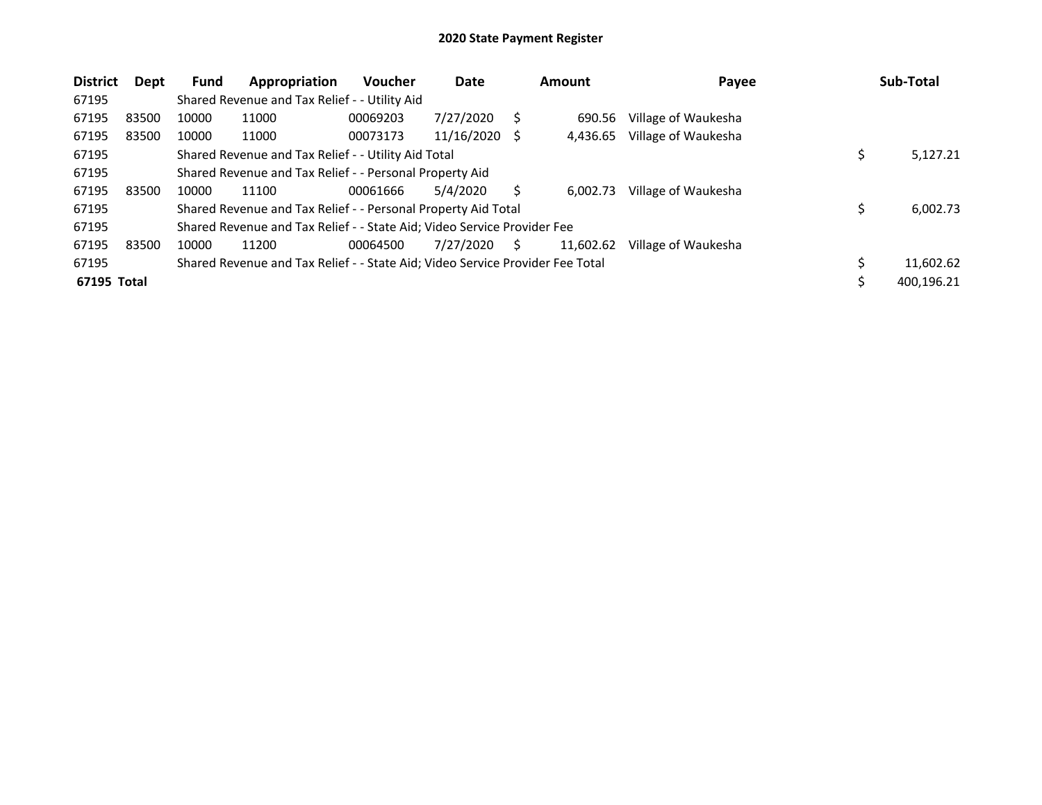# 2020 State Payment Register

| District | Dept | Fund | Appropriation | Voucher | Date | Amount | Payee | Sub-Total |
|---|---|---|---|---|---|---|---|---|
| 67195 | | Shared Revenue and Tax Relief - - Utility Aid | | | | | | |
| 67195 | 83500 | 10000 | 11000 | 00069203 | 7/27/2020 | $ 690.56 | Village of Waukesha | |
| 67195 | 83500 | 10000 | 11000 | 00073173 | 11/16/2020 | $ 4,436.65 | Village of Waukesha | |
| 67195 | | Shared Revenue and Tax Relief - - Utility Aid Total | | | | | | $ 5,127.21 |
| 67195 | | Shared Revenue and Tax Relief - - Personal Property Aid | | | | | | |
| 67195 | 83500 | 10000 | 11100 | 00061666 | 5/4/2020 | $ 6,002.73 | Village of Waukesha | |
| 67195 | | Shared Revenue and Tax Relief - - Personal Property Aid Total | | | | | | $ 6,002.73 |
| 67195 | | Shared Revenue and Tax Relief - - State Aid; Video Service Provider Fee | | | | | | |
| 67195 | 83500 | 10000 | 11200 | 00064500 | 7/27/2020 | $ 11,602.62 | Village of Waukesha | |
| 67195 | | Shared Revenue and Tax Relief - - State Aid; Video Service Provider Fee Total | | | | | | $ 11,602.62 |
| **67195 Total** | | | | | | | | $ 400,196.21 |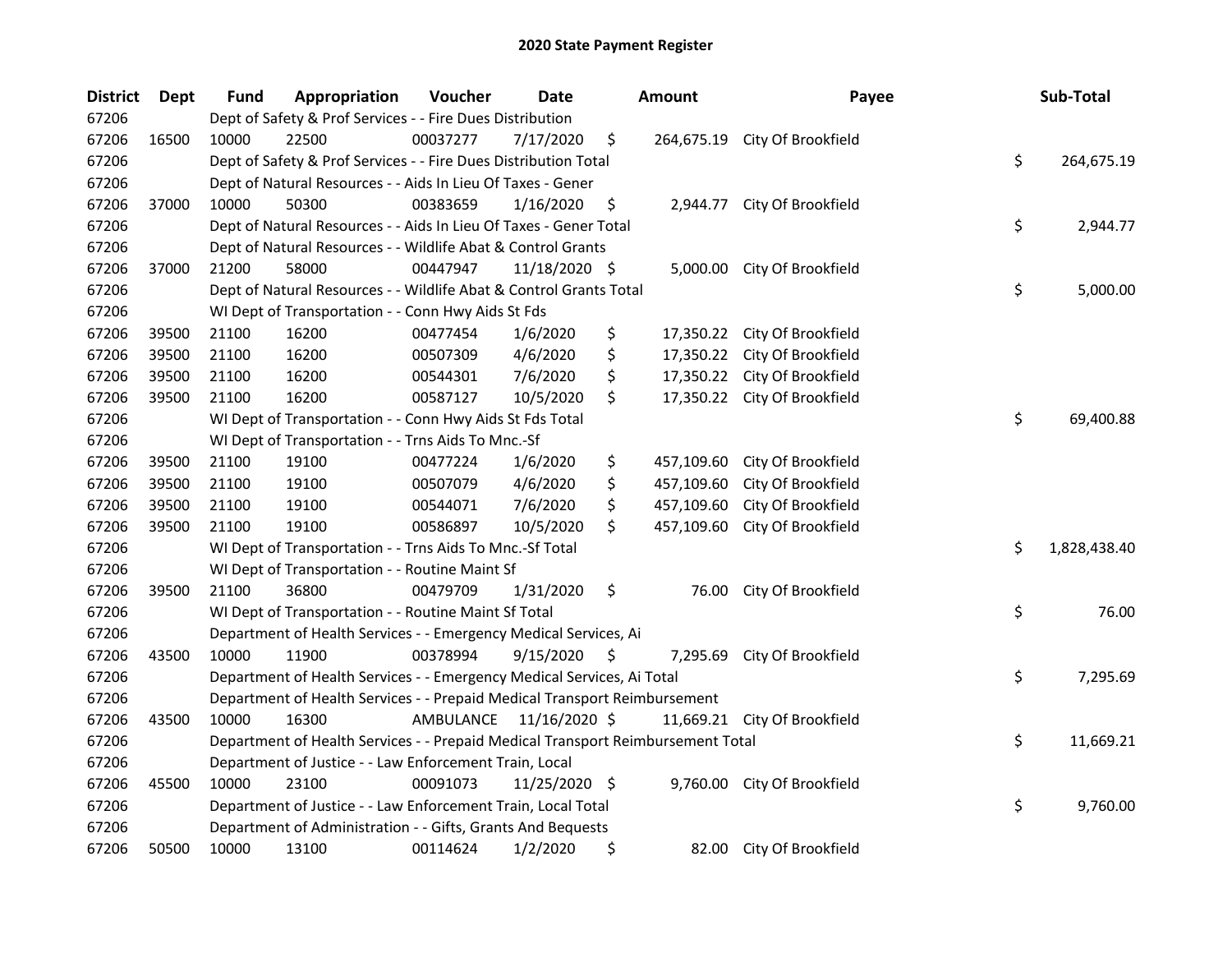# 2020 State Payment Register

| District | Dept | Fund | Appropriation | Voucher | Date | Amount | Payee | Sub-Total |
|---|---|---|---|---|---|---|---|---|
| 67206 | | Dept of Safety & Prof Services - - Fire Dues Distribution | | | | | | |
| 67206 | 16500 | 10000 | 22500 | 00037277 | 7/17/2020 | $ 264,675.19 | City Of Brookfield | |
| 67206 | | Dept of Safety & Prof Services - - Fire Dues Distribution Total | | | | | | $ 264,675.19 |
| 67206 | | Dept of Natural Resources - - Aids In Lieu Of Taxes - Gener | | | | | | |
| 67206 | 37000 | 10000 | 50300 | 00383659 | 1/16/2020 | $ 2,944.77 | City Of Brookfield | |
| 67206 | | Dept of Natural Resources - - Aids In Lieu Of Taxes - Gener Total | | | | | | $ 2,944.77 |
| 67206 | | Dept of Natural Resources - - Wildlife Abat & Control Grants | | | | | | |
| 67206 | 37000 | 21200 | 58000 | 00447947 | 11/18/2020 | $ 5,000.00 | City Of Brookfield | |
| 67206 | | Dept of Natural Resources - - Wildlife Abat & Control Grants Total | | | | | | $ 5,000.00 |
| 67206 | | WI Dept of Transportation - - Conn Hwy Aids St Fds | | | | | | |
| 67206 | 39500 | 21100 | 16200 | 00477454 | 1/6/2020 | $ 17,350.22 | City Of Brookfield | |
| 67206 | 39500 | 21100 | 16200 | 00507309 | 4/6/2020 | $ 17,350.22 | City Of Brookfield | |
| 67206 | 39500 | 21100 | 16200 | 00544301 | 7/6/2020 | $ 17,350.22 | City Of Brookfield | |
| 67206 | 39500 | 21100 | 16200 | 00587127 | 10/5/2020 | $ 17,350.22 | City Of Brookfield | |
| 67206 | | WI Dept of Transportation - - Conn Hwy Aids St Fds Total | | | | | | $ 69,400.88 |
| 67206 | | WI Dept of Transportation - - Trns Aids To Mnc.-Sf | | | | | | |
| 67206 | 39500 | 21100 | 19100 | 00477224 | 1/6/2020 | $ 457,109.60 | City Of Brookfield | |
| 67206 | 39500 | 21100 | 19100 | 00507079 | 4/6/2020 | $ 457,109.60 | City Of Brookfield | |
| 67206 | 39500 | 21100 | 19100 | 00544071 | 7/6/2020 | $ 457,109.60 | City Of Brookfield | |
| 67206 | 39500 | 21100 | 19100 | 00586897 | 10/5/2020 | $ 457,109.60 | City Of Brookfield | |
| 67206 | | WI Dept of Transportation - - Trns Aids To Mnc.-Sf Total | | | | | | $ 1,828,438.40 |
| 67206 | | WI Dept of Transportation - - Routine Maint Sf | | | | | | |
| 67206 | 39500 | 21100 | 36800 | 00479709 | 1/31/2020 | $ 76.00 | City Of Brookfield | |
| 67206 | | WI Dept of Transportation - - Routine Maint Sf Total | | | | | | $ 76.00 |
| 67206 | | Department of Health Services - - Emergency Medical Services, Ai | | | | | | |
| 67206 | 43500 | 10000 | 11900 | 00378994 | 9/15/2020 | $ 7,295.69 | City Of Brookfield | |
| 67206 | | Department of Health Services - - Emergency Medical Services, Ai Total | | | | | | $ 7,295.69 |
| 67206 | | Department of Health Services - - Prepaid Medical Transport Reimbursement | | | | | | |
| 67206 | 43500 | 10000 | 16300 | AMBULANCE | 11/16/2020 | $ 11,669.21 | City Of Brookfield | |
| 67206 | | Department of Health Services - - Prepaid Medical Transport Reimbursement Total | | | | | | $ 11,669.21 |
| 67206 | | Department of Justice - - Law Enforcement Train, Local | | | | | | |
| 67206 | 45500 | 10000 | 23100 | 00091073 | 11/25/2020 | $ 9,760.00 | City Of Brookfield | |
| 67206 | | Department of Justice - - Law Enforcement Train, Local Total | | | | | | $ 9,760.00 |
| 67206 | | Department of Administration - - Gifts, Grants And Bequests | | | | | | |
| 67206 | 50500 | 10000 | 13100 | 00114624 | 1/2/2020 | $ 82.00 | City Of Brookfield | |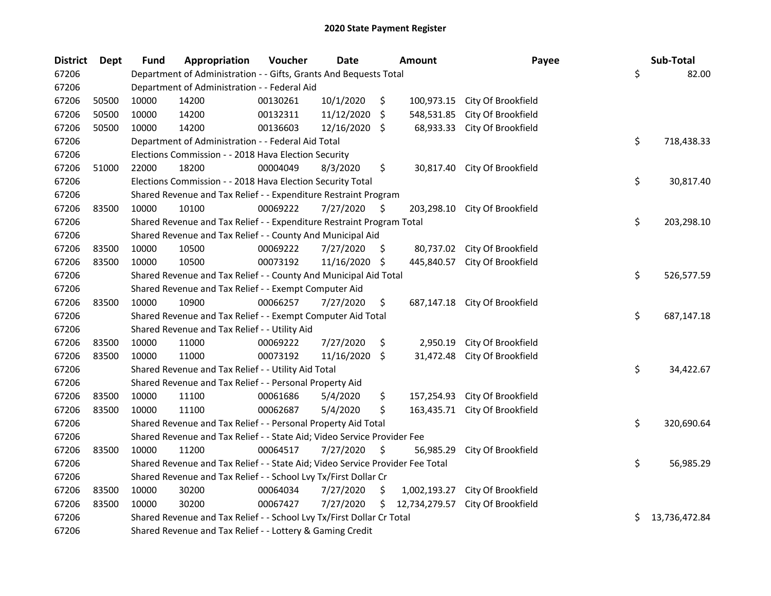# 2020 State Payment Register

| District | Dept | Fund | Appropriation | Voucher | Date | Amount | Payee | Sub-Total |
|---|---|---|---|---|---|---|---|---|
| 67206 | | Department of Administration - - Gifts, Grants And Bequests Total | | | | | | $ 82.00 |
| 67206 | | Department of Administration - - Federal Aid | | | | | | |
| 67206 | 50500 | 10000 | 14200 | 00130261 | 10/1/2020 | $ 100,973.15 | City Of Brookfield | |
| 67206 | 50500 | 10000 | 14200 | 00132311 | 11/12/2020 | $ 548,531.85 | City Of Brookfield | |
| 67206 | 50500 | 10000 | 14200 | 00136603 | 12/16/2020 | $ 68,933.33 | City Of Brookfield | |
| 67206 | | Department of Administration - - Federal Aid Total | | | | | | $ 718,438.33 |
| 67206 | | Elections Commission - - 2018 Hava Election Security | | | | | | |
| 67206 | 51000 | 22000 | 18200 | 00004049 | 8/3/2020 | $ 30,817.40 | City Of Brookfield | |
| 67206 | | Elections Commission - - 2018 Hava Election Security Total | | | | | | $ 30,817.40 |
| 67206 | | Shared Revenue and Tax Relief - - Expenditure Restraint Program | | | | | | |
| 67206 | 83500 | 10000 | 10100 | 00069222 | 7/27/2020 | $ 203,298.10 | City Of Brookfield | |
| 67206 | | Shared Revenue and Tax Relief - - Expenditure Restraint Program Total | | | | | | $ 203,298.10 |
| 67206 | | Shared Revenue and Tax Relief - - County And Municipal Aid | | | | | | |
| 67206 | 83500 | 10000 | 10500 | 00069222 | 7/27/2020 | $ 80,737.02 | City Of Brookfield | |
| 67206 | 83500 | 10000 | 10500 | 00073192 | 11/16/2020 | $ 445,840.57 | City Of Brookfield | |
| 67206 | | Shared Revenue and Tax Relief - - County And Municipal Aid Total | | | | | | $ 526,577.59 |
| 67206 | | Shared Revenue and Tax Relief - - Exempt Computer Aid | | | | | | |
| 67206 | 83500 | 10000 | 10900 | 00066257 | 7/27/2020 | $ 687,147.18 | City Of Brookfield | |
| 67206 | | Shared Revenue and Tax Relief - - Exempt Computer Aid Total | | | | | | $ 687,147.18 |
| 67206 | | Shared Revenue and Tax Relief - - Utility Aid | | | | | | |
| 67206 | 83500 | 10000 | 11000 | 00069222 | 7/27/2020 | $ 2,950.19 | City Of Brookfield | |
| 67206 | 83500 | 10000 | 11000 | 00073192 | 11/16/2020 | $ 31,472.48 | City Of Brookfield | |
| 67206 | | Shared Revenue and Tax Relief - - Utility Aid Total | | | | | | $ 34,422.67 |
| 67206 | | Shared Revenue and Tax Relief - - Personal Property Aid | | | | | | |
| 67206 | 83500 | 10000 | 11100 | 00061686 | 5/4/2020 | $ 157,254.93 | City Of Brookfield | |
| 67206 | 83500 | 10000 | 11100 | 00062687 | 5/4/2020 | $ 163,435.71 | City Of Brookfield | |
| 67206 | | Shared Revenue and Tax Relief - - Personal Property Aid Total | | | | | | $ 320,690.64 |
| 67206 | | Shared Revenue and Tax Relief - - State Aid; Video Service Provider Fee | | | | | | |
| 67206 | 83500 | 10000 | 11200 | 00064517 | 7/27/2020 | $ 56,985.29 | City Of Brookfield | |
| 67206 | | Shared Revenue and Tax Relief - - State Aid; Video Service Provider Fee Total | | | | | | $ 56,985.29 |
| 67206 | | Shared Revenue and Tax Relief - - School Lvy Tx/First Dollar Cr | | | | | | |
| 67206 | 83500 | 10000 | 30200 | 00064034 | 7/27/2020 | $ 1,002,193.27 | City Of Brookfield | |
| 67206 | 83500 | 10000 | 30200 | 00067427 | 7/27/2020 | $ 12,734,279.57 | City Of Brookfield | |
| 67206 | | Shared Revenue and Tax Relief - - School Lvy Tx/First Dollar Cr Total | | | | | | $ 13,736,472.84 |
| 67206 | | Shared Revenue and Tax Relief - - Lottery & Gaming Credit | | | | | | |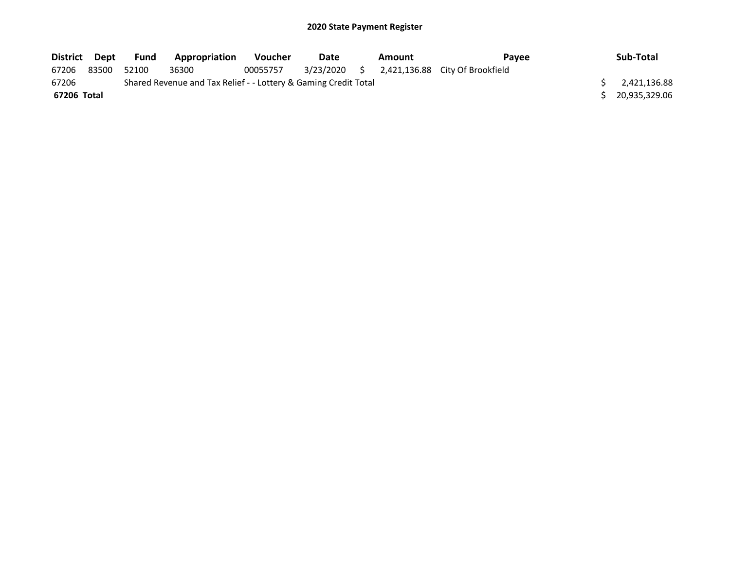# 2020 State Payment Register

| District | Dept | Fund | Appropriation | Voucher | Date | Amount | Payee | Sub-Total |
|---|---|---|---|---|---|---|---|---|
| 67206 | 83500 | 52100 | 36300 | 00055757 | 3/23/2020 | $ 2,421,136.88 | City Of Brookfield | |
| 67206 | | Shared Revenue and Tax Relief - - Lottery & Gaming Credit Total | | | | | | $ 2,421,136.88 |
| **67206 Total** | | | | | | | | $ 20,935,329.06 |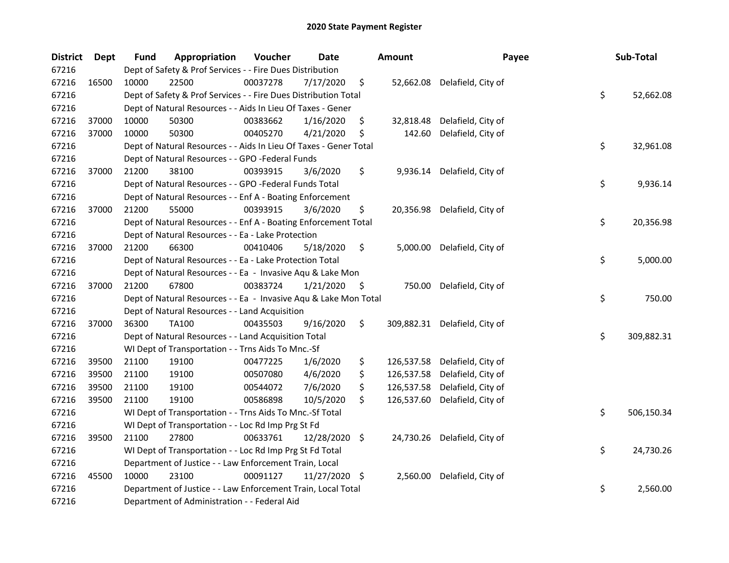# 2020 State Payment Register

| District | Dept | Fund | Appropriation | Voucher | Date | Amount | Payee | Sub-Total |
|---|---|---|---|---|---|---|---|---|
| 67216 | | Dept of Safety & Prof Services - - Fire Dues Distribution | | | | | | |
| 67216 | 16500 | 10000 | 22500 | 00037278 | 7/17/2020 | $ 52,662.08 | Delafield, City of | |
| 67216 | | Dept of Safety & Prof Services - - Fire Dues Distribution Total | | | | | | $ 52,662.08 |
| 67216 | | Dept of Natural Resources - - Aids In Lieu Of Taxes - Gener | | | | | | |
| 67216 | 37000 | 10000 | 50300 | 00383662 | 1/16/2020 | $ 32,818.48 | Delafield, City of | |
| 67216 | 37000 | 10000 | 50300 | 00405270 | 4/21/2020 | $ 142.60 | Delafield, City of | |
| 67216 | | Dept of Natural Resources - - Aids In Lieu Of Taxes - Gener Total | | | | | | $ 32,961.08 |
| 67216 | | Dept of Natural Resources - - GPO -Federal Funds | | | | | | |
| 67216 | 37000 | 21200 | 38100 | 00393915 | 3/6/2020 | $ 9,936.14 | Delafield, City of | |
| 67216 | | Dept of Natural Resources - - GPO -Federal Funds Total | | | | | | $ 9,936.14 |
| 67216 | | Dept of Natural Resources - - Enf A - Boating Enforcement | | | | | | |
| 67216 | 37000 | 21200 | 55000 | 00393915 | 3/6/2020 | $ 20,356.98 | Delafield, City of | |
| 67216 | | Dept of Natural Resources - - Enf A - Boating Enforcement Total | | | | | | $ 20,356.98 |
| 67216 | | Dept of Natural Resources - - Ea - Lake Protection | | | | | | |
| 67216 | 37000 | 21200 | 66300 | 00410406 | 5/18/2020 | $ 5,000.00 | Delafield, City of | |
| 67216 | | Dept of Natural Resources - - Ea - Lake Protection Total | | | | | | $ 5,000.00 |
| 67216 | | Dept of Natural Resources - - Ea - Invasive Aqu & Lake Mon | | | | | | |
| 67216 | 37000 | 21200 | 67800 | 00383724 | 1/21/2020 | $ 750.00 | Delafield, City of | |
| 67216 | | Dept of Natural Resources - - Ea - Invasive Aqu & Lake Mon Total | | | | | | $ 750.00 |
| 67216 | | Dept of Natural Resources - - Land Acquisition | | | | | | |
| 67216 | 37000 | 36300 | TA100 | 00435503 | 9/16/2020 | $ 309,882.31 | Delafield, City of | |
| 67216 | | Dept of Natural Resources - - Land Acquisition Total | | | | | | $ 309,882.31 |
| 67216 | | WI Dept of Transportation - - Trns Aids To Mnc.-Sf | | | | | | |
| 67216 | 39500 | 21100 | 19100 | 00477225 | 1/6/2020 | $ 126,537.58 | Delafield, City of | |
| 67216 | 39500 | 21100 | 19100 | 00507080 | 4/6/2020 | $ 126,537.58 | Delafield, City of | |
| 67216 | 39500 | 21100 | 19100 | 00544072 | 7/6/2020 | $ 126,537.58 | Delafield, City of | |
| 67216 | 39500 | 21100 | 19100 | 00586898 | 10/5/2020 | $ 126,537.60 | Delafield, City of | |
| 67216 | | WI Dept of Transportation - - Trns Aids To Mnc.-Sf Total | | | | | | $ 506,150.34 |
| 67216 | | WI Dept of Transportation - - Loc Rd Imp Prg St Fd | | | | | | |
| 67216 | 39500 | 21100 | 27800 | 00633761 | 12/28/2020 | $ 24,730.26 | Delafield, City of | |
| 67216 | | WI Dept of Transportation - - Loc Rd Imp Prg St Fd Total | | | | | | $ 24,730.26 |
| 67216 | | Department of Justice - - Law Enforcement Train, Local | | | | | | |
| 67216 | 45500 | 10000 | 23100 | 00091127 | 11/27/2020 | $ 2,560.00 | Delafield, City of | |
| 67216 | | Department of Justice - - Law Enforcement Train, Local Total | | | | | | $ 2,560.00 |
| 67216 | | Department of Administration - - Federal Aid | | | | | | |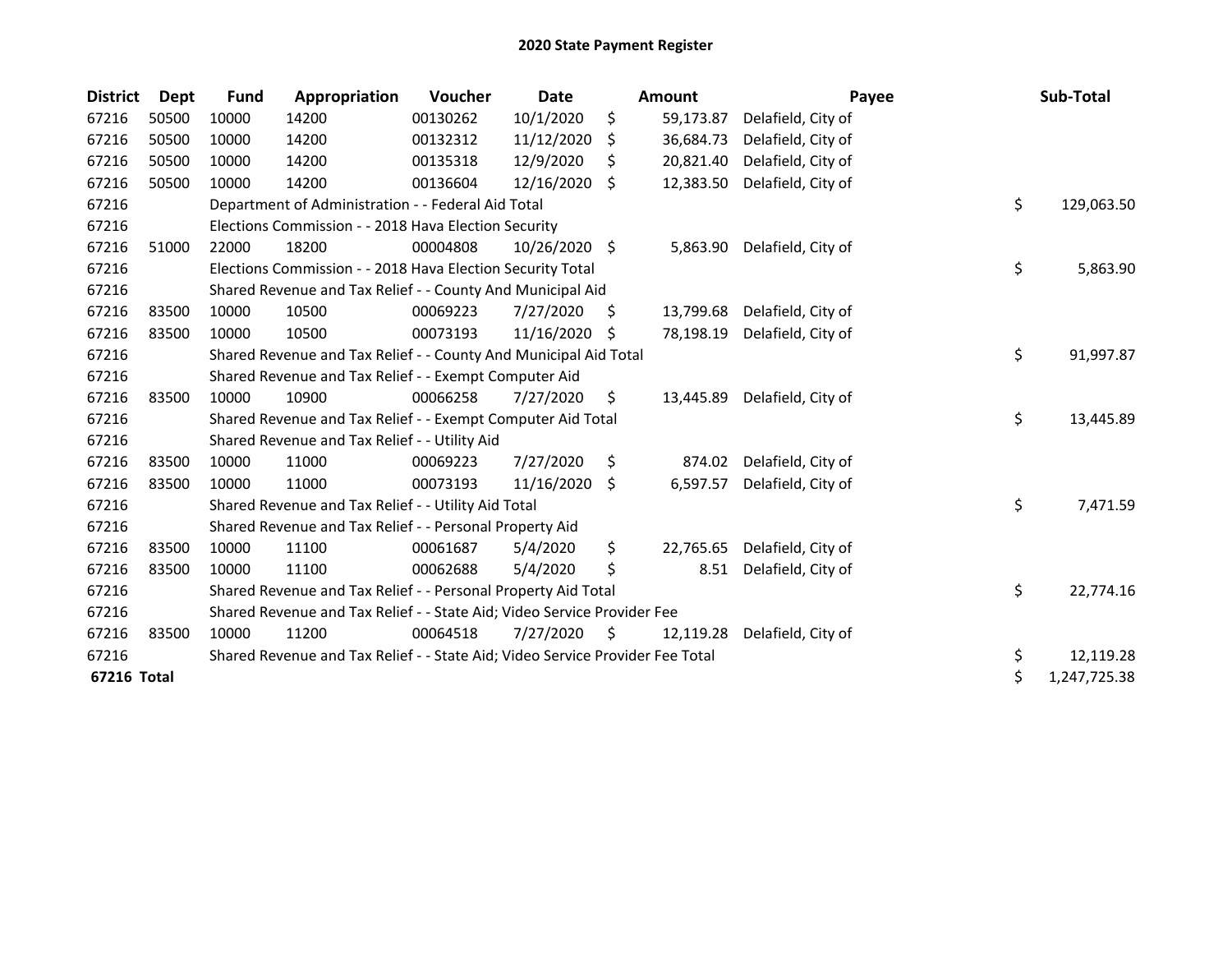# 2020 State Payment Register

| District | Dept | Fund | Appropriation | Voucher | Date | Amount | Payee | Sub-Total |
|---|---|---|---|---|---|---|---|---|
| 67216 | 50500 | 10000 | 14200 | 00130262 | 10/1/2020 | $ 59,173.87 | Delafield, City of | |
| 67216 | 50500 | 10000 | 14200 | 00132312 | 11/12/2020 | $ 36,684.73 | Delafield, City of | |
| 67216 | 50500 | 10000 | 14200 | 00135318 | 12/9/2020 | $ 20,821.40 | Delafield, City of | |
| 67216 | 50500 | 10000 | 14200 | 00136604 | 12/16/2020 | $ 12,383.50 | Delafield, City of | |
| 67216 | | Department of Administration - - Federal Aid Total | | | | | | $ 129,063.50 |
| 67216 | | Elections Commission - - 2018 Hava Election Security | | | | | | |
| 67216 | 51000 | 22000 | 18200 | 00004808 | 10/26/2020 | $ 5,863.90 | Delafield, City of | |
| 67216 | | Elections Commission - - 2018 Hava Election Security Total | | | | | | $ 5,863.90 |
| 67216 | | Shared Revenue and Tax Relief - - County And Municipal Aid | | | | | | |
| 67216 | 83500 | 10000 | 10500 | 00069223 | 7/27/2020 | $ 13,799.68 | Delafield, City of | |
| 67216 | 83500 | 10000 | 10500 | 00073193 | 11/16/2020 | $ 78,198.19 | Delafield, City of | |
| 67216 | | Shared Revenue and Tax Relief - - County And Municipal Aid Total | | | | | | $ 91,997.87 |
| 67216 | | Shared Revenue and Tax Relief - - Exempt Computer Aid | | | | | | |
| 67216 | 83500 | 10000 | 10900 | 00066258 | 7/27/2020 | $ 13,445.89 | Delafield, City of | |
| 67216 | | Shared Revenue and Tax Relief - - Exempt Computer Aid Total | | | | | | $ 13,445.89 |
| 67216 | | Shared Revenue and Tax Relief - - Utility Aid | | | | | | |
| 67216 | 83500 | 10000 | 11000 | 00069223 | 7/27/2020 | $ 874.02 | Delafield, City of | |
| 67216 | 83500 | 10000 | 11000 | 00073193 | 11/16/2020 | $ 6,597.57 | Delafield, City of | |
| 67216 | | Shared Revenue and Tax Relief - - Utility Aid Total | | | | | | $ 7,471.59 |
| 67216 | | Shared Revenue and Tax Relief - - Personal Property Aid | | | | | | |
| 67216 | 83500 | 10000 | 11100 | 00061687 | 5/4/2020 | $ 22,765.65 | Delafield, City of | |
| 67216 | 83500 | 10000 | 11100 | 00062688 | 5/4/2020 | $ 8.51 | Delafield, City of | |
| 67216 | | Shared Revenue and Tax Relief - - Personal Property Aid Total | | | | | | $ 22,774.16 |
| 67216 | | Shared Revenue and Tax Relief - - State Aid; Video Service Provider Fee | | | | | | |
| 67216 | 83500 | 10000 | 11200 | 00064518 | 7/27/2020 | $ 12,119.28 | Delafield, City of | |
| 67216 | | Shared Revenue and Tax Relief - - State Aid; Video Service Provider Fee Total | | | | | | $ 12,119.28 |
| **67216 Total** | | | | | | | | $ 1,247,725.38 |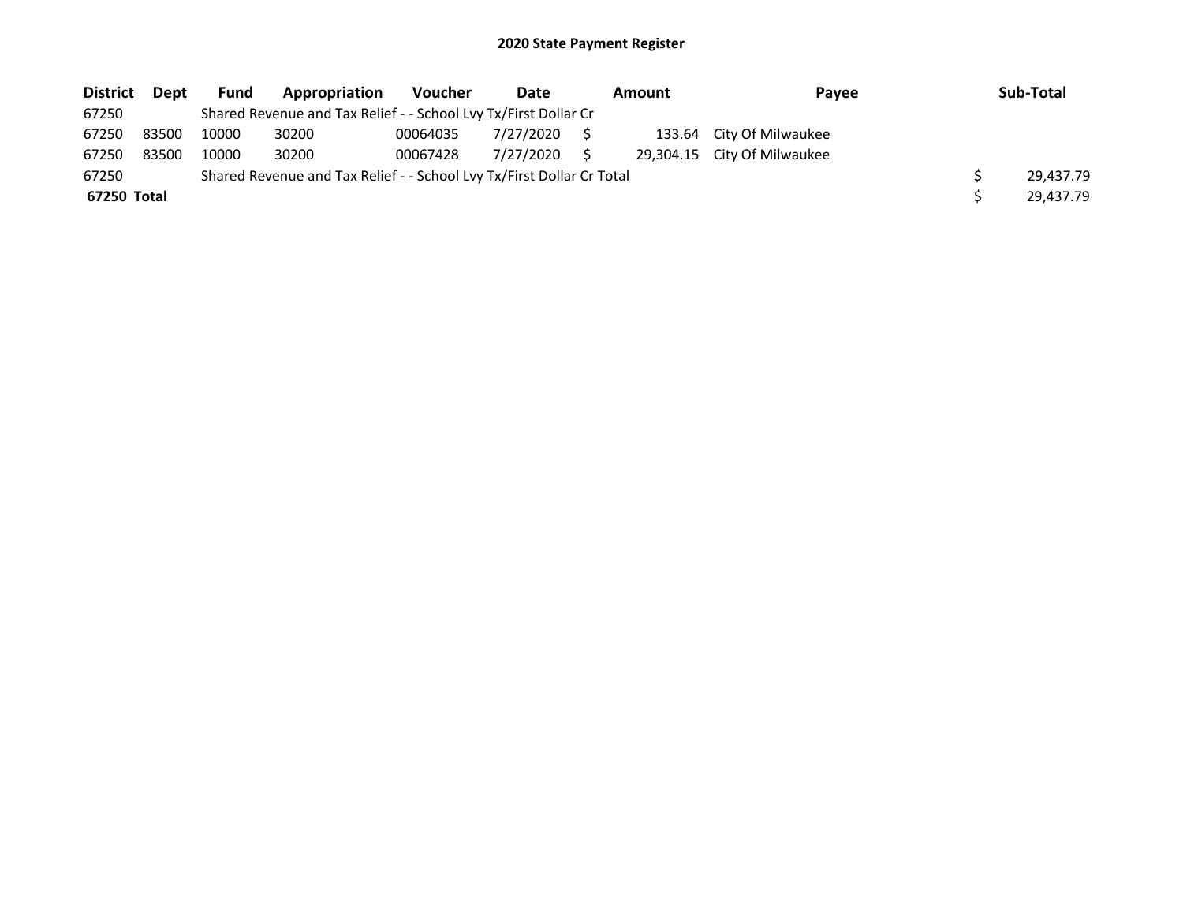# 2020 State Payment Register

| District | Dept | Fund | Appropriation | Voucher | Date | Amount | Payee | Sub-Total |
|---|---|---|---|---|---|---|---|---|
| 67250 | | Shared Revenue and Tax Relief - - School Lvy Tx/First Dollar Cr | | | | | | |
| 67250 | 83500 | 10000 | 30200 | 00064035 | 7/27/2020 | $ 133.64 | City Of Milwaukee | |
| 67250 | 83500 | 10000 | 30200 | 00067428 | 7/27/2020 | $ 29,304.15 | City Of Milwaukee | |
| 67250 | | Shared Revenue and Tax Relief - - School Lvy Tx/First Dollar Cr Total | | | | | | $ 29,437.79 |
| **67250 Total** | | | | | | | | $ 29,437.79 |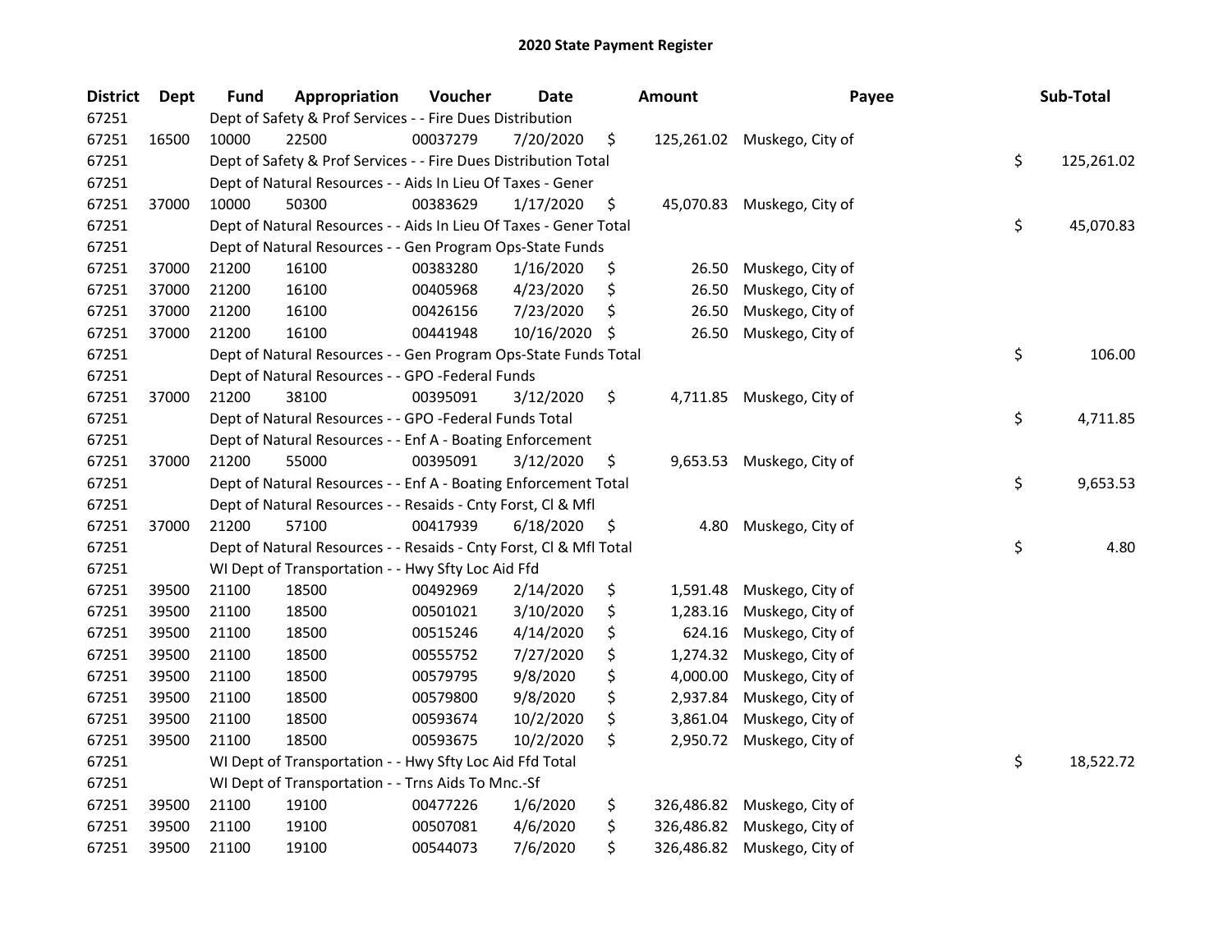# 2020 State Payment Register

| District | Dept | Fund | Appropriation | Voucher | Date | Amount | Payee | Sub-Total |
|---|---|---|---|---|---|---|---|---|
| 67251 | | Dept of Safety & Prof Services - - Fire Dues Distribution | | | | | | |
| 67251 | 16500 | 10000 | 22500 | 00037279 | 7/20/2020 | $ 125,261.02 | Muskego, City of | |
| 67251 | | Dept of Safety & Prof Services - - Fire Dues Distribution Total | | | | | | $ 125,261.02 |
| 67251 | | Dept of Natural Resources - - Aids In Lieu Of Taxes - Gener | | | | | | |
| 67251 | 37000 | 10000 | 50300 | 00383629 | 1/17/2020 | $ 45,070.83 | Muskego, City of | |
| 67251 | | Dept of Natural Resources - - Aids In Lieu Of Taxes - Gener Total | | | | | | $ 45,070.83 |
| 67251 | | Dept of Natural Resources - - Gen Program Ops-State Funds | | | | | | |
| 67251 | 37000 | 21200 | 16100 | 00383280 | 1/16/2020 | $ 26.50 | Muskego, City of | |
| 67251 | 37000 | 21200 | 16100 | 00405968 | 4/23/2020 | $ 26.50 | Muskego, City of | |
| 67251 | 37000 | 21200 | 16100 | 00426156 | 7/23/2020 | $ 26.50 | Muskego, City of | |
| 67251 | 37000 | 21200 | 16100 | 00441948 | 10/16/2020 | $ 26.50 | Muskego, City of | |
| 67251 | | Dept of Natural Resources - - Gen Program Ops-State Funds Total | | | | | | $ 106.00 |
| 67251 | | Dept of Natural Resources - - GPO -Federal Funds | | | | | | |
| 67251 | 37000 | 21200 | 38100 | 00395091 | 3/12/2020 | $ 4,711.85 | Muskego, City of | |
| 67251 | | Dept of Natural Resources - - GPO -Federal Funds Total | | | | | | $ 4,711.85 |
| 67251 | | Dept of Natural Resources - - Enf A - Boating Enforcement | | | | | | |
| 67251 | 37000 | 21200 | 55000 | 00395091 | 3/12/2020 | $ 9,653.53 | Muskego, City of | |
| 67251 | | Dept of Natural Resources - - Enf A - Boating Enforcement Total | | | | | | $ 9,653.53 |
| 67251 | | Dept of Natural Resources - - Resaids - Cnty Forst, Cl & Mfl | | | | | | |
| 67251 | 37000 | 21200 | 57100 | 00417939 | 6/18/2020 | $ 4.80 | Muskego, City of | |
| 67251 | | Dept of Natural Resources - - Resaids - Cnty Forst, Cl & Mfl Total | | | | | | $ 4.80 |
| 67251 | | WI Dept of Transportation - - Hwy Sfty Loc Aid Ffd | | | | | | |
| 67251 | 39500 | 21100 | 18500 | 00492969 | 2/14/2020 | $ 1,591.48 | Muskego, City of | |
| 67251 | 39500 | 21100 | 18500 | 00501021 | 3/10/2020 | $ 1,283.16 | Muskego, City of | |
| 67251 | 39500 | 21100 | 18500 | 00515246 | 4/14/2020 | $ 624.16 | Muskego, City of | |
| 67251 | 39500 | 21100 | 18500 | 00555752 | 7/27/2020 | $ 1,274.32 | Muskego, City of | |
| 67251 | 39500 | 21100 | 18500 | 00579795 | 9/8/2020 | $ 4,000.00 | Muskego, City of | |
| 67251 | 39500 | 21100 | 18500 | 00579800 | 9/8/2020 | $ 2,937.84 | Muskego, City of | |
| 67251 | 39500 | 21100 | 18500 | 00593674 | 10/2/2020 | $ 3,861.04 | Muskego, City of | |
| 67251 | 39500 | 21100 | 18500 | 00593675 | 10/2/2020 | $ 2,950.72 | Muskego, City of | |
| 67251 | | WI Dept of Transportation - - Hwy Sfty Loc Aid Ffd Total | | | | | | $ 18,522.72 |
| 67251 | | WI Dept of Transportation - - Trns Aids To Mnc.-Sf | | | | | | |
| 67251 | 39500 | 21100 | 19100 | 00477226 | 1/6/2020 | $ 326,486.82 | Muskego, City of | |
| 67251 | 39500 | 21100 | 19100 | 00507081 | 4/6/2020 | $ 326,486.82 | Muskego, City of | |
| 67251 | 39500 | 21100 | 19100 | 00544073 | 7/6/2020 | $ 326,486.82 | Muskego, City of | |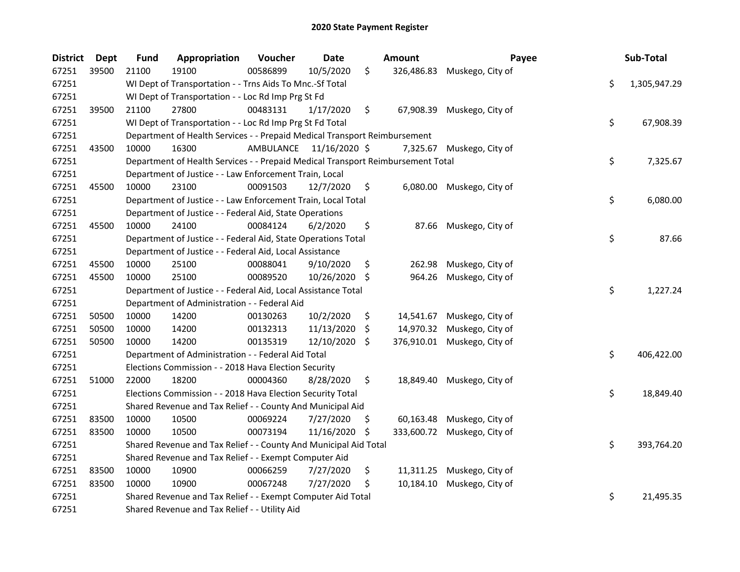# 2020 State Payment Register

| District | Dept | Fund | Appropriation | Voucher | Date | Amount | Payee | Sub-Total |
|---|---|---|---|---|---|---|---|---|
| 67251 | 39500 | 21100 | 19100 | 00586899 | 10/5/2020 | $ 326,486.83 | Muskego, City of | |
| 67251 | | WI Dept of Transportation - - Trns Aids To Mnc.-Sf Total | | | | | | $ 1,305,947.29 |
| 67251 | | WI Dept of Transportation - - Loc Rd Imp Prg St Fd | | | | | | |
| 67251 | 39500 | 21100 | 27800 | 00483131 | 1/17/2020 | $ 67,908.39 | Muskego, City of | |
| 67251 | | WI Dept of Transportation - - Loc Rd Imp Prg St Fd Total | | | | | | $ 67,908.39 |
| 67251 | | Department of Health Services - - Prepaid Medical Transport Reimbursement | | | | | | |
| 67251 | 43500 | 10000 | 16300 | AMBULANCE | 11/16/2020 | $ 7,325.67 | Muskego, City of | |
| 67251 | | Department of Health Services - - Prepaid Medical Transport Reimbursement Total | | | | | | $ 7,325.67 |
| 67251 | | Department of Justice - - Law Enforcement Train, Local | | | | | | |
| 67251 | 45500 | 10000 | 23100 | 00091503 | 12/7/2020 | $ 6,080.00 | Muskego, City of | |
| 67251 | | Department of Justice - - Law Enforcement Train, Local Total | | | | | | $ 6,080.00 |
| 67251 | | Department of Justice - - Federal Aid, State Operations | | | | | | |
| 67251 | 45500 | 10000 | 24100 | 00084124 | 6/2/2020 | $ 87.66 | Muskego, City of | |
| 67251 | | Department of Justice - - Federal Aid, State Operations Total | | | | | | $ 87.66 |
| 67251 | | Department of Justice - - Federal Aid, Local Assistance | | | | | | |
| 67251 | 45500 | 10000 | 25100 | 00088041 | 9/10/2020 | $ 262.98 | Muskego, City of | |
| 67251 | 45500 | 10000 | 25100 | 00089520 | 10/26/2020 | $ 964.26 | Muskego, City of | |
| 67251 | | Department of Justice - - Federal Aid, Local Assistance Total | | | | | | $ 1,227.24 |
| 67251 | | Department of Administration - - Federal Aid | | | | | | |
| 67251 | 50500 | 10000 | 14200 | 00130263 | 10/2/2020 | $ 14,541.67 | Muskego, City of | |
| 67251 | 50500 | 10000 | 14200 | 00132313 | 11/13/2020 | $ 14,970.32 | Muskego, City of | |
| 67251 | 50500 | 10000 | 14200 | 00135319 | 12/10/2020 | $ 376,910.01 | Muskego, City of | |
| 67251 | | Department of Administration - - Federal Aid Total | | | | | | $ 406,422.00 |
| 67251 | | Elections Commission - - 2018 Hava Election Security | | | | | | |
| 67251 | 51000 | 22000 | 18200 | 00004360 | 8/28/2020 | $ 18,849.40 | Muskego, City of | |
| 67251 | | Elections Commission - - 2018 Hava Election Security Total | | | | | | $ 18,849.40 |
| 67251 | | Shared Revenue and Tax Relief - - County And Municipal Aid | | | | | | |
| 67251 | 83500 | 10000 | 10500 | 00069224 | 7/27/2020 | $ 60,163.48 | Muskego, City of | |
| 67251 | 83500 | 10000 | 10500 | 00073194 | 11/16/2020 | $ 333,600.72 | Muskego, City of | |
| 67251 | | Shared Revenue and Tax Relief - - County And Municipal Aid Total | | | | | | $ 393,764.20 |
| 67251 | | Shared Revenue and Tax Relief - - Exempt Computer Aid | | | | | | |
| 67251 | 83500 | 10000 | 10900 | 00066259 | 7/27/2020 | $ 11,311.25 | Muskego, City of | |
| 67251 | 83500 | 10000 | 10900 | 00067248 | 7/27/2020 | $ 10,184.10 | Muskego, City of | |
| 67251 | | Shared Revenue and Tax Relief - - Exempt Computer Aid Total | | | | | | $ 21,495.35 |
| 67251 | | Shared Revenue and Tax Relief - - Utility Aid | | | | | | |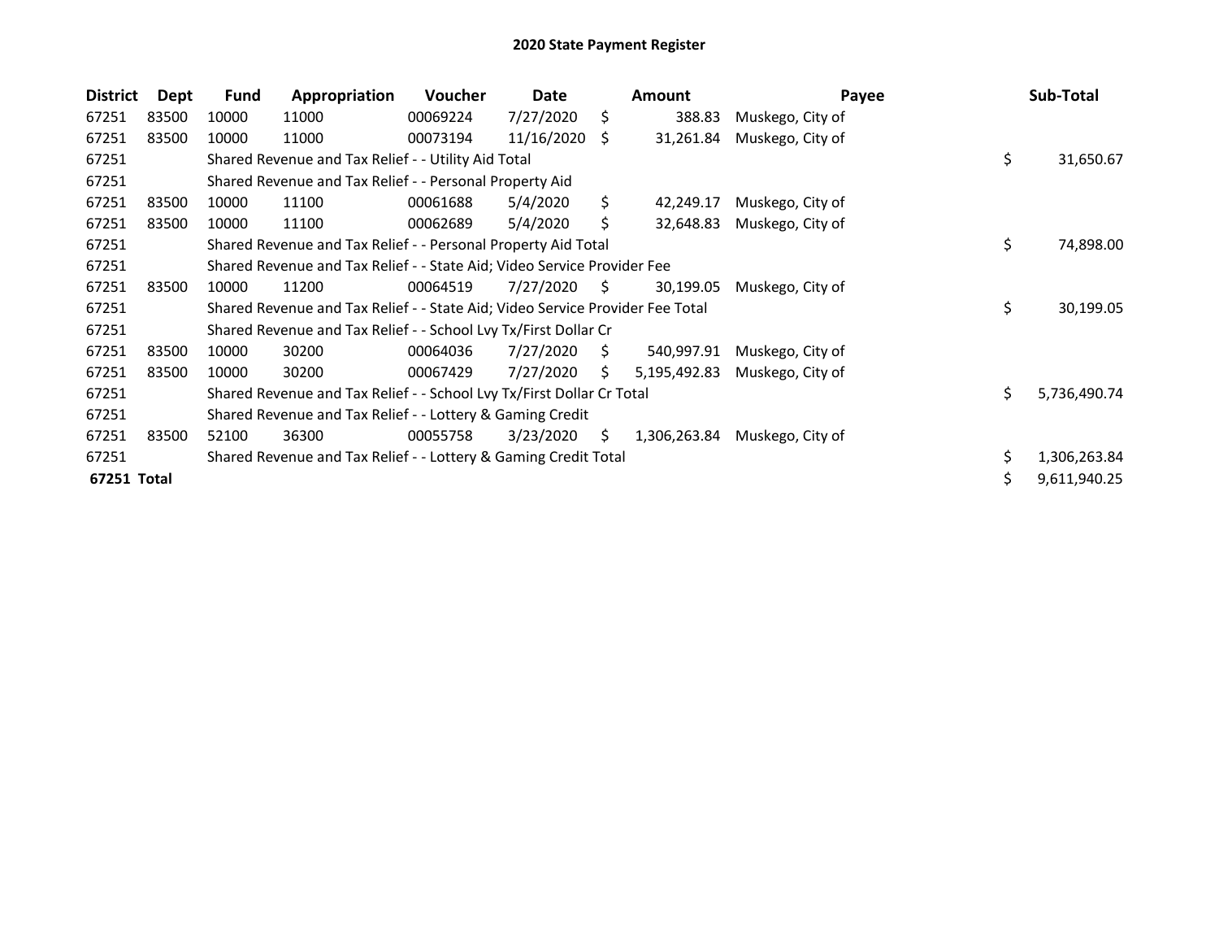# 2020 State Payment Register

| District | Dept | Fund | Appropriation | Voucher | Date | Amount | Payee | Sub-Total |
|---|---|---|---|---|---|---|---|---|
| 67251 | 83500 | 10000 | 11000 | 00069224 | 7/27/2020 | $ 388.83 | Muskego, City of | |
| 67251 | 83500 | 10000 | 11000 | 00073194 | 11/16/2020 | $ 31,261.84 | Muskego, City of | |
| 67251 | | Shared Revenue and Tax Relief - - Utility Aid Total | | | | | | $ 31,650.67 |
| 67251 | | Shared Revenue and Tax Relief - - Personal Property Aid | | | | | | |
| 67251 | 83500 | 10000 | 11100 | 00061688 | 5/4/2020 | $ 42,249.17 | Muskego, City of | |
| 67251 | 83500 | 10000 | 11100 | 00062689 | 5/4/2020 | $ 32,648.83 | Muskego, City of | |
| 67251 | | Shared Revenue and Tax Relief - - Personal Property Aid Total | | | | | | $ 74,898.00 |
| 67251 | | Shared Revenue and Tax Relief - - State Aid; Video Service Provider Fee | | | | | | |
| 67251 | 83500 | 10000 | 11200 | 00064519 | 7/27/2020 | $ 30,199.05 | Muskego, City of | |
| 67251 | | Shared Revenue and Tax Relief - - State Aid; Video Service Provider Fee Total | | | | | | $ 30,199.05 |
| 67251 | | Shared Revenue and Tax Relief - - School Lvy Tx/First Dollar Cr | | | | | | |
| 67251 | 83500 | 10000 | 30200 | 00064036 | 7/27/2020 | $ 540,997.91 | Muskego, City of | |
| 67251 | 83500 | 10000 | 30200 | 00067429 | 7/27/2020 | $ 5,195,492.83 | Muskego, City of | |
| 67251 | | Shared Revenue and Tax Relief - - School Lvy Tx/First Dollar Cr Total | | | | | | $ 5,736,490.74 |
| 67251 | | Shared Revenue and Tax Relief - - Lottery & Gaming Credit | | | | | | |
| 67251 | 83500 | 52100 | 36300 | 00055758 | 3/23/2020 | $ 1,306,263.84 | Muskego, City of | |
| 67251 | | Shared Revenue and Tax Relief - - Lottery & Gaming Credit Total | | | | | | $ 1,306,263.84 |
| **67251 Total** | | | | | | | | $ 9,611,940.25 |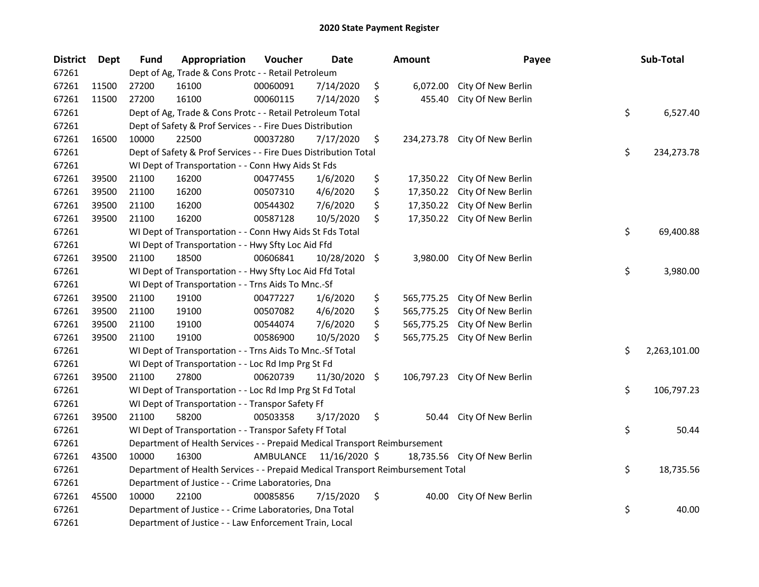# 2020 State Payment Register

| District | Dept | Fund | Appropriation | Voucher | Date | Amount | Payee | Sub-Total |
|---|---|---|---|---|---|---|---|---|
| 67261 | | Dept of Ag, Trade & Cons Protc - - Retail Petroleum | | | | | | |
| 67261 | 11500 | 27200 | 16100 | 00060091 | 7/14/2020 | $ 6,072.00 | City Of New Berlin | |
| 67261 | 11500 | 27200 | 16100 | 00060115 | 7/14/2020 | $ 455.40 | City Of New Berlin | |
| 67261 | | Dept of Ag, Trade & Cons Protc - - Retail Petroleum Total | | | | | | $ 6,527.40 |
| 67261 | | Dept of Safety & Prof Services - - Fire Dues Distribution | | | | | | |
| 67261 | 16500 | 10000 | 22500 | 00037280 | 7/17/2020 | $ 234,273.78 | City Of New Berlin | |
| 67261 | | Dept of Safety & Prof Services - - Fire Dues Distribution Total | | | | | | $ 234,273.78 |
| 67261 | | WI Dept of Transportation - - Conn Hwy Aids St Fds | | | | | | |
| 67261 | 39500 | 21100 | 16200 | 00477455 | 1/6/2020 | $ 17,350.22 | City Of New Berlin | |
| 67261 | 39500 | 21100 | 16200 | 00507310 | 4/6/2020 | $ 17,350.22 | City Of New Berlin | |
| 67261 | 39500 | 21100 | 16200 | 00544302 | 7/6/2020 | $ 17,350.22 | City Of New Berlin | |
| 67261 | 39500 | 21100 | 16200 | 00587128 | 10/5/2020 | $ 17,350.22 | City Of New Berlin | |
| 67261 | | WI Dept of Transportation - - Conn Hwy Aids St Fds Total | | | | | | $ 69,400.88 |
| 67261 | | WI Dept of Transportation - - Hwy Sfty Loc Aid Ffd | | | | | | |
| 67261 | 39500 | 21100 | 18500 | 00606841 | 10/28/2020 | $ 3,980.00 | City Of New Berlin | |
| 67261 | | WI Dept of Transportation - - Hwy Sfty Loc Aid Ffd Total | | | | | | $ 3,980.00 |
| 67261 | | WI Dept of Transportation - - Trns Aids To Mnc.-Sf | | | | | | |
| 67261 | 39500 | 21100 | 19100 | 00477227 | 1/6/2020 | $ 565,775.25 | City Of New Berlin | |
| 67261 | 39500 | 21100 | 19100 | 00507082 | 4/6/2020 | $ 565,775.25 | City Of New Berlin | |
| 67261 | 39500 | 21100 | 19100 | 00544074 | 7/6/2020 | $ 565,775.25 | City Of New Berlin | |
| 67261 | 39500 | 21100 | 19100 | 00586900 | 10/5/2020 | $ 565,775.25 | City Of New Berlin | |
| 67261 | | WI Dept of Transportation - - Trns Aids To Mnc.-Sf Total | | | | | | $ 2,263,101.00 |
| 67261 | | WI Dept of Transportation - - Loc Rd Imp Prg St Fd | | | | | | |
| 67261 | 39500 | 21100 | 27800 | 00620739 | 11/30/2020 | $ 106,797.23 | City Of New Berlin | |
| 67261 | | WI Dept of Transportation - - Loc Rd Imp Prg St Fd Total | | | | | | $ 106,797.23 |
| 67261 | | WI Dept of Transportation - - Transpor Safety Ff | | | | | | |
| 67261 | 39500 | 21100 | 58200 | 00503358 | 3/17/2020 | $ 50.44 | City Of New Berlin | |
| 67261 | | WI Dept of Transportation - - Transpor Safety Ff Total | | | | | | $ 50.44 |
| 67261 | | Department of Health Services - - Prepaid Medical Transport Reimbursement | | | | | | |
| 67261 | 43500 | 10000 | 16300 | AMBULANCE | 11/16/2020 | $ 18,735.56 | City Of New Berlin | |
| 67261 | | Department of Health Services - - Prepaid Medical Transport Reimbursement Total | | | | | | $ 18,735.56 |
| 67261 | | Department of Justice - - Crime Laboratories, Dna | | | | | | |
| 67261 | 45500 | 10000 | 22100 | 00085856 | 7/15/2020 | $ 40.00 | City Of New Berlin | |
| 67261 | | Department of Justice - - Crime Laboratories, Dna Total | | | | | | $ 40.00 |
| 67261 | | Department of Justice - - Law Enforcement Train, Local | | | | | | |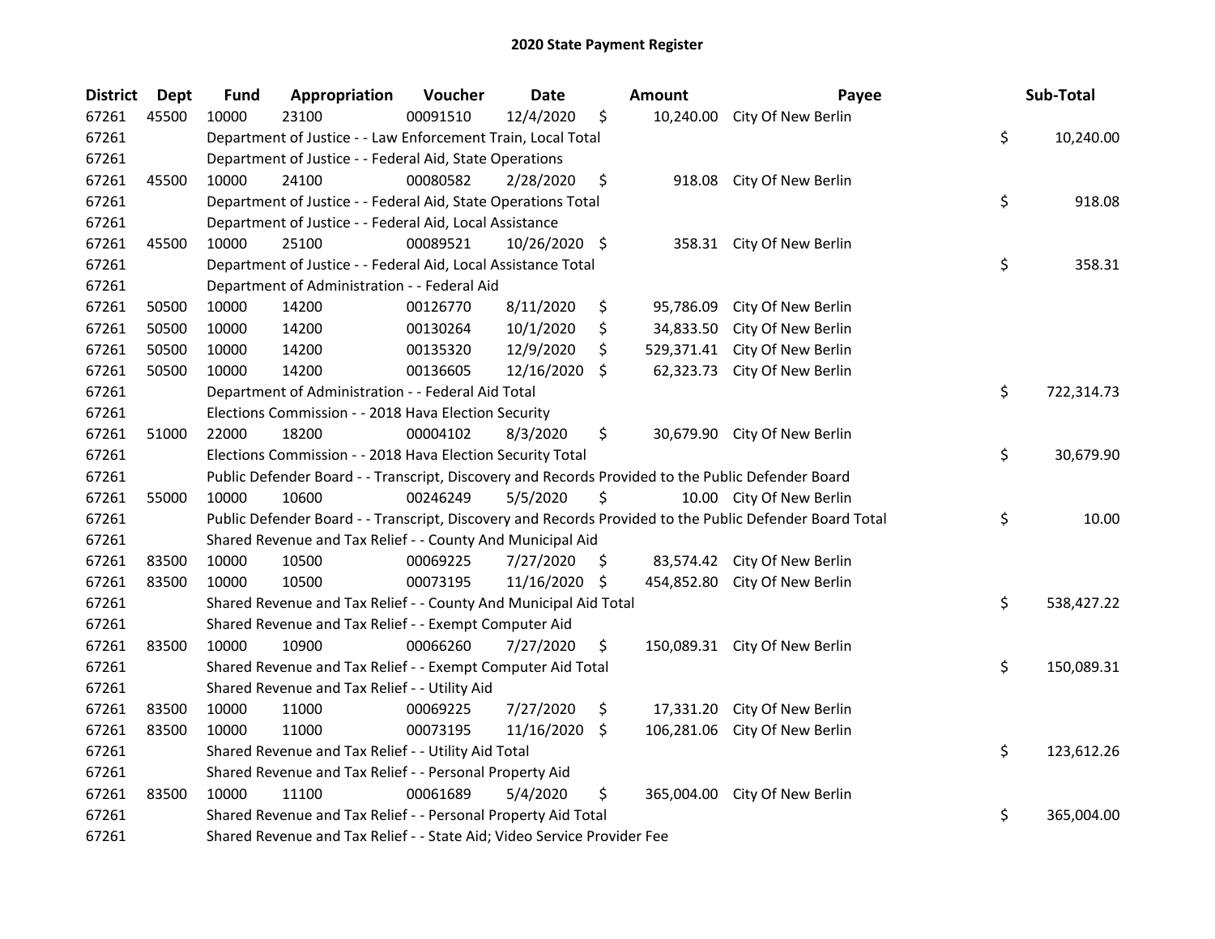# 2020 State Payment Register

| District | Dept | Fund | Appropriation | Voucher | Date | Amount | Payee | Sub-Total |
|---|---|---|---|---|---|---|---|---|
| 67261 | 45500 | 10000 | 23100 | 00091510 | 12/4/2020 | $ 10,240.00 | City Of New Berlin | |
| 67261 | | Department of Justice - - Law Enforcement Train, Local Total | | | | | | $ 10,240.00 |
| 67261 | | Department of Justice - - Federal Aid, State Operations | | | | | | |
| 67261 | 45500 | 10000 | 24100 | 00080582 | 2/28/2020 | $ 918.08 | City Of New Berlin | |
| 67261 | | Department of Justice - - Federal Aid, State Operations Total | | | | | | $ 918.08 |
| 67261 | | Department of Justice - - Federal Aid, Local Assistance | | | | | | |
| 67261 | 45500 | 10000 | 25100 | 00089521 | 10/26/2020 | $ 358.31 | City Of New Berlin | |
| 67261 | | Department of Justice - - Federal Aid, Local Assistance Total | | | | | | $ 358.31 |
| 67261 | | Department of Administration - - Federal Aid | | | | | | |
| 67261 | 50500 | 10000 | 14200 | 00126770 | 8/11/2020 | $ 95,786.09 | City Of New Berlin | |
| 67261 | 50500 | 10000 | 14200 | 00130264 | 10/1/2020 | $ 34,833.50 | City Of New Berlin | |
| 67261 | 50500 | 10000 | 14200 | 00135320 | 12/9/2020 | $ 529,371.41 | City Of New Berlin | |
| 67261 | 50500 | 10000 | 14200 | 00136605 | 12/16/2020 | $ 62,323.73 | City Of New Berlin | |
| 67261 | | Department of Administration - - Federal Aid Total | | | | | | $ 722,314.73 |
| 67261 | | Elections Commission - - 2018 Hava Election Security | | | | | | |
| 67261 | 51000 | 22000 | 18200 | 00004102 | 8/3/2020 | $ 30,679.90 | City Of New Berlin | |
| 67261 | | Elections Commission - - 2018 Hava Election Security Total | | | | | | $ 30,679.90 |
| 67261 | | Public Defender Board - - Transcript, Discovery and Records Provided to the Public Defender Board | | | | | | |
| 67261 | 55000 | 10000 | 10600 | 00246249 | 5/5/2020 | $ 10.00 | City Of New Berlin | |
| 67261 | | Public Defender Board - - Transcript, Discovery and Records Provided to the Public Defender Board Total | | | | | | $ 10.00 |
| 67261 | | Shared Revenue and Tax Relief - - County And Municipal Aid | | | | | | |
| 67261 | 83500 | 10000 | 10500 | 00069225 | 7/27/2020 | $ 83,574.42 | City Of New Berlin | |
| 67261 | 83500 | 10000 | 10500 | 00073195 | 11/16/2020 | $ 454,852.80 | City Of New Berlin | |
| 67261 | | Shared Revenue and Tax Relief - - County And Municipal Aid Total | | | | | | $ 538,427.22 |
| 67261 | | Shared Revenue and Tax Relief - - Exempt Computer Aid | | | | | | |
| 67261 | 83500 | 10000 | 10900 | 00066260 | 7/27/2020 | $ 150,089.31 | City Of New Berlin | |
| 67261 | | Shared Revenue and Tax Relief - - Exempt Computer Aid Total | | | | | | $ 150,089.31 |
| 67261 | | Shared Revenue and Tax Relief - - Utility Aid | | | | | | |
| 67261 | 83500 | 10000 | 11000 | 00069225 | 7/27/2020 | $ 17,331.20 | City Of New Berlin | |
| 67261 | 83500 | 10000 | 11000 | 00073195 | 11/16/2020 | $ 106,281.06 | City Of New Berlin | |
| 67261 | | Shared Revenue and Tax Relief - - Utility Aid Total | | | | | | $ 123,612.26 |
| 67261 | | Shared Revenue and Tax Relief - - Personal Property Aid | | | | | | |
| 67261 | 83500 | 10000 | 11100 | 00061689 | 5/4/2020 | $ 365,004.00 | City Of New Berlin | |
| 67261 | | Shared Revenue and Tax Relief - - Personal Property Aid Total | | | | | | $ 365,004.00 |
| 67261 | | Shared Revenue and Tax Relief - - State Aid; Video Service Provider Fee | | | | | | |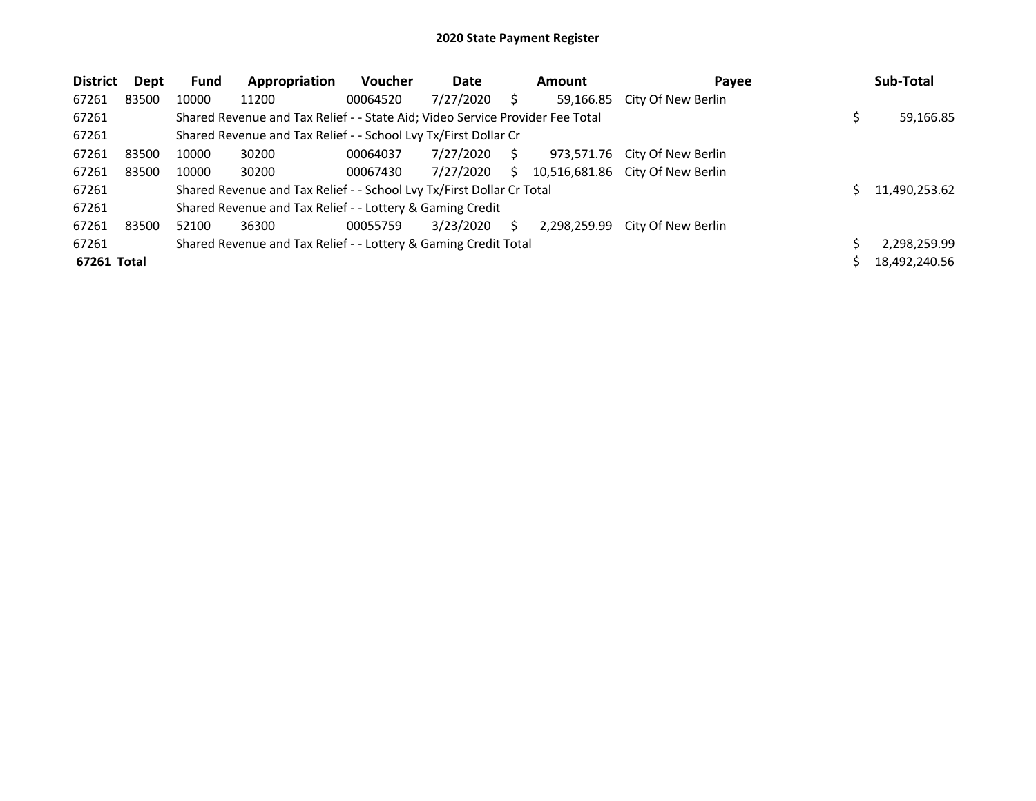# 2020 State Payment Register

| District | Dept | Fund | Appropriation | Voucher | Date | Amount | Payee | Sub-Total |
|---|---|---|---|---|---|---|---|---|
| 67261 | 83500 | 10000 | 11200 | 00064520 | 7/27/2020 | $ 59,166.85 | City Of New Berlin | |
| 67261 | | Shared Revenue and Tax Relief - - State Aid; Video Service Provider Fee Total | | | | | | $ 59,166.85 |
| 67261 | | Shared Revenue and Tax Relief - - School Lvy Tx/First Dollar Cr | | | | | | |
| 67261 | 83500 | 10000 | 30200 | 00064037 | 7/27/2020 | $ 973,571.76 | City Of New Berlin | |
| 67261 | 83500 | 10000 | 30200 | 00067430 | 7/27/2020 | $ 10,516,681.86 | City Of New Berlin | |
| 67261 | | Shared Revenue and Tax Relief - - School Lvy Tx/First Dollar Cr Total | | | | | | $ 11,490,253.62 |
| 67261 | | Shared Revenue and Tax Relief - - Lottery & Gaming Credit | | | | | | |
| 67261 | 83500 | 52100 | 36300 | 00055759 | 3/23/2020 | $ 2,298,259.99 | City Of New Berlin | |
| 67261 | | Shared Revenue and Tax Relief - - Lottery & Gaming Credit Total | | | | | | $ 2,298,259.99 |
| **67261 Total** | | | | | | | | $ 18,492,240.56 |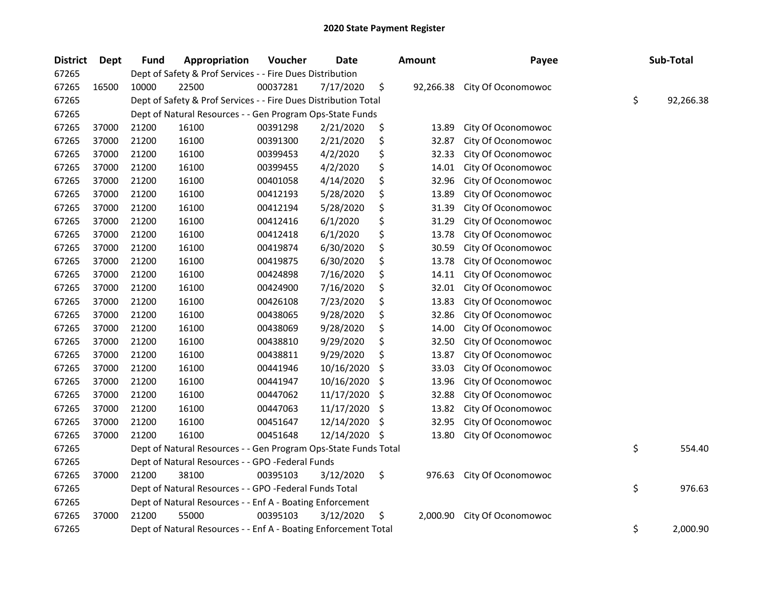# 2020 State Payment Register

| District | Dept | Fund | Appropriation | Voucher | Date | Amount | Payee | Sub-Total |
|---|---|---|---|---|---|---|---|---|
| 67265 | | Dept of Safety & Prof Services - - Fire Dues Distribution | | | | | | |
| 67265 | 16500 | 10000 | 22500 | 00037281 | 7/17/2020 | $ 92,266.38 | City Of Oconomowoc | |
| 67265 | | Dept of Safety & Prof Services - - Fire Dues Distribution Total | | | | | | $ 92,266.38 |
| 67265 | | Dept of Natural Resources - - Gen Program Ops-State Funds | | | | | | |
| 67265 | 37000 | 21200 | 16100 | 00391298 | 2/21/2020 | $ 13.89 | City Of Oconomowoc | |
| 67265 | 37000 | 21200 | 16100 | 00391300 | 2/21/2020 | $ 32.87 | City Of Oconomowoc | |
| 67265 | 37000 | 21200 | 16100 | 00399453 | 4/2/2020 | $ 32.33 | City Of Oconomowoc | |
| 67265 | 37000 | 21200 | 16100 | 00399455 | 4/2/2020 | $ 14.01 | City Of Oconomowoc | |
| 67265 | 37000 | 21200 | 16100 | 00401058 | 4/14/2020 | $ 32.96 | City Of Oconomowoc | |
| 67265 | 37000 | 21200 | 16100 | 00412193 | 5/28/2020 | $ 13.89 | City Of Oconomowoc | |
| 67265 | 37000 | 21200 | 16100 | 00412194 | 5/28/2020 | $ 31.39 | City Of Oconomowoc | |
| 67265 | 37000 | 21200 | 16100 | 00412416 | 6/1/2020 | $ 31.29 | City Of Oconomowoc | |
| 67265 | 37000 | 21200 | 16100 | 00412418 | 6/1/2020 | $ 13.78 | City Of Oconomowoc | |
| 67265 | 37000 | 21200 | 16100 | 00419874 | 6/30/2020 | $ 30.59 | City Of Oconomowoc | |
| 67265 | 37000 | 21200 | 16100 | 00419875 | 6/30/2020 | $ 13.78 | City Of Oconomowoc | |
| 67265 | 37000 | 21200 | 16100 | 00424898 | 7/16/2020 | $ 14.11 | City Of Oconomowoc | |
| 67265 | 37000 | 21200 | 16100 | 00424900 | 7/16/2020 | $ 32.01 | City Of Oconomowoc | |
| 67265 | 37000 | 21200 | 16100 | 00426108 | 7/23/2020 | $ 13.83 | City Of Oconomowoc | |
| 67265 | 37000 | 21200 | 16100 | 00438065 | 9/28/2020 | $ 32.86 | City Of Oconomowoc | |
| 67265 | 37000 | 21200 | 16100 | 00438069 | 9/28/2020 | $ 14.00 | City Of Oconomowoc | |
| 67265 | 37000 | 21200 | 16100 | 00438810 | 9/29/2020 | $ 32.50 | City Of Oconomowoc | |
| 67265 | 37000 | 21200 | 16100 | 00438811 | 9/29/2020 | $ 13.87 | City Of Oconomowoc | |
| 67265 | 37000 | 21200 | 16100 | 00441946 | 10/16/2020 | $ 33.03 | City Of Oconomowoc | |
| 67265 | 37000 | 21200 | 16100 | 00441947 | 10/16/2020 | $ 13.96 | City Of Oconomowoc | |
| 67265 | 37000 | 21200 | 16100 | 00447062 | 11/17/2020 | $ 32.88 | City Of Oconomowoc | |
| 67265 | 37000 | 21200 | 16100 | 00447063 | 11/17/2020 | $ 13.82 | City Of Oconomowoc | |
| 67265 | 37000 | 21200 | 16100 | 00451647 | 12/14/2020 | $ 32.95 | City Of Oconomowoc | |
| 67265 | 37000 | 21200 | 16100 | 00451648 | 12/14/2020 | $ 13.80 | City Of Oconomowoc | |
| 67265 | | Dept of Natural Resources - - Gen Program Ops-State Funds Total | | | | | | $ 554.40 |
| 67265 | | Dept of Natural Resources - - GPO -Federal Funds | | | | | | |
| 67265 | 37000 | 21200 | 38100 | 00395103 | 3/12/2020 | $ 976.63 | City Of Oconomowoc | |
| 67265 | | Dept of Natural Resources - - GPO -Federal Funds Total | | | | | | $ 976.63 |
| 67265 | | Dept of Natural Resources - - Enf A - Boating Enforcement | | | | | | |
| 67265 | 37000 | 21200 | 55000 | 00395103 | 3/12/2020 | $ 2,000.90 | City Of Oconomowoc | |
| 67265 | | Dept of Natural Resources - - Enf A - Boating Enforcement Total | | | | | | $ 2,000.90 |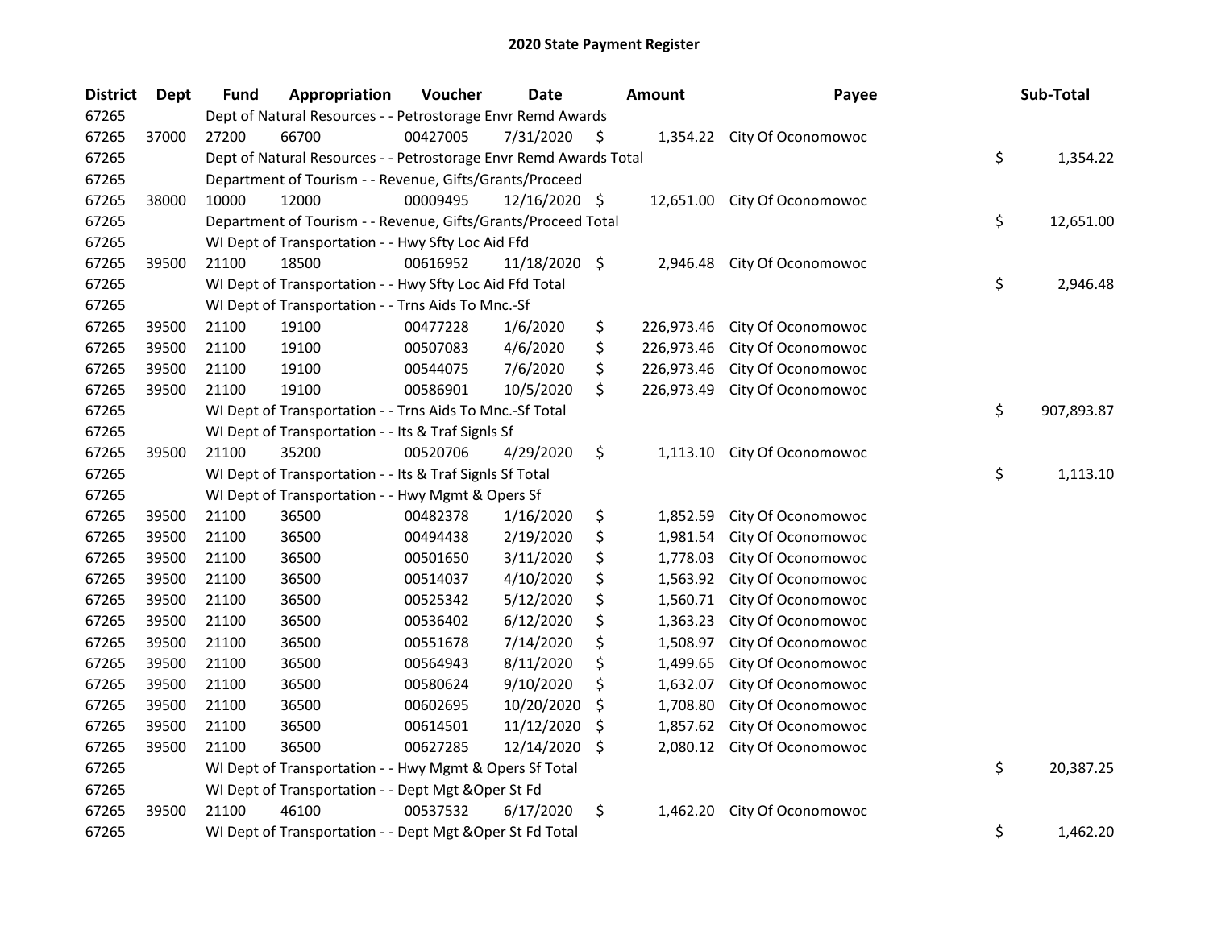# 2020 State Payment Register

| District | Dept | Fund | Appropriation | Voucher | Date | Amount | Payee | Sub-Total |
|---|---|---|---|---|---|---|---|---|
| 67265 | | Dept of Natural Resources - - Petrostorage Envr Remd Awards | | | | | | |
| 67265 | 37000 | 27200 | 66700 | 00427005 | 7/31/2020 | $ 1,354.22 | City Of Oconomowoc | |
| 67265 | | Dept of Natural Resources - - Petrostorage Envr Remd Awards Total | | | | | | $ 1,354.22 |
| 67265 | | Department of Tourism - - Revenue, Gifts/Grants/Proceed | | | | | | |
| 67265 | 38000 | 10000 | 12000 | 00009495 | 12/16/2020 | $ 12,651.00 | City Of Oconomowoc | |
| 67265 | | Department of Tourism - - Revenue, Gifts/Grants/Proceed Total | | | | | | $ 12,651.00 |
| 67265 | | WI Dept of Transportation - - Hwy Sfty Loc Aid Ffd | | | | | | |
| 67265 | 39500 | 21100 | 18500 | 00616952 | 11/18/2020 | $ 2,946.48 | City Of Oconomowoc | |
| 67265 | | WI Dept of Transportation - - Hwy Sfty Loc Aid Ffd Total | | | | | | $ 2,946.48 |
| 67265 | | WI Dept of Transportation - - Trns Aids To Mnc.-Sf | | | | | | |
| 67265 | 39500 | 21100 | 19100 | 00477228 | 1/6/2020 | $ 226,973.46 | City Of Oconomowoc | |
| 67265 | 39500 | 21100 | 19100 | 00507083 | 4/6/2020 | $ 226,973.46 | City Of Oconomowoc | |
| 67265 | 39500 | 21100 | 19100 | 00544075 | 7/6/2020 | $ 226,973.46 | City Of Oconomowoc | |
| 67265 | 39500 | 21100 | 19100 | 00586901 | 10/5/2020 | $ 226,973.49 | City Of Oconomowoc | |
| 67265 | | WI Dept of Transportation - - Trns Aids To Mnc.-Sf Total | | | | | | $ 907,893.87 |
| 67265 | | WI Dept of Transportation - - Its & Traf Signls Sf | | | | | | |
| 67265 | 39500 | 21100 | 35200 | 00520706 | 4/29/2020 | $ 1,113.10 | City Of Oconomowoc | |
| 67265 | | WI Dept of Transportation - - Its & Traf Signls Sf Total | | | | | | $ 1,113.10 |
| 67265 | | WI Dept of Transportation - - Hwy Mgmt & Opers Sf | | | | | | |
| 67265 | 39500 | 21100 | 36500 | 00482378 | 1/16/2020 | $ 1,852.59 | City Of Oconomowoc | |
| 67265 | 39500 | 21100 | 36500 | 00494438 | 2/19/2020 | $ 1,981.54 | City Of Oconomowoc | |
| 67265 | 39500 | 21100 | 36500 | 00501650 | 3/11/2020 | $ 1,778.03 | City Of Oconomowoc | |
| 67265 | 39500 | 21100 | 36500 | 00514037 | 4/10/2020 | $ 1,563.92 | City Of Oconomowoc | |
| 67265 | 39500 | 21100 | 36500 | 00525342 | 5/12/2020 | $ 1,560.71 | City Of Oconomowoc | |
| 67265 | 39500 | 21100 | 36500 | 00536402 | 6/12/2020 | $ 1,363.23 | City Of Oconomowoc | |
| 67265 | 39500 | 21100 | 36500 | 00551678 | 7/14/2020 | $ 1,508.97 | City Of Oconomowoc | |
| 67265 | 39500 | 21100 | 36500 | 00564943 | 8/11/2020 | $ 1,499.65 | City Of Oconomowoc | |
| 67265 | 39500 | 21100 | 36500 | 00580624 | 9/10/2020 | $ 1,632.07 | City Of Oconomowoc | |
| 67265 | 39500 | 21100 | 36500 | 00602695 | 10/20/2020 | $ 1,708.80 | City Of Oconomowoc | |
| 67265 | 39500 | 21100 | 36500 | 00614501 | 11/12/2020 | $ 1,857.62 | City Of Oconomowoc | |
| 67265 | 39500 | 21100 | 36500 | 00627285 | 12/14/2020 | $ 2,080.12 | City Of Oconomowoc | |
| 67265 | | WI Dept of Transportation - - Hwy Mgmt & Opers Sf Total | | | | | | $ 20,387.25 |
| 67265 | | WI Dept of Transportation - - Dept Mgt &Oper St Fd | | | | | | |
| 67265 | 39500 | 21100 | 46100 | 00537532 | 6/17/2020 | $ 1,462.20 | City Of Oconomowoc | |
| 67265 | | WI Dept of Transportation - - Dept Mgt &Oper St Fd Total | | | | | | $ 1,462.20 |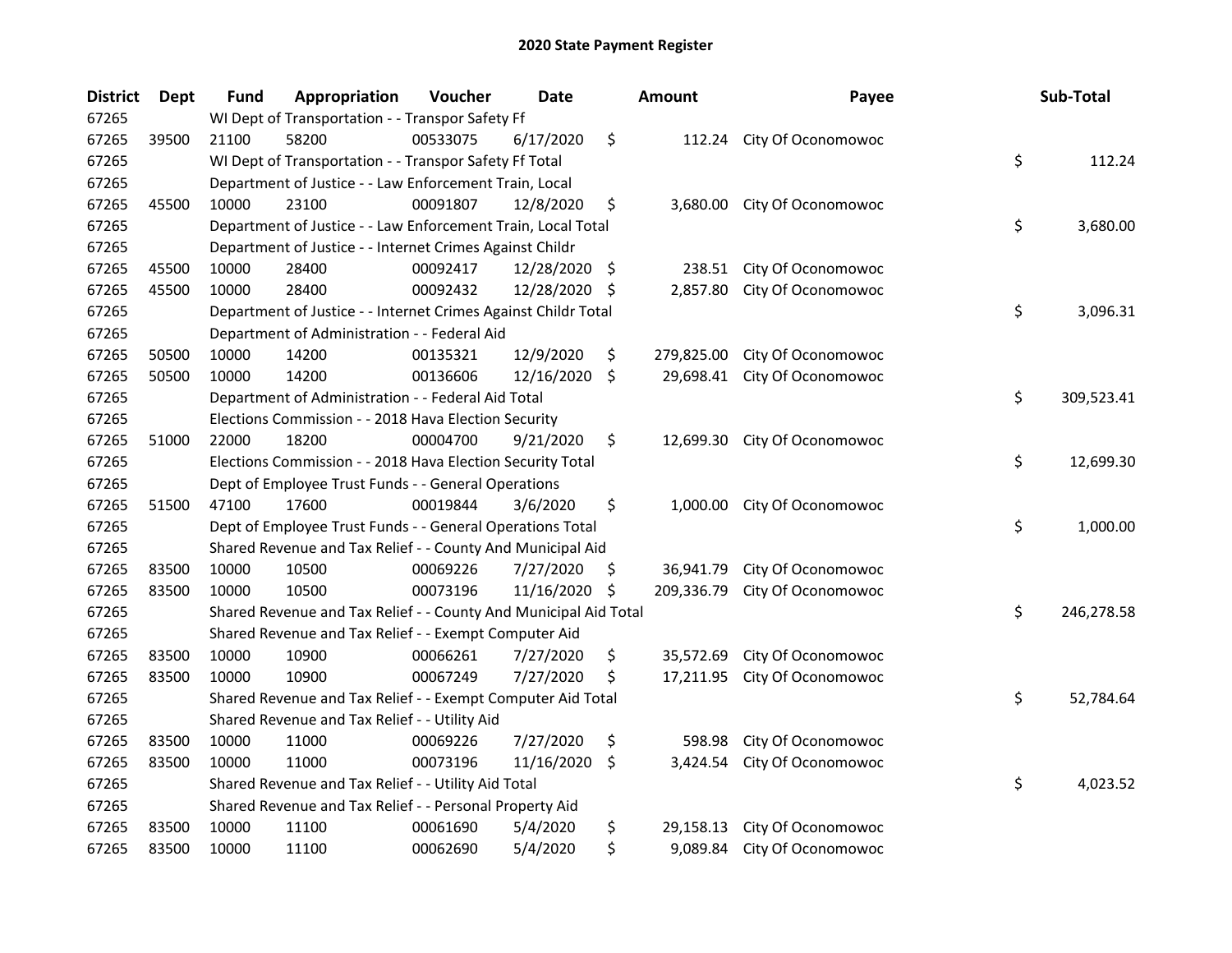## 2020 State Payment Register

| District | Dept | Fund | Appropriation | Voucher | Date | Amount | Payee | Sub-Total |
|---|---|---|---|---|---|---|---|---|
| 67265 | | WI Dept of Transportation - - Transpor Safety Ff | | | | | | |
| 67265 | 39500 | 21100 | 58200 | 00533075 | 6/17/2020 | $ 112.24 | City Of Oconomowoc | |
| 67265 | | WI Dept of Transportation - - Transpor Safety Ff Total | | | | | | $ 112.24 |
| 67265 | | Department of Justice - - Law Enforcement Train, Local | | | | | | |
| 67265 | 45500 | 10000 | 23100 | 00091807 | 12/8/2020 | $ 3,680.00 | City Of Oconomowoc | |
| 67265 | | Department of Justice - - Law Enforcement Train, Local Total | | | | | | $ 3,680.00 |
| 67265 | | Department of Justice - - Internet Crimes Against Childr | | | | | | |
| 67265 | 45500 | 10000 | 28400 | 00092417 | 12/28/2020 | $ 238.51 | City Of Oconomowoc | |
| 67265 | 45500 | 10000 | 28400 | 00092432 | 12/28/2020 | $ 2,857.80 | City Of Oconomowoc | |
| 67265 | | Department of Justice - - Internet Crimes Against Childr Total | | | | | | $ 3,096.31 |
| 67265 | | Department of Administration - - Federal Aid | | | | | | |
| 67265 | 50500 | 10000 | 14200 | 00135321 | 12/9/2020 | $ 279,825.00 | City Of Oconomowoc | |
| 67265 | 50500 | 10000 | 14200 | 00136606 | 12/16/2020 | $ 29,698.41 | City Of Oconomowoc | |
| 67265 | | Department of Administration - - Federal Aid Total | | | | | | $ 309,523.41 |
| 67265 | | Elections Commission - - 2018 Hava Election Security | | | | | | |
| 67265 | 51000 | 22000 | 18200 | 00004700 | 9/21/2020 | $ 12,699.30 | City Of Oconomowoc | |
| 67265 | | Elections Commission - - 2018 Hava Election Security Total | | | | | | $ 12,699.30 |
| 67265 | | Dept of Employee Trust Funds - - General Operations | | | | | | |
| 67265 | 51500 | 47100 | 17600 | 00019844 | 3/6/2020 | $ 1,000.00 | City Of Oconomowoc | |
| 67265 | | Dept of Employee Trust Funds - - General Operations Total | | | | | | $ 1,000.00 |
| 67265 | | Shared Revenue and Tax Relief - - County And Municipal Aid | | | | | | |
| 67265 | 83500 | 10000 | 10500 | 00069226 | 7/27/2020 | $ 36,941.79 | City Of Oconomowoc | |
| 67265 | 83500 | 10000 | 10500 | 00073196 | 11/16/2020 | $ 209,336.79 | City Of Oconomowoc | |
| 67265 | | Shared Revenue and Tax Relief - - County And Municipal Aid Total | | | | | | $ 246,278.58 |
| 67265 | | Shared Revenue and Tax Relief - - Exempt Computer Aid | | | | | | |
| 67265 | 83500 | 10000 | 10900 | 00066261 | 7/27/2020 | $ 35,572.69 | City Of Oconomowoc | |
| 67265 | 83500 | 10000 | 10900 | 00067249 | 7/27/2020 | $ 17,211.95 | City Of Oconomowoc | |
| 67265 | | Shared Revenue and Tax Relief - - Exempt Computer Aid Total | | | | | | $ 52,784.64 |
| 67265 | | Shared Revenue and Tax Relief - - Utility Aid | | | | | | |
| 67265 | 83500 | 10000 | 11000 | 00069226 | 7/27/2020 | $ 598.98 | City Of Oconomowoc | |
| 67265 | 83500 | 10000 | 11000 | 00073196 | 11/16/2020 | $ 3,424.54 | City Of Oconomowoc | |
| 67265 | | Shared Revenue and Tax Relief - - Utility Aid Total | | | | | | $ 4,023.52 |
| 67265 | | Shared Revenue and Tax Relief - - Personal Property Aid | | | | | | |
| 67265 | 83500 | 10000 | 11100 | 00061690 | 5/4/2020 | $ 29,158.13 | City Of Oconomowoc | |
| 67265 | 83500 | 10000 | 11100 | 00062690 | 5/4/2020 | $ 9,089.84 | City Of Oconomowoc | |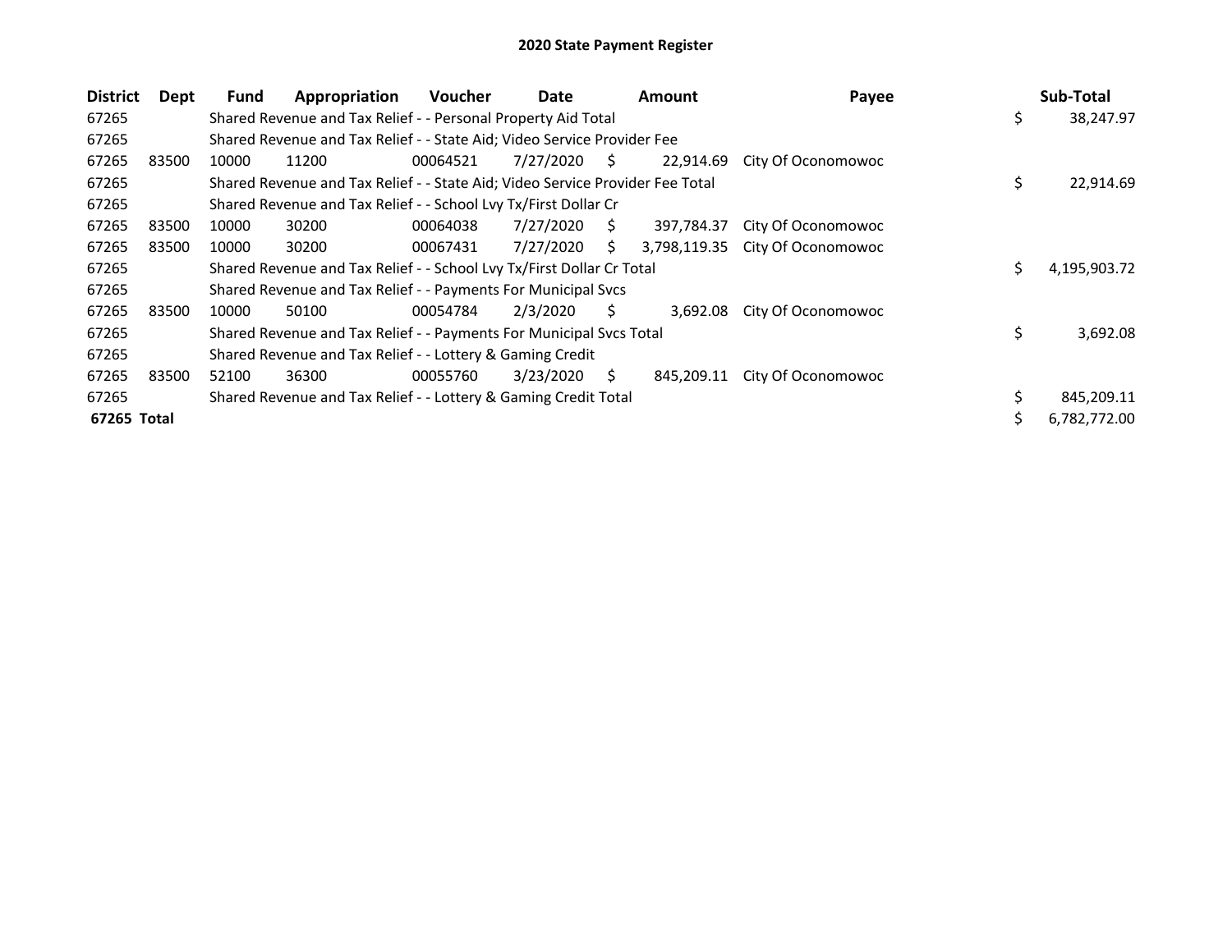## 2020 State Payment Register

| District | Dept | Fund | Appropriation | Voucher | Date | Amount | Payee | Sub-Total |
|---|---|---|---|---|---|---|---|---|
| 67265 | | Shared Revenue and Tax Relief - - Personal Property Aid Total | | | | | | $ 38,247.97 |
| 67265 | | Shared Revenue and Tax Relief - - State Aid; Video Service Provider Fee | | | | | | |
| 67265 | 83500 | 10000 | 11200 | 00064521 | 7/27/2020 | $ 22,914.69 | City Of Oconomowoc | |
| 67265 | | Shared Revenue and Tax Relief - - State Aid; Video Service Provider Fee Total | | | | | | $ 22,914.69 |
| 67265 | | Shared Revenue and Tax Relief - - School Lvy Tx/First Dollar Cr | | | | | | |
| 67265 | 83500 | 10000 | 30200 | 00064038 | 7/27/2020 | $ 397,784.37 | City Of Oconomowoc | |
| 67265 | 83500 | 10000 | 30200 | 00067431 | 7/27/2020 | $ 3,798,119.35 | City Of Oconomowoc | |
| 67265 | | Shared Revenue and Tax Relief - - School Lvy Tx/First Dollar Cr Total | | | | | | $ 4,195,903.72 |
| 67265 | | Shared Revenue and Tax Relief - - Payments For Municipal Svcs | | | | | | |
| 67265 | 83500 | 10000 | 50100 | 00054784 | 2/3/2020 | $ 3,692.08 | City Of Oconomowoc | |
| 67265 | | Shared Revenue and Tax Relief - - Payments For Municipal Svcs Total | | | | | | $ 3,692.08 |
| 67265 | | Shared Revenue and Tax Relief - - Lottery & Gaming Credit | | | | | | |
| 67265 | 83500 | 52100 | 36300 | 00055760 | 3/23/2020 | $ 845,209.11 | City Of Oconomowoc | |
| 67265 | | Shared Revenue and Tax Relief - - Lottery & Gaming Credit Total | | | | | | $ 845,209.11 |
| **67265 Total** | | | | | | | | $ 6,782,772.00 |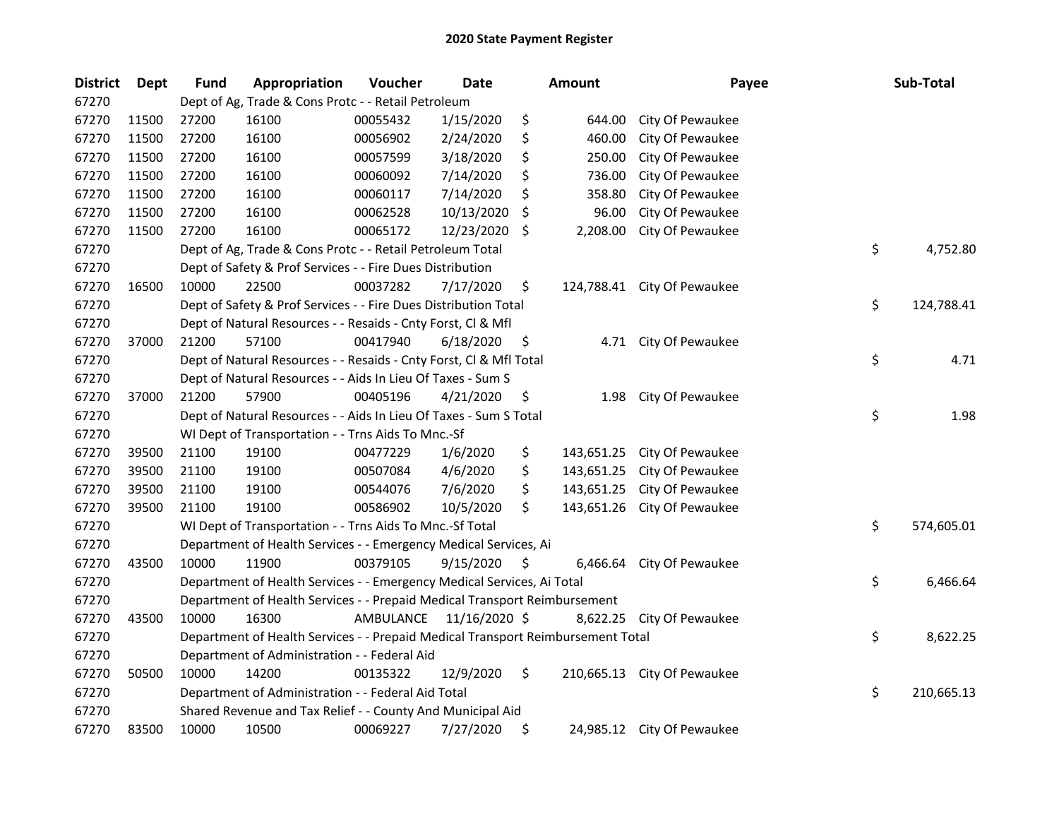# 2020 State Payment Register

| District | Dept | Fund | Appropriation | Voucher | Date | Amount | Payee | Sub-Total |
|---|---|---|---|---|---|---|---|---|
| 67270 | | Dept of Ag, Trade & Cons Protc - - Retail Petroleum | | | | | | |
| 67270 | 11500 | 27200 | 16100 | 00055432 | 1/15/2020 | $ 644.00 | City Of Pewaukee | |
| 67270 | 11500 | 27200 | 16100 | 00056902 | 2/24/2020 | $ 460.00 | City Of Pewaukee | |
| 67270 | 11500 | 27200 | 16100 | 00057599 | 3/18/2020 | $ 250.00 | City Of Pewaukee | |
| 67270 | 11500 | 27200 | 16100 | 00060092 | 7/14/2020 | $ 736.00 | City Of Pewaukee | |
| 67270 | 11500 | 27200 | 16100 | 00060117 | 7/14/2020 | $ 358.80 | City Of Pewaukee | |
| 67270 | 11500 | 27200 | 16100 | 00062528 | 10/13/2020 | $ 96.00 | City Of Pewaukee | |
| 67270 | 11500 | 27200 | 16100 | 00065172 | 12/23/2020 | $ 2,208.00 | City Of Pewaukee | |
| 67270 | | Dept of Ag, Trade & Cons Protc - - Retail Petroleum Total | | | | | | $ 4,752.80 |
| 67270 | | Dept of Safety & Prof Services - - Fire Dues Distribution | | | | | | |
| 67270 | 16500 | 10000 | 22500 | 00037282 | 7/17/2020 | $ 124,788.41 | City Of Pewaukee | |
| 67270 | | Dept of Safety & Prof Services - - Fire Dues Distribution Total | | | | | | $ 124,788.41 |
| 67270 | | Dept of Natural Resources - - Resaids - Cnty Forst, Cl & Mfl | | | | | | |
| 67270 | 37000 | 21200 | 57100 | 00417940 | 6/18/2020 | $ 4.71 | City Of Pewaukee | |
| 67270 | | Dept of Natural Resources - - Resaids - Cnty Forst, Cl & Mfl Total | | | | | | $ 4.71 |
| 67270 | | Dept of Natural Resources - - Aids In Lieu Of Taxes - Sum S | | | | | | |
| 67270 | 37000 | 21200 | 57900 | 00405196 | 4/21/2020 | $ 1.98 | City Of Pewaukee | |
| 67270 | | Dept of Natural Resources - - Aids In Lieu Of Taxes - Sum S Total | | | | | | $ 1.98 |
| 67270 | | WI Dept of Transportation - - Trns Aids To Mnc.-Sf | | | | | | |
| 67270 | 39500 | 21100 | 19100 | 00477229 | 1/6/2020 | $ 143,651.25 | City Of Pewaukee | |
| 67270 | 39500 | 21100 | 19100 | 00507084 | 4/6/2020 | $ 143,651.25 | City Of Pewaukee | |
| 67270 | 39500 | 21100 | 19100 | 00544076 | 7/6/2020 | $ 143,651.25 | City Of Pewaukee | |
| 67270 | 39500 | 21100 | 19100 | 00586902 | 10/5/2020 | $ 143,651.26 | City Of Pewaukee | |
| 67270 | | WI Dept of Transportation - - Trns Aids To Mnc.-Sf Total | | | | | | $ 574,605.01 |
| 67270 | | Department of Health Services - - Emergency Medical Services, Ai | | | | | | |
| 67270 | 43500 | 10000 | 11900 | 00379105 | 9/15/2020 | $ 6,466.64 | City Of Pewaukee | |
| 67270 | | Department of Health Services - - Emergency Medical Services, Ai Total | | | | | | $ 6,466.64 |
| 67270 | | Department of Health Services - - Prepaid Medical Transport Reimbursement | | | | | | |
| 67270 | 43500 | 10000 | 16300 | AMBULANCE | 11/16/2020 | $ 8,622.25 | City Of Pewaukee | |
| 67270 | | Department of Health Services - - Prepaid Medical Transport Reimbursement Total | | | | | | $ 8,622.25 |
| 67270 | | Department of Administration - - Federal Aid | | | | | | |
| 67270 | 50500 | 10000 | 14200 | 00135322 | 12/9/2020 | $ 210,665.13 | City Of Pewaukee | |
| 67270 | | Department of Administration - - Federal Aid Total | | | | | | $ 210,665.13 |
| 67270 | | Shared Revenue and Tax Relief - - County And Municipal Aid | | | | | | |
| 67270 | 83500 | 10000 | 10500 | 00069227 | 7/27/2020 | $ 24,985.12 | City Of Pewaukee | |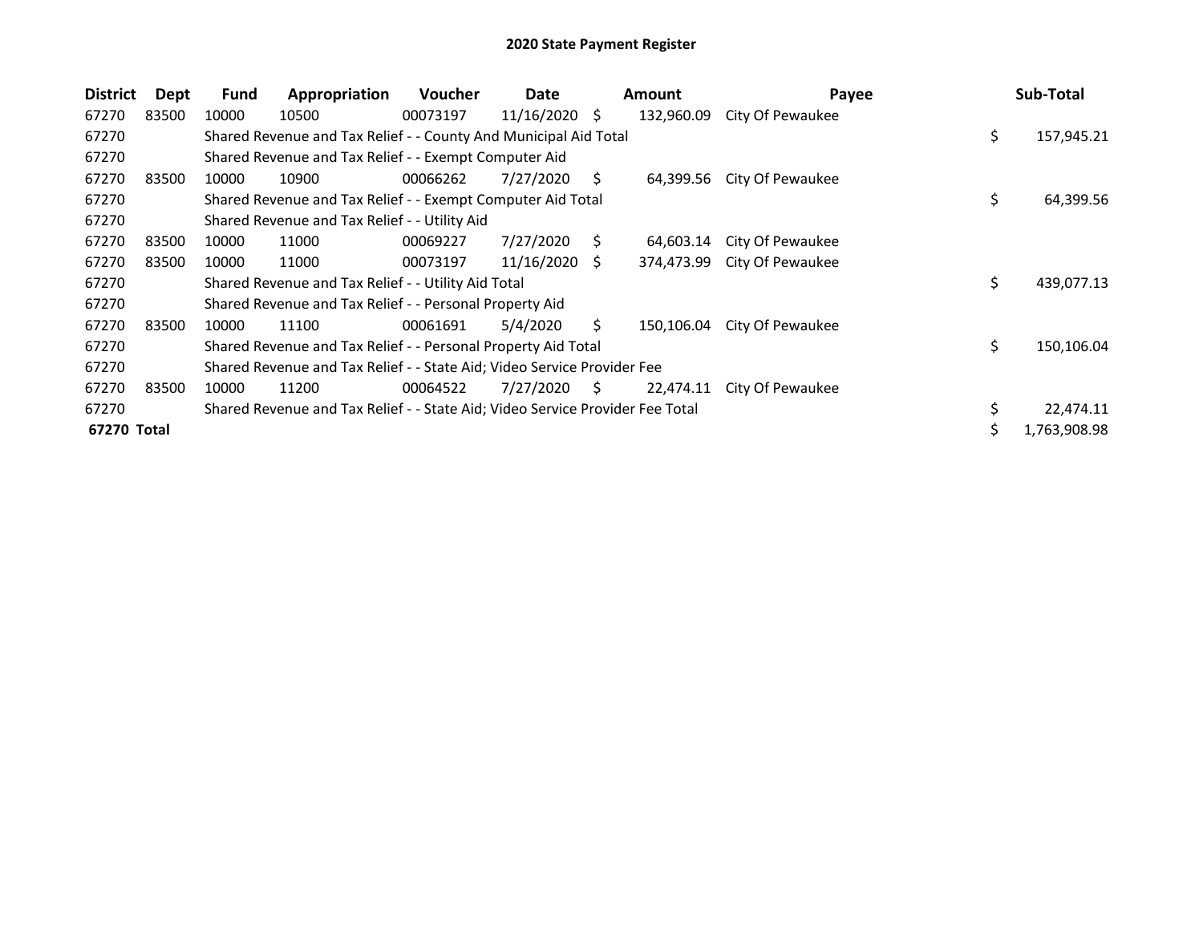# 2020 State Payment Register

| District | Dept | Fund | Appropriation | Voucher | Date | Amount | Payee | Sub-Total |
|---|---|---|---|---|---|---|---|---|
| 67270 | 83500 | 10000 | 10500 | 00073197 | 11/16/2020 | $ 132,960.09 | City Of Pewaukee | |
| 67270 | | Shared Revenue and Tax Relief - - County And Municipal Aid Total | | | | | | $ 157,945.21 |
| 67270 | | Shared Revenue and Tax Relief - - Exempt Computer Aid | | | | | | |
| 67270 | 83500 | 10000 | 10900 | 00066262 | 7/27/2020 | $ 64,399.56 | City Of Pewaukee | |
| 67270 | | Shared Revenue and Tax Relief - - Exempt Computer Aid Total | | | | | | $ 64,399.56 |
| 67270 | | Shared Revenue and Tax Relief - - Utility Aid | | | | | | |
| 67270 | 83500 | 10000 | 11000 | 00069227 | 7/27/2020 | $ 64,603.14 | City Of Pewaukee | |
| 67270 | 83500 | 10000 | 11000 | 00073197 | 11/16/2020 | $ 374,473.99 | City Of Pewaukee | |
| 67270 | | Shared Revenue and Tax Relief - - Utility Aid Total | | | | | | $ 439,077.13 |
| 67270 | | Shared Revenue and Tax Relief - - Personal Property Aid | | | | | | |
| 67270 | 83500 | 10000 | 11100 | 00061691 | 5/4/2020 | $ 150,106.04 | City Of Pewaukee | |
| 67270 | | Shared Revenue and Tax Relief - - Personal Property Aid Total | | | | | | $ 150,106.04 |
| 67270 | | Shared Revenue and Tax Relief - - State Aid; Video Service Provider Fee | | | | | | |
| 67270 | 83500 | 10000 | 11200 | 00064522 | 7/27/2020 | $ 22,474.11 | City Of Pewaukee | |
| 67270 | | Shared Revenue and Tax Relief - - State Aid; Video Service Provider Fee Total | | | | | | $ 22,474.11 |
| **67270 Total** | | | | | | | | $ 1,763,908.98 |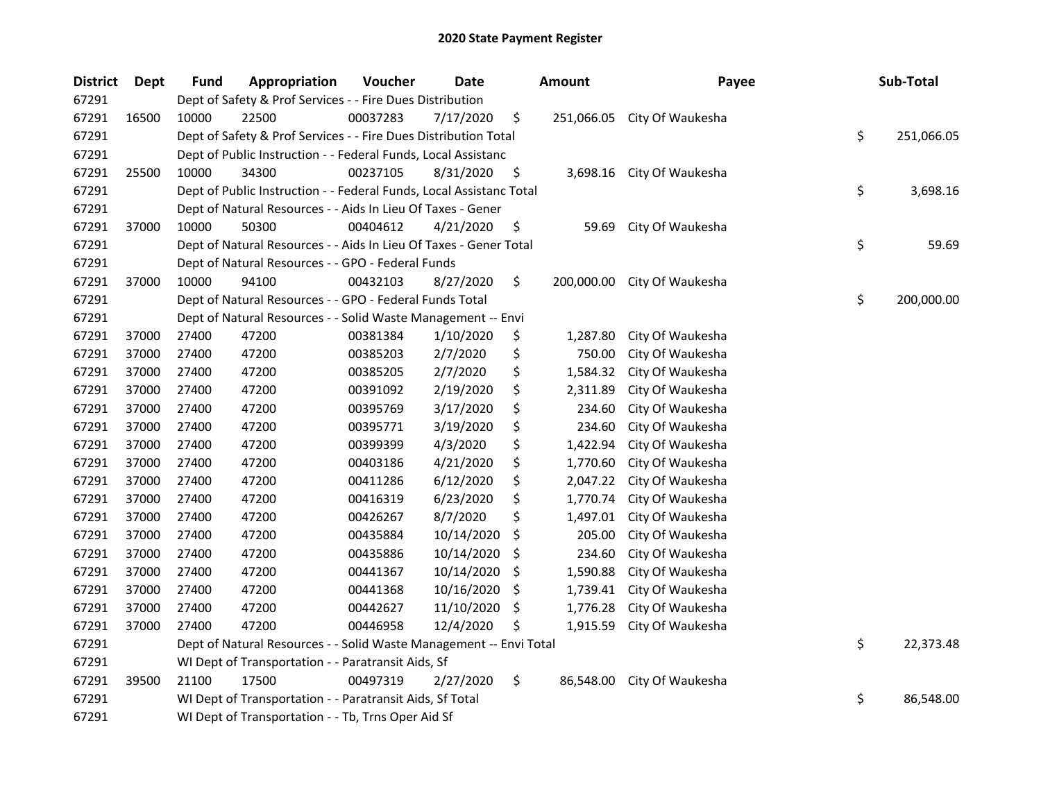# 2020 State Payment Register

| District | Dept | Fund | Appropriation | Voucher | Date | Amount | Payee | Sub-Total |
|---|---|---|---|---|---|---|---|---|
| 67291 | | Dept of Safety & Prof Services - - Fire Dues Distribution | | | | | | |
| 67291 | 16500 | 10000 | 22500 | 00037283 | 7/17/2020 | $ 251,066.05 | City Of Waukesha | |
| 67291 | | Dept of Safety & Prof Services - - Fire Dues Distribution Total | | | | | | $ 251,066.05 |
| 67291 | | Dept of Public Instruction - - Federal Funds, Local Assistanc | | | | | | |
| 67291 | 25500 | 10000 | 34300 | 00237105 | 8/31/2020 | $ 3,698.16 | City Of Waukesha | |
| 67291 | | Dept of Public Instruction - - Federal Funds, Local Assistanc Total | | | | | | $ 3,698.16 |
| 67291 | | Dept of Natural Resources - - Aids In Lieu Of Taxes - Gener | | | | | | |
| 67291 | 37000 | 10000 | 50300 | 00404612 | 4/21/2020 | $ 59.69 | City Of Waukesha | |
| 67291 | | Dept of Natural Resources - - Aids In Lieu Of Taxes - Gener Total | | | | | | $ 59.69 |
| 67291 | | Dept of Natural Resources - - GPO - Federal Funds | | | | | | |
| 67291 | 37000 | 10000 | 94100 | 00432103 | 8/27/2020 | $ 200,000.00 | City Of Waukesha | |
| 67291 | | Dept of Natural Resources - - GPO - Federal Funds Total | | | | | | $ 200,000.00 |
| 67291 | | Dept of Natural Resources - - Solid Waste Management -- Envi | | | | | | |
| 67291 | 37000 | 27400 | 47200 | 00381384 | 1/10/2020 | $ 1,287.80 | City Of Waukesha | |
| 67291 | 37000 | 27400 | 47200 | 00385203 | 2/7/2020 | $ 750.00 | City Of Waukesha | |
| 67291 | 37000 | 27400 | 47200 | 00385205 | 2/7/2020 | $ 1,584.32 | City Of Waukesha | |
| 67291 | 37000 | 27400 | 47200 | 00391092 | 2/19/2020 | $ 2,311.89 | City Of Waukesha | |
| 67291 | 37000 | 27400 | 47200 | 00395769 | 3/17/2020 | $ 234.60 | City Of Waukesha | |
| 67291 | 37000 | 27400 | 47200 | 00395771 | 3/19/2020 | $ 234.60 | City Of Waukesha | |
| 67291 | 37000 | 27400 | 47200 | 00399399 | 4/3/2020 | $ 1,422.94 | City Of Waukesha | |
| 67291 | 37000 | 27400 | 47200 | 00403186 | 4/21/2020 | $ 1,770.60 | City Of Waukesha | |
| 67291 | 37000 | 27400 | 47200 | 00411286 | 6/12/2020 | $ 2,047.22 | City Of Waukesha | |
| 67291 | 37000 | 27400 | 47200 | 00416319 | 6/23/2020 | $ 1,770.74 | City Of Waukesha | |
| 67291 | 37000 | 27400 | 47200 | 00426267 | 8/7/2020 | $ 1,497.01 | City Of Waukesha | |
| 67291 | 37000 | 27400 | 47200 | 00435884 | 10/14/2020 | $ 205.00 | City Of Waukesha | |
| 67291 | 37000 | 27400 | 47200 | 00435886 | 10/14/2020 | $ 234.60 | City Of Waukesha | |
| 67291 | 37000 | 27400 | 47200 | 00441367 | 10/14/2020 | $ 1,590.88 | City Of Waukesha | |
| 67291 | 37000 | 27400 | 47200 | 00441368 | 10/16/2020 | $ 1,739.41 | City Of Waukesha | |
| 67291 | 37000 | 27400 | 47200 | 00442627 | 11/10/2020 | $ 1,776.28 | City Of Waukesha | |
| 67291 | 37000 | 27400 | 47200 | 00446958 | 12/4/2020 | $ 1,915.59 | City Of Waukesha | |
| 67291 | | Dept of Natural Resources - - Solid Waste Management -- Envi Total | | | | | | $ 22,373.48 |
| 67291 | | WI Dept of Transportation - - Paratransit Aids, Sf | | | | | | |
| 67291 | 39500 | 21100 | 17500 | 00497319 | 2/27/2020 | $ 86,548.00 | City Of Waukesha | |
| 67291 | | WI Dept of Transportation - - Paratransit Aids, Sf Total | | | | | | $ 86,548.00 |
| 67291 | | WI Dept of Transportation - - Tb, Trns Oper Aid Sf | | | | | | |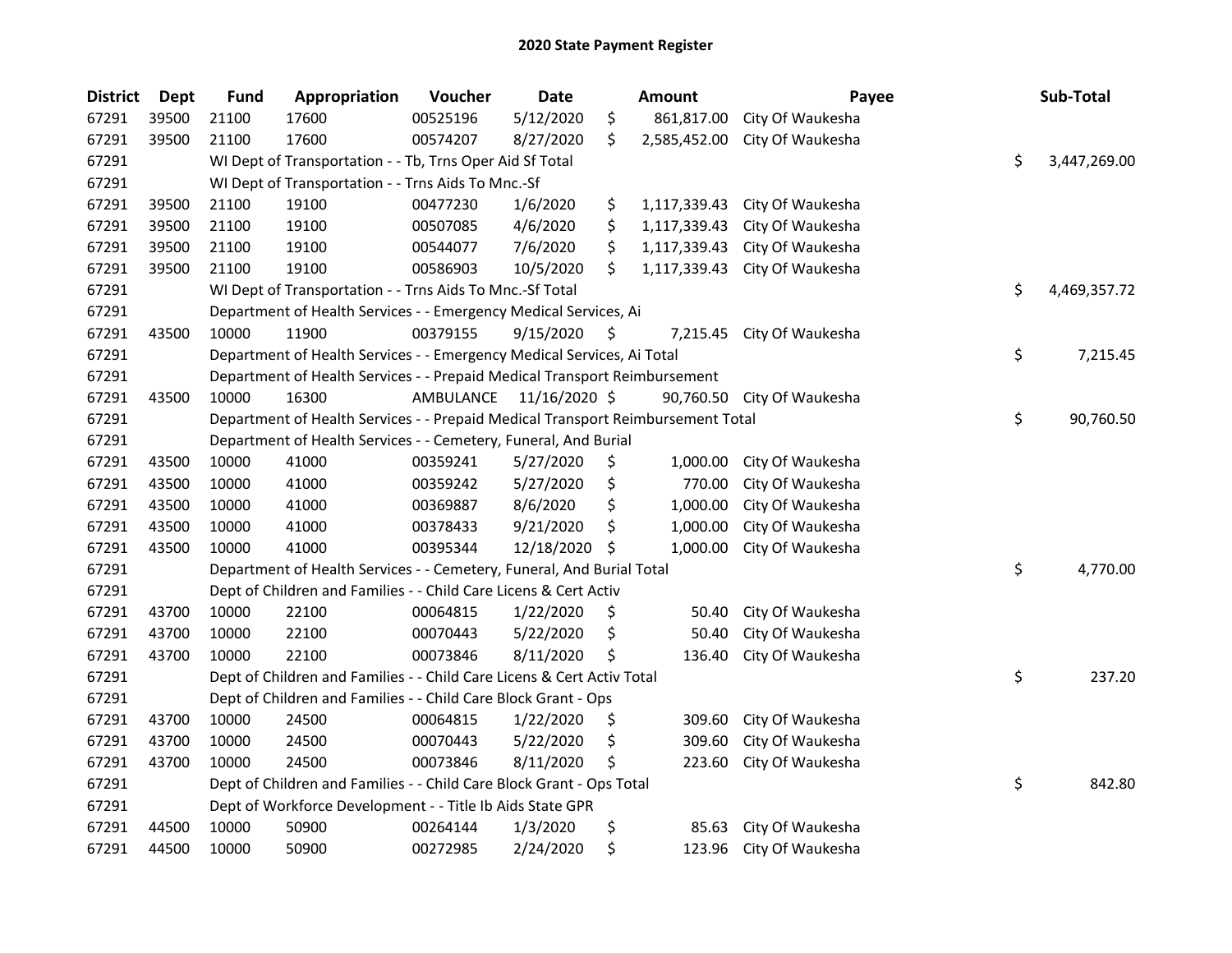# 2020 State Payment Register

| District | Dept | Fund | Appropriation | Voucher | Date | Amount | Payee | Sub-Total |
|---|---|---|---|---|---|---|---|---|
| 67291 | 39500 | 21100 | 17600 | 00525196 | 5/12/2020 | $ 861,817.00 | City Of Waukesha | |
| 67291 | 39500 | 21100 | 17600 | 00574207 | 8/27/2020 | $ 2,585,452.00 | City Of Waukesha | |
| 67291 | | WI Dept of Transportation - - Tb, Trns Oper Aid Sf Total | | | | | | $ 3,447,269.00 |
| 67291 | | WI Dept of Transportation - - Trns Aids To Mnc.-Sf | | | | | | |
| 67291 | 39500 | 21100 | 19100 | 00477230 | 1/6/2020 | $ 1,117,339.43 | City Of Waukesha | |
| 67291 | 39500 | 21100 | 19100 | 00507085 | 4/6/2020 | $ 1,117,339.43 | City Of Waukesha | |
| 67291 | 39500 | 21100 | 19100 | 00544077 | 7/6/2020 | $ 1,117,339.43 | City Of Waukesha | |
| 67291 | 39500 | 21100 | 19100 | 00586903 | 10/5/2020 | $ 1,117,339.43 | City Of Waukesha | |
| 67291 | | WI Dept of Transportation - - Trns Aids To Mnc.-Sf Total | | | | | | $ 4,469,357.72 |
| 67291 | | Department of Health Services - - Emergency Medical Services, Ai | | | | | | |
| 67291 | 43500 | 10000 | 11900 | 00379155 | 9/15/2020 | $ 7,215.45 | City Of Waukesha | |
| 67291 | | Department of Health Services - - Emergency Medical Services, Ai Total | | | | | | $ 7,215.45 |
| 67291 | | Department of Health Services - - Prepaid Medical Transport Reimbursement | | | | | | |
| 67291 | 43500 | 10000 | 16300 | AMBULANCE | 11/16/2020 | $ 90,760.50 | City Of Waukesha | |
| 67291 | | Department of Health Services - - Prepaid Medical Transport Reimbursement Total | | | | | | $ 90,760.50 |
| 67291 | | Department of Health Services - - Cemetery, Funeral, And Burial | | | | | | |
| 67291 | 43500 | 10000 | 41000 | 00359241 | 5/27/2020 | $ 1,000.00 | City Of Waukesha | |
| 67291 | 43500 | 10000 | 41000 | 00359242 | 5/27/2020 | $ 770.00 | City Of Waukesha | |
| 67291 | 43500 | 10000 | 41000 | 00369887 | 8/6/2020 | $ 1,000.00 | City Of Waukesha | |
| 67291 | 43500 | 10000 | 41000 | 00378433 | 9/21/2020 | $ 1,000.00 | City Of Waukesha | |
| 67291 | 43500 | 10000 | 41000 | 00395344 | 12/18/2020 | $ 1,000.00 | City Of Waukesha | |
| 67291 | | Department of Health Services - - Cemetery, Funeral, And Burial Total | | | | | | $ 4,770.00 |
| 67291 | | Dept of Children and Families - - Child Care Licens & Cert Activ | | | | | | |
| 67291 | 43700 | 10000 | 22100 | 00064815 | 1/22/2020 | $ 50.40 | City Of Waukesha | |
| 67291 | 43700 | 10000 | 22100 | 00070443 | 5/22/2020 | $ 50.40 | City Of Waukesha | |
| 67291 | 43700 | 10000 | 22100 | 00073846 | 8/11/2020 | $ 136.40 | City Of Waukesha | |
| 67291 | | Dept of Children and Families - - Child Care Licens & Cert Activ Total | | | | | | $ 237.20 |
| 67291 | | Dept of Children and Families - - Child Care Block Grant - Ops | | | | | | |
| 67291 | 43700 | 10000 | 24500 | 00064815 | 1/22/2020 | $ 309.60 | City Of Waukesha | |
| 67291 | 43700 | 10000 | 24500 | 00070443 | 5/22/2020 | $ 309.60 | City Of Waukesha | |
| 67291 | 43700 | 10000 | 24500 | 00073846 | 8/11/2020 | $ 223.60 | City Of Waukesha | |
| 67291 | | Dept of Children and Families - - Child Care Block Grant - Ops Total | | | | | | $ 842.80 |
| 67291 | | Dept of Workforce Development - - Title Ib Aids State GPR | | | | | | |
| 67291 | 44500 | 10000 | 50900 | 00264144 | 1/3/2020 | $ 85.63 | City Of Waukesha | |
| 67291 | 44500 | 10000 | 50900 | 00272985 | 2/24/2020 | $ 123.96 | City Of Waukesha | |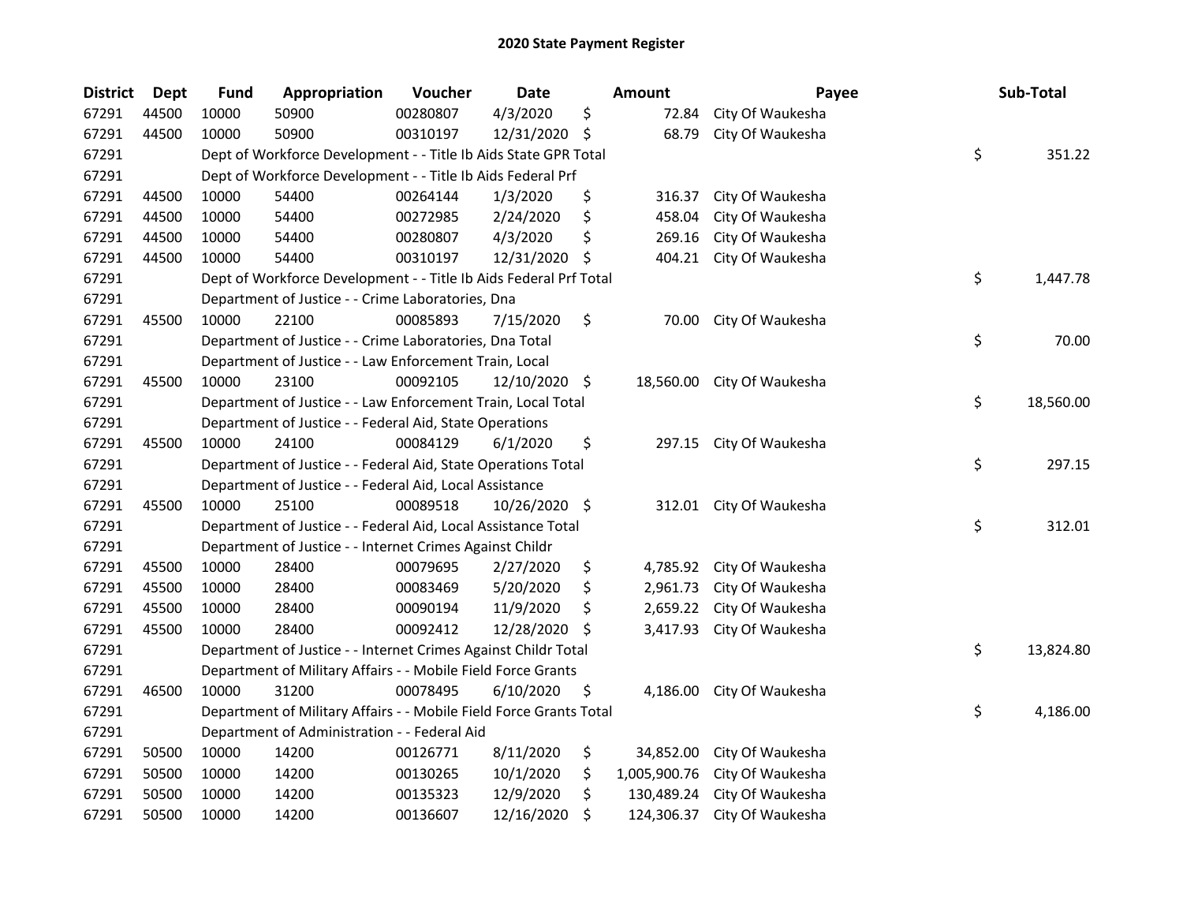# 2020 State Payment Register

| District | Dept | Fund | Appropriation | Voucher | Date | Amount | Payee | Sub-Total |
|---|---|---|---|---|---|---|---|---|
| 67291 | 44500 | 10000 | 50900 | 00280807 | 4/3/2020 | $ 72.84 | City Of Waukesha | |
| 67291 | 44500 | 10000 | 50900 | 00310197 | 12/31/2020 | $ 68.79 | City Of Waukesha | |
| 67291 | | Dept of Workforce Development - - Title Ib Aids State GPR Total | | | | | | $ 351.22 |
| 67291 | | Dept of Workforce Development - - Title Ib Aids Federal Prf | | | | | | |
| 67291 | 44500 | 10000 | 54400 | 00264144 | 1/3/2020 | $ 316.37 | City Of Waukesha | |
| 67291 | 44500 | 10000 | 54400 | 00272985 | 2/24/2020 | $ 458.04 | City Of Waukesha | |
| 67291 | 44500 | 10000 | 54400 | 00280807 | 4/3/2020 | $ 269.16 | City Of Waukesha | |
| 67291 | 44500 | 10000 | 54400 | 00310197 | 12/31/2020 | $ 404.21 | City Of Waukesha | |
| 67291 | | Dept of Workforce Development - - Title Ib Aids Federal Prf Total | | | | | | $ 1,447.78 |
| 67291 | | Department of Justice - - Crime Laboratories, Dna | | | | | | |
| 67291 | 45500 | 10000 | 22100 | 00085893 | 7/15/2020 | $ 70.00 | City Of Waukesha | |
| 67291 | | Department of Justice - - Crime Laboratories, Dna Total | | | | | | $ 70.00 |
| 67291 | | Department of Justice - - Law Enforcement Train, Local | | | | | | |
| 67291 | 45500 | 10000 | 23100 | 00092105 | 12/10/2020 | $ 18,560.00 | City Of Waukesha | |
| 67291 | | Department of Justice - - Law Enforcement Train, Local Total | | | | | | $ 18,560.00 |
| 67291 | | Department of Justice - - Federal Aid, State Operations | | | | | | |
| 67291 | 45500 | 10000 | 24100 | 00084129 | 6/1/2020 | $ 297.15 | City Of Waukesha | |
| 67291 | | Department of Justice - - Federal Aid, State Operations Total | | | | | | $ 297.15 |
| 67291 | | Department of Justice - - Federal Aid, Local Assistance | | | | | | |
| 67291 | 45500 | 10000 | 25100 | 00089518 | 10/26/2020 | $ 312.01 | City Of Waukesha | |
| 67291 | | Department of Justice - - Federal Aid, Local Assistance Total | | | | | | $ 312.01 |
| 67291 | | Department of Justice - - Internet Crimes Against Childr | | | | | | |
| 67291 | 45500 | 10000 | 28400 | 00079695 | 2/27/2020 | $ 4,785.92 | City Of Waukesha | |
| 67291 | 45500 | 10000 | 28400 | 00083469 | 5/20/2020 | $ 2,961.73 | City Of Waukesha | |
| 67291 | 45500 | 10000 | 28400 | 00090194 | 11/9/2020 | $ 2,659.22 | City Of Waukesha | |
| 67291 | 45500 | 10000 | 28400 | 00092412 | 12/28/2020 | $ 3,417.93 | City Of Waukesha | |
| 67291 | | Department of Justice - - Internet Crimes Against Childr Total | | | | | | $ 13,824.80 |
| 67291 | | Department of Military Affairs - - Mobile Field Force Grants | | | | | | |
| 67291 | 46500 | 10000 | 31200 | 00078495 | 6/10/2020 | $ 4,186.00 | City Of Waukesha | |
| 67291 | | Department of Military Affairs - - Mobile Field Force Grants Total | | | | | | $ 4,186.00 |
| 67291 | | Department of Administration - - Federal Aid | | | | | | |
| 67291 | 50500 | 10000 | 14200 | 00126771 | 8/11/2020 | $ 34,852.00 | City Of Waukesha | |
| 67291 | 50500 | 10000 | 14200 | 00130265 | 10/1/2020 | $ 1,005,900.76 | City Of Waukesha | |
| 67291 | 50500 | 10000 | 14200 | 00135323 | 12/9/2020 | $ 130,489.24 | City Of Waukesha | |
| 67291 | 50500 | 10000 | 14200 | 00136607 | 12/16/2020 | $ 124,306.37 | City Of Waukesha | |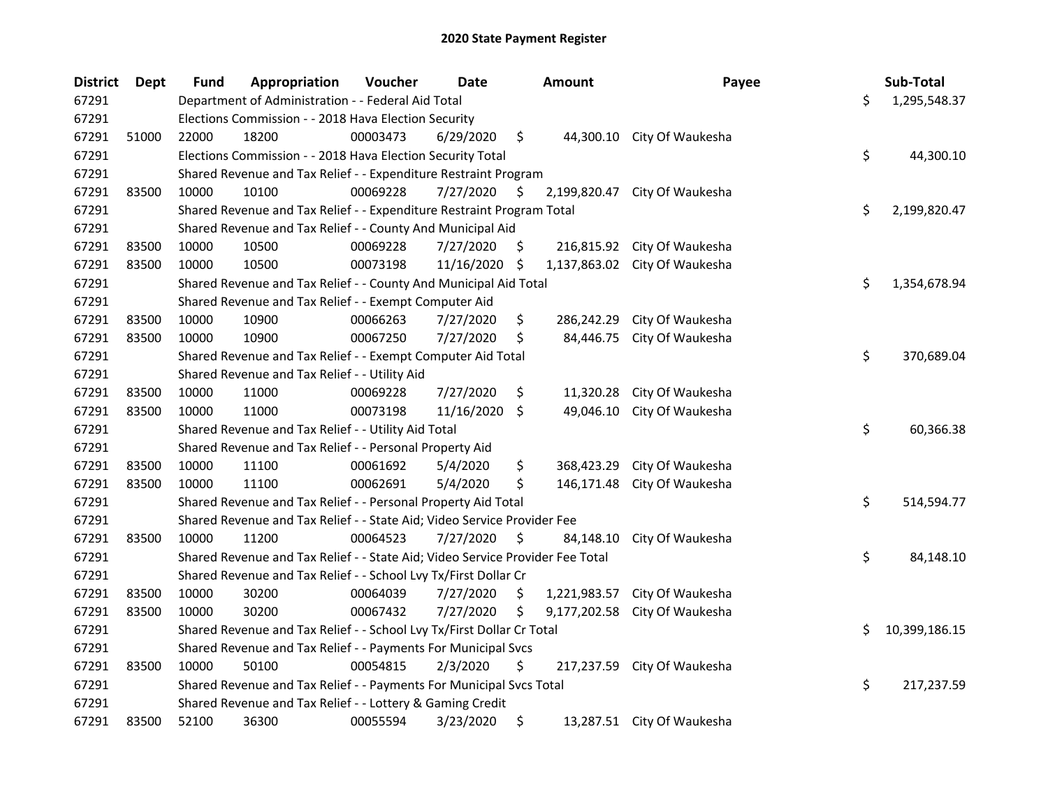# 2020 State Payment Register

| District | Dept | Fund | Appropriation | Voucher | Date | Amount | Payee | Sub-Total |
|---|---|---|---|---|---|---|---|---|
| 67291 | | Department of Administration - - Federal Aid Total | | | | | | $ 1,295,548.37 |
| 67291 | | Elections Commission - - 2018 Hava Election Security | | | | | | |
| 67291 | 51000 | 22000 | 18200 | 00003473 | 6/29/2020 | $ 44,300.10 | City Of Waukesha | |
| 67291 | | Elections Commission - - 2018 Hava Election Security Total | | | | | | $ 44,300.10 |
| 67291 | | Shared Revenue and Tax Relief - - Expenditure Restraint Program | | | | | | |
| 67291 | 83500 | 10000 | 10100 | 00069228 | 7/27/2020 | $ 2,199,820.47 | City Of Waukesha | |
| 67291 | | Shared Revenue and Tax Relief - - Expenditure Restraint Program Total | | | | | | $ 2,199,820.47 |
| 67291 | | Shared Revenue and Tax Relief - - County And Municipal Aid | | | | | | |
| 67291 | 83500 | 10000 | 10500 | 00069228 | 7/27/2020 | $ 216,815.92 | City Of Waukesha | |
| 67291 | 83500 | 10000 | 10500 | 00073198 | 11/16/2020 | $ 1,137,863.02 | City Of Waukesha | |
| 67291 | | Shared Revenue and Tax Relief - - County And Municipal Aid Total | | | | | | $ 1,354,678.94 |
| 67291 | | Shared Revenue and Tax Relief - - Exempt Computer Aid | | | | | | |
| 67291 | 83500 | 10000 | 10900 | 00066263 | 7/27/2020 | $ 286,242.29 | City Of Waukesha | |
| 67291 | 83500 | 10000 | 10900 | 00067250 | 7/27/2020 | $ 84,446.75 | City Of Waukesha | |
| 67291 | | Shared Revenue and Tax Relief - - Exempt Computer Aid Total | | | | | | $ 370,689.04 |
| 67291 | | Shared Revenue and Tax Relief - - Utility Aid | | | | | | |
| 67291 | 83500 | 10000 | 11000 | 00069228 | 7/27/2020 | $ 11,320.28 | City Of Waukesha | |
| 67291 | 83500 | 10000 | 11000 | 00073198 | 11/16/2020 | $ 49,046.10 | City Of Waukesha | |
| 67291 | | Shared Revenue and Tax Relief - - Utility Aid Total | | | | | | $ 60,366.38 |
| 67291 | | Shared Revenue and Tax Relief - - Personal Property Aid | | | | | | |
| 67291 | 83500 | 10000 | 11100 | 00061692 | 5/4/2020 | $ 368,423.29 | City Of Waukesha | |
| 67291 | 83500 | 10000 | 11100 | 00062691 | 5/4/2020 | $ 146,171.48 | City Of Waukesha | |
| 67291 | | Shared Revenue and Tax Relief - - Personal Property Aid Total | | | | | | $ 514,594.77 |
| 67291 | | Shared Revenue and Tax Relief - - State Aid; Video Service Provider Fee | | | | | | |
| 67291 | 83500 | 10000 | 11200 | 00064523 | 7/27/2020 | $ 84,148.10 | City Of Waukesha | |
| 67291 | | Shared Revenue and Tax Relief - - State Aid; Video Service Provider Fee Total | | | | | | $ 84,148.10 |
| 67291 | | Shared Revenue and Tax Relief - - School Lvy Tx/First Dollar Cr | | | | | | |
| 67291 | 83500 | 10000 | 30200 | 00064039 | 7/27/2020 | $ 1,221,983.57 | City Of Waukesha | |
| 67291 | 83500 | 10000 | 30200 | 00067432 | 7/27/2020 | $ 9,177,202.58 | City Of Waukesha | |
| 67291 | | Shared Revenue and Tax Relief - - School Lvy Tx/First Dollar Cr Total | | | | | | $ 10,399,186.15 |
| 67291 | | Shared Revenue and Tax Relief - - Payments For Municipal Svcs | | | | | | |
| 67291 | 83500 | 10000 | 50100 | 00054815 | 2/3/2020 | $ 217,237.59 | City Of Waukesha | |
| 67291 | | Shared Revenue and Tax Relief - - Payments For Municipal Svcs Total | | | | | | $ 217,237.59 |
| 67291 | | Shared Revenue and Tax Relief - - Lottery & Gaming Credit | | | | | | |
| 67291 | 83500 | 52100 | 36300 | 00055594 | 3/23/2020 | $ 13,287.51 | City Of Waukesha | |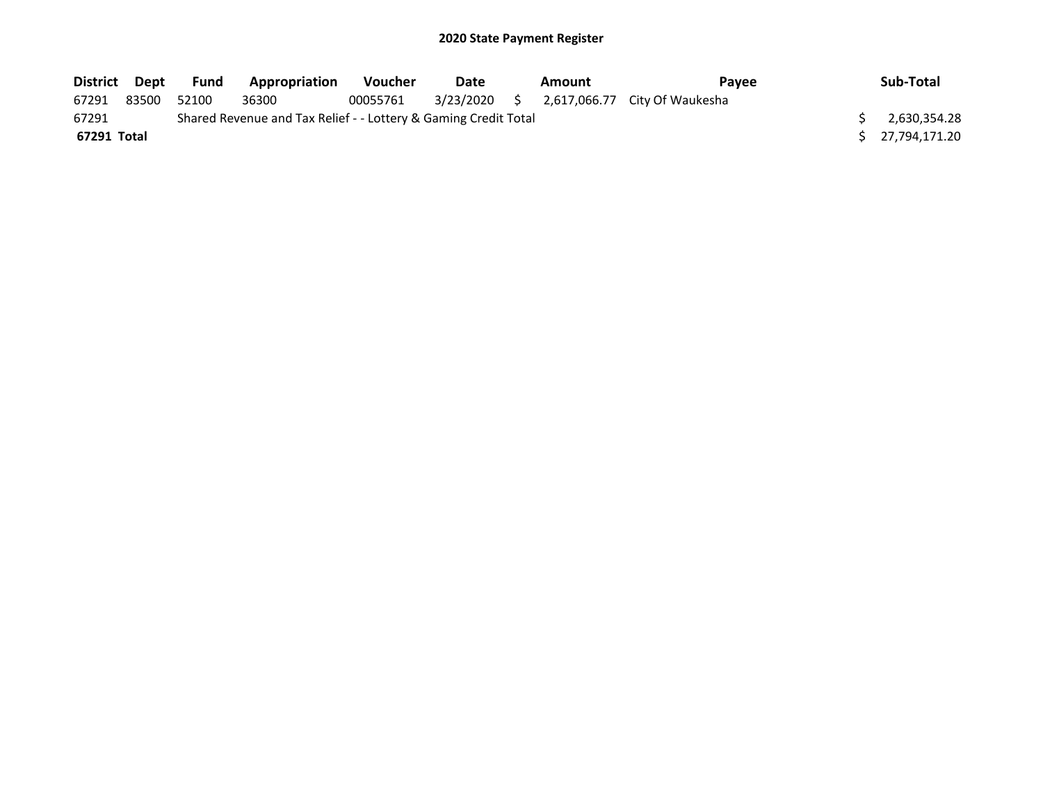## 2020 State Payment Register

| District | Dept | Fund | Appropriation | Voucher | Date | Amount | Payee | Sub-Total |
|---|---|---|---|---|---|---|---|---|
| 67291 | 83500 | 52100 | 36300 | 00055761 | 3/23/2020 | $ 2,617,066.77 | City Of Waukesha | |
| 67291 | | Shared Revenue and Tax Relief - - Lottery & Gaming Credit Total | | | | | | $ 2,630,354.28 |
| **67291 Total** | | | | | | | | $ 27,794,171.20 |